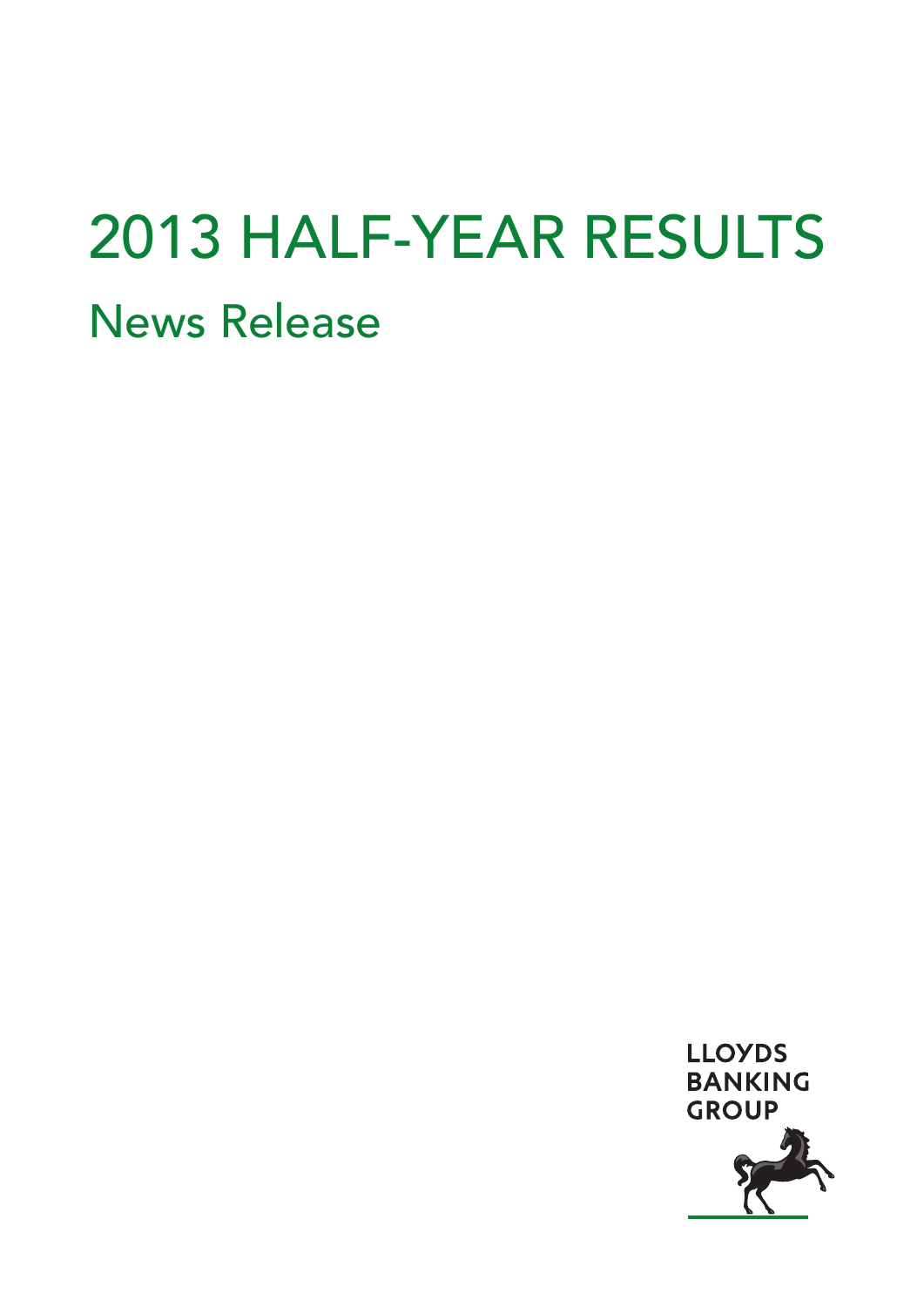# 2013 HALF-YEAR RESULTS

## News Release

LLOYDS
BANKING
GROUP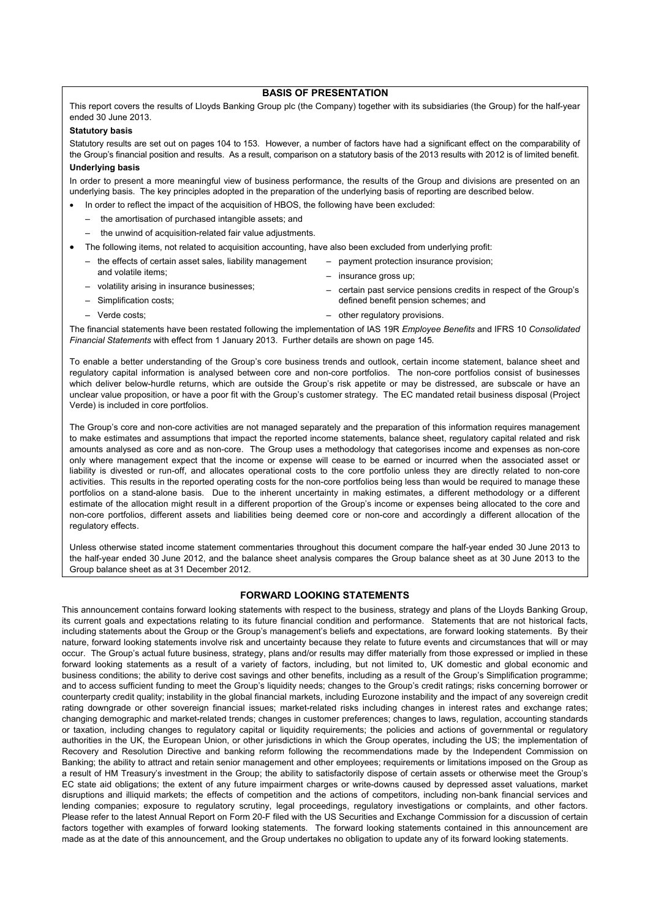## BASIS OF PRESENTATION

This report covers the results of Lloyds Banking Group plc (the Company) together with its subsidiaries (the Group) for the half-year ended 30 June 2013.

**Statutory basis**

Statutory results are set out on pages 104 to 153. However, a number of factors have had a significant effect on the comparability of the Group's financial position and results. As a result, comparison on a statutory basis of the 2013 results with 2012 is of limited benefit.

**Underlying basis**

In order to present a more meaningful view of business performance, the results of the Group and divisions are presented on an underlying basis. The key principles adopted in the preparation of the underlying basis of reporting are described below.

- In order to reflect the impact of the acquisition of HBOS, the following have been excluded:
  - the amortisation of purchased intangible assets; and
  - the unwind of acquisition-related fair value adjustments.
- The following items, not related to acquisition accounting, have also been excluded from underlying profit:
  - the effects of certain asset sales, liability management and volatile items;
  - volatility arising in insurance businesses;
  - Simplification costs;
  - Verde costs;
  - payment protection insurance provision;
  - insurance gross up;
  - certain past service pensions credits in respect of the Group's defined benefit pension schemes; and
  - other regulatory provisions.

The financial statements have been restated following the implementation of IAS 19R *Employee Benefits* and IFRS 10 *Consolidated Financial Statements* with effect from 1 January 2013. Further details are shown on page 145.

To enable a better understanding of the Group's core business trends and outlook, certain income statement, balance sheet and regulatory capital information is analysed between core and non-core portfolios. The non-core portfolios consist of businesses which deliver below-hurdle returns, which are outside the Group's risk appetite or may be distressed, are subscale or have an unclear value proposition, or have a poor fit with the Group's customer strategy. The EC mandated retail business disposal (Project Verde) is included in core portfolios.

The Group's core and non-core activities are not managed separately and the preparation of this information requires management to make estimates and assumptions that impact the reported income statements, balance sheet, regulatory capital related and risk amounts analysed as core and as non-core. The Group uses a methodology that categorises income and expenses as non-core only where management expect that the income or expense will cease to be earned or incurred when the associated asset or liability is divested or run-off, and allocates operational costs to the core portfolio unless they are directly related to non-core activities. This results in the reported operating costs for the non-core portfolios being less than would be required to manage these portfolios on a stand-alone basis. Due to the inherent uncertainty in making estimates, a different methodology or a different estimate of the allocation might result in a different proportion of the Group's income or expenses being allocated to the core and non-core portfolios, different assets and liabilities being deemed core or non-core and accordingly a different allocation of the regulatory effects.

Unless otherwise stated income statement commentaries throughout this document compare the half-year ended 30 June 2013 to the half-year ended 30 June 2012, and the balance sheet analysis compares the Group balance sheet as at 30 June 2013 to the Group balance sheet as at 31 December 2012.

## FORWARD LOOKING STATEMENTS

This announcement contains forward looking statements with respect to the business, strategy and plans of the Lloyds Banking Group, its current goals and expectations relating to its future financial condition and performance. Statements that are not historical facts, including statements about the Group or the Group's management's beliefs and expectations, are forward looking statements. By their nature, forward looking statements involve risk and uncertainty because they relate to future events and circumstances that will or may occur. The Group's actual future business, strategy, plans and/or results may differ materially from those expressed or implied in these forward looking statements as a result of a variety of factors, including, but not limited to, UK domestic and global economic and business conditions; the ability to derive cost savings and other benefits, including as a result of the Group's Simplification programme; and to access sufficient funding to meet the Group's liquidity needs; changes to the Group's credit ratings; risks concerning borrower or counterparty credit quality; instability in the global financial markets, including Eurozone instability and the impact of any sovereign credit rating downgrade or other sovereign financial issues; market-related risks including changes in interest rates and exchange rates; changing demographic and market-related trends; changes in customer preferences; changes to laws, regulation, accounting standards or taxation, including changes to regulatory capital or liquidity requirements; the policies and actions of governmental or regulatory authorities in the UK, the European Union, or other jurisdictions in which the Group operates, including the US; the implementation of Recovery and Resolution Directive and banking reform following the recommendations made by the Independent Commission on Banking; the ability to attract and retain senior management and other employees; requirements or limitations imposed on the Group as a result of HM Treasury's investment in the Group; the ability to satisfactorily dispose of certain assets or otherwise meet the Group's EC state aid obligations; the extent of any future impairment charges or write-downs caused by depressed asset valuations, market disruptions and illiquid markets; the effects of competition and the actions of competitors, including non-bank financial services and lending companies; exposure to regulatory scrutiny, legal proceedings, regulatory investigations or complaints, and other factors. Please refer to the latest Annual Report on Form 20-F filed with the US Securities and Exchange Commission for a discussion of certain factors together with examples of forward looking statements. The forward looking statements contained in this announcement are made as at the date of this announcement, and the Group undertakes no obligation to update any of its forward looking statements.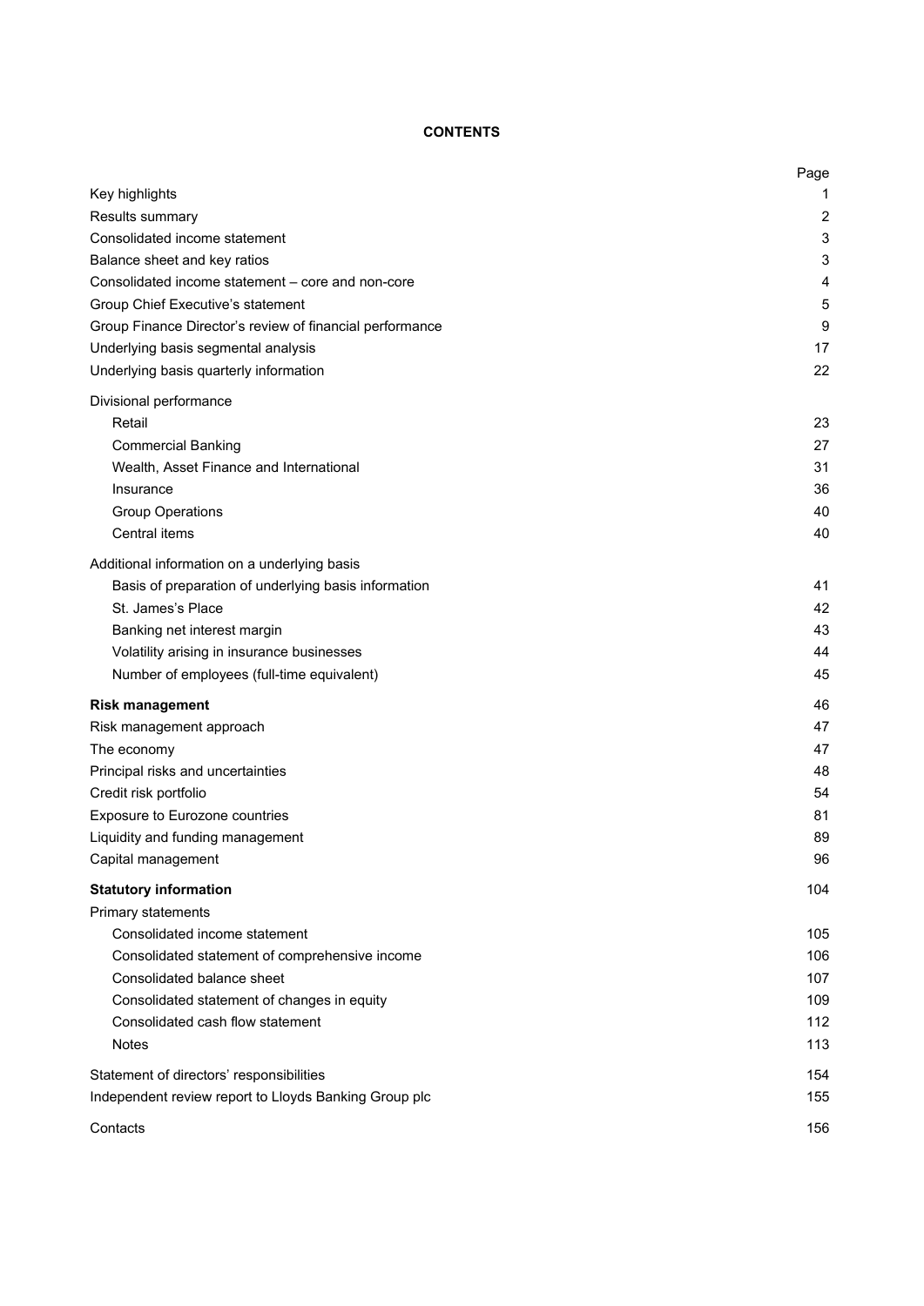**CONTENTS**

| | Page |
|---|---|
| Key highlights | 1 |
| Results summary | 2 |
| Consolidated income statement | 3 |
| Balance sheet and key ratios | 3 |
| Consolidated income statement – core and non-core | 4 |
| Group Chief Executive's statement | 5 |
| Group Finance Director's review of financial performance | 9 |
| Underlying basis segmental analysis | 17 |
| Underlying basis quarterly information | 22 |
| Divisional performance | |
| Retail | 23 |
| Commercial Banking | 27 |
| Wealth, Asset Finance and International | 31 |
| Insurance | 36 |
| Group Operations | 40 |
| Central items | 40 |
| Additional information on a underlying basis | |
| Basis of preparation of underlying basis information | 41 |
| St. James's Place | 42 |
| Banking net interest margin | 43 |
| Volatility arising in insurance businesses | 44 |
| Number of employees (full-time equivalent) | 45 |
| **Risk management** | 46 |
| Risk management approach | 47 |
| The economy | 47 |
| Principal risks and uncertainties | 48 |
| Credit risk portfolio | 54 |
| Exposure to Eurozone countries | 81 |
| Liquidity and funding management | 89 |
| Capital management | 96 |
| **Statutory information** | 104 |
| Primary statements | |
| Consolidated income statement | 105 |
| Consolidated statement of comprehensive income | 106 |
| Consolidated balance sheet | 107 |
| Consolidated statement of changes in equity | 109 |
| Consolidated cash flow statement | 112 |
| Notes | 113 |
| Statement of directors' responsibilities | 154 |
| Independent review report to Lloyds Banking Group plc | 155 |
| Contacts | 156 |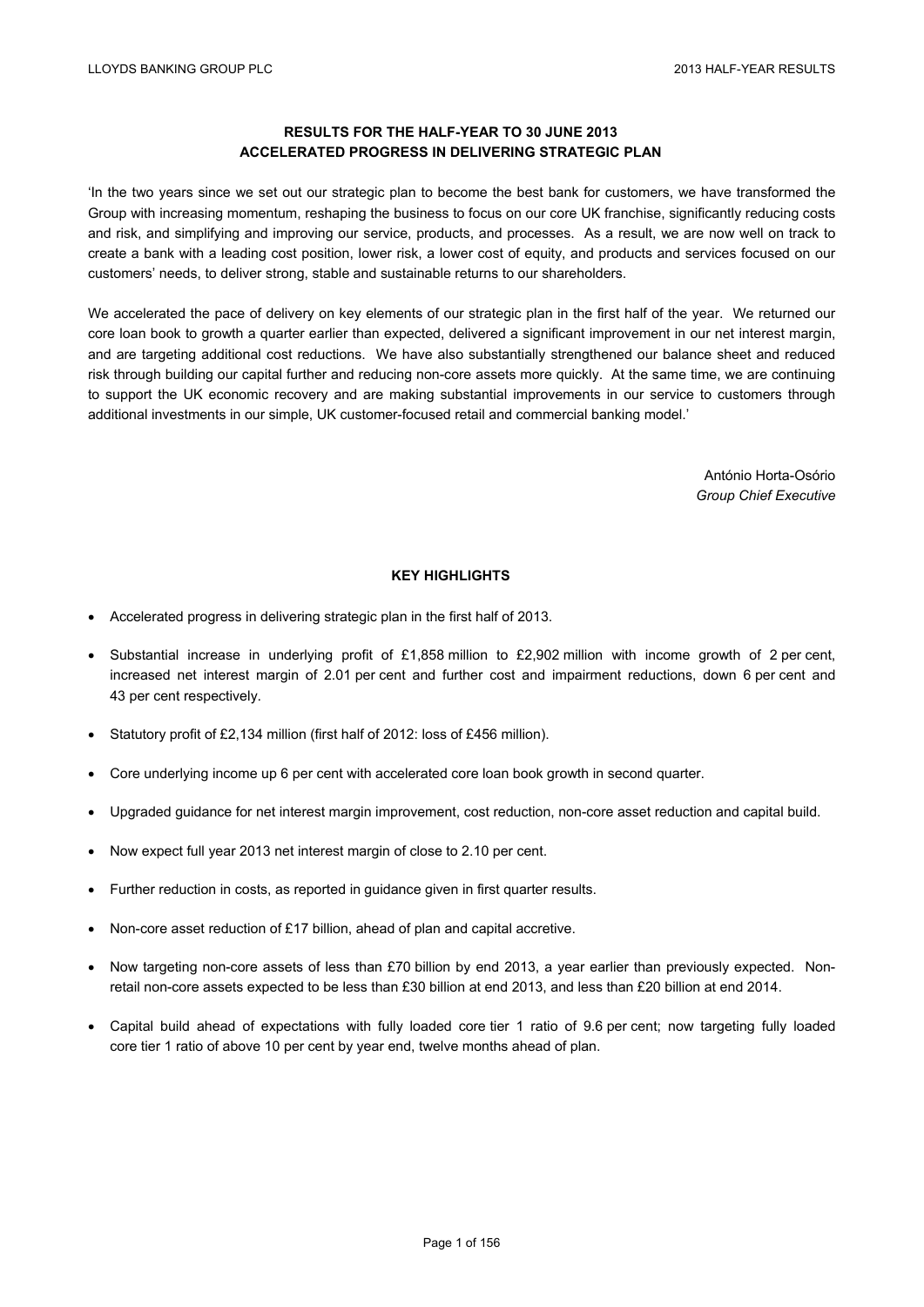## RESULTS FOR THE HALF-YEAR TO 30 JUNE 2013
## ACCELERATED PROGRESS IN DELIVERING STRATEGIC PLAN

'In the two years since we set out our strategic plan to become the best bank for customers, we have transformed the Group with increasing momentum, reshaping the business to focus on our core UK franchise, significantly reducing costs and risk, and simplifying and improving our service, products, and processes. As a result, we are now well on track to create a bank with a leading cost position, lower risk, a lower cost of equity, and products and services focused on our customers' needs, to deliver strong, stable and sustainable returns to our shareholders.

We accelerated the pace of delivery on key elements of our strategic plan in the first half of the year. We returned our core loan book to growth a quarter earlier than expected, delivered a significant improvement in our net interest margin, and are targeting additional cost reductions. We have also substantially strengthened our balance sheet and reduced risk through building our capital further and reducing non-core assets more quickly. At the same time, we are continuing to support the UK economic recovery and are making substantial improvements in our service to customers through additional investments in our simple, UK customer-focused retail and commercial banking model.'

António Horta-Osório
*Group Chief Executive*

### KEY HIGHLIGHTS

- Accelerated progress in delivering strategic plan in the first half of 2013.
- Substantial increase in underlying profit of £1,858 million to £2,902 million with income growth of 2 per cent, increased net interest margin of 2.01 per cent and further cost and impairment reductions, down 6 per cent and 43 per cent respectively.
- Statutory profit of £2,134 million (first half of 2012: loss of £456 million).
- Core underlying income up 6 per cent with accelerated core loan book growth in second quarter.
- Upgraded guidance for net interest margin improvement, cost reduction, non-core asset reduction and capital build.
- Now expect full year 2013 net interest margin of close to 2.10 per cent.
- Further reduction in costs, as reported in guidance given in first quarter results.
- Non-core asset reduction of £17 billion, ahead of plan and capital accretive.
- Now targeting non-core assets of less than £70 billion by end 2013, a year earlier than previously expected. Non-retail non-core assets expected to be less than £30 billion at end 2013, and less than £20 billion at end 2014.
- Capital build ahead of expectations with fully loaded core tier 1 ratio of 9.6 per cent; now targeting fully loaded core tier 1 ratio of above 10 per cent by year end, twelve months ahead of plan.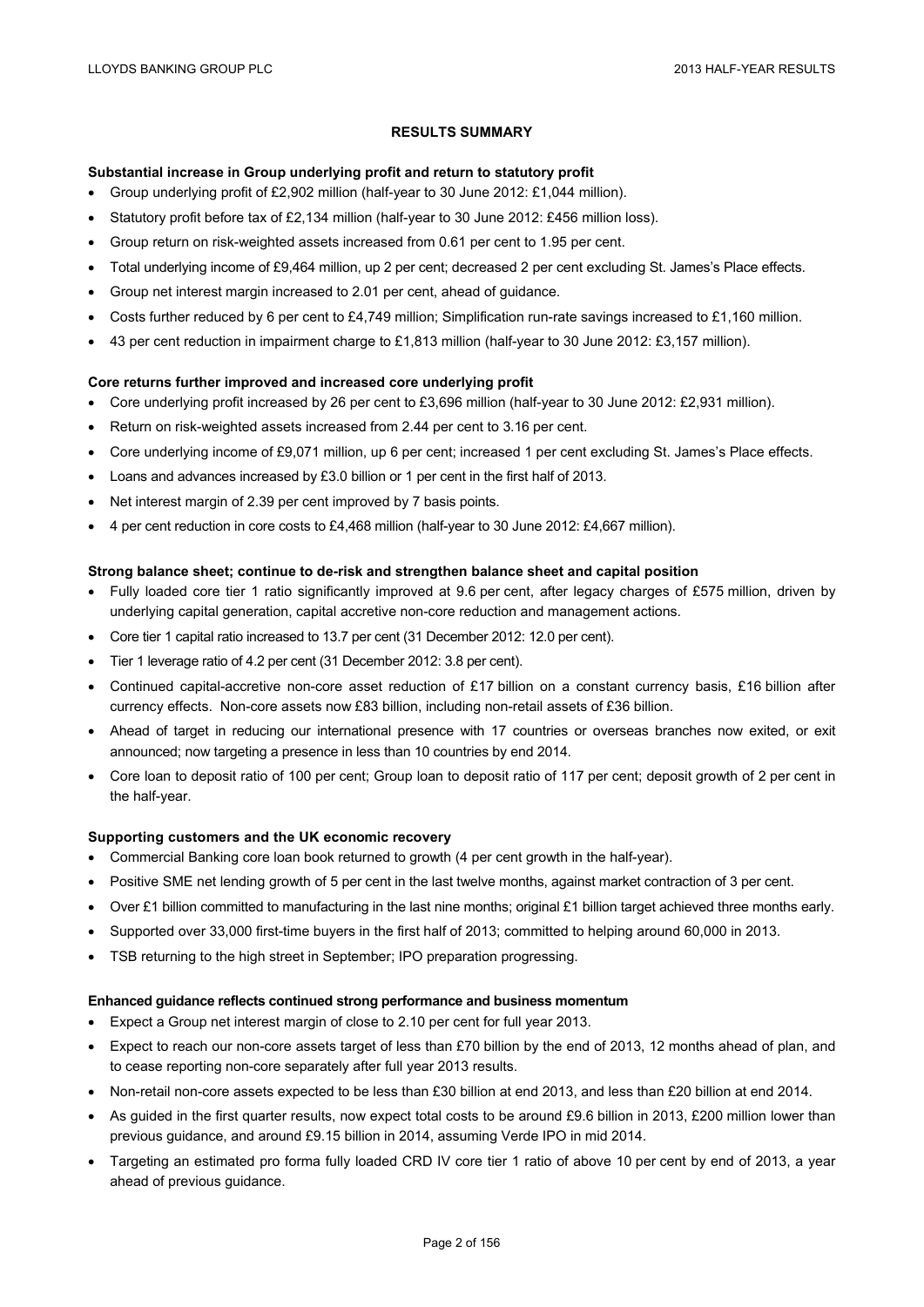## RESULTS SUMMARY

**Substantial increase in Group underlying profit and return to statutory profit**

- Group underlying profit of £2,902 million (half-year to 30 June 2012: £1,044 million).
- Statutory profit before tax of £2,134 million (half-year to 30 June 2012: £456 million loss).
- Group return on risk-weighted assets increased from 0.61 per cent to 1.95 per cent.
- Total underlying income of £9,464 million, up 2 per cent; decreased 2 per cent excluding St. James's Place effects.
- Group net interest margin increased to 2.01 per cent, ahead of guidance.
- Costs further reduced by 6 per cent to £4,749 million; Simplification run-rate savings increased to £1,160 million.
- 43 per cent reduction in impairment charge to £1,813 million (half-year to 30 June 2012: £3,157 million).

**Core returns further improved and increased core underlying profit**

- Core underlying profit increased by 26 per cent to £3,696 million (half-year to 30 June 2012: £2,931 million).
- Return on risk-weighted assets increased from 2.44 per cent to 3.16 per cent.
- Core underlying income of £9,071 million, up 6 per cent; increased 1 per cent excluding St. James's Place effects.
- Loans and advances increased by £3.0 billion or 1 per cent in the first half of 2013.
- Net interest margin of 2.39 per cent improved by 7 basis points.
- 4 per cent reduction in core costs to £4,468 million (half-year to 30 June 2012: £4,667 million).

**Strong balance sheet; continue to de-risk and strengthen balance sheet and capital position**

- Fully loaded core tier 1 ratio significantly improved at 9.6 per cent, after legacy charges of £575 million, driven by underlying capital generation, capital accretive non-core reduction and management actions.
- Core tier 1 capital ratio increased to 13.7 per cent (31 December 2012: 12.0 per cent).
- Tier 1 leverage ratio of 4.2 per cent (31 December 2012: 3.8 per cent).
- Continued capital-accretive non-core asset reduction of £17 billion on a constant currency basis, £16 billion after currency effects. Non-core assets now £83 billion, including non-retail assets of £36 billion.
- Ahead of target in reducing our international presence with 17 countries or overseas branches now exited, or exit announced; now targeting a presence in less than 10 countries by end 2014.
- Core loan to deposit ratio of 100 per cent; Group loan to deposit ratio of 117 per cent; deposit growth of 2 per cent in the half-year.

**Supporting customers and the UK economic recovery**

- Commercial Banking core loan book returned to growth (4 per cent growth in the half-year).
- Positive SME net lending growth of 5 per cent in the last twelve months, against market contraction of 3 per cent.
- Over £1 billion committed to manufacturing in the last nine months; original £1 billion target achieved three months early.
- Supported over 33,000 first-time buyers in the first half of 2013; committed to helping around 60,000 in 2013.
- TSB returning to the high street in September; IPO preparation progressing.

**Enhanced guidance reflects continued strong performance and business momentum**

- Expect a Group net interest margin of close to 2.10 per cent for full year 2013.
- Expect to reach our non-core assets target of less than £70 billion by the end of 2013, 12 months ahead of plan, and to cease reporting non-core separately after full year 2013 results.
- Non-retail non-core assets expected to be less than £30 billion at end 2013, and less than £20 billion at end 2014.
- As guided in the first quarter results, now expect total costs to be around £9.6 billion in 2013, £200 million lower than previous guidance, and around £9.15 billion in 2014, assuming Verde IPO in mid 2014.
- Targeting an estimated pro forma fully loaded CRD IV core tier 1 ratio of above 10 per cent by end of 2013, a year ahead of previous guidance.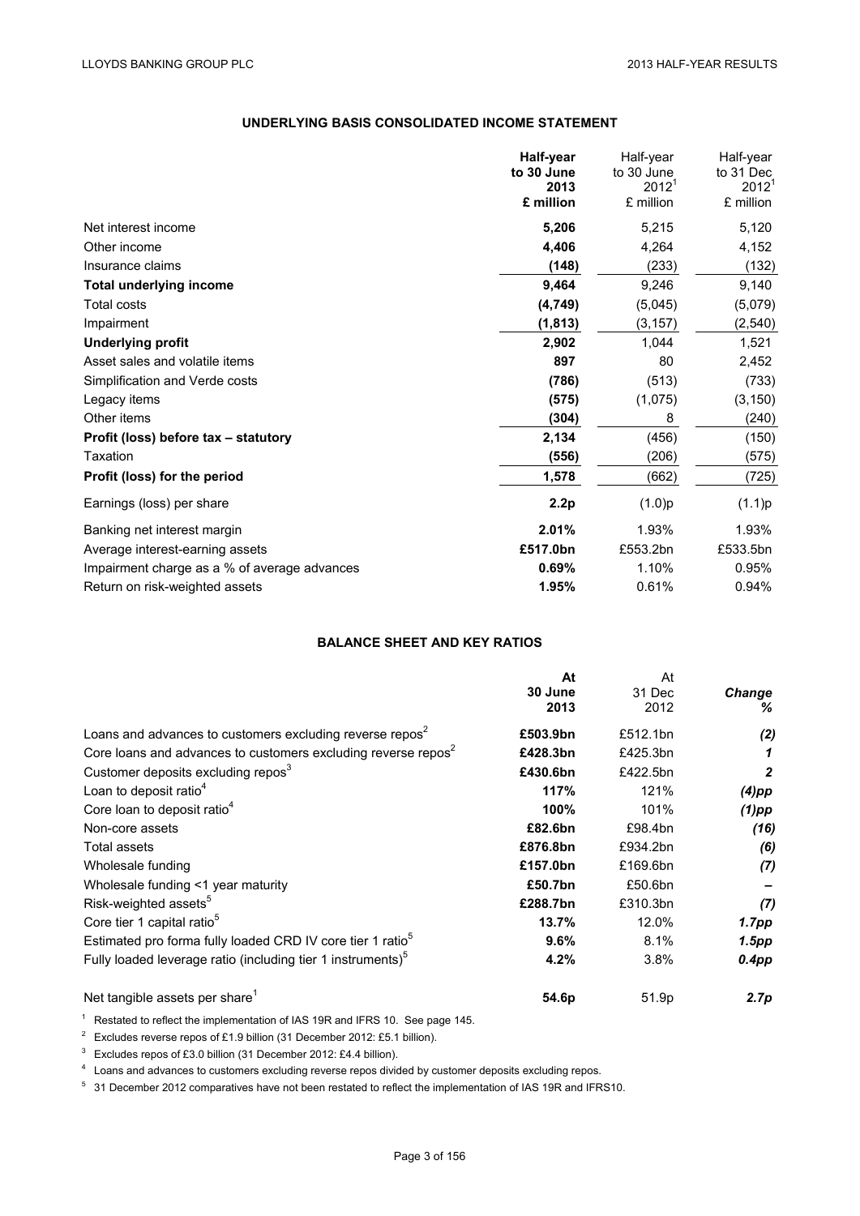## UNDERLYING BASIS CONSOLIDATED INCOME STATEMENT

| | Half-year to 30 June 2013 £ million | Half-year to 30 June 2012[1] £ million | Half-year to 31 Dec 2012[1] £ million |
|---|---|---|---|
| Net interest income | **5,206** | 5,215 | 5,120 |
| Other income | **4,406** | 4,264 | 4,152 |
| Insurance claims | **(148)** | (233) | (132) |
| **Total underlying income** | **9,464** | 9,246 | 9,140 |
| Total costs | **(4,749)** | (5,045) | (5,079) |
| Impairment | **(1,813)** | (3,157) | (2,540) |
| **Underlying profit** | **2,902** | 1,044 | 1,521 |
| Asset sales and volatile items | **897** | 80 | 2,452 |
| Simplification and Verde costs | **(786)** | (513) | (733) |
| Legacy items | **(575)** | (1,075) | (3,150) |
| Other items | **(304)** | 8 | (240) |
| **Profit (loss) before tax – statutory** | **2,134** | (456) | (150) |
| Taxation | **(556)** | (206) | (575) |
| **Profit (loss) for the period** | **1,578** | (662) | (725) |
| Earnings (loss) per share | **2.2p** | (1.0)p | (1.1)p |
| Banking net interest margin | **2.01%** | 1.93% | 1.93% |
| Average interest-earning assets | **£517.0bn** | £553.2bn | £533.5bn |
| Impairment charge as a % of average advances | **0.69%** | 1.10% | 0.95% |
| Return on risk-weighted assets | **1.95%** | 0.61% | 0.94% |

## BALANCE SHEET AND KEY RATIOS

| | At 30 June 2013 | At 31 Dec 2012 | *Change %* |
|---|---|---|---|
| Loans and advances to customers excluding reverse repos[2] | **£503.9bn** | £512.1bn | *(2)* |
| Core loans and advances to customers excluding reverse repos[2] | **£428.3bn** | £425.3bn | *1* |
| Customer deposits excluding repos[3] | **£430.6bn** | £422.5bn | *2* |
| Loan to deposit ratio[4] | **117%** | 121% | *(4)pp* |
| Core loan to deposit ratio[4] | **100%** | 101% | *(1)pp* |
| Non-core assets | **£82.6bn** | £98.4bn | *(16)* |
| Total assets | **£876.8bn** | £934.2bn | *(6)* |
| Wholesale funding | **£157.0bn** | £169.6bn | *(7)* |
| Wholesale funding <1 year maturity | **£50.7bn** | £50.6bn | *–* |
| Risk-weighted assets[5] | **£288.7bn** | £310.3bn | *(7)* |
| Core tier 1 capital ratio[5] | **13.7%** | 12.0% | *1.7pp* |
| Estimated pro forma fully loaded CRD IV core tier 1 ratio[5] | **9.6%** | 8.1% | *1.5pp* |
| Fully loaded leverage ratio (including tier 1 instruments)[5] | **4.2%** | 3.8% | *0.4pp* |
| Net tangible assets per share[1] | **54.6p** | 51.9p | *2.7p* |

[1] Restated to reflect the implementation of IAS 19R and IFRS 10. See page 145.

[2] Excludes reverse repos of £1.9 billion (31 December 2012: £5.1 billion).

[3] Excludes repos of £3.0 billion (31 December 2012: £4.4 billion).

[4] Loans and advances to customers excluding reverse repos divided by customer deposits excluding repos.

[5] 31 December 2012 comparatives have not been restated to reflect the implementation of IAS 19R and IFRS10.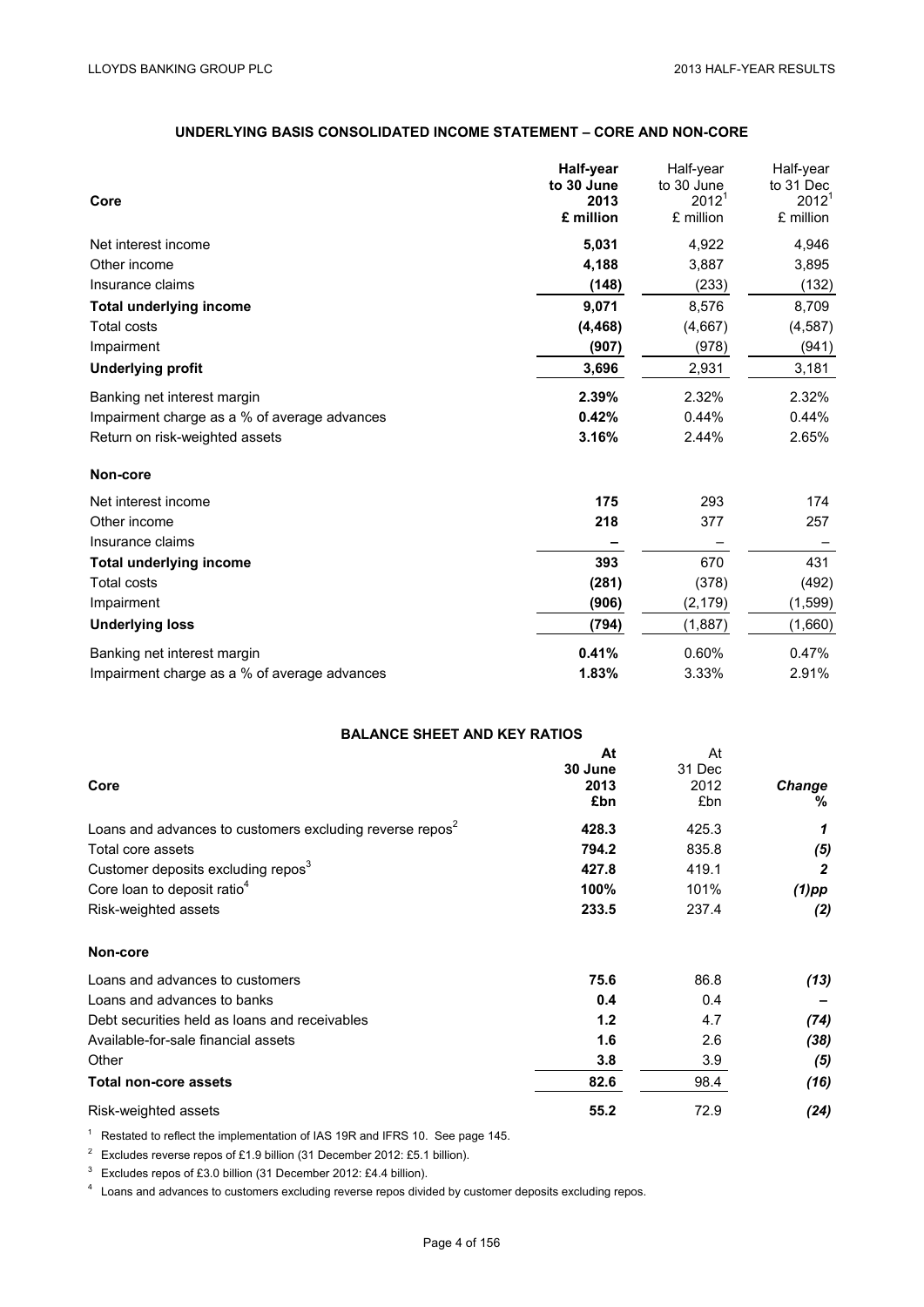## UNDERLYING BASIS CONSOLIDATED INCOME STATEMENT – CORE AND NON-CORE

| Core | **Half-year to 30 June 2013 £ million** | Half-year to 30 June 2012[1] £ million | Half-year to 31 Dec 2012[1] £ million |
|---|---|---|---|
| Net interest income | **5,031** | 4,922 | 4,946 |
| Other income | **4,188** | 3,887 | 3,895 |
| Insurance claims | **(148)** | (233) | (132) |
| **Total underlying income** | **9,071** | 8,576 | 8,709 |
| Total costs | **(4,468)** | (4,667) | (4,587) |
| Impairment | **(907)** | (978) | (941) |
| **Underlying profit** | **3,696** | 2,931 | 3,181 |
| Banking net interest margin | **2.39%** | 2.32% | 2.32% |
| Impairment charge as a % of average advances | **0.42%** | 0.44% | 0.44% |
| Return on risk-weighted assets | **3.16%** | 2.44% | 2.65% |
| **Non-core** | | | |
| Net interest income | **175** | 293 | 174 |
| Other income | **218** | 377 | 257 |
| Insurance claims | **–** | – | – |
| **Total underlying income** | **393** | 670 | 431 |
| Total costs | **(281)** | (378) | (492) |
| Impairment | **(906)** | (2,179) | (1,599) |
| **Underlying loss** | **(794)** | (1,887) | (1,660) |
| Banking net interest margin | **0.41%** | 0.60% | 0.47% |
| Impairment charge as a % of average advances | **1.83%** | 3.33% | 2.91% |

## BALANCE SHEET AND KEY RATIOS

| Core | **At 30 June 2013 £bn** | At 31 Dec 2012 £bn | *Change %* |
|---|---|---|---|
| Loans and advances to customers excluding reverse repos[2] | **428.3** | 425.3 | *1* |
| Total core assets | **794.2** | 835.8 | *(5)* |
| Customer deposits excluding repos[3] | **427.8** | 419.1 | *2* |
| Core loan to deposit ratio[4] | **100%** | 101% | *(1)pp* |
| Risk-weighted assets | **233.5** | 237.4 | *(2)* |
| **Non-core** | | | |
| Loans and advances to customers | **75.6** | 86.8 | *(13)* |
| Loans and advances to banks | **0.4** | 0.4 | *–* |
| Debt securities held as loans and receivables | **1.2** | 4.7 | *(74)* |
| Available-for-sale financial assets | **1.6** | 2.6 | *(38)* |
| Other | **3.8** | 3.9 | *(5)* |
| **Total non-core assets** | **82.6** | 98.4 | *(16)* |
| Risk-weighted assets | **55.2** | 72.9 | *(24)* |

[1] Restated to reflect the implementation of IAS 19R and IFRS 10. See page 145.

[2] Excludes reverse repos of £1.9 billion (31 December 2012: £5.1 billion).

[3] Excludes repos of £3.0 billion (31 December 2012: £4.4 billion).

[4] Loans and advances to customers excluding reverse repos divided by customer deposits excluding repos.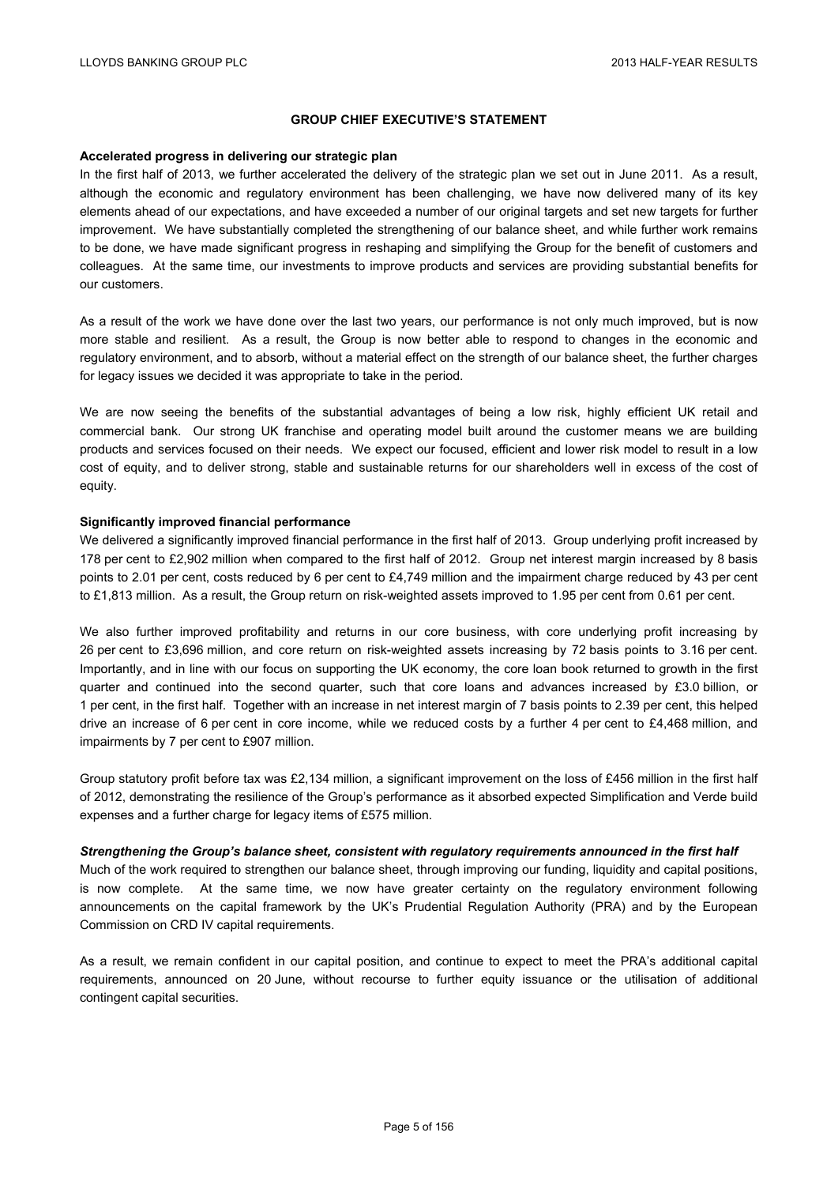## GROUP CHIEF EXECUTIVE'S STATEMENT

**Accelerated progress in delivering our strategic plan**

In the first half of 2013, we further accelerated the delivery of the strategic plan we set out in June 2011. As a result, although the economic and regulatory environment has been challenging, we have now delivered many of its key elements ahead of our expectations, and have exceeded a number of our original targets and set new targets for further improvement. We have substantially completed the strengthening of our balance sheet, and while further work remains to be done, we have made significant progress in reshaping and simplifying the Group for the benefit of customers and colleagues. At the same time, our investments to improve products and services are providing substantial benefits for our customers.

As a result of the work we have done over the last two years, our performance is not only much improved, but is now more stable and resilient. As a result, the Group is now better able to respond to changes in the economic and regulatory environment, and to absorb, without a material effect on the strength of our balance sheet, the further charges for legacy issues we decided it was appropriate to take in the period.

We are now seeing the benefits of the substantial advantages of being a low risk, highly efficient UK retail and commercial bank. Our strong UK franchise and operating model built around the customer means we are building products and services focused on their needs. We expect our focused, efficient and lower risk model to result in a low cost of equity, and to deliver strong, stable and sustainable returns for our shareholders well in excess of the cost of equity.

**Significantly improved financial performance**

We delivered a significantly improved financial performance in the first half of 2013. Group underlying profit increased by 178 per cent to £2,902 million when compared to the first half of 2012. Group net interest margin increased by 8 basis points to 2.01 per cent, costs reduced by 6 per cent to £4,749 million and the impairment charge reduced by 43 per cent to £1,813 million. As a result, the Group return on risk-weighted assets improved to 1.95 per cent from 0.61 per cent.

We also further improved profitability and returns in our core business, with core underlying profit increasing by 26 per cent to £3,696 million, and core return on risk-weighted assets increasing by 72 basis points to 3.16 per cent. Importantly, and in line with our focus on supporting the UK economy, the core loan book returned to growth in the first quarter and continued into the second quarter, such that core loans and advances increased by £3.0 billion, or 1 per cent, in the first half. Together with an increase in net interest margin of 7 basis points to 2.39 per cent, this helped drive an increase of 6 per cent in core income, while we reduced costs by a further 4 per cent to £4,468 million, and impairments by 7 per cent to £907 million.

Group statutory profit before tax was £2,134 million, a significant improvement on the loss of £456 million in the first half of 2012, demonstrating the resilience of the Group's performance as it absorbed expected Simplification and Verde build expenses and a further charge for legacy items of £575 million.

***Strengthening the Group's balance sheet, consistent with regulatory requirements announced in the first half***

Much of the work required to strengthen our balance sheet, through improving our funding, liquidity and capital positions, is now complete. At the same time, we now have greater certainty on the regulatory environment following announcements on the capital framework by the UK's Prudential Regulation Authority (PRA) and by the European Commission on CRD IV capital requirements.

As a result, we remain confident in our capital position, and continue to expect to meet the PRA's additional capital requirements, announced on 20 June, without recourse to further equity issuance or the utilisation of additional contingent capital securities.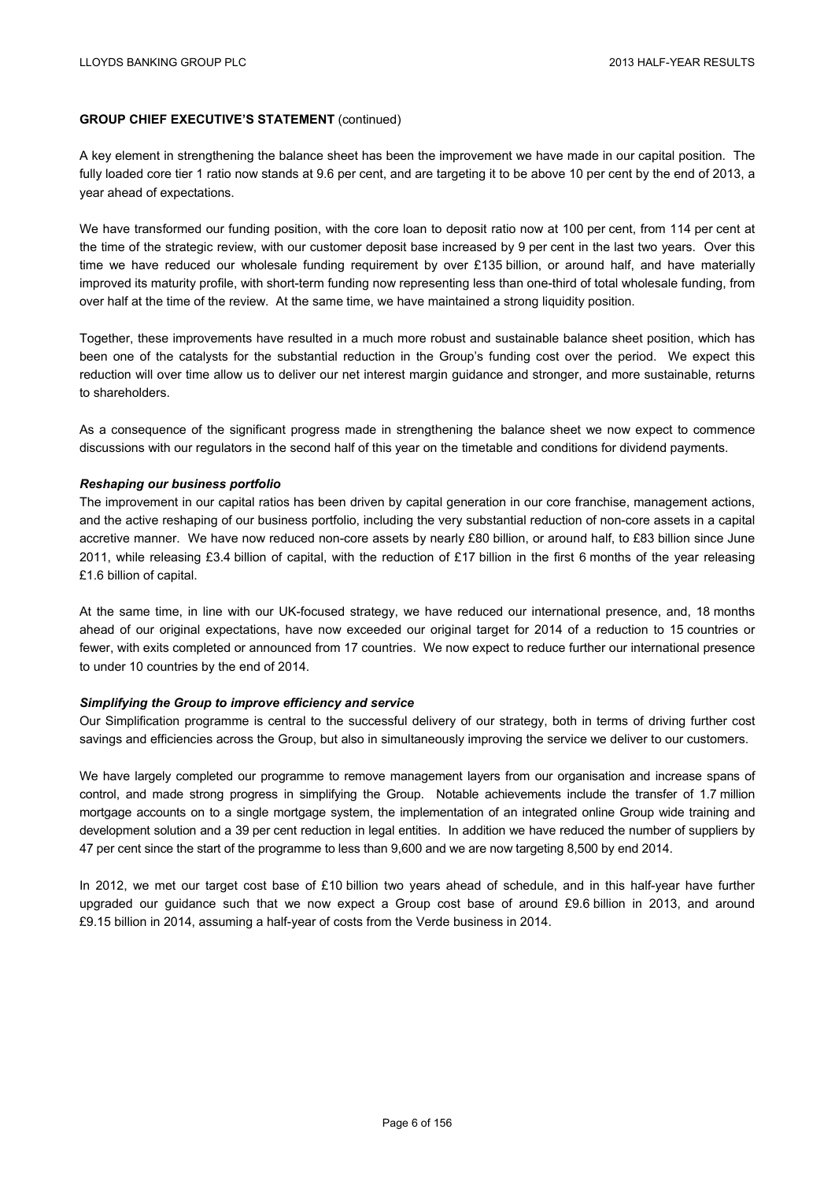**GROUP CHIEF EXECUTIVE'S STATEMENT** (continued)

A key element in strengthening the balance sheet has been the improvement we have made in our capital position. The fully loaded core tier 1 ratio now stands at 9.6 per cent, and are targeting it to be above 10 per cent by the end of 2013, a year ahead of expectations.

We have transformed our funding position, with the core loan to deposit ratio now at 100 per cent, from 114 per cent at the time of the strategic review, with our customer deposit base increased by 9 per cent in the last two years. Over this time we have reduced our wholesale funding requirement by over £135 billion, or around half, and have materially improved its maturity profile, with short-term funding now representing less than one-third of total wholesale funding, from over half at the time of the review. At the same time, we have maintained a strong liquidity position.

Together, these improvements have resulted in a much more robust and sustainable balance sheet position, which has been one of the catalysts for the substantial reduction in the Group's funding cost over the period. We expect this reduction will over time allow us to deliver our net interest margin guidance and stronger, and more sustainable, returns to shareholders.

As a consequence of the significant progress made in strengthening the balance sheet we now expect to commence discussions with our regulators in the second half of this year on the timetable and conditions for dividend payments.

***Reshaping our business portfolio***

The improvement in our capital ratios has been driven by capital generation in our core franchise, management actions, and the active reshaping of our business portfolio, including the very substantial reduction of non-core assets in a capital accretive manner. We have now reduced non-core assets by nearly £80 billion, or around half, to £83 billion since June 2011, while releasing £3.4 billion of capital, with the reduction of £17 billion in the first 6 months of the year releasing £1.6 billion of capital.

At the same time, in line with our UK-focused strategy, we have reduced our international presence, and, 18 months ahead of our original expectations, have now exceeded our original target for 2014 of a reduction to 15 countries or fewer, with exits completed or announced from 17 countries. We now expect to reduce further our international presence to under 10 countries by the end of 2014.

***Simplifying the Group to improve efficiency and service***

Our Simplification programme is central to the successful delivery of our strategy, both in terms of driving further cost savings and efficiencies across the Group, but also in simultaneously improving the service we deliver to our customers.

We have largely completed our programme to remove management layers from our organisation and increase spans of control, and made strong progress in simplifying the Group. Notable achievements include the transfer of 1.7 million mortgage accounts on to a single mortgage system, the implementation of an integrated online Group wide training and development solution and a 39 per cent reduction in legal entities. In addition we have reduced the number of suppliers by 47 per cent since the start of the programme to less than 9,600 and we are now targeting 8,500 by end 2014.

In 2012, we met our target cost base of £10 billion two years ahead of schedule, and in this half-year have further upgraded our guidance such that we now expect a Group cost base of around £9.6 billion in 2013, and around £9.15 billion in 2014, assuming a half-year of costs from the Verde business in 2014.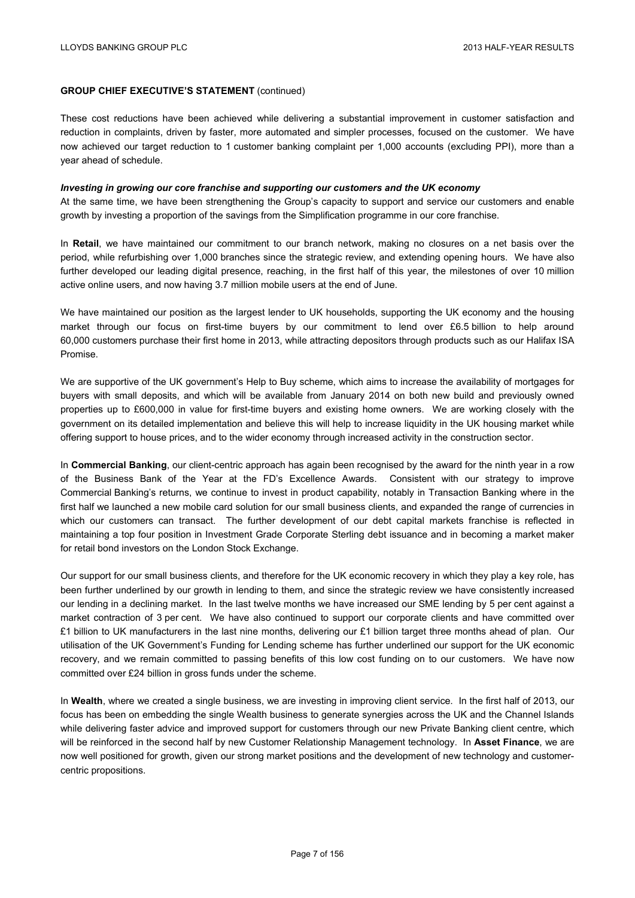**GROUP CHIEF EXECUTIVE'S STATEMENT** (continued)

These cost reductions have been achieved while delivering a substantial improvement in customer satisfaction and reduction in complaints, driven by faster, more automated and simpler processes, focused on the customer. We have now achieved our target reduction to 1 customer banking complaint per 1,000 accounts (excluding PPI), more than a year ahead of schedule.

***Investing in growing our core franchise and supporting our customers and the UK economy***

At the same time, we have been strengthening the Group's capacity to support and service our customers and enable growth by investing a proportion of the savings from the Simplification programme in our core franchise.

In **Retail**, we have maintained our commitment to our branch network, making no closures on a net basis over the period, while refurbishing over 1,000 branches since the strategic review, and extending opening hours. We have also further developed our leading digital presence, reaching, in the first half of this year, the milestones of over 10 million active online users, and now having 3.7 million mobile users at the end of June.

We have maintained our position as the largest lender to UK households, supporting the UK economy and the housing market through our focus on first-time buyers by our commitment to lend over £6.5 billion to help around 60,000 customers purchase their first home in 2013, while attracting depositors through products such as our Halifax ISA Promise.

We are supportive of the UK government's Help to Buy scheme, which aims to increase the availability of mortgages for buyers with small deposits, and which will be available from January 2014 on both new build and previously owned properties up to £600,000 in value for first-time buyers and existing home owners. We are working closely with the government on its detailed implementation and believe this will help to increase liquidity in the UK housing market while offering support to house prices, and to the wider economy through increased activity in the construction sector.

In **Commercial Banking**, our client-centric approach has again been recognised by the award for the ninth year in a row of the Business Bank of the Year at the FD's Excellence Awards. Consistent with our strategy to improve Commercial Banking's returns, we continue to invest in product capability, notably in Transaction Banking where in the first half we launched a new mobile card solution for our small business clients, and expanded the range of currencies in which our customers can transact. The further development of our debt capital markets franchise is reflected in maintaining a top four position in Investment Grade Corporate Sterling debt issuance and in becoming a market maker for retail bond investors on the London Stock Exchange.

Our support for our small business clients, and therefore for the UK economic recovery in which they play a key role, has been further underlined by our growth in lending to them, and since the strategic review we have consistently increased our lending in a declining market. In the last twelve months we have increased our SME lending by 5 per cent against a market contraction of 3 per cent. We have also continued to support our corporate clients and have committed over £1 billion to UK manufacturers in the last nine months, delivering our £1 billion target three months ahead of plan. Our utilisation of the UK Government's Funding for Lending scheme has further underlined our support for the UK economic recovery, and we remain committed to passing benefits of this low cost funding on to our customers. We have now committed over £24 billion in gross funds under the scheme.

In **Wealth**, where we created a single business, we are investing in improving client service. In the first half of 2013, our focus has been on embedding the single Wealth business to generate synergies across the UK and the Channel Islands while delivering faster advice and improved support for customers through our new Private Banking client centre, which will be reinforced in the second half by new Customer Relationship Management technology. In **Asset Finance**, we are now well positioned for growth, given our strong market positions and the development of new technology and customer-centric propositions.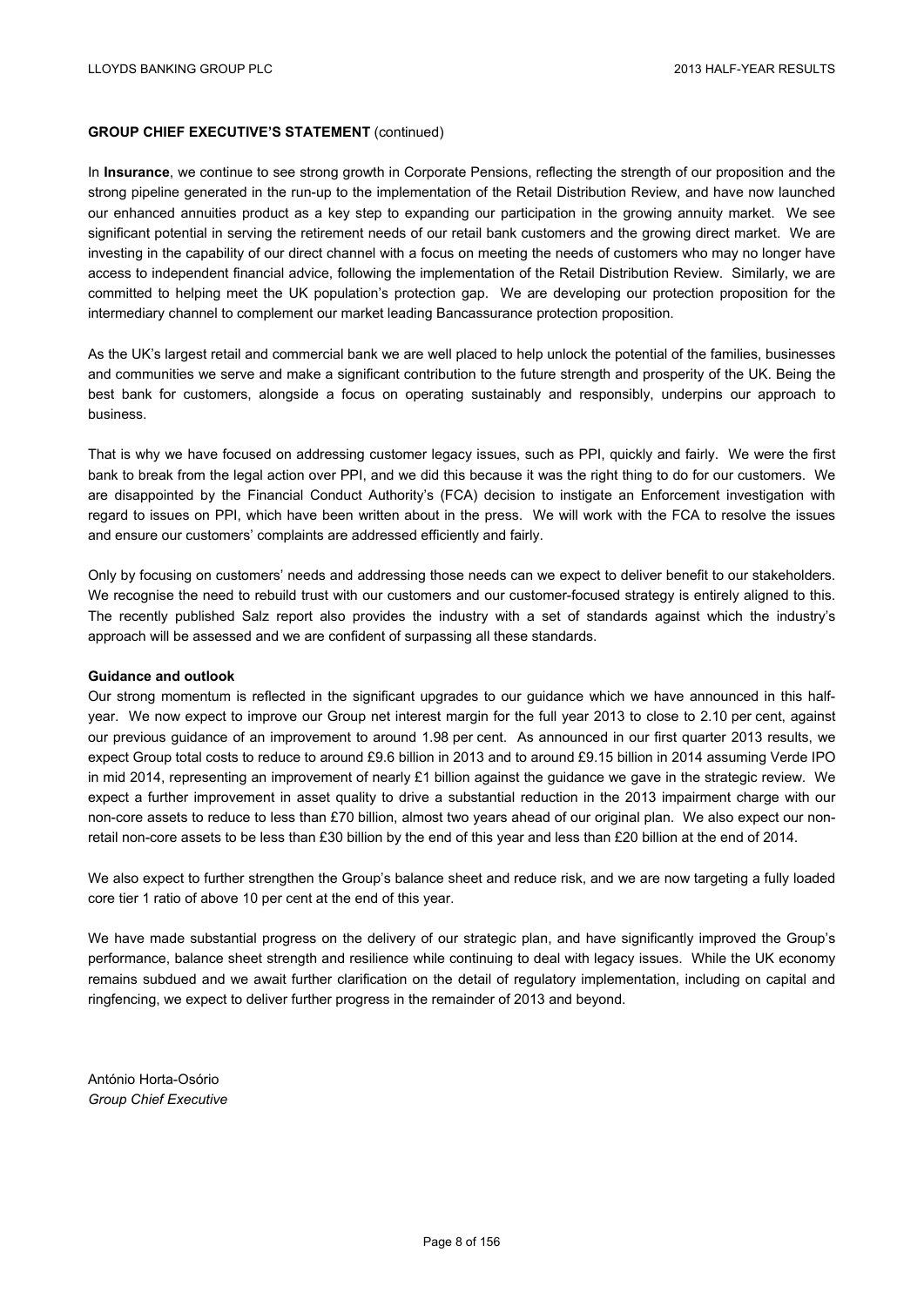**GROUP CHIEF EXECUTIVE'S STATEMENT** (continued)

In **Insurance**, we continue to see strong growth in Corporate Pensions, reflecting the strength of our proposition and the strong pipeline generated in the run-up to the implementation of the Retail Distribution Review, and have now launched our enhanced annuities product as a key step to expanding our participation in the growing annuity market. We see significant potential in serving the retirement needs of our retail bank customers and the growing direct market. We are investing in the capability of our direct channel with a focus on meeting the needs of customers who may no longer have access to independent financial advice, following the implementation of the Retail Distribution Review. Similarly, we are committed to helping meet the UK population's protection gap. We are developing our protection proposition for the intermediary channel to complement our market leading Bancassurance protection proposition.

As the UK's largest retail and commercial bank we are well placed to help unlock the potential of the families, businesses and communities we serve and make a significant contribution to the future strength and prosperity of the UK. Being the best bank for customers, alongside a focus on operating sustainably and responsibly, underpins our approach to business.

That is why we have focused on addressing customer legacy issues, such as PPI, quickly and fairly. We were the first bank to break from the legal action over PPI, and we did this because it was the right thing to do for our customers. We are disappointed by the Financial Conduct Authority's (FCA) decision to instigate an Enforcement investigation with regard to issues on PPI, which have been written about in the press. We will work with the FCA to resolve the issues and ensure our customers' complaints are addressed efficiently and fairly.

Only by focusing on customers' needs and addressing those needs can we expect to deliver benefit to our stakeholders. We recognise the need to rebuild trust with our customers and our customer-focused strategy is entirely aligned to this. The recently published Salz report also provides the industry with a set of standards against which the industry's approach will be assessed and we are confident of surpassing all these standards.

**Guidance and outlook**

Our strong momentum is reflected in the significant upgrades to our guidance which we have announced in this half-year. We now expect to improve our Group net interest margin for the full year 2013 to close to 2.10 per cent, against our previous guidance of an improvement to around 1.98 per cent. As announced in our first quarter 2013 results, we expect Group total costs to reduce to around £9.6 billion in 2013 and to around £9.15 billion in 2014 assuming Verde IPO in mid 2014, representing an improvement of nearly £1 billion against the guidance we gave in the strategic review. We expect a further improvement in asset quality to drive a substantial reduction in the 2013 impairment charge with our non-core assets to reduce to less than £70 billion, almost two years ahead of our original plan. We also expect our non-retail non-core assets to be less than £30 billion by the end of this year and less than £20 billion at the end of 2014.

We also expect to further strengthen the Group's balance sheet and reduce risk, and we are now targeting a fully loaded core tier 1 ratio of above 10 per cent at the end of this year.

We have made substantial progress on the delivery of our strategic plan, and have significantly improved the Group's performance, balance sheet strength and resilience while continuing to deal with legacy issues. While the UK economy remains subdued and we await further clarification on the detail of regulatory implementation, including on capital and ringfencing, we expect to deliver further progress in the remainder of 2013 and beyond.

António Horta-Osório
*Group Chief Executive*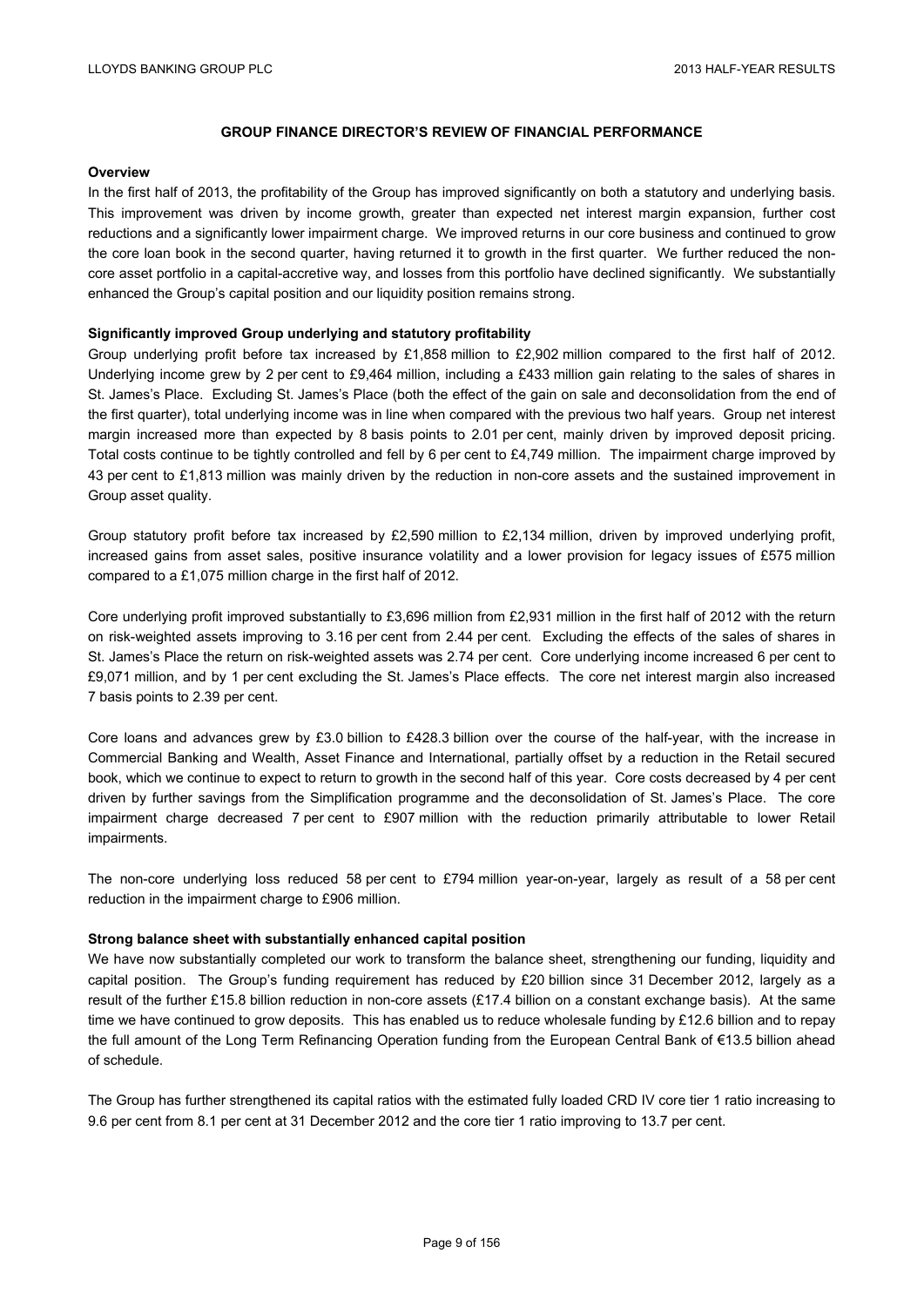## GROUP FINANCE DIRECTOR'S REVIEW OF FINANCIAL PERFORMANCE

**Overview**

In the first half of 2013, the profitability of the Group has improved significantly on both a statutory and underlying basis. This improvement was driven by income growth, greater than expected net interest margin expansion, further cost reductions and a significantly lower impairment charge. We improved returns in our core business and continued to grow the core loan book in the second quarter, having returned it to growth in the first quarter. We further reduced the non-core asset portfolio in a capital-accretive way, and losses from this portfolio have declined significantly. We substantially enhanced the Group's capital position and our liquidity position remains strong.

**Significantly improved Group underlying and statutory profitability**

Group underlying profit before tax increased by £1,858 million to £2,902 million compared to the first half of 2012. Underlying income grew by 2 per cent to £9,464 million, including a £433 million gain relating to the sales of shares in St. James's Place. Excluding St. James's Place (both the effect of the gain on sale and deconsolidation from the end of the first quarter), total underlying income was in line when compared with the previous two half years. Group net interest margin increased more than expected by 8 basis points to 2.01 per cent, mainly driven by improved deposit pricing. Total costs continue to be tightly controlled and fell by 6 per cent to £4,749 million. The impairment charge improved by 43 per cent to £1,813 million was mainly driven by the reduction in non-core assets and the sustained improvement in Group asset quality.

Group statutory profit before tax increased by £2,590 million to £2,134 million, driven by improved underlying profit, increased gains from asset sales, positive insurance volatility and a lower provision for legacy issues of £575 million compared to a £1,075 million charge in the first half of 2012.

Core underlying profit improved substantially to £3,696 million from £2,931 million in the first half of 2012 with the return on risk-weighted assets improving to 3.16 per cent from 2.44 per cent. Excluding the effects of the sales of shares in St. James's Place the return on risk-weighted assets was 2.74 per cent. Core underlying income increased 6 per cent to £9,071 million, and by 1 per cent excluding the St. James's Place effects. The core net interest margin also increased 7 basis points to 2.39 per cent.

Core loans and advances grew by £3.0 billion to £428.3 billion over the course of the half-year, with the increase in Commercial Banking and Wealth, Asset Finance and International, partially offset by a reduction in the Retail secured book, which we continue to expect to return to growth in the second half of this year. Core costs decreased by 4 per cent driven by further savings from the Simplification programme and the deconsolidation of St. James's Place. The core impairment charge decreased 7 per cent to £907 million with the reduction primarily attributable to lower Retail impairments.

The non-core underlying loss reduced 58 per cent to £794 million year-on-year, largely as result of a 58 per cent reduction in the impairment charge to £906 million.

**Strong balance sheet with substantially enhanced capital position**

We have now substantially completed our work to transform the balance sheet, strengthening our funding, liquidity and capital position. The Group's funding requirement has reduced by £20 billion since 31 December 2012, largely as a result of the further £15.8 billion reduction in non-core assets (£17.4 billion on a constant exchange basis). At the same time we have continued to grow deposits. This has enabled us to reduce wholesale funding by £12.6 billion and to repay the full amount of the Long Term Refinancing Operation funding from the European Central Bank of €13.5 billion ahead of schedule.

The Group has further strengthened its capital ratios with the estimated fully loaded CRD IV core tier 1 ratio increasing to 9.6 per cent from 8.1 per cent at 31 December 2012 and the core tier 1 ratio improving to 13.7 per cent.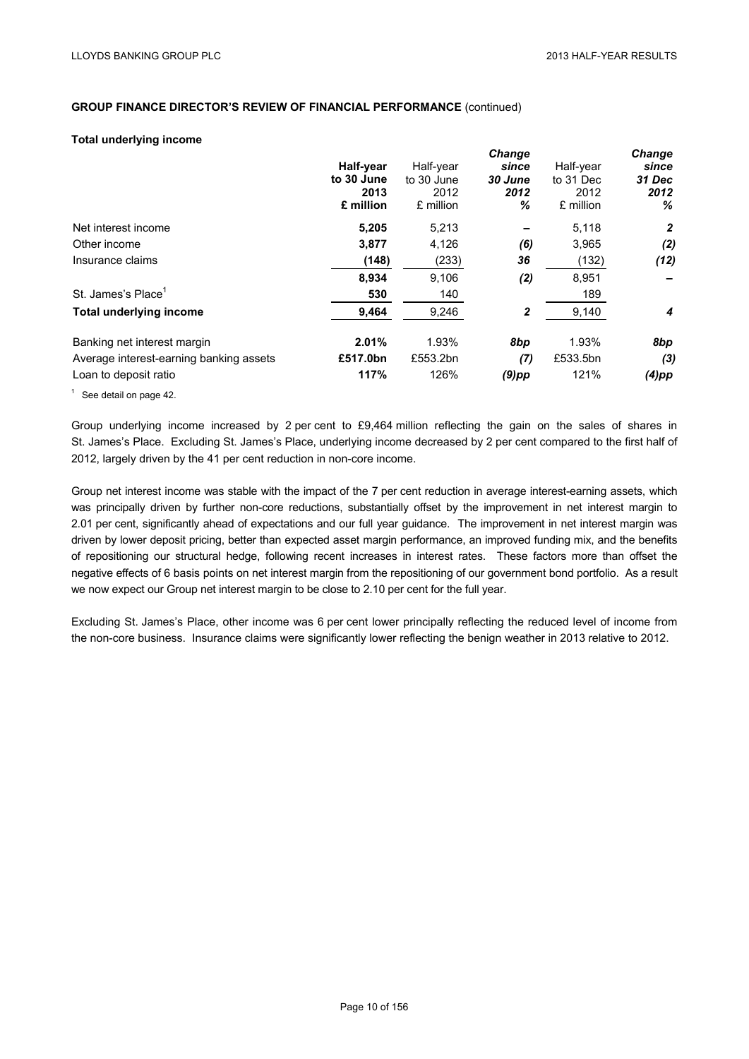**GROUP FINANCE DIRECTOR'S REVIEW OF FINANCIAL PERFORMANCE** (continued)

**Total underlying income**

| | **Half-year to 30 June 2013 £ million** | Half-year to 30 June 2012 £ million | ***Change since 30 June 2012 %*** | Half-year to 31 Dec 2012 £ million | ***Change since 31 Dec 2012 %*** |
|---|---|---|---|---|---|
| Net interest income | **5,205** | 5,213 | – | 5,118 | ***2*** |
| Other income | **3,877** | 4,126 | ***(6)*** | 3,965 | ***(2)*** |
| Insurance claims | **(148)** | (233) | ***36*** | (132) | ***(12)*** |
| | **8,934** | 9,106 | ***(2)*** | 8,951 | – |
| St. James's Place[1] | **530** | 140 | | 189 | |
| **Total underlying income** | **9,464** | 9,246 | ***2*** | 9,140 | ***4*** |
| Banking net interest margin | **2.01%** | 1.93% | ***8bp*** | 1.93% | ***8bp*** |
| Average interest-earning banking assets | **£517.0bn** | £553.2bn | ***(7)*** | £533.5bn | ***(3)*** |
| Loan to deposit ratio | **117%** | 126% | ***(9)pp*** | 121% | ***(4)pp*** |

[1] See detail on page 42.

Group underlying income increased by 2 per cent to £9,464 million reflecting the gain on the sales of shares in St. James's Place. Excluding St. James's Place, underlying income decreased by 2 per cent compared to the first half of 2012, largely driven by the 41 per cent reduction in non-core income.

Group net interest income was stable with the impact of the 7 per cent reduction in average interest-earning assets, which was principally driven by further non-core reductions, substantially offset by the improvement in net interest margin to 2.01 per cent, significantly ahead of expectations and our full year guidance. The improvement in net interest margin was driven by lower deposit pricing, better than expected asset margin performance, an improved funding mix, and the benefits of repositioning our structural hedge, following recent increases in interest rates. These factors more than offset the negative effects of 6 basis points on net interest margin from the repositioning of our government bond portfolio. As a result we now expect our Group net interest margin to be close to 2.10 per cent for the full year.

Excluding St. James's Place, other income was 6 per cent lower principally reflecting the reduced level of income from the non-core business. Insurance claims were significantly lower reflecting the benign weather in 2013 relative to 2012.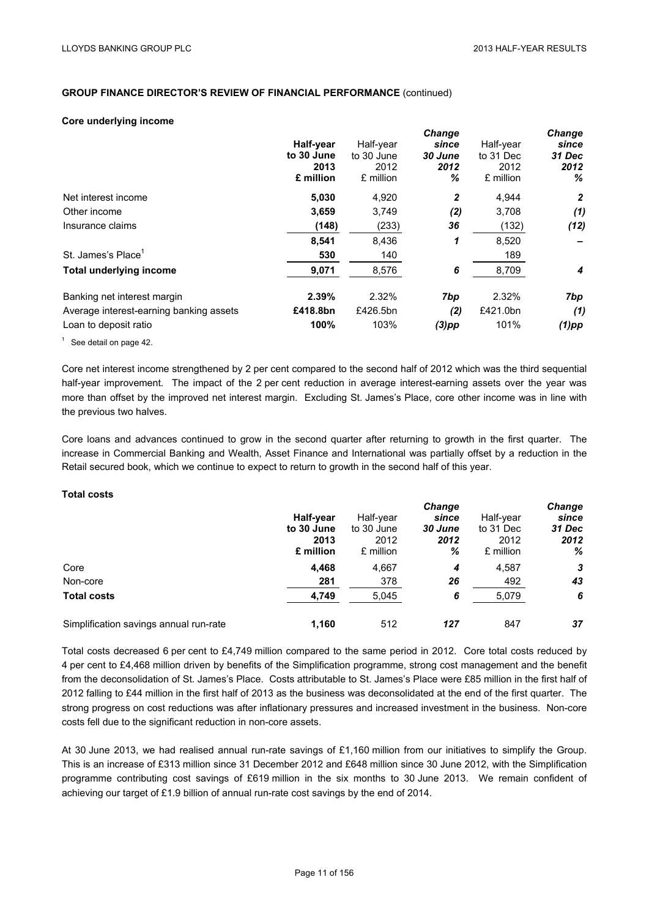**GROUP FINANCE DIRECTOR'S REVIEW OF FINANCIAL PERFORMANCE** (continued)

**Core underlying income**

| | **Half-year to 30 June 2013 £ million** | Half-year to 30 June 2012 £ million | ***Change since 30 June 2012 %*** | Half-year to 31 Dec 2012 £ million | ***Change since 31 Dec 2012 %*** |
|---|---|---|---|---|---|
| Net interest income | **5,030** | 4,920 | ***2*** | 4,944 | ***2*** |
| Other income | **3,659** | 3,749 | ***(2)*** | 3,708 | ***(1)*** |
| Insurance claims | **(148)** | (233) | ***36*** | (132) | ***(12)*** |
| | **8,541** | 8,436 | ***1*** | 8,520 | ***–*** |
| St. James's Place[1] | **530** | 140 | | 189 | |
| **Total underlying income** | **9,071** | 8,576 | ***6*** | 8,709 | ***4*** |
| | | | | | |
| Banking net interest margin | **2.39%** | 2.32% | ***7bp*** | 2.32% | ***7bp*** |
| Average interest-earning banking assets | **£418.8bn** | £426.5bn | ***(2)*** | £421.0bn | ***(1)*** |
| Loan to deposit ratio | **100%** | 103% | ***(3)pp*** | 101% | ***(1)pp*** |

[1] See detail on page 42.

Core net interest income strengthened by 2 per cent compared to the second half of 2012 which was the third sequential half-year improvement. The impact of the 2 per cent reduction in average interest-earning assets over the year was more than offset by the improved net interest margin. Excluding St. James's Place, core other income was in line with the previous two halves.

Core loans and advances continued to grow in the second quarter after returning to growth in the first quarter. The increase in Commercial Banking and Wealth, Asset Finance and International was partially offset by a reduction in the Retail secured book, which we continue to expect to return to growth in the second half of this year.

**Total costs**

| | **Half-year to 30 June 2013 £ million** | Half-year to 30 June 2012 £ million | ***Change since 30 June 2012 %*** | Half-year to 31 Dec 2012 £ million | ***Change since 31 Dec 2012 %*** |
|---|---|---|---|---|---|
| Core | **4,468** | 4,667 | ***4*** | 4,587 | ***3*** |
| Non-core | **281** | 378 | ***26*** | 492 | ***43*** |
| **Total costs** | **4,749** | 5,045 | ***6*** | 5,079 | ***6*** |
| | | | | | |
| Simplification savings annual run-rate | **1,160** | 512 | ***127*** | 847 | ***37*** |

Total costs decreased 6 per cent to £4,749 million compared to the same period in 2012. Core total costs reduced by 4 per cent to £4,468 million driven by benefits of the Simplification programme, strong cost management and the benefit from the deconsolidation of St. James's Place. Costs attributable to St. James's Place were £85 million in the first half of 2012 falling to £44 million in the first half of 2013 as the business was deconsolidated at the end of the first quarter. The strong progress on cost reductions was after inflationary pressures and increased investment in the business. Non-core costs fell due to the significant reduction in non-core assets.

At 30 June 2013, we had realised annual run-rate savings of £1,160 million from our initiatives to simplify the Group. This is an increase of £313 million since 31 December 2012 and £648 million since 30 June 2012, with the Simplification programme contributing cost savings of £619 million in the six months to 30 June 2013. We remain confident of achieving our target of £1.9 billion of annual run-rate cost savings by the end of 2014.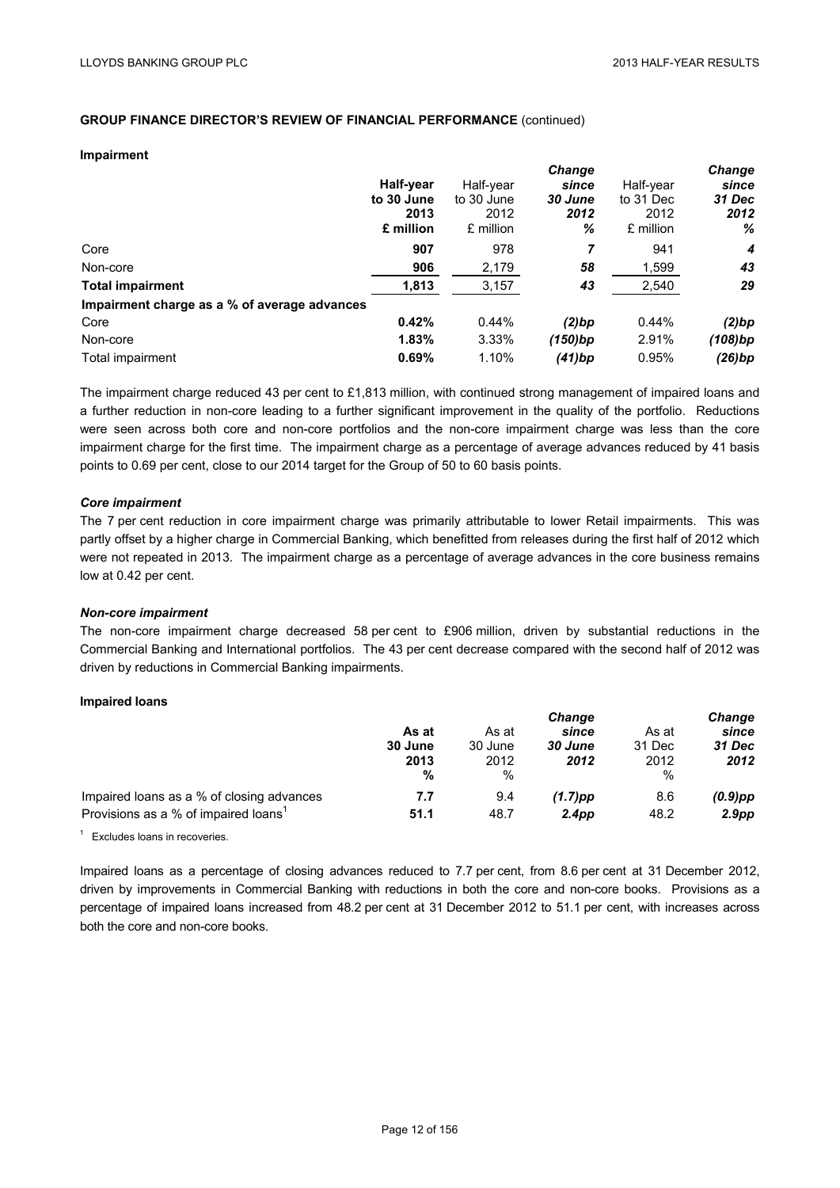**GROUP FINANCE DIRECTOR'S REVIEW OF FINANCIAL PERFORMANCE** (continued)

**Impairment**

| | **Half-year to 30 June 2013 £ million** | Half-year to 30 June 2012 £ million | ***Change since 30 June 2012 %*** | Half-year to 31 Dec 2012 £ million | ***Change since 31 Dec 2012 %*** |
|---|---|---|---|---|---|
| Core | **907** | 978 | ***7*** | 941 | ***4*** |
| Non-core | **906** | 2,179 | ***58*** | 1,599 | ***43*** |
| **Total impairment** | **1,813** | 3,157 | ***43*** | 2,540 | ***29*** |
| **Impairment charge as a % of average advances** | | | | | |
| Core | **0.42%** | 0.44% | ***(2)bp*** | 0.44% | ***(2)bp*** |
| Non-core | **1.83%** | 3.33% | ***(150)bp*** | 2.91% | ***(108)bp*** |
| Total impairment | **0.69%** | 1.10% | ***(41)bp*** | 0.95% | ***(26)bp*** |

The impairment charge reduced 43 per cent to £1,813 million, with continued strong management of impaired loans and a further reduction in non-core leading to a further significant improvement in the quality of the portfolio. Reductions were seen across both core and non-core portfolios and the non-core impairment charge was less than the core impairment charge for the first time. The impairment charge as a percentage of average advances reduced by 41 basis points to 0.69 per cent, close to our 2014 target for the Group of 50 to 60 basis points.

***Core impairment***

The 7 per cent reduction in core impairment charge was primarily attributable to lower Retail impairments. This was partly offset by a higher charge in Commercial Banking, which benefitted from releases during the first half of 2012 which were not repeated in 2013. The impairment charge as a percentage of average advances in the core business remains low at 0.42 per cent.

***Non-core impairment***

The non-core impairment charge decreased 58 per cent to £906 million, driven by substantial reductions in the Commercial Banking and International portfolios. The 43 per cent decrease compared with the second half of 2012 was driven by reductions in Commercial Banking impairments.

**Impaired loans**

| | **As at 30 June 2013 %** | As at 30 June 2012 % | ***Change since 30 June 2012*** | As at 31 Dec 2012 % | ***Change since 31 Dec 2012*** |
|---|---|---|---|---|---|
| Impaired loans as a % of closing advances | **7.7** | 9.4 | ***(1.7)pp*** | 8.6 | ***(0.9)pp*** |
| Provisions as a % of impaired loans[1] | **51.1** | 48.7 | ***2.4pp*** | 48.2 | ***2.9pp*** |

[1] Excludes loans in recoveries.

Impaired loans as a percentage of closing advances reduced to 7.7 per cent, from 8.6 per cent at 31 December 2012, driven by improvements in Commercial Banking with reductions in both the core and non-core books. Provisions as a percentage of impaired loans increased from 48.2 per cent at 31 December 2012 to 51.1 per cent, with increases across both the core and non-core books.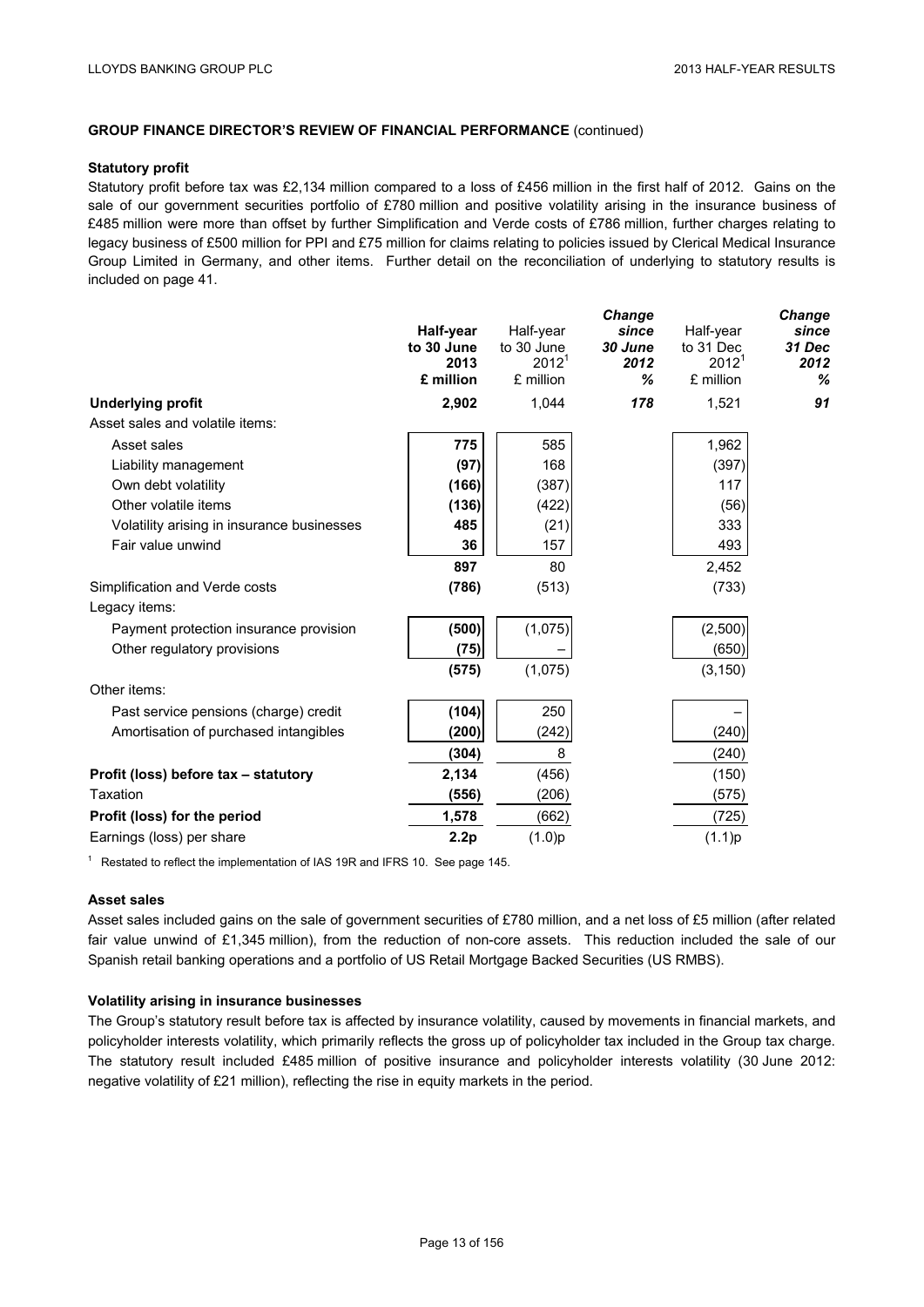**GROUP FINANCE DIRECTOR'S REVIEW OF FINANCIAL PERFORMANCE** (continued)

**Statutory profit**

Statutory profit before tax was £2,134 million compared to a loss of £456 million in the first half of 2012. Gains on the sale of our government securities portfolio of £780 million and positive volatility arising in the insurance business of £485 million were more than offset by further Simplification and Verde costs of £786 million, further charges relating to legacy business of £500 million for PPI and £75 million for claims relating to policies issued by Clerical Medical Insurance Group Limited in Germany, and other items. Further detail on the reconciliation of underlying to statutory results is included on page 41.

| | **Half-year to 30 June 2013 £ million** | Half-year to 30 June 2012[1] £ million | ***Change since 30 June 2012 %*** | Half-year to 31 Dec 2012[1] £ million | ***Change since 31 Dec 2012 %*** |
|---|---|---|---|---|---|
| **Underlying profit** | **2,902** | 1,044 | ***178*** | 1,521 | ***91*** |
| Asset sales and volatile items: | | | | | |
| Asset sales | **775** | 585 | | 1,962 | |
| Liability management | **(97)** | 168 | | (397) | |
| Own debt volatility | **(166)** | (387) | | 117 | |
| Other volatile items | **(136)** | (422) | | (56) | |
| Volatility arising in insurance businesses | **485** | (21) | | 333 | |
| Fair value unwind | **36** | 157 | | 493 | |
| | **897** | 80 | | 2,452 | |
| Simplification and Verde costs | **(786)** | (513) | | (733) | |
| Legacy items: | | | | | |
| Payment protection insurance provision | **(500)** | (1,075) | | (2,500) | |
| Other regulatory provisions | **(75)** | – | | (650) | |
| | **(575)** | (1,075) | | (3,150) | |
| Other items: | | | | | |
| Past service pensions (charge) credit | **(104)** | 250 | | – | |
| Amortisation of purchased intangibles | **(200)** | (242) | | (240) | |
| | **(304)** | 8 | | (240) | |
| **Profit (loss) before tax – statutory** | **2,134** | (456) | | (150) | |
| Taxation | **(556)** | (206) | | (575) | |
| **Profit (loss) for the period** | **1,578** | (662) | | (725) | |
| Earnings (loss) per share | **2.2p** | (1.0)p | | (1.1)p | |

[1] Restated to reflect the implementation of IAS 19R and IFRS 10. See page 145.

**Asset sales**

Asset sales included gains on the sale of government securities of £780 million, and a net loss of £5 million (after related fair value unwind of £1,345 million), from the reduction of non-core assets. This reduction included the sale of our Spanish retail banking operations and a portfolio of US Retail Mortgage Backed Securities (US RMBS).

**Volatility arising in insurance businesses**

The Group's statutory result before tax is affected by insurance volatility, caused by movements in financial markets, and policyholder interests volatility, which primarily reflects the gross up of policyholder tax included in the Group tax charge. The statutory result included £485 million of positive insurance and policyholder interests volatility (30 June 2012: negative volatility of £21 million), reflecting the rise in equity markets in the period.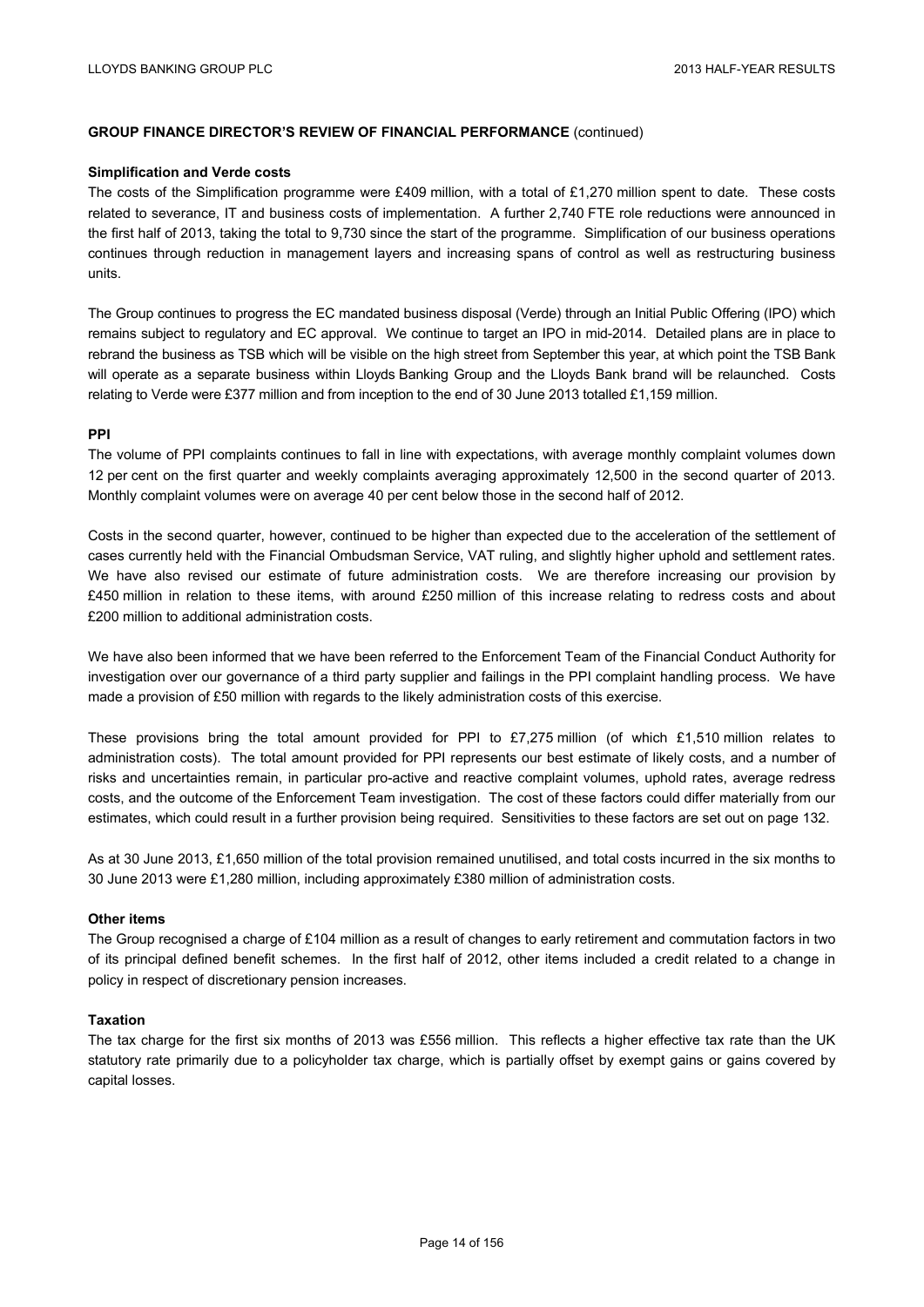## GROUP FINANCE DIRECTOR'S REVIEW OF FINANCIAL PERFORMANCE (continued)

**Simplification and Verde costs**

The costs of the Simplification programme were £409 million, with a total of £1,270 million spent to date. These costs related to severance, IT and business costs of implementation. A further 2,740 FTE role reductions were announced in the first half of 2013, taking the total to 9,730 since the start of the programme. Simplification of our business operations continues through reduction in management layers and increasing spans of control as well as restructuring business units.

The Group continues to progress the EC mandated business disposal (Verde) through an Initial Public Offering (IPO) which remains subject to regulatory and EC approval. We continue to target an IPO in mid-2014. Detailed plans are in place to rebrand the business as TSB which will be visible on the high street from September this year, at which point the TSB Bank will operate as a separate business within Lloyds Banking Group and the Lloyds Bank brand will be relaunched. Costs relating to Verde were £377 million and from inception to the end of 30 June 2013 totalled £1,159 million.

**PPI**

The volume of PPI complaints continues to fall in line with expectations, with average monthly complaint volumes down 12 per cent on the first quarter and weekly complaints averaging approximately 12,500 in the second quarter of 2013. Monthly complaint volumes were on average 40 per cent below those in the second half of 2012.

Costs in the second quarter, however, continued to be higher than expected due to the acceleration of the settlement of cases currently held with the Financial Ombudsman Service, VAT ruling, and slightly higher uphold and settlement rates. We have also revised our estimate of future administration costs. We are therefore increasing our provision by £450 million in relation to these items, with around £250 million of this increase relating to redress costs and about £200 million to additional administration costs.

We have also been informed that we have been referred to the Enforcement Team of the Financial Conduct Authority for investigation over our governance of a third party supplier and failings in the PPI complaint handling process. We have made a provision of £50 million with regards to the likely administration costs of this exercise.

These provisions bring the total amount provided for PPI to £7,275 million (of which £1,510 million relates to administration costs). The total amount provided for PPI represents our best estimate of likely costs, and a number of risks and uncertainties remain, in particular pro-active and reactive complaint volumes, uphold rates, average redress costs, and the outcome of the Enforcement Team investigation. The cost of these factors could differ materially from our estimates, which could result in a further provision being required. Sensitivities to these factors are set out on page 132.

As at 30 June 2013, £1,650 million of the total provision remained unutilised, and total costs incurred in the six months to 30 June 2013 were £1,280 million, including approximately £380 million of administration costs.

**Other items**

The Group recognised a charge of £104 million as a result of changes to early retirement and commutation factors in two of its principal defined benefit schemes. In the first half of 2012, other items included a credit related to a change in policy in respect of discretionary pension increases.

**Taxation**

The tax charge for the first six months of 2013 was £556 million. This reflects a higher effective tax rate than the UK statutory rate primarily due to a policyholder tax charge, which is partially offset by exempt gains or gains covered by capital losses.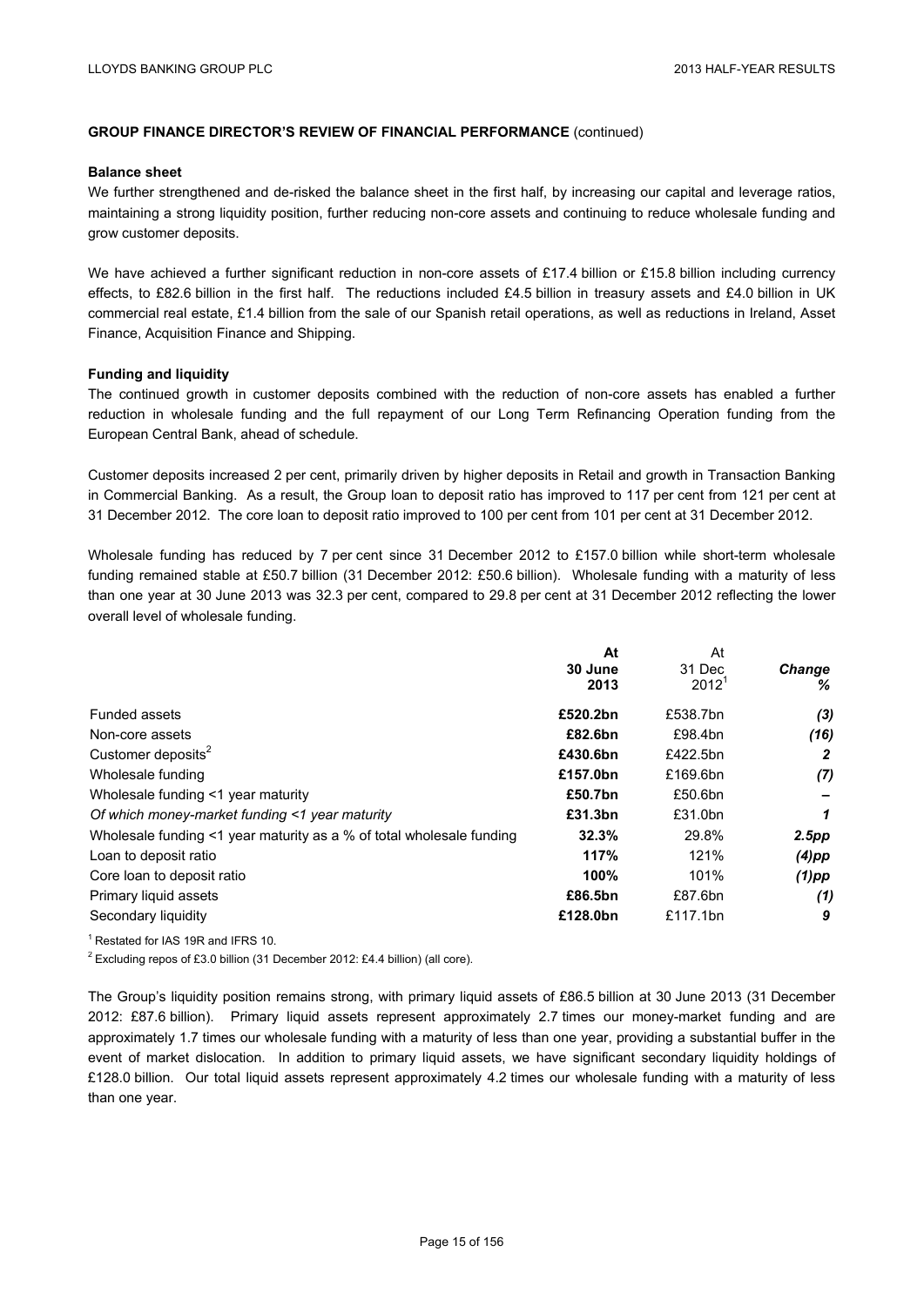**GROUP FINANCE DIRECTOR'S REVIEW OF FINANCIAL PERFORMANCE** (continued)

**Balance sheet**

We further strengthened and de-risked the balance sheet in the first half, by increasing our capital and leverage ratios, maintaining a strong liquidity position, further reducing non-core assets and continuing to reduce wholesale funding and grow customer deposits.

We have achieved a further significant reduction in non-core assets of £17.4 billion or £15.8 billion including currency effects, to £82.6 billion in the first half. The reductions included £4.5 billion in treasury assets and £4.0 billion in UK commercial real estate, £1.4 billion from the sale of our Spanish retail operations, as well as reductions in Ireland, Asset Finance, Acquisition Finance and Shipping.

**Funding and liquidity**

The continued growth in customer deposits combined with the reduction of non-core assets has enabled a further reduction in wholesale funding and the full repayment of our Long Term Refinancing Operation funding from the European Central Bank, ahead of schedule.

Customer deposits increased 2 per cent, primarily driven by higher deposits in Retail and growth in Transaction Banking in Commercial Banking. As a result, the Group loan to deposit ratio has improved to 117 per cent from 121 per cent at 31 December 2012. The core loan to deposit ratio improved to 100 per cent from 101 per cent at 31 December 2012.

Wholesale funding has reduced by 7 per cent since 31 December 2012 to £157.0 billion while short-term wholesale funding remained stable at £50.7 billion (31 December 2012: £50.6 billion). Wholesale funding with a maturity of less than one year at 30 June 2013 was 32.3 per cent, compared to 29.8 per cent at 31 December 2012 reflecting the lower overall level of wholesale funding.

| | **At 30 June 2013** | At 31 Dec 2012[1] | ***Change %*** |
|---|---|---|---|
| Funded assets | **£520.2bn** | £538.7bn | ***(3)*** |
| Non-core assets | **£82.6bn** | £98.4bn | ***(16)*** |
| Customer deposits[2] | **£430.6bn** | £422.5bn | ***2*** |
| Wholesale funding | **£157.0bn** | £169.6bn | ***(7)*** |
| Wholesale funding <1 year maturity | **£50.7bn** | £50.6bn | ***–*** |
| *Of which money-market funding <1 year maturity* | **£31.3bn** | £31.0bn | ***1*** |
| Wholesale funding <1 year maturity as a % of total wholesale funding | **32.3%** | 29.8% | ***2.5pp*** |
| Loan to deposit ratio | **117%** | 121% | ***(4)pp*** |
| Core loan to deposit ratio | **100%** | 101% | ***(1)pp*** |
| Primary liquid assets | **£86.5bn** | £87.6bn | ***(1)*** |
| Secondary liquidity | **£128.0bn** | £117.1bn | ***9*** |

[1] Restated for IAS 19R and IFRS 10.

[2] Excluding repos of £3.0 billion (31 December 2012: £4.4 billion) (all core).

The Group's liquidity position remains strong, with primary liquid assets of £86.5 billion at 30 June 2013 (31 December 2012: £87.6 billion). Primary liquid assets represent approximately 2.7 times our money-market funding and are approximately 1.7 times our wholesale funding with a maturity of less than one year, providing a substantial buffer in the event of market dislocation. In addition to primary liquid assets, we have significant secondary liquidity holdings of £128.0 billion. Our total liquid assets represent approximately 4.2 times our wholesale funding with a maturity of less than one year.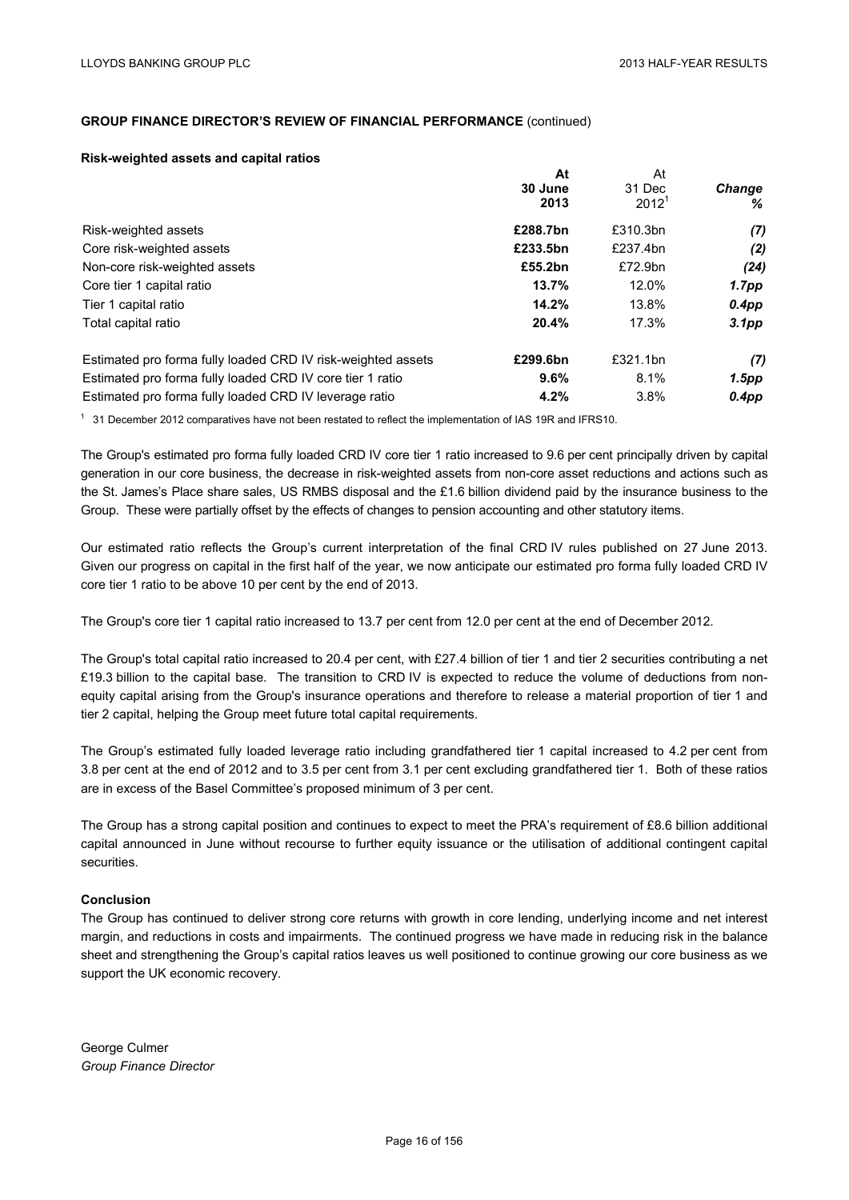## GROUP FINANCE DIRECTOR'S REVIEW OF FINANCIAL PERFORMANCE (continued)

### Risk-weighted assets and capital ratios

| | **At 30 June 2013** | At 31 Dec 2012[1] | ***Change %*** |
|---|---|---|---|
| Risk-weighted assets | **£288.7bn** | £310.3bn | ***(7)*** |
| Core risk-weighted assets | **£233.5bn** | £237.4bn | ***(2)*** |
| Non-core risk-weighted assets | **£55.2bn** | £72.9bn | ***(24)*** |
| Core tier 1 capital ratio | **13.7%** | 12.0% | ***1.7pp*** |
| Tier 1 capital ratio | **14.2%** | 13.8% | ***0.4pp*** |
| Total capital ratio | **20.4%** | 17.3% | ***3.1pp*** |
| Estimated pro forma fully loaded CRD IV risk-weighted assets | **£299.6bn** | £321.1bn | ***(7)*** |
| Estimated pro forma fully loaded CRD IV core tier 1 ratio | **9.6%** | 8.1% | ***1.5pp*** |
| Estimated pro forma fully loaded CRD IV leverage ratio | **4.2%** | 3.8% | ***0.4pp*** |

[1] 31 December 2012 comparatives have not been restated to reflect the implementation of IAS 19R and IFRS10.

The Group's estimated pro forma fully loaded CRD IV core tier 1 ratio increased to 9.6 per cent principally driven by capital generation in our core business, the decrease in risk-weighted assets from non-core asset reductions and actions such as the St. James's Place share sales, US RMBS disposal and the £1.6 billion dividend paid by the insurance business to the Group. These were partially offset by the effects of changes to pension accounting and other statutory items.

Our estimated ratio reflects the Group's current interpretation of the final CRD IV rules published on 27 June 2013. Given our progress on capital in the first half of the year, we now anticipate our estimated pro forma fully loaded CRD IV core tier 1 ratio to be above 10 per cent by the end of 2013.

The Group's core tier 1 capital ratio increased to 13.7 per cent from 12.0 per cent at the end of December 2012.

The Group's total capital ratio increased to 20.4 per cent, with £27.4 billion of tier 1 and tier 2 securities contributing a net £19.3 billion to the capital base. The transition to CRD IV is expected to reduce the volume of deductions from non-equity capital arising from the Group's insurance operations and therefore to release a material proportion of tier 1 and tier 2 capital, helping the Group meet future total capital requirements.

The Group's estimated fully loaded leverage ratio including grandfathered tier 1 capital increased to 4.2 per cent from 3.8 per cent at the end of 2012 and to 3.5 per cent from 3.1 per cent excluding grandfathered tier 1. Both of these ratios are in excess of the Basel Committee's proposed minimum of 3 per cent.

The Group has a strong capital position and continues to expect to meet the PRA's requirement of £8.6 billion additional capital announced in June without recourse to further equity issuance or the utilisation of additional contingent capital securities.

### Conclusion

The Group has continued to deliver strong core returns with growth in core lending, underlying income and net interest margin, and reductions in costs and impairments. The continued progress we have made in reducing risk in the balance sheet and strengthening the Group's capital ratios leaves us well positioned to continue growing our core business as we support the UK economic recovery.

George Culmer
*Group Finance Director*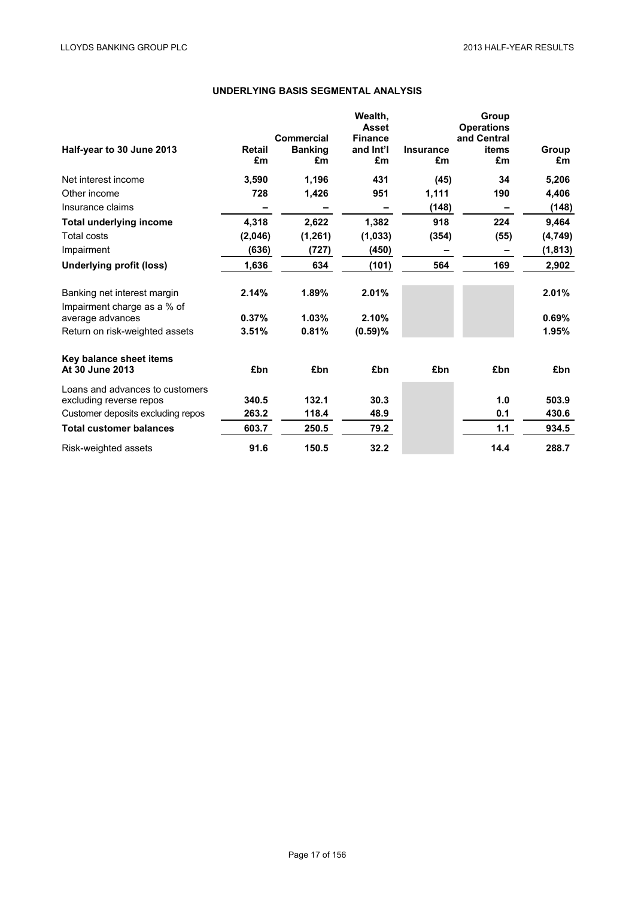## UNDERLYING BASIS SEGMENTAL ANALYSIS

| Half-year to 30 June 2013 | Retail £m | Commercial Banking £m | Wealth, Asset Finance and Int'l £m | Insurance £m | Group Operations and Central items £m | Group £m |
|---|---|---|---|---|---|---|
| Net interest income | **3,590** | **1,196** | **431** | **(45)** | **34** | **5,206** |
| Other income | **728** | **1,426** | **951** | **1,111** | **190** | **4,406** |
| Insurance claims | **–** | **–** | **–** | **(148)** | **–** | **(148)** |
| **Total underlying income** | **4,318** | **2,622** | **1,382** | **918** | **224** | **9,464** |
| Total costs | **(2,046)** | **(1,261)** | **(1,033)** | **(354)** | **(55)** | **(4,749)** |
| Impairment | **(636)** | **(727)** | **(450)** | **–** | **–** | **(1,813)** |
| **Underlying profit (loss)** | **1,636** | **634** | **(101)** | **564** | **169** | **2,902** |
| | | | | | | |
| Banking net interest margin | **2.14%** | **1.89%** | **2.01%** | | | **2.01%** |
| Impairment charge as a % of average advances | **0.37%** | **1.03%** | **2.10%** | | | **0.69%** |
| Return on risk-weighted assets | **3.51%** | **0.81%** | **(0.59)%** | | | **1.95%** |
| | | | | | | |
| **Key balance sheet items At 30 June 2013** | **£bn** | **£bn** | **£bn** | **£bn** | **£bn** | **£bn** |
| Loans and advances to customers excluding reverse repos | **340.5** | **132.1** | **30.3** | | **1.0** | **503.9** |
| Customer deposits excluding repos | **263.2** | **118.4** | **48.9** | | **0.1** | **430.6** |
| **Total customer balances** | **603.7** | **250.5** | **79.2** | | **1.1** | **934.5** |
| Risk-weighted assets | **91.6** | **150.5** | **32.2** | | **14.4** | **288.7** |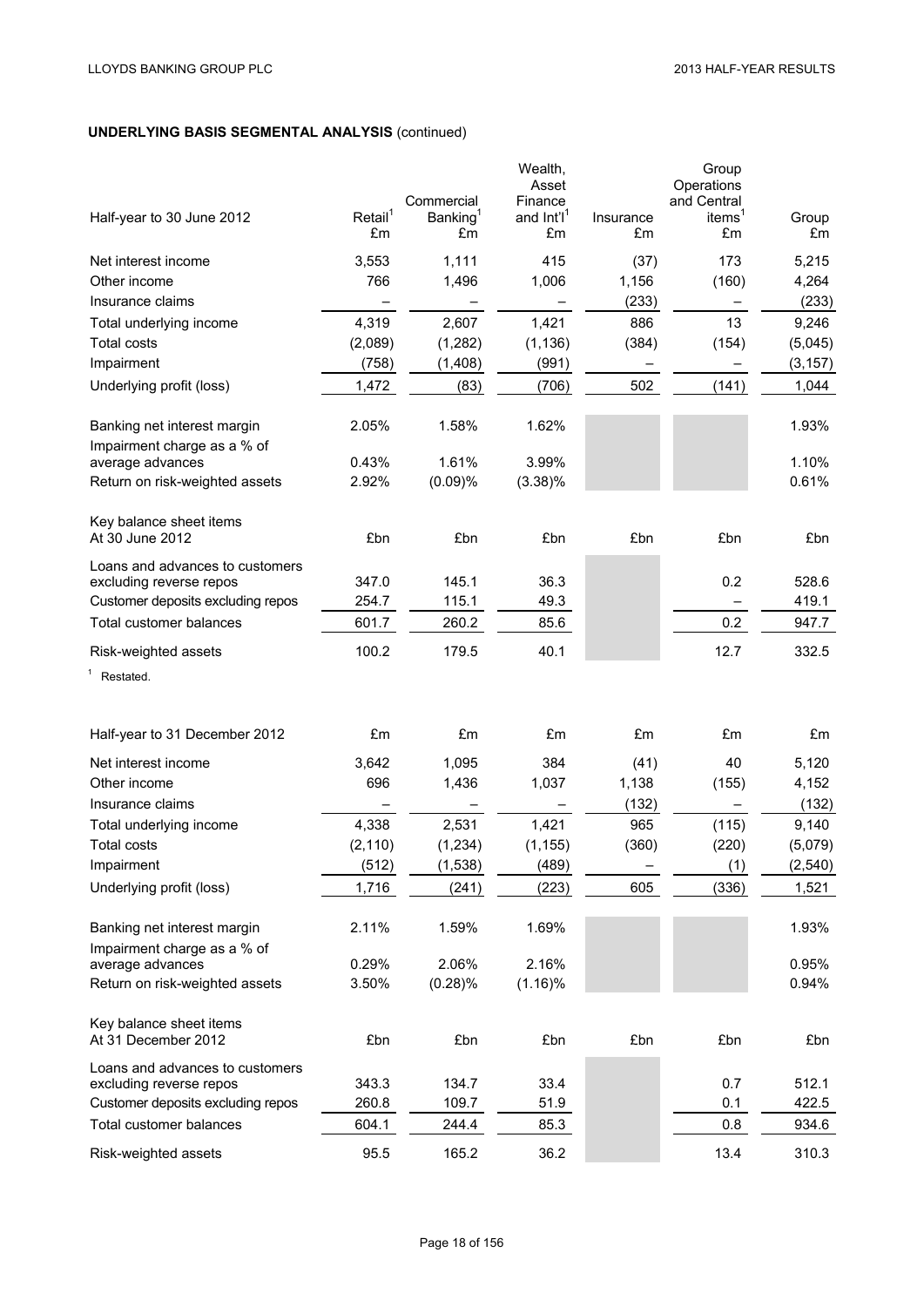## UNDERLYING BASIS SEGMENTAL ANALYSIS (continued)

| Half-year to 30 June 2012 | Retail[1] £m | Commercial Banking[1] £m | Wealth, Asset Finance and Int'l[1] £m | Insurance £m | Group Operations and Central items[1] £m | Group £m |
|---|---|---|---|---|---|---|
| Net interest income | 3,553 | 1,111 | 415 | (37) | 173 | 5,215 |
| Other income | 766 | 1,496 | 1,006 | 1,156 | (160) | 4,264 |
| Insurance claims | – | – | – | (233) | – | (233) |
| Total underlying income | 4,319 | 2,607 | 1,421 | 886 | 13 | 9,246 |
| Total costs | (2,089) | (1,282) | (1,136) | (384) | (154) | (5,045) |
| Impairment | (758) | (1,408) | (991) | – | – | (3,157) |
| Underlying profit (loss) | 1,472 | (83) | (706) | 502 | (141) | 1,044 |
| | | | | | | |
| Banking net interest margin | 2.05% | 1.58% | 1.62% | | | 1.93% |
| Impairment charge as a % of average advances | 0.43% | 1.61% | 3.99% | | | 1.10% |
| Return on risk-weighted assets | 2.92% | (0.09)% | (3.38)% | | | 0.61% |
| | | | | | | |
| Key balance sheet items At 30 June 2012 | £bn | £bn | £bn | £bn | £bn | £bn |
| Loans and advances to customers excluding reverse repos | 347.0 | 145.1 | 36.3 | | 0.2 | 528.6 |
| Customer deposits excluding repos | 254.7 | 115.1 | 49.3 | | – | 419.1 |
| Total customer balances | 601.7 | 260.2 | 85.6 | | 0.2 | 947.7 |
| Risk-weighted assets | 100.2 | 179.5 | 40.1 | | 12.7 | 332.5 |

[1] Restated.

| Half-year to 31 December 2012 | £m | £m | £m | £m | £m | £m |
|---|---|---|---|---|---|---|
| Net interest income | 3,642 | 1,095 | 384 | (41) | 40 | 5,120 |
| Other income | 696 | 1,436 | 1,037 | 1,138 | (155) | 4,152 |
| Insurance claims | – | – | – | (132) | – | (132) |
| Total underlying income | 4,338 | 2,531 | 1,421 | 965 | (115) | 9,140 |
| Total costs | (2,110) | (1,234) | (1,155) | (360) | (220) | (5,079) |
| Impairment | (512) | (1,538) | (489) | – | (1) | (2,540) |
| Underlying profit (loss) | 1,716 | (241) | (223) | 605 | (336) | 1,521 |
| | | | | | | |
| Banking net interest margin | 2.11% | 1.59% | 1.69% | | | 1.93% |
| Impairment charge as a % of average advances | 0.29% | 2.06% | 2.16% | | | 0.95% |
| Return on risk-weighted assets | 3.50% | (0.28)% | (1.16)% | | | 0.94% |
| | | | | | | |
| Key balance sheet items At 31 December 2012 | £bn | £bn | £bn | £bn | £bn | £bn |
| Loans and advances to customers excluding reverse repos | 343.3 | 134.7 | 33.4 | | 0.7 | 512.1 |
| Customer deposits excluding repos | 260.8 | 109.7 | 51.9 | | 0.1 | 422.5 |
| Total customer balances | 604.1 | 244.4 | 85.3 | | 0.8 | 934.6 |
| Risk-weighted assets | 95.5 | 165.2 | 36.2 | | 13.4 | 310.3 |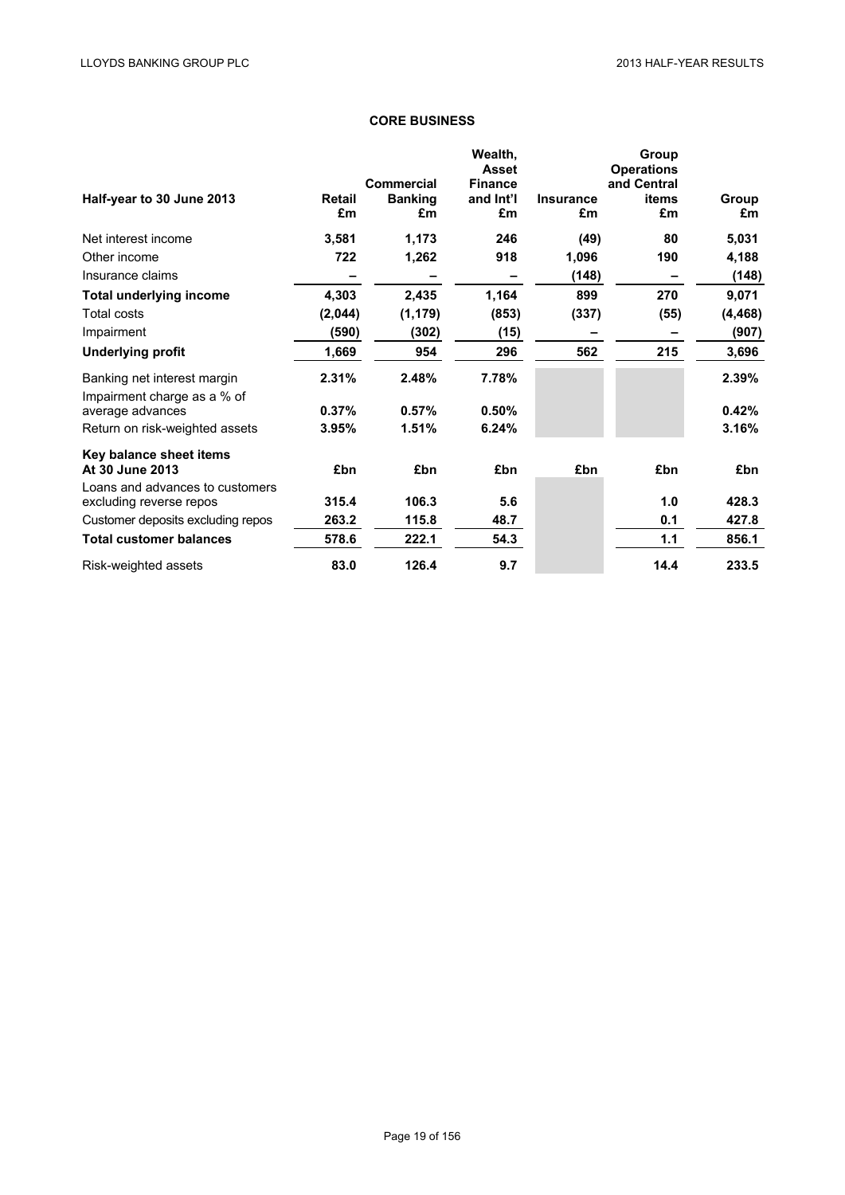## CORE BUSINESS

| Half-year to 30 June 2013 | Retail £m | Commercial Banking £m | Wealth, Asset Finance and Int'l £m | Insurance £m | Group Operations and Central items £m | Group £m |
|---|---|---|---|---|---|---|
| Net interest income | 3,581 | 1,173 | 246 | (49) | 80 | 5,031 |
| Other income | 722 | 1,262 | 918 | 1,096 | 190 | 4,188 |
| Insurance claims | – | – | – | (148) | – | (148) |
| **Total underlying income** | 4,303 | 2,435 | 1,164 | 899 | 270 | 9,071 |
| Total costs | (2,044) | (1,179) | (853) | (337) | (55) | (4,468) |
| Impairment | (590) | (302) | (15) | – | – | (907) |
| **Underlying profit** | 1,669 | 954 | 296 | 562 | 215 | 3,696 |
| Banking net interest margin | 2.31% | 2.48% | 7.78% | | | 2.39% |
| Impairment charge as a % of average advances | 0.37% | 0.57% | 0.50% | | | 0.42% |
| Return on risk-weighted assets | 3.95% | 1.51% | 6.24% | | | 3.16% |
| **Key balance sheet items At 30 June 2013** | **£bn** | **£bn** | **£bn** | **£bn** | **£bn** | **£bn** |
| Loans and advances to customers excluding reverse repos | 315.4 | 106.3 | 5.6 | | 1.0 | 428.3 |
| Customer deposits excluding repos | 263.2 | 115.8 | 48.7 | | 0.1 | 427.8 |
| **Total customer balances** | 578.6 | 222.1 | 54.3 | | 1.1 | 856.1 |
| Risk-weighted assets | 83.0 | 126.4 | 9.7 | | 14.4 | 233.5 |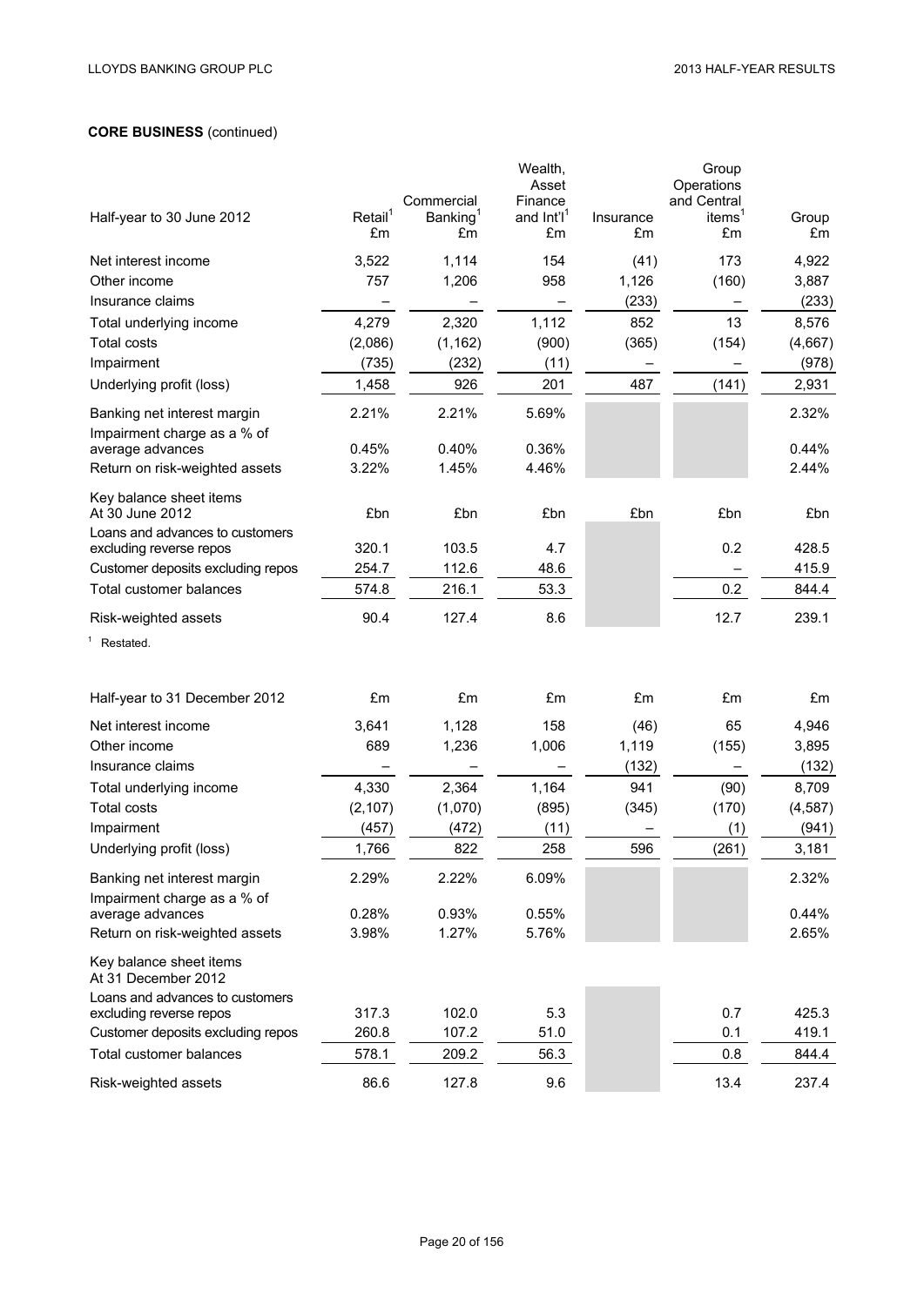**CORE BUSINESS** (continued)

| Half-year to 30 June 2012 | Retail[1] £m | Commercial Banking[1] £m | Wealth, Asset Finance and Int'l[1] £m | Insurance £m | Group Operations and Central items[1] £m | Group £m |
|---|---|---|---|---|---|---|
| Net interest income | 3,522 | 1,114 | 154 | (41) | 173 | 4,922 |
| Other income | 757 | 1,206 | 958 | 1,126 | (160) | 3,887 |
| Insurance claims | – | – | – | (233) | – | (233) |
| Total underlying income | 4,279 | 2,320 | 1,112 | 852 | 13 | 8,576 |
| Total costs | (2,086) | (1,162) | (900) | (365) | (154) | (4,667) |
| Impairment | (735) | (232) | (11) | – | – | (978) |
| Underlying profit (loss) | 1,458 | 926 | 201 | 487 | (141) | 2,931 |
| Banking net interest margin | 2.21% | 2.21% | 5.69% | | | 2.32% |
| Impairment charge as a % of average advances | 0.45% | 0.40% | 0.36% | | | 0.44% |
| Return on risk-weighted assets | 3.22% | 1.45% | 4.46% | | | 2.44% |
| Key balance sheet items At 30 June 2012 | £bn | £bn | £bn | £bn | £bn | £bn |
| Loans and advances to customers excluding reverse repos | 320.1 | 103.5 | 4.7 | | 0.2 | 428.5 |
| Customer deposits excluding repos | 254.7 | 112.6 | 48.6 | | – | 415.9 |
| Total customer balances | 574.8 | 216.1 | 53.3 | | 0.2 | 844.4 |
| Risk-weighted assets | 90.4 | 127.4 | 8.6 | | 12.7 | 239.1 |

[1] Restated.

| Half-year to 31 December 2012 | £m | £m | £m | £m | £m | £m |
|---|---|---|---|---|---|---|
| Net interest income | 3,641 | 1,128 | 158 | (46) | 65 | 4,946 |
| Other income | 689 | 1,236 | 1,006 | 1,119 | (155) | 3,895 |
| Insurance claims | – | – | – | (132) | – | (132) |
| Total underlying income | 4,330 | 2,364 | 1,164 | 941 | (90) | 8,709 |
| Total costs | (2,107) | (1,070) | (895) | (345) | (170) | (4,587) |
| Impairment | (457) | (472) | (11) | – | (1) | (941) |
| Underlying profit (loss) | 1,766 | 822 | 258 | 596 | (261) | 3,181 |
| Banking net interest margin | 2.29% | 2.22% | 6.09% | | | 2.32% |
| Impairment charge as a % of average advances | 0.28% | 0.93% | 0.55% | | | 0.44% |
| Return on risk-weighted assets | 3.98% | 1.27% | 5.76% | | | 2.65% |
| Key balance sheet items At 31 December 2012 | | | | | | |
| Loans and advances to customers excluding reverse repos | 317.3 | 102.0 | 5.3 | | 0.7 | 425.3 |
| Customer deposits excluding repos | 260.8 | 107.2 | 51.0 | | 0.1 | 419.1 |
| Total customer balances | 578.1 | 209.2 | 56.3 | | 0.8 | 844.4 |
| Risk-weighted assets | 86.6 | 127.8 | 9.6 | | 13.4 | 237.4 |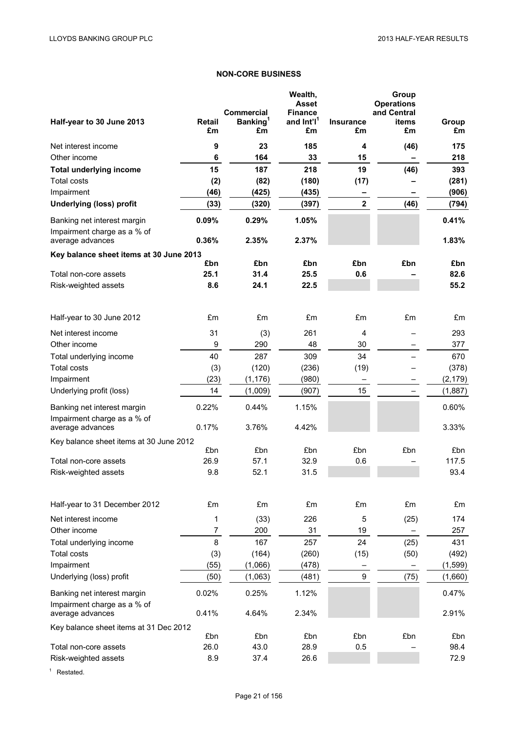## NON-CORE BUSINESS

| Half-year to 30 June 2013 | Retail £m | Commercial Banking[1] £m | Wealth, Asset Finance and Int'l[1] £m | Insurance £m | Group Operations and Central items £m | Group £m |
|---|---|---|---|---|---|---|
| Net interest income | **9** | **23** | **185** | **4** | **(46)** | **175** |
| Other income | **6** | **164** | **33** | **15** | **–** | **218** |
| **Total underlying income** | **15** | **187** | **218** | **19** | **(46)** | **393** |
| Total costs | **(2)** | **(82)** | **(180)** | **(17)** | **–** | **(281)** |
| Impairment | **(46)** | **(425)** | **(435)** | **–** | **–** | **(906)** |
| **Underlying (loss) profit** | **(33)** | **(320)** | **(397)** | **2** | **(46)** | **(794)** |
| Banking net interest margin | **0.09%** | **0.29%** | **1.05%** | | | **0.41%** |
| Impairment charge as a % of average advances | **0.36%** | **2.35%** | **2.37%** | | | **1.83%** |
| **Key balance sheet items at 30 June 2013** | **£bn** | **£bn** | **£bn** | **£bn** | **£bn** | **£bn** |
| Total non-core assets | **25.1** | **31.4** | **25.5** | **0.6** | **–** | **82.6** |
| Risk-weighted assets | **8.6** | **24.1** | **22.5** | | | **55.2** |

| Half-year to 30 June 2012 | £m | £m | £m | £m | £m | £m |
|---|---|---|---|---|---|---|
| Net interest income | 31 | (3) | 261 | 4 | – | 293 |
| Other income | 9 | 290 | 48 | 30 | – | 377 |
| Total underlying income | 40 | 287 | 309 | 34 | – | 670 |
| Total costs | (3) | (120) | (236) | (19) | – | (378) |
| Impairment | (23) | (1,176) | (980) | – | – | (2,179) |
| Underlying profit (loss) | 14 | (1,009) | (907) | 15 | – | (1,887) |
| Banking net interest margin | 0.22% | 0.44% | 1.15% | | | 0.60% |
| Impairment charge as a % of average advances | 0.17% | 3.76% | 4.42% | | | 3.33% |
| Key balance sheet items at 30 June 2012 | £bn | £bn | £bn | £bn | £bn | £bn |
| Total non-core assets | 26.9 | 57.1 | 32.9 | 0.6 | – | 117.5 |
| Risk-weighted assets | 9.8 | 52.1 | 31.5 | | | 93.4 |

| Half-year to 31 December 2012 | £m | £m | £m | £m | £m | £m |
|---|---|---|---|---|---|---|
| Net interest income | 1 | (33) | 226 | 5 | (25) | 174 |
| Other income | 7 | 200 | 31 | 19 | – | 257 |
| Total underlying income | 8 | 167 | 257 | 24 | (25) | 431 |
| Total costs | (3) | (164) | (260) | (15) | (50) | (492) |
| Impairment | (55) | (1,066) | (478) | – | – | (1,599) |
| Underlying (loss) profit | (50) | (1,063) | (481) | 9 | (75) | (1,660) |
| Banking net interest margin | 0.02% | 0.25% | 1.12% | | | 0.47% |
| Impairment charge as a % of average advances | 0.41% | 4.64% | 2.34% | | | 2.91% |
| Key balance sheet items at 31 Dec 2012 | £bn | £bn | £bn | £bn | £bn | £bn |
| Total non-core assets | 26.0 | 43.0 | 28.9 | 0.5 | – | 98.4 |
| Risk-weighted assets | 8.9 | 37.4 | 26.6 | | | 72.9 |

[1] Restated.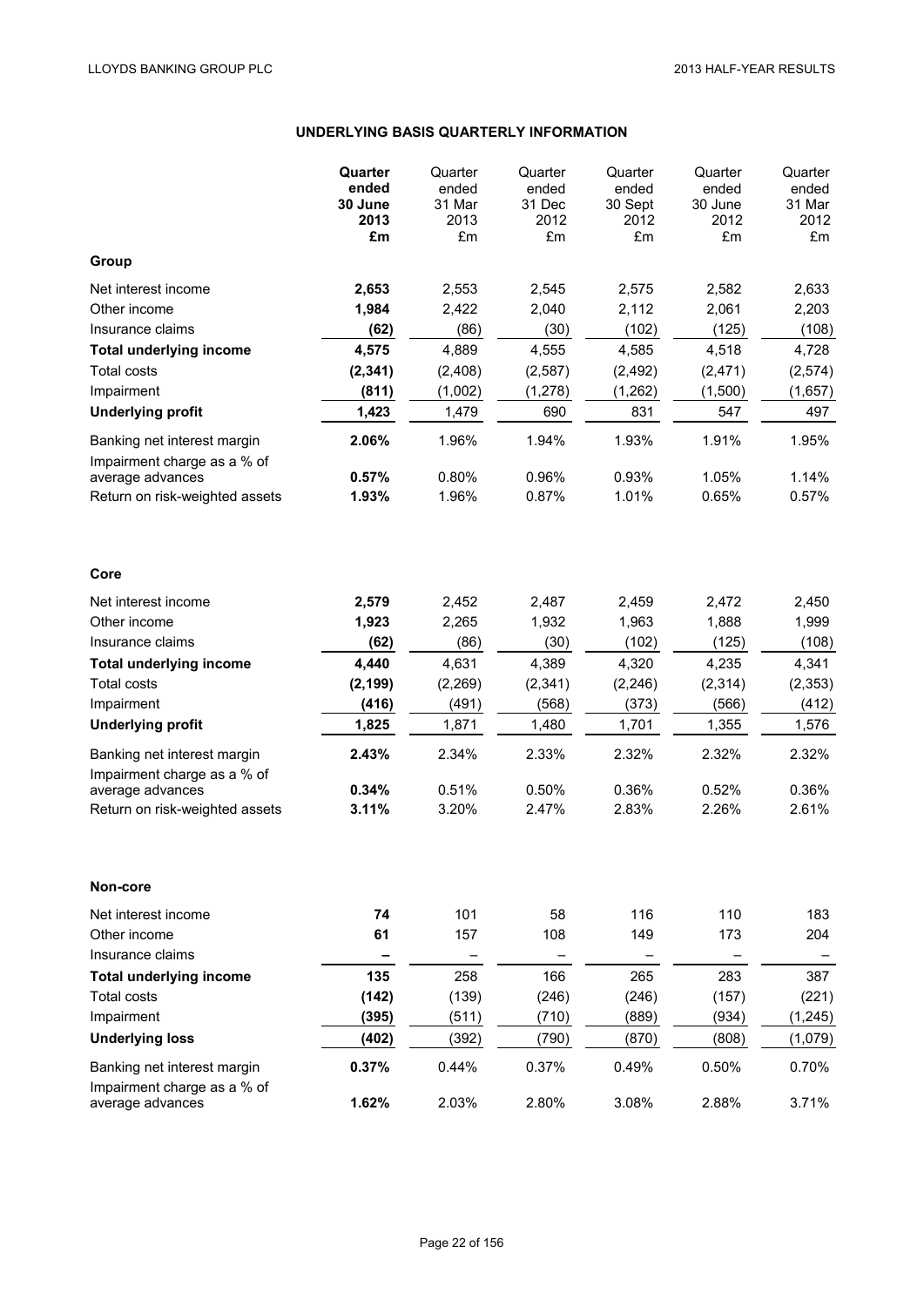## UNDERLYING BASIS QUARTERLY INFORMATION

| | **Quarter ended 30 June 2013 £m** | Quarter ended 31 Mar 2013 £m | Quarter ended 31 Dec 2012 £m | Quarter ended 30 Sept 2012 £m | Quarter ended 30 June 2012 £m | Quarter ended 31 Mar 2012 £m |
|---|---|---|---|---|---|---|
| **Group** | | | | | | |
| Net interest income | **2,653** | 2,553 | 2,545 | 2,575 | 2,582 | 2,633 |
| Other income | **1,984** | 2,422 | 2,040 | 2,112 | 2,061 | 2,203 |
| Insurance claims | **(62)** | (86) | (30) | (102) | (125) | (108) |
| **Total underlying income** | **4,575** | 4,889 | 4,555 | 4,585 | 4,518 | 4,728 |
| Total costs | **(2,341)** | (2,408) | (2,587) | (2,492) | (2,471) | (2,574) |
| Impairment | **(811)** | (1,002) | (1,278) | (1,262) | (1,500) | (1,657) |
| **Underlying profit** | **1,423** | 1,479 | 690 | 831 | 547 | 497 |
| Banking net interest margin | **2.06%** | 1.96% | 1.94% | 1.93% | 1.91% | 1.95% |
| Impairment charge as a % of average advances | **0.57%** | 0.80% | 0.96% | 0.93% | 1.05% | 1.14% |
| Return on risk-weighted assets | **1.93%** | 1.96% | 0.87% | 1.01% | 0.65% | 0.57% |
| | | | | | | |
| **Core** | | | | | | |
| Net interest income | **2,579** | 2,452 | 2,487 | 2,459 | 2,472 | 2,450 |
| Other income | **1,923** | 2,265 | 1,932 | 1,963 | 1,888 | 1,999 |
| Insurance claims | **(62)** | (86) | (30) | (102) | (125) | (108) |
| **Total underlying income** | **4,440** | 4,631 | 4,389 | 4,320 | 4,235 | 4,341 |
| Total costs | **(2,199)** | (2,269) | (2,341) | (2,246) | (2,314) | (2,353) |
| Impairment | **(416)** | (491) | (568) | (373) | (566) | (412) |
| **Underlying profit** | **1,825** | 1,871 | 1,480 | 1,701 | 1,355 | 1,576 |
| Banking net interest margin | **2.43%** | 2.34% | 2.33% | 2.32% | 2.32% | 2.32% |
| Impairment charge as a % of average advances | **0.34%** | 0.51% | 0.50% | 0.36% | 0.52% | 0.36% |
| Return on risk-weighted assets | **3.11%** | 3.20% | 2.47% | 2.83% | 2.26% | 2.61% |
| | | | | | | |
| **Non-core** | | | | | | |
| Net interest income | **74** | 101 | 58 | 116 | 110 | 183 |
| Other income | **61** | 157 | 108 | 149 | 173 | 204 |
| Insurance claims | **–** | – | – | – | – | – |
| **Total underlying income** | **135** | 258 | 166 | 265 | 283 | 387 |
| Total costs | **(142)** | (139) | (246) | (246) | (157) | (221) |
| Impairment | **(395)** | (511) | (710) | (889) | (934) | (1,245) |
| **Underlying loss** | **(402)** | (392) | (790) | (870) | (808) | (1,079) |
| Banking net interest margin | **0.37%** | 0.44% | 0.37% | 0.49% | 0.50% | 0.70% |
| Impairment charge as a % of average advances | **1.62%** | 2.03% | 2.80% | 3.08% | 2.88% | 3.71% |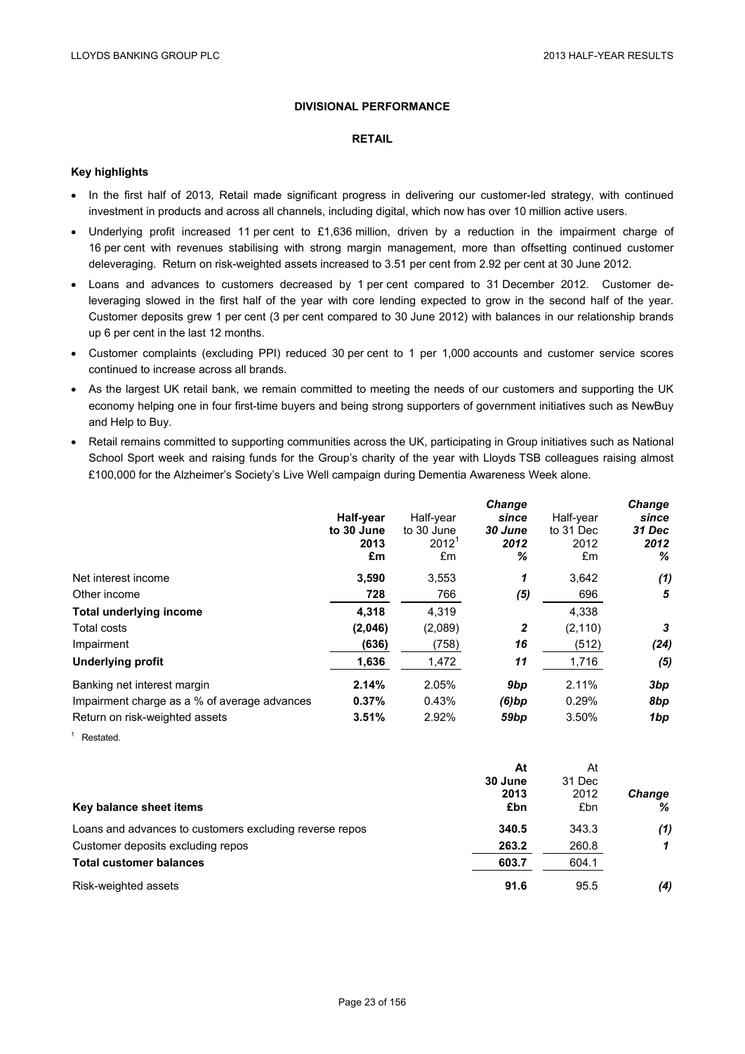## DIVISIONAL PERFORMANCE

### RETAIL

**Key highlights**

- In the first half of 2013, Retail made significant progress in delivering our customer-led strategy, with continued investment in products and across all channels, including digital, which now has over 10 million active users.
- Underlying profit increased 11 per cent to £1,636 million, driven by a reduction in the impairment charge of 16 per cent with revenues stabilising with strong margin management, more than offsetting continued customer deleveraging. Return on risk-weighted assets increased to 3.51 per cent from 2.92 per cent at 30 June 2012.
- Loans and advances to customers decreased by 1 per cent compared to 31 December 2012. Customer de-leveraging slowed in the first half of the year with core lending expected to grow in the second half of the year. Customer deposits grew 1 per cent (3 per cent compared to 30 June 2012) with balances in our relationship brands up 6 per cent in the last 12 months.
- Customer complaints (excluding PPI) reduced 30 per cent to 1 per 1,000 accounts and customer service scores continued to increase across all brands.
- As the largest UK retail bank, we remain committed to meeting the needs of our customers and supporting the UK economy helping one in four first-time buyers and being strong supporters of government initiatives such as NewBuy and Help to Buy.
- Retail remains committed to supporting communities across the UK, participating in Group initiatives such as National School Sport week and raising funds for the Group's charity of the year with Lloyds TSB colleagues raising almost £100,000 for the Alzheimer's Society's Live Well campaign during Dementia Awareness Week alone.

| | **Half-year to 30 June 2013 £m** | Half-year to 30 June 2012[1] £m | ***Change since 30 June 2012 %*** | Half-year to 31 Dec 2012 £m | ***Change since 31 Dec 2012 %*** |
|---|---|---|---|---|---|
| Net interest income | **3,590** | 3,553 | ***1*** | 3,642 | ***(1)*** |
| Other income | **728** | 766 | ***(5)*** | 696 | ***5*** |
| **Total underlying income** | **4,318** | 4,319 | | 4,338 | |
| Total costs | **(2,046)** | (2,089) | ***2*** | (2,110) | ***3*** |
| Impairment | **(636)** | (758) | ***16*** | (512) | ***(24)*** |
| **Underlying profit** | **1,636** | 1,472 | ***11*** | 1,716 | ***(5)*** |
| Banking net interest margin | **2.14%** | 2.05% | ***9bp*** | 2.11% | ***3bp*** |
| Impairment charge as a % of average advances | **0.37%** | 0.43% | ***(6)bp*** | 0.29% | ***8bp*** |
| Return on risk-weighted assets | **3.51%** | 2.92% | ***59bp*** | 3.50% | ***1bp*** |

[1] Restated.

| Key balance sheet items | **At 30 June 2013 £bn** | At 31 Dec 2012 £bn | ***Change %*** |
|---|---|---|---|
| Loans and advances to customers excluding reverse repos | **340.5** | 343.3 | ***(1)*** |
| Customer deposits excluding repos | **263.2** | 260.8 | ***1*** |
| **Total customer balances** | **603.7** | 604.1 | |
| Risk-weighted assets | **91.6** | 95.5 | ***(4)*** |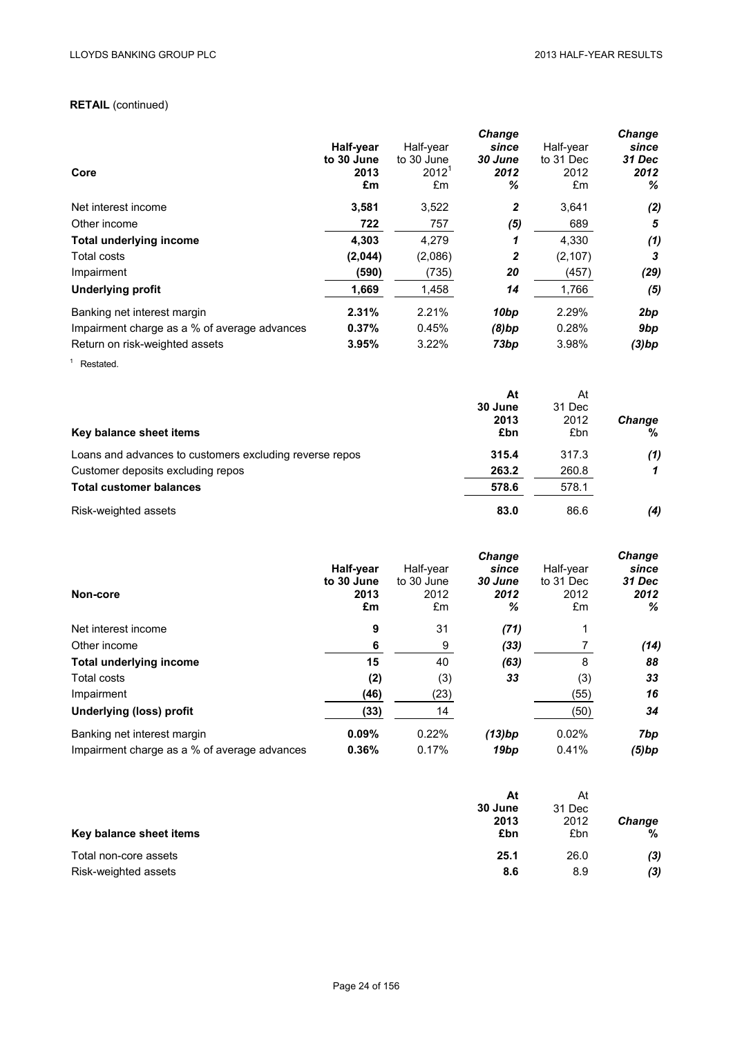**RETAIL** (continued)

| Core | Half-year to 30 June 2013 £m | Half-year to 30 June 2012[1] £m | *Change since 30 June 2012 %* | Half-year to 31 Dec 2012 £m | *Change since 31 Dec 2012 %* |
|---|---|---|---|---|---|
| Net interest income | **3,581** | 3,522 | *2* | 3,641 | *(2)* |
| Other income | **722** | 757 | *(5)* | 689 | *5* |
| **Total underlying income** | **4,303** | 4,279 | *1* | 4,330 | *(1)* |
| Total costs | **(2,044)** | (2,086) | *2* | (2,107) | *3* |
| Impairment | **(590)** | (735) | *20* | (457) | *(29)* |
| **Underlying profit** | **1,669** | 1,458 | *14* | 1,766 | *(5)* |
| Banking net interest margin | **2.31%** | 2.21% | *10bp* | 2.29% | *2bp* |
| Impairment charge as a % of average advances | **0.37%** | 0.45% | *(8)bp* | 0.28% | *9bp* |
| Return on risk-weighted assets | **3.95%** | 3.22% | *73bp* | 3.98% | *(3)bp* |

[1] Restated.

| Key balance sheet items | At 30 June 2013 £bn | At 31 Dec 2012 £bn | *Change %* |
|---|---|---|---|
| Loans and advances to customers excluding reverse repos | **315.4** | 317.3 | *(1)* |
| Customer deposits excluding repos | **263.2** | 260.8 | *1* |
| **Total customer balances** | **578.6** | 578.1 | |
| Risk-weighted assets | **83.0** | 86.6 | *(4)* |

| Non-core | Half-year to 30 June 2013 £m | Half-year to 30 June 2012 £m | *Change since 30 June 2012 %* | Half-year to 31 Dec 2012 £m | *Change since 31 Dec 2012 %* |
|---|---|---|---|---|---|
| Net interest income | **9** | 31 | *(71)* | 1 | |
| Other income | **6** | 9 | *(33)* | 7 | *(14)* |
| **Total underlying income** | **15** | 40 | *(63)* | 8 | *88* |
| Total costs | **(2)** | (3) | *33* | (3) | *33* |
| Impairment | **(46)** | (23) | | (55) | *16* |
| **Underlying (loss) profit** | **(33)** | 14 | | (50) | *34* |
| Banking net interest margin | **0.09%** | 0.22% | *(13)bp* | 0.02% | *7bp* |
| Impairment charge as a % of average advances | **0.36%** | 0.17% | *19bp* | 0.41% | *(5)bp* |

| Key balance sheet items | At 30 June 2013 £bn | At 31 Dec 2012 £bn | *Change %* |
|---|---|---|---|
| Total non-core assets | **25.1** | 26.0 | *(3)* |
| Risk-weighted assets | **8.6** | 8.9 | *(3)* |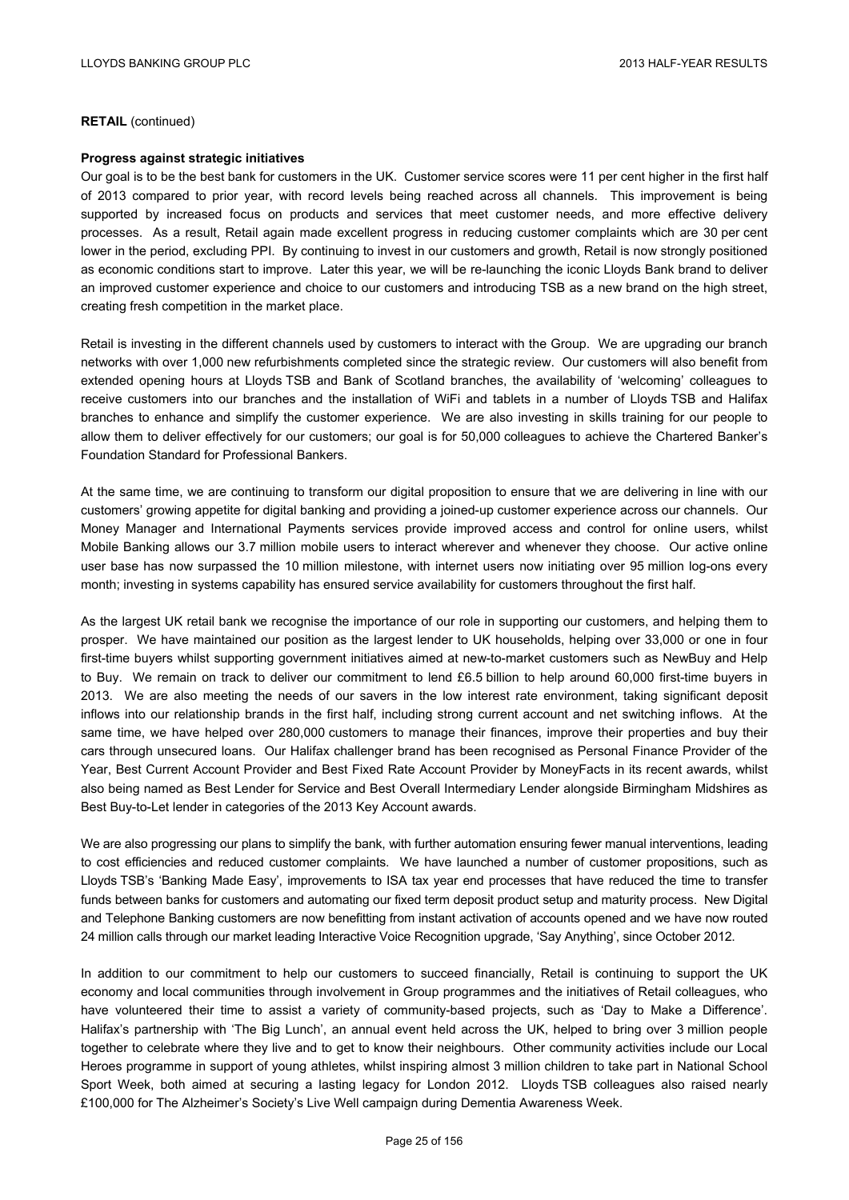**RETAIL** (continued)

**Progress against strategic initiatives**

Our goal is to be the best bank for customers in the UK. Customer service scores were 11 per cent higher in the first half of 2013 compared to prior year, with record levels being reached across all channels. This improvement is being supported by increased focus on products and services that meet customer needs, and more effective delivery processes. As a result, Retail again made excellent progress in reducing customer complaints which are 30 per cent lower in the period, excluding PPI. By continuing to invest in our customers and growth, Retail is now strongly positioned as economic conditions start to improve. Later this year, we will be re-launching the iconic Lloyds Bank brand to deliver an improved customer experience and choice to our customers and introducing TSB as a new brand on the high street, creating fresh competition in the market place.

Retail is investing in the different channels used by customers to interact with the Group. We are upgrading our branch networks with over 1,000 new refurbishments completed since the strategic review. Our customers will also benefit from extended opening hours at Lloyds TSB and Bank of Scotland branches, the availability of 'welcoming' colleagues to receive customers into our branches and the installation of WiFi and tablets in a number of Lloyds TSB and Halifax branches to enhance and simplify the customer experience. We are also investing in skills training for our people to allow them to deliver effectively for our customers; our goal is for 50,000 colleagues to achieve the Chartered Banker's Foundation Standard for Professional Bankers.

At the same time, we are continuing to transform our digital proposition to ensure that we are delivering in line with our customers' growing appetite for digital banking and providing a joined-up customer experience across our channels. Our Money Manager and International Payments services provide improved access and control for online users, whilst Mobile Banking allows our 3.7 million mobile users to interact wherever and whenever they choose. Our active online user base has now surpassed the 10 million milestone, with internet users now initiating over 95 million log-ons every month; investing in systems capability has ensured service availability for customers throughout the first half.

As the largest UK retail bank we recognise the importance of our role in supporting our customers, and helping them to prosper. We have maintained our position as the largest lender to UK households, helping over 33,000 or one in four first-time buyers whilst supporting government initiatives aimed at new-to-market customers such as NewBuy and Help to Buy. We remain on track to deliver our commitment to lend £6.5 billion to help around 60,000 first-time buyers in 2013. We are also meeting the needs of our savers in the low interest rate environment, taking significant deposit inflows into our relationship brands in the first half, including strong current account and net switching inflows. At the same time, we have helped over 280,000 customers to manage their finances, improve their properties and buy their cars through unsecured loans. Our Halifax challenger brand has been recognised as Personal Finance Provider of the Year, Best Current Account Provider and Best Fixed Rate Account Provider by MoneyFacts in its recent awards, whilst also being named as Best Lender for Service and Best Overall Intermediary Lender alongside Birmingham Midshires as Best Buy-to-Let lender in categories of the 2013 Key Account awards.

We are also progressing our plans to simplify the bank, with further automation ensuring fewer manual interventions, leading to cost efficiencies and reduced customer complaints. We have launched a number of customer propositions, such as Lloyds TSB's 'Banking Made Easy', improvements to ISA tax year end processes that have reduced the time to transfer funds between banks for customers and automating our fixed term deposit product setup and maturity process. New Digital and Telephone Banking customers are now benefitting from instant activation of accounts opened and we have now routed 24 million calls through our market leading Interactive Voice Recognition upgrade, 'Say Anything', since October 2012.

In addition to our commitment to help our customers to succeed financially, Retail is continuing to support the UK economy and local communities through involvement in Group programmes and the initiatives of Retail colleagues, who have volunteered their time to assist a variety of community-based projects, such as 'Day to Make a Difference'. Halifax's partnership with 'The Big Lunch', an annual event held across the UK, helped to bring over 3 million people together to celebrate where they live and to get to know their neighbours. Other community activities include our Local Heroes programme in support of young athletes, whilst inspiring almost 3 million children to take part in National School Sport Week, both aimed at securing a lasting legacy for London 2012. Lloyds TSB colleagues also raised nearly £100,000 for The Alzheimer's Society's Live Well campaign during Dementia Awareness Week.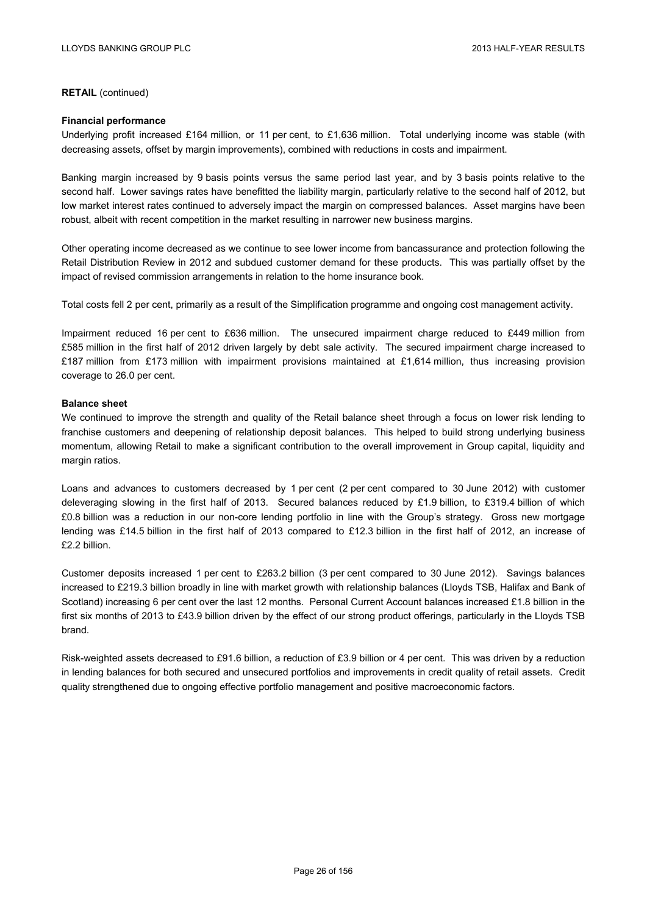**RETAIL** (continued)

**Financial performance**

Underlying profit increased £164 million, or 11 per cent, to £1,636 million. Total underlying income was stable (with decreasing assets, offset by margin improvements), combined with reductions in costs and impairment.

Banking margin increased by 9 basis points versus the same period last year, and by 3 basis points relative to the second half. Lower savings rates have benefitted the liability margin, particularly relative to the second half of 2012, but low market interest rates continued to adversely impact the margin on compressed balances. Asset margins have been robust, albeit with recent competition in the market resulting in narrower new business margins.

Other operating income decreased as we continue to see lower income from bancassurance and protection following the Retail Distribution Review in 2012 and subdued customer demand for these products. This was partially offset by the impact of revised commission arrangements in relation to the home insurance book.

Total costs fell 2 per cent, primarily as a result of the Simplification programme and ongoing cost management activity.

Impairment reduced 16 per cent to £636 million. The unsecured impairment charge reduced to £449 million from £585 million in the first half of 2012 driven largely by debt sale activity. The secured impairment charge increased to £187 million from £173 million with impairment provisions maintained at £1,614 million, thus increasing provision coverage to 26.0 per cent.

**Balance sheet**

We continued to improve the strength and quality of the Retail balance sheet through a focus on lower risk lending to franchise customers and deepening of relationship deposit balances. This helped to build strong underlying business momentum, allowing Retail to make a significant contribution to the overall improvement in Group capital, liquidity and margin ratios.

Loans and advances to customers decreased by 1 per cent (2 per cent compared to 30 June 2012) with customer deleveraging slowing in the first half of 2013. Secured balances reduced by £1.9 billion, to £319.4 billion of which £0.8 billion was a reduction in our non-core lending portfolio in line with the Group's strategy. Gross new mortgage lending was £14.5 billion in the first half of 2013 compared to £12.3 billion in the first half of 2012, an increase of £2.2 billion.

Customer deposits increased 1 per cent to £263.2 billion (3 per cent compared to 30 June 2012). Savings balances increased to £219.3 billion broadly in line with market growth with relationship balances (Lloyds TSB, Halifax and Bank of Scotland) increasing 6 per cent over the last 12 months. Personal Current Account balances increased £1.8 billion in the first six months of 2013 to £43.9 billion driven by the effect of our strong product offerings, particularly in the Lloyds TSB brand.

Risk-weighted assets decreased to £91.6 billion, a reduction of £3.9 billion or 4 per cent. This was driven by a reduction in lending balances for both secured and unsecured portfolios and improvements in credit quality of retail assets. Credit quality strengthened due to ongoing effective portfolio management and positive macroeconomic factors.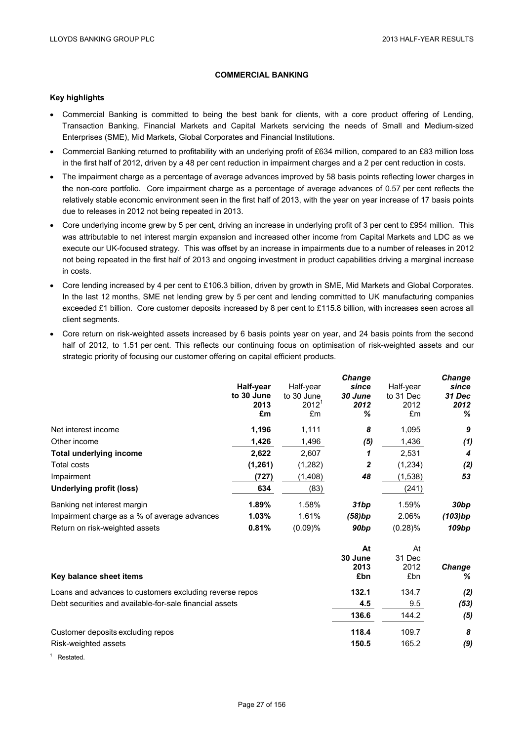## COMMERCIAL BANKING

### Key highlights

- Commercial Banking is committed to being the best bank for clients, with a core product offering of Lending, Transaction Banking, Financial Markets and Capital Markets servicing the needs of Small and Medium-sized Enterprises (SME), Mid Markets, Global Corporates and Financial Institutions.
- Commercial Banking returned to profitability with an underlying profit of £634 million, compared to an £83 million loss in the first half of 2012, driven by a 48 per cent reduction in impairment charges and a 2 per cent reduction in costs.
- The impairment charge as a percentage of average advances improved by 58 basis points reflecting lower charges in the non-core portfolio. Core impairment charge as a percentage of average advances of 0.57 per cent reflects the relatively stable economic environment seen in the first half of 2013, with the year on year increase of 17 basis points due to releases in 2012 not being repeated in 2013.
- Core underlying income grew by 5 per cent, driving an increase in underlying profit of 3 per cent to £954 million. This was attributable to net interest margin expansion and increased other income from Capital Markets and LDC as we execute our UK-focused strategy. This was offset by an increase in impairments due to a number of releases in 2012 not being repeated in the first half of 2013 and ongoing investment in product capabilities driving a marginal increase in costs.
- Core lending increased by 4 per cent to £106.3 billion, driven by growth in SME, Mid Markets and Global Corporates. In the last 12 months, SME net lending grew by 5 per cent and lending committed to UK manufacturing companies exceeded £1 billion. Core customer deposits increased by 8 per cent to £115.8 billion, with increases seen across all client segments.
- Core return on risk-weighted assets increased by 6 basis points year on year, and 24 basis points from the second half of 2012, to 1.51 per cent. This reflects our continuing focus on optimisation of risk-weighted assets and our strategic priority of focusing our customer offering on capital efficient products.

| | **Half-year to 30 June 2013 £m** | Half-year to 30 June 2012[1] £m | ***Change since 30 June 2012 %*** | Half-year to 31 Dec 2012 £m | ***Change since 31 Dec 2012 %*** |
|---|---|---|---|---|---|
| Net interest income | **1,196** | 1,111 | ***8*** | 1,095 | ***9*** |
| Other income | **1,426** | 1,496 | ***(5)*** | 1,436 | ***(1)*** |
| **Total underlying income** | **2,622** | 2,607 | ***1*** | 2,531 | ***4*** |
| Total costs | **(1,261)** | (1,282) | ***2*** | (1,234) | ***(2)*** |
| Impairment | **(727)** | (1,408) | ***48*** | (1,538) | ***53*** |
| **Underlying profit (loss)** | **634** | (83) | | (241) | |
| Banking net interest margin | **1.89%** | 1.58% | ***31bp*** | 1.59% | ***30bp*** |
| Impairment charge as a % of average advances | **1.03%** | 1.61% | ***(58)bp*** | 2.06% | ***(103)bp*** |
| Return on risk-weighted assets | **0.81%** | (0.09)% | ***90bp*** | (0.28)% | ***109bp*** |

| **Key balance sheet items** | **At 30 June 2013 £bn** | At 31 Dec 2012 £bn | ***Change %*** |
|---|---|---|---|
| Loans and advances to customers excluding reverse repos | **132.1** | 134.7 | ***(2)*** |
| Debt securities and available-for-sale financial assets | **4.5** | 9.5 | ***(53)*** |
| | **136.6** | 144.2 | ***(5)*** |
| Customer deposits excluding repos | **118.4** | 109.7 | ***8*** |
| Risk-weighted assets | **150.5** | 165.2 | ***(9)*** |

[1] Restated.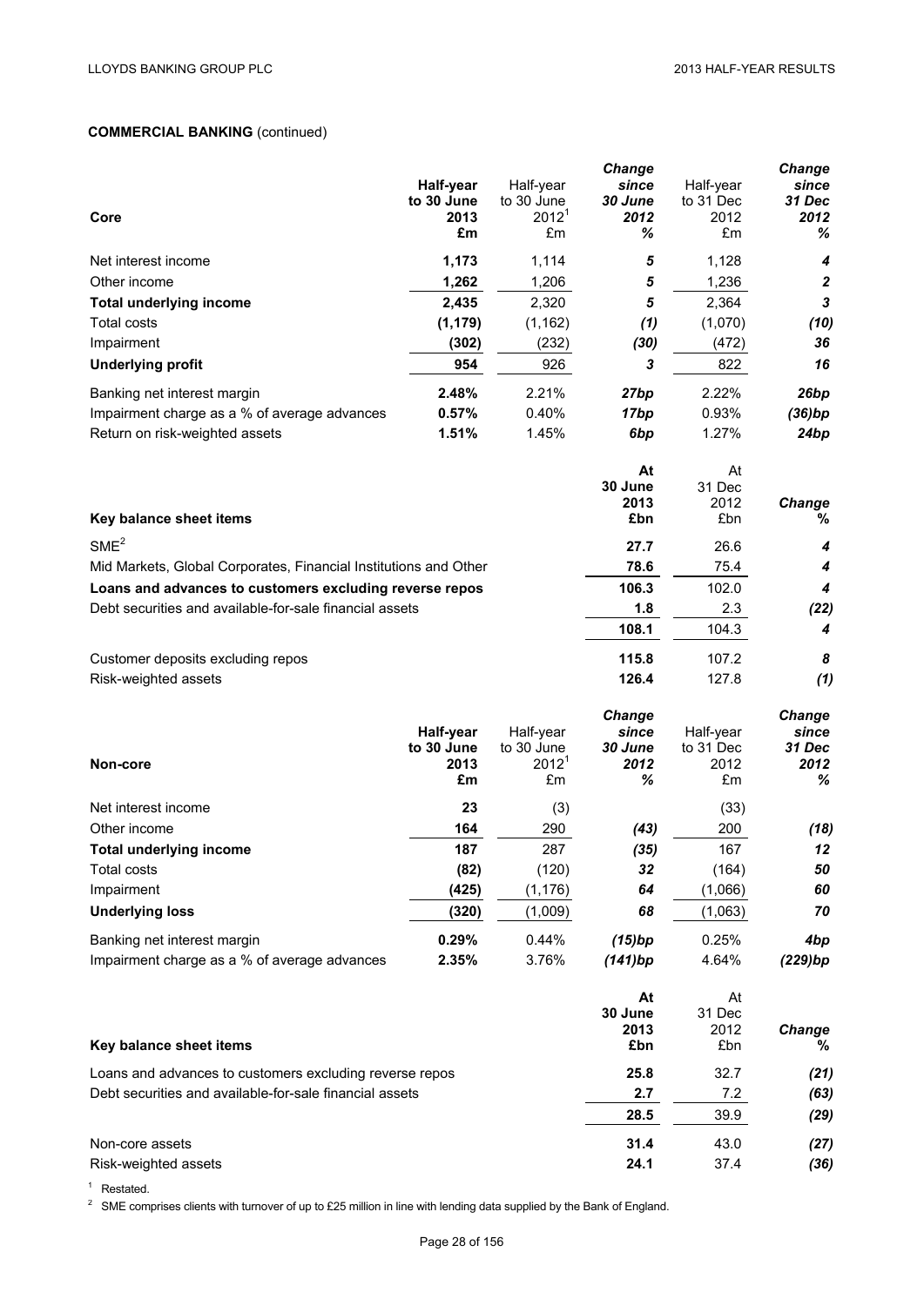**COMMERCIAL BANKING** (continued)

| Core | Half-year to 30 June 2013 £m | Half-year to 30 June 2012[1] £m | Change since 30 June 2012 % | Half-year to 31 Dec 2012 £m | Change since 31 Dec 2012 % |
|---|---|---|---|---|---|
| Net interest income | **1,173** | 1,114 | *5* | 1,128 | *4* |
| Other income | **1,262** | 1,206 | *5* | 1,236 | *2* |
| **Total underlying income** | **2,435** | 2,320 | *5* | 2,364 | *3* |
| Total costs | **(1,179)** | (1,162) | *(1)* | (1,070) | *(10)* |
| Impairment | **(302)** | (232) | *(30)* | (472) | *36* |
| **Underlying profit** | **954** | 926 | *3* | 822 | *16* |
| Banking net interest margin | **2.48%** | 2.21% | *27bp* | 2.22% | *26bp* |
| Impairment charge as a % of average advances | **0.57%** | 0.40% | *17bp* | 0.93% | *(36)bp* |
| Return on risk-weighted assets | **1.51%** | 1.45% | *6bp* | 1.27% | *24bp* |

| Key balance sheet items | At 30 June 2013 £bn | At 31 Dec 2012 £bn | Change % |
|---|---|---|---|
| SME[2] | **27.7** | 26.6 | *4* |
| Mid Markets, Global Corporates, Financial Institutions and Other | **78.6** | 75.4 | *4* |
| **Loans and advances to customers excluding reverse repos** | **106.3** | 102.0 | *4* |
| Debt securities and available-for-sale financial assets | **1.8** | 2.3 | *(22)* |
| | **108.1** | 104.3 | *4* |
| Customer deposits excluding repos | **115.8** | 107.2 | *8* |
| Risk-weighted assets | **126.4** | 127.8 | *(1)* |

| Non-core | Half-year to 30 June 2013 £m | Half-year to 30 June 2012[1] £m | Change since 30 June 2012 % | Half-year to 31 Dec 2012 £m | Change since 31 Dec 2012 % |
|---|---|---|---|---|---|
| Net interest income | **23** | (3) | | (33) | |
| Other income | **164** | 290 | *(43)* | 200 | *(18)* |
| **Total underlying income** | **187** | 287 | *(35)* | 167 | *12* |
| Total costs | **(82)** | (120) | *32* | (164) | *50* |
| Impairment | **(425)** | (1,176) | *64* | (1,066) | *60* |
| **Underlying loss** | **(320)** | (1,009) | *68* | (1,063) | *70* |
| Banking net interest margin | **0.29%** | 0.44% | *(15)bp* | 0.25% | *4bp* |
| Impairment charge as a % of average advances | **2.35%** | 3.76% | *(141)bp* | 4.64% | *(229)bp* |

| Key balance sheet items | At 30 June 2013 £bn | At 31 Dec 2012 £bn | Change % |
|---|---|---|---|
| Loans and advances to customers excluding reverse repos | **25.8** | 32.7 | *(21)* |
| Debt securities and available-for-sale financial assets | **2.7** | 7.2 | *(63)* |
| | **28.5** | 39.9 | *(29)* |
| Non-core assets | **31.4** | 43.0 | *(27)* |
| Risk-weighted assets | **24.1** | 37.4 | *(36)* |

[1] Restated.

[2] SME comprises clients with turnover of up to £25 million in line with lending data supplied by the Bank of England.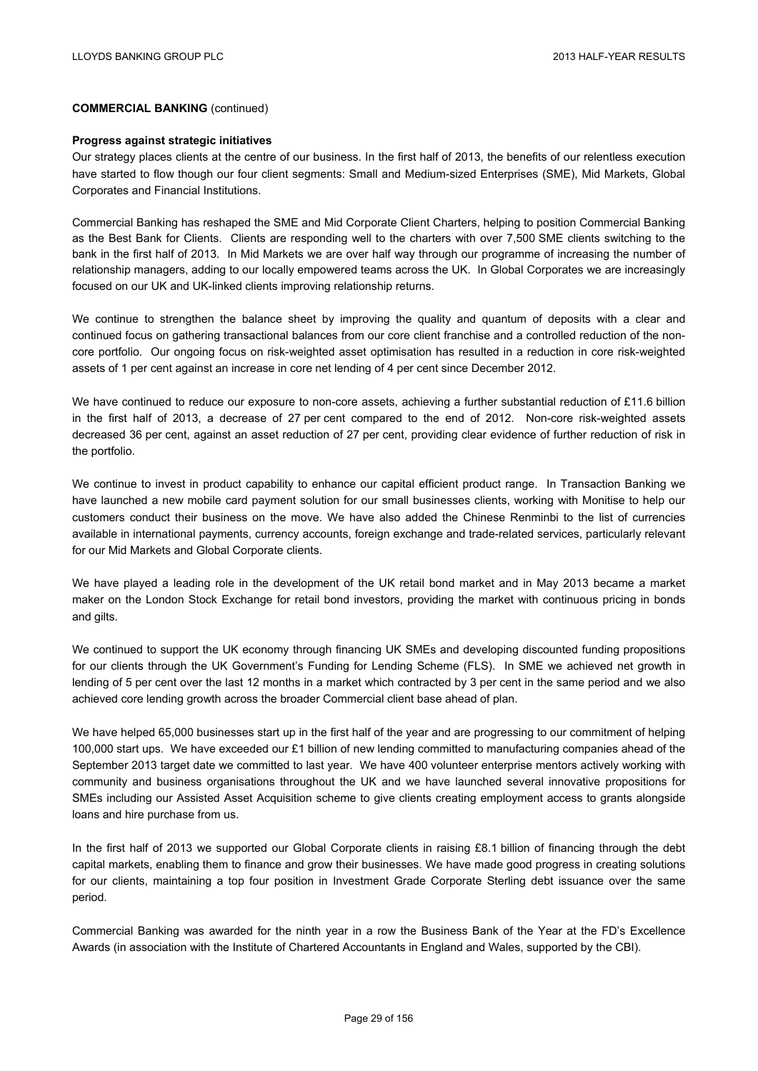**COMMERCIAL BANKING** (continued)

**Progress against strategic initiatives**

Our strategy places clients at the centre of our business. In the first half of 2013, the benefits of our relentless execution have started to flow though our four client segments: Small and Medium-sized Enterprises (SME), Mid Markets, Global Corporates and Financial Institutions.

Commercial Banking has reshaped the SME and Mid Corporate Client Charters, helping to position Commercial Banking as the Best Bank for Clients. Clients are responding well to the charters with over 7,500 SME clients switching to the bank in the first half of 2013. In Mid Markets we are over half way through our programme of increasing the number of relationship managers, adding to our locally empowered teams across the UK. In Global Corporates we are increasingly focused on our UK and UK-linked clients improving relationship returns.

We continue to strengthen the balance sheet by improving the quality and quantum of deposits with a clear and continued focus on gathering transactional balances from our core client franchise and a controlled reduction of the non-core portfolio. Our ongoing focus on risk-weighted asset optimisation has resulted in a reduction in core risk-weighted assets of 1 per cent against an increase in core net lending of 4 per cent since December 2012.

We have continued to reduce our exposure to non-core assets, achieving a further substantial reduction of £11.6 billion in the first half of 2013, a decrease of 27 per cent compared to the end of 2012. Non-core risk-weighted assets decreased 36 per cent, against an asset reduction of 27 per cent, providing clear evidence of further reduction of risk in the portfolio.

We continue to invest in product capability to enhance our capital efficient product range. In Transaction Banking we have launched a new mobile card payment solution for our small businesses clients, working with Monitise to help our customers conduct their business on the move. We have also added the Chinese Renminbi to the list of currencies available in international payments, currency accounts, foreign exchange and trade-related services, particularly relevant for our Mid Markets and Global Corporate clients.

We have played a leading role in the development of the UK retail bond market and in May 2013 became a market maker on the London Stock Exchange for retail bond investors, providing the market with continuous pricing in bonds and gilts.

We continued to support the UK economy through financing UK SMEs and developing discounted funding propositions for our clients through the UK Government's Funding for Lending Scheme (FLS). In SME we achieved net growth in lending of 5 per cent over the last 12 months in a market which contracted by 3 per cent in the same period and we also achieved core lending growth across the broader Commercial client base ahead of plan.

We have helped 65,000 businesses start up in the first half of the year and are progressing to our commitment of helping 100,000 start ups. We have exceeded our £1 billion of new lending committed to manufacturing companies ahead of the September 2013 target date we committed to last year. We have 400 volunteer enterprise mentors actively working with community and business organisations throughout the UK and we have launched several innovative propositions for SMEs including our Assisted Asset Acquisition scheme to give clients creating employment access to grants alongside loans and hire purchase from us.

In the first half of 2013 we supported our Global Corporate clients in raising £8.1 billion of financing through the debt capital markets, enabling them to finance and grow their businesses. We have made good progress in creating solutions for our clients, maintaining a top four position in Investment Grade Corporate Sterling debt issuance over the same period.

Commercial Banking was awarded for the ninth year in a row the Business Bank of the Year at the FD's Excellence Awards (in association with the Institute of Chartered Accountants in England and Wales, supported by the CBI).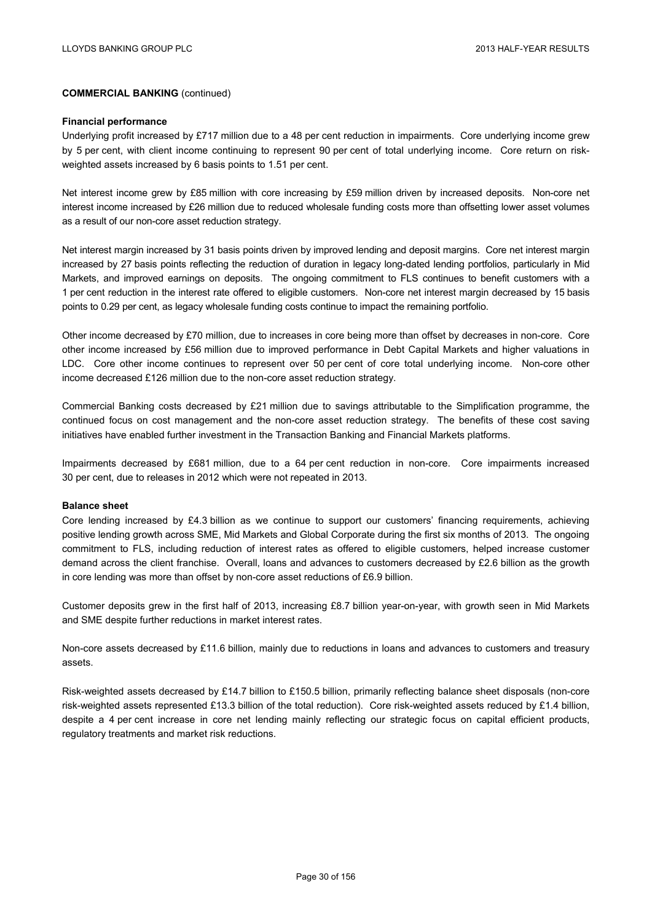**COMMERCIAL BANKING** (continued)

**Financial performance**

Underlying profit increased by £717 million due to a 48 per cent reduction in impairments. Core underlying income grew by 5 per cent, with client income continuing to represent 90 per cent of total underlying income. Core return on risk-weighted assets increased by 6 basis points to 1.51 per cent.

Net interest income grew by £85 million with core increasing by £59 million driven by increased deposits. Non-core net interest income increased by £26 million due to reduced wholesale funding costs more than offsetting lower asset volumes as a result of our non-core asset reduction strategy.

Net interest margin increased by 31 basis points driven by improved lending and deposit margins. Core net interest margin increased by 27 basis points reflecting the reduction of duration in legacy long-dated lending portfolios, particularly in Mid Markets, and improved earnings on deposits. The ongoing commitment to FLS continues to benefit customers with a 1 per cent reduction in the interest rate offered to eligible customers. Non-core net interest margin decreased by 15 basis points to 0.29 per cent, as legacy wholesale funding costs continue to impact the remaining portfolio.

Other income decreased by £70 million, due to increases in core being more than offset by decreases in non-core. Core other income increased by £56 million due to improved performance in Debt Capital Markets and higher valuations in LDC. Core other income continues to represent over 50 per cent of core total underlying income. Non-core other income decreased £126 million due to the non-core asset reduction strategy.

Commercial Banking costs decreased by £21 million due to savings attributable to the Simplification programme, the continued focus on cost management and the non-core asset reduction strategy. The benefits of these cost saving initiatives have enabled further investment in the Transaction Banking and Financial Markets platforms.

Impairments decreased by £681 million, due to a 64 per cent reduction in non-core. Core impairments increased 30 per cent, due to releases in 2012 which were not repeated in 2013.

**Balance sheet**

Core lending increased by £4.3 billion as we continue to support our customers' financing requirements, achieving positive lending growth across SME, Mid Markets and Global Corporate during the first six months of 2013. The ongoing commitment to FLS, including reduction of interest rates as offered to eligible customers, helped increase customer demand across the client franchise. Overall, loans and advances to customers decreased by £2.6 billion as the growth in core lending was more than offset by non-core asset reductions of £6.9 billion.

Customer deposits grew in the first half of 2013, increasing £8.7 billion year-on-year, with growth seen in Mid Markets and SME despite further reductions in market interest rates.

Non-core assets decreased by £11.6 billion, mainly due to reductions in loans and advances to customers and treasury assets.

Risk-weighted assets decreased by £14.7 billion to £150.5 billion, primarily reflecting balance sheet disposals (non-core risk-weighted assets represented £13.3 billion of the total reduction). Core risk-weighted assets reduced by £1.4 billion, despite a 4 per cent increase in core net lending mainly reflecting our strategic focus on capital efficient products, regulatory treatments and market risk reductions.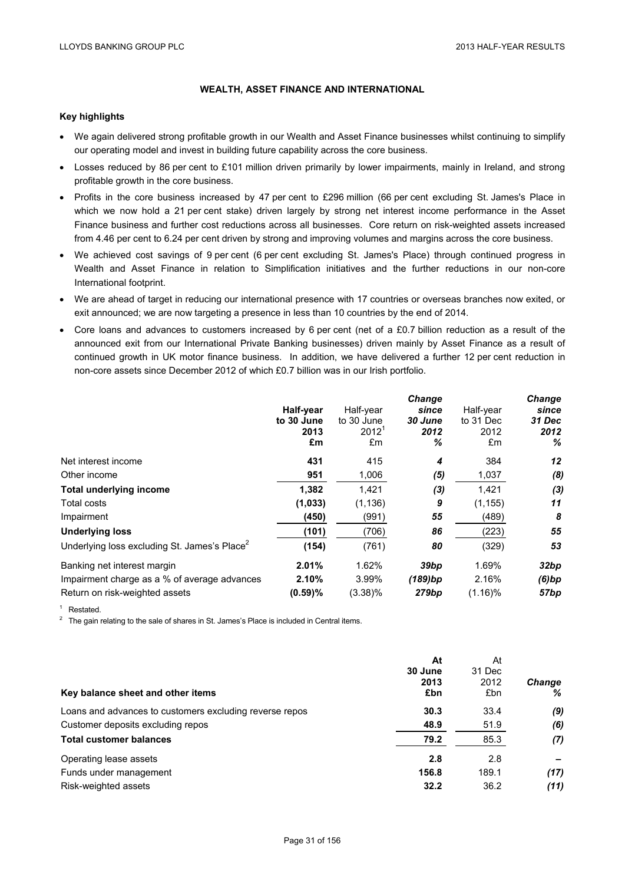## WEALTH, ASSET FINANCE AND INTERNATIONAL

**Key highlights**

- We again delivered strong profitable growth in our Wealth and Asset Finance businesses whilst continuing to simplify our operating model and invest in building future capability across the core business.
- Losses reduced by 86 per cent to £101 million driven primarily by lower impairments, mainly in Ireland, and strong profitable growth in the core business.
- Profits in the core business increased by 47 per cent to £296 million (66 per cent excluding St. James's Place in which we now hold a 21 per cent stake) driven largely by strong net interest income performance in the Asset Finance business and further cost reductions across all businesses. Core return on risk-weighted assets increased from 4.46 per cent to 6.24 per cent driven by strong and improving volumes and margins across the core business.
- We achieved cost savings of 9 per cent (6 per cent excluding St. James's Place) through continued progress in Wealth and Asset Finance in relation to Simplification initiatives and the further reductions in our non-core International footprint.
- We are ahead of target in reducing our international presence with 17 countries or overseas branches now exited, or exit announced; we are now targeting a presence in less than 10 countries by the end of 2014.
- Core loans and advances to customers increased by 6 per cent (net of a £0.7 billion reduction as a result of the announced exit from our International Private Banking businesses) driven mainly by Asset Finance as a result of continued growth in UK motor finance business. In addition, we have delivered a further 12 per cent reduction in non-core assets since December 2012 of which £0.7 billion was in our Irish portfolio.

| | **Half-year to 30 June 2013 £m** | Half-year to 30 June 2012[1] £m | ***Change since 30 June 2012 %*** | Half-year to 31 Dec 2012 £m | ***Change since 31 Dec 2012 %*** |
|---|---|---|---|---|---|
| Net interest income | **431** | 415 | ***4*** | 384 | ***12*** |
| Other income | **951** | 1,006 | ***(5)*** | 1,037 | ***(8)*** |
| **Total underlying income** | **1,382** | 1,421 | ***(3)*** | 1,421 | ***(3)*** |
| Total costs | **(1,033)** | (1,136) | ***9*** | (1,155) | ***11*** |
| Impairment | **(450)** | (991) | ***55*** | (489) | ***8*** |
| **Underlying loss** | **(101)** | (706) | ***86*** | (223) | ***55*** |
| Underlying loss excluding St. James's Place[2] | **(154)** | (761) | ***80*** | (329) | ***53*** |
| Banking net interest margin | **2.01%** | 1.62% | ***39bp*** | 1.69% | ***32bp*** |
| Impairment charge as a % of average advances | **2.10%** | 3.99% | ***(189)bp*** | 2.16% | ***(6)bp*** |
| Return on risk-weighted assets | **(0.59)%** | (3.38)% | ***279bp*** | (1.16)% | ***57bp*** |

[1] Restated.

[2] The gain relating to the sale of shares in St. James's Place is included in Central items.

| **Key balance sheet and other items** | **At 30 June 2013 £bn** | At 31 Dec 2012 £bn | ***Change %*** |
|---|---|---|---|
| Loans and advances to customers excluding reverse repos | **30.3** | 33.4 | ***(9)*** |
| Customer deposits excluding repos | **48.9** | 51.9 | ***(6)*** |
| **Total customer balances** | **79.2** | 85.3 | ***(7)*** |
| Operating lease assets | **2.8** | 2.8 | ***–*** |
| Funds under management | **156.8** | 189.1 | ***(17)*** |
| Risk-weighted assets | **32.2** | 36.2 | ***(11)*** |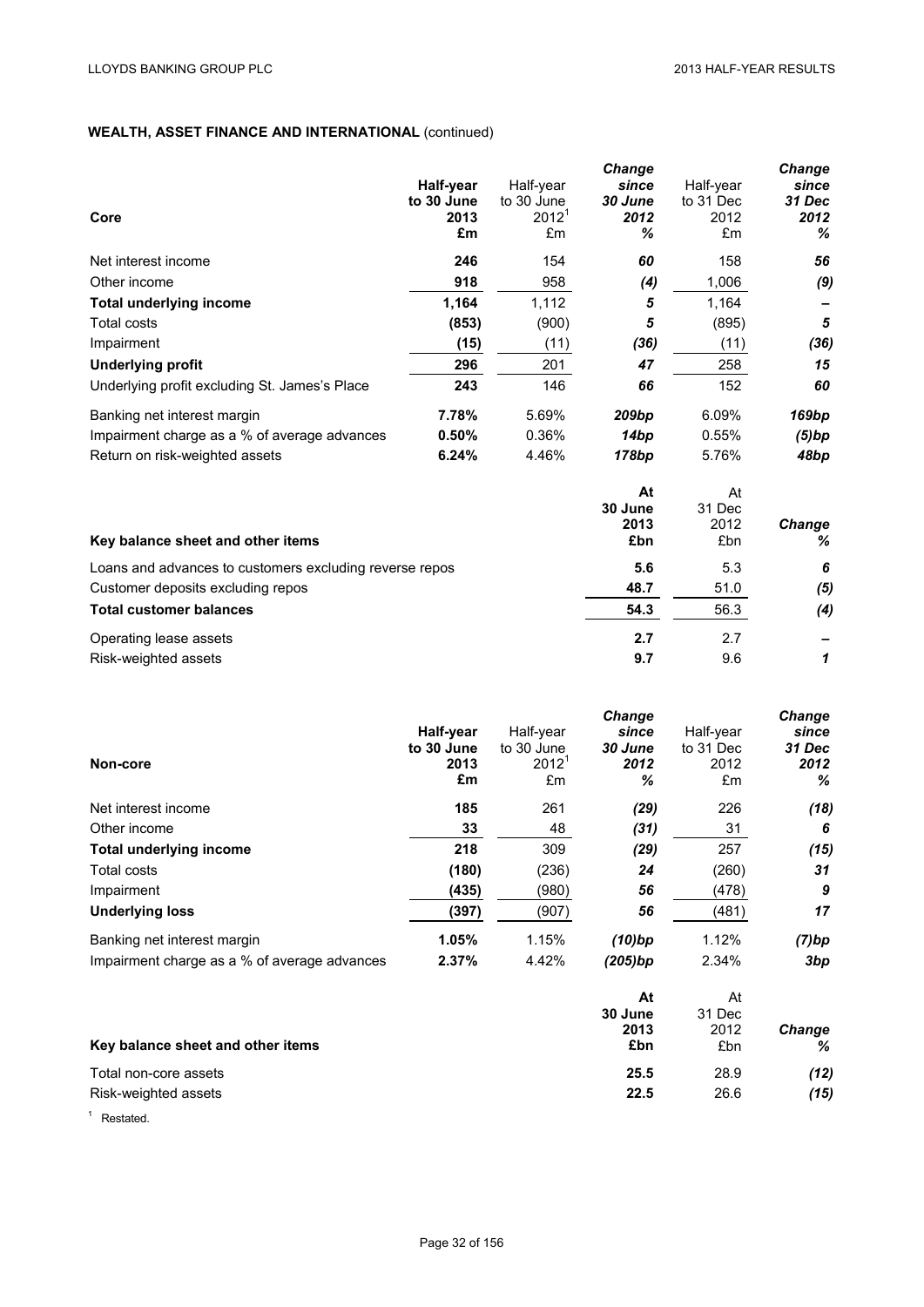**WEALTH, ASSET FINANCE AND INTERNATIONAL** (continued)

| **Core** | **Half-year to 30 June 2013 £m** | Half-year to 30 June 2012[1] £m | ***Change since 30 June 2012 %*** | Half-year to 31 Dec 2012 £m | ***Change since 31 Dec 2012 %*** |
|---|---|---|---|---|---|
| Net interest income | **246** | 154 | ***60*** | 158 | ***56*** |
| Other income | **918** | 958 | ***(4)*** | 1,006 | ***(9)*** |
| **Total underlying income** | **1,164** | 1,112 | ***5*** | 1,164 | ***–*** |
| Total costs | **(853)** | (900) | ***5*** | (895) | ***5*** |
| Impairment | **(15)** | (11) | ***(36)*** | (11) | ***(36)*** |
| **Underlying profit** | **296** | 201 | ***47*** | 258 | ***15*** |
| Underlying profit excluding St. James's Place | **243** | 146 | ***66*** | 152 | ***60*** |
| Banking net interest margin | **7.78%** | 5.69% | ***209bp*** | 6.09% | ***169bp*** |
| Impairment charge as a % of average advances | **0.50%** | 0.36% | ***14bp*** | 0.55% | ***(5)bp*** |
| Return on risk-weighted assets | **6.24%** | 4.46% | ***178bp*** | 5.76% | ***48bp*** |

| **Key balance sheet and other items** | **At 30 June 2013 £bn** | At 31 Dec 2012 £bn | ***Change %*** |
|---|---|---|---|
| Loans and advances to customers excluding reverse repos | **5.6** | 5.3 | ***6*** |
| Customer deposits excluding repos | **48.7** | 51.0 | ***(5)*** |
| **Total customer balances** | **54.3** | 56.3 | ***(4)*** |
| Operating lease assets | **2.7** | 2.7 | ***–*** |
| Risk-weighted assets | **9.7** | 9.6 | ***1*** |

| **Non-core** | **Half-year to 30 June 2013 £m** | Half-year to 30 June 2012[1] £m | ***Change since 30 June 2012 %*** | Half-year to 31 Dec 2012 £m | ***Change since 31 Dec 2012 %*** |
|---|---|---|---|---|---|
| Net interest income | **185** | 261 | ***(29)*** | 226 | ***(18)*** |
| Other income | **33** | 48 | ***(31)*** | 31 | ***6*** |
| **Total underlying income** | **218** | 309 | ***(29)*** | 257 | ***(15)*** |
| Total costs | **(180)** | (236) | ***24*** | (260) | ***31*** |
| Impairment | **(435)** | (980) | ***56*** | (478) | ***9*** |
| **Underlying loss** | **(397)** | (907) | ***56*** | (481) | ***17*** |
| Banking net interest margin | **1.05%** | 1.15% | ***(10)bp*** | 1.12% | ***(7)bp*** |
| Impairment charge as a % of average advances | **2.37%** | 4.42% | ***(205)bp*** | 2.34% | ***3bp*** |

| **Key balance sheet and other items** | **At 30 June 2013 £bn** | At 31 Dec 2012 £bn | ***Change %*** |
|---|---|---|---|
| Total non-core assets | **25.5** | 28.9 | ***(12)*** |
| Risk-weighted assets | **22.5** | 26.6 | ***(15)*** |

[1] Restated.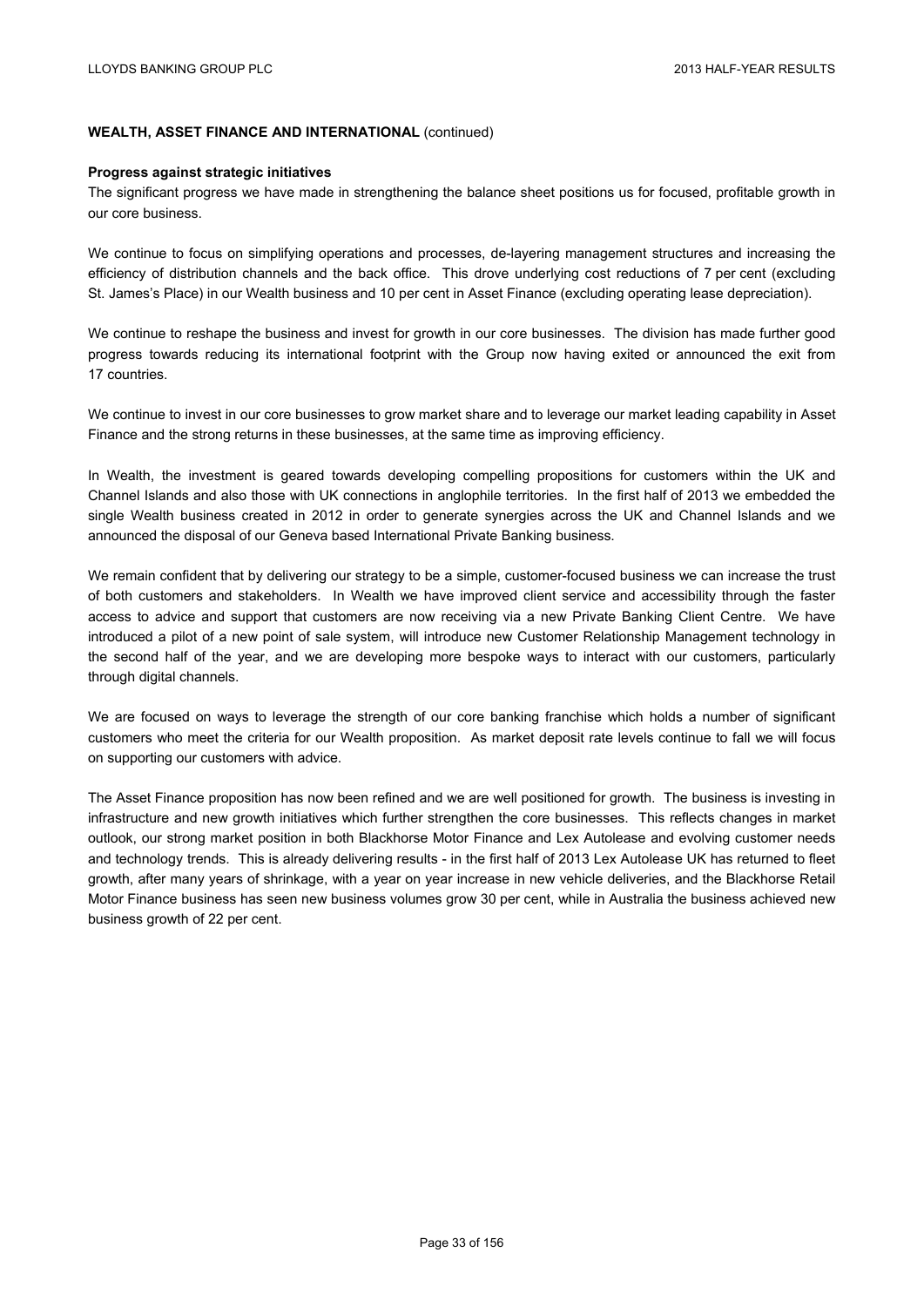**WEALTH, ASSET FINANCE AND INTERNATIONAL** (continued)

**Progress against strategic initiatives**

The significant progress we have made in strengthening the balance sheet positions us for focused, profitable growth in our core business.

We continue to focus on simplifying operations and processes, de-layering management structures and increasing the efficiency of distribution channels and the back office. This drove underlying cost reductions of 7 per cent (excluding St. James's Place) in our Wealth business and 10 per cent in Asset Finance (excluding operating lease depreciation).

We continue to reshape the business and invest for growth in our core businesses. The division has made further good progress towards reducing its international footprint with the Group now having exited or announced the exit from 17 countries.

We continue to invest in our core businesses to grow market share and to leverage our market leading capability in Asset Finance and the strong returns in these businesses, at the same time as improving efficiency.

In Wealth, the investment is geared towards developing compelling propositions for customers within the UK and Channel Islands and also those with UK connections in anglophile territories. In the first half of 2013 we embedded the single Wealth business created in 2012 in order to generate synergies across the UK and Channel Islands and we announced the disposal of our Geneva based International Private Banking business.

We remain confident that by delivering our strategy to be a simple, customer-focused business we can increase the trust of both customers and stakeholders. In Wealth we have improved client service and accessibility through the faster access to advice and support that customers are now receiving via a new Private Banking Client Centre. We have introduced a pilot of a new point of sale system, will introduce new Customer Relationship Management technology in the second half of the year, and we are developing more bespoke ways to interact with our customers, particularly through digital channels.

We are focused on ways to leverage the strength of our core banking franchise which holds a number of significant customers who meet the criteria for our Wealth proposition. As market deposit rate levels continue to fall we will focus on supporting our customers with advice.

The Asset Finance proposition has now been refined and we are well positioned for growth. The business is investing in infrastructure and new growth initiatives which further strengthen the core businesses. This reflects changes in market outlook, our strong market position in both Blackhorse Motor Finance and Lex Autolease and evolving customer needs and technology trends. This is already delivering results - in the first half of 2013 Lex Autolease UK has returned to fleet growth, after many years of shrinkage, with a year on year increase in new vehicle deliveries, and the Blackhorse Retail Motor Finance business has seen new business volumes grow 30 per cent, while in Australia the business achieved new business growth of 22 per cent.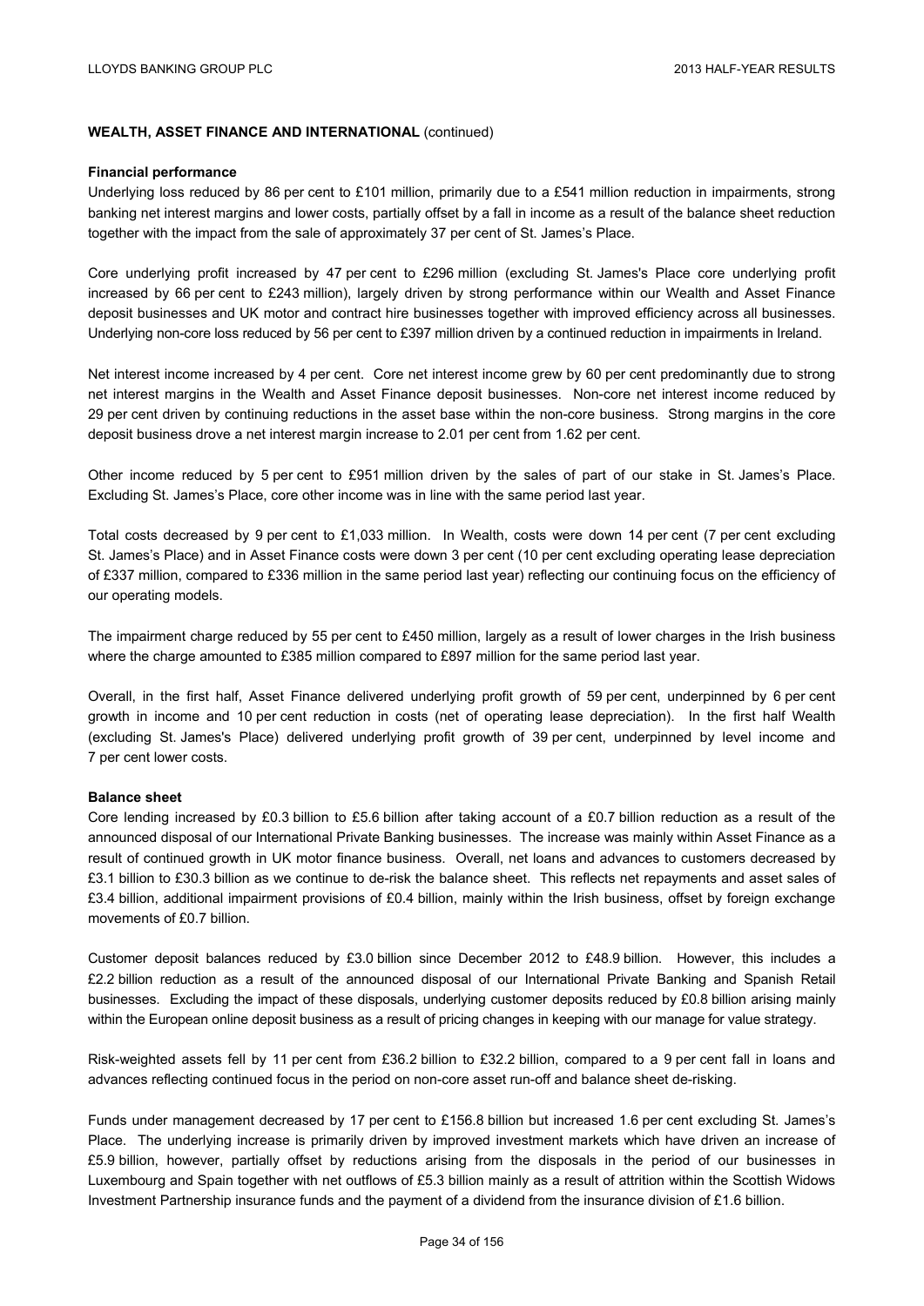**WEALTH, ASSET FINANCE AND INTERNATIONAL** (continued)

**Financial performance**

Underlying loss reduced by 86 per cent to £101 million, primarily due to a £541 million reduction in impairments, strong banking net interest margins and lower costs, partially offset by a fall in income as a result of the balance sheet reduction together with the impact from the sale of approximately 37 per cent of St. James's Place.

Core underlying profit increased by 47 per cent to £296 million (excluding St. James's Place core underlying profit increased by 66 per cent to £243 million), largely driven by strong performance within our Wealth and Asset Finance deposit businesses and UK motor and contract hire businesses together with improved efficiency across all businesses. Underlying non-core loss reduced by 56 per cent to £397 million driven by a continued reduction in impairments in Ireland.

Net interest income increased by 4 per cent. Core net interest income grew by 60 per cent predominantly due to strong net interest margins in the Wealth and Asset Finance deposit businesses. Non-core net interest income reduced by 29 per cent driven by continuing reductions in the asset base within the non-core business. Strong margins in the core deposit business drove a net interest margin increase to 2.01 per cent from 1.62 per cent.

Other income reduced by 5 per cent to £951 million driven by the sales of part of our stake in St. James's Place. Excluding St. James's Place, core other income was in line with the same period last year.

Total costs decreased by 9 per cent to £1,033 million. In Wealth, costs were down 14 per cent (7 per cent excluding St. James's Place) and in Asset Finance costs were down 3 per cent (10 per cent excluding operating lease depreciation of £337 million, compared to £336 million in the same period last year) reflecting our continuing focus on the efficiency of our operating models.

The impairment charge reduced by 55 per cent to £450 million, largely as a result of lower charges in the Irish business where the charge amounted to £385 million compared to £897 million for the same period last year.

Overall, in the first half, Asset Finance delivered underlying profit growth of 59 per cent, underpinned by 6 per cent growth in income and 10 per cent reduction in costs (net of operating lease depreciation). In the first half Wealth (excluding St. James's Place) delivered underlying profit growth of 39 per cent, underpinned by level income and 7 per cent lower costs.

**Balance sheet**

Core lending increased by £0.3 billion to £5.6 billion after taking account of a £0.7 billion reduction as a result of the announced disposal of our International Private Banking businesses. The increase was mainly within Asset Finance as a result of continued growth in UK motor finance business. Overall, net loans and advances to customers decreased by £3.1 billion to £30.3 billion as we continue to de-risk the balance sheet. This reflects net repayments and asset sales of £3.4 billion, additional impairment provisions of £0.4 billion, mainly within the Irish business, offset by foreign exchange movements of £0.7 billion.

Customer deposit balances reduced by £3.0 billion since December 2012 to £48.9 billion. However, this includes a £2.2 billion reduction as a result of the announced disposal of our International Private Banking and Spanish Retail businesses. Excluding the impact of these disposals, underlying customer deposits reduced by £0.8 billion arising mainly within the European online deposit business as a result of pricing changes in keeping with our manage for value strategy.

Risk-weighted assets fell by 11 per cent from £36.2 billion to £32.2 billion, compared to a 9 per cent fall in loans and advances reflecting continued focus in the period on non-core asset run-off and balance sheet de-risking.

Funds under management decreased by 17 per cent to £156.8 billion but increased 1.6 per cent excluding St. James's Place. The underlying increase is primarily driven by improved investment markets which have driven an increase of £5.9 billion, however, partially offset by reductions arising from the disposals in the period of our businesses in Luxembourg and Spain together with net outflows of £5.3 billion mainly as a result of attrition within the Scottish Widows Investment Partnership insurance funds and the payment of a dividend from the insurance division of £1.6 billion.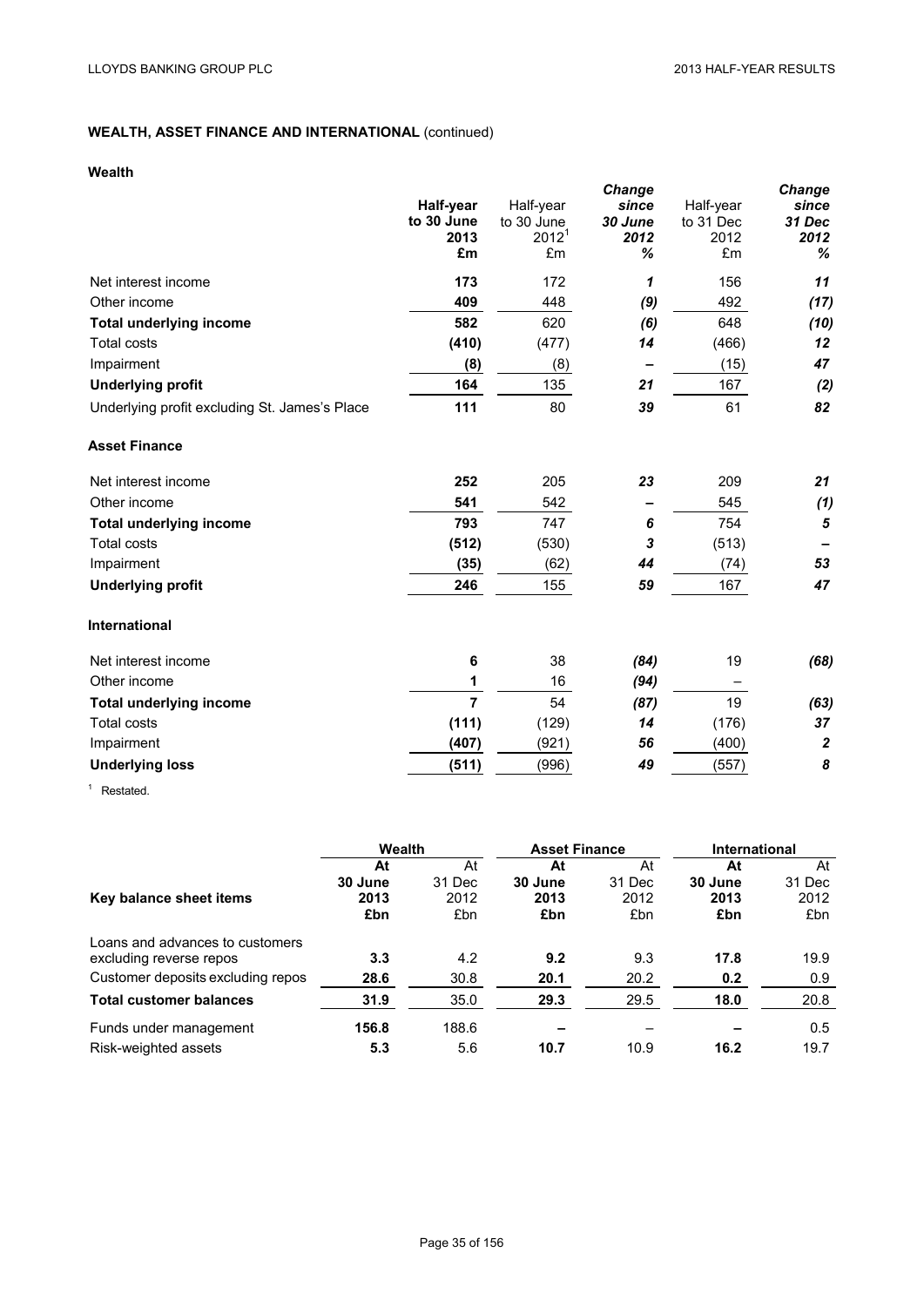## WEALTH, ASSET FINANCE AND INTERNATIONAL (continued)

### Wealth

| | Half-year to 30 June 2013 £m | Half-year to 30 June 2012[1] £m | Change since 30 June 2012 % | Half-year to 31 Dec 2012 £m | Change since 31 Dec 2012 % |
|---|---|---|---|---|---|
| Net interest income | **173** | 172 | *1* | 156 | *11* |
| Other income | **409** | 448 | *(9)* | 492 | *(17)* |
| **Total underlying income** | **582** | 620 | *(6)* | 648 | *(10)* |
| Total costs | **(410)** | (477) | *14* | (466) | *12* |
| Impairment | **(8)** | (8) | *–* | (15) | *47* |
| **Underlying profit** | **164** | 135 | *21* | 167 | *(2)* |
| Underlying profit excluding St. James's Place | **111** | 80 | *39* | 61 | *82* |

### Asset Finance

| | Half-year to 30 June 2013 £m | Half-year to 30 June 2012[1] £m | Change since 30 June 2012 % | Half-year to 31 Dec 2012 £m | Change since 31 Dec 2012 % |
|---|---|---|---|---|---|
| Net interest income | **252** | 205 | *23* | 209 | *21* |
| Other income | **541** | 542 | *–* | 545 | *(1)* |
| **Total underlying income** | **793** | 747 | *6* | 754 | *5* |
| Total costs | **(512)** | (530) | *3* | (513) | *–* |
| Impairment | **(35)** | (62) | *44* | (74) | *53* |
| **Underlying profit** | **246** | 155 | *59* | 167 | *47* |

### International

| | Half-year to 30 June 2013 £m | Half-year to 30 June 2012[1] £m | Change since 30 June 2012 % | Half-year to 31 Dec 2012 £m | Change since 31 Dec 2012 % |
|---|---|---|---|---|---|
| Net interest income | **6** | 38 | *(84)* | 19 | *(68)* |
| Other income | **1** | 16 | *(94)* | – | |
| **Total underlying income** | **7** | 54 | *(87)* | 19 | *(63)* |
| Total costs | **(111)** | (129) | *14* | (176) | *37* |
| Impairment | **(407)** | (921) | *56* | (400) | *2* |
| **Underlying loss** | **(511)** | (996) | *49* | (557) | *8* |

[1] Restated.

| Key balance sheet items | Wealth | | Asset Finance | | International | |
|---|---|---|---|---|---|---|
| | **At 30 June 2013 £bn** | At 31 Dec 2012 £bn | **At 30 June 2013 £bn** | At 31 Dec 2012 £bn | **At 30 June 2013 £bn** | At 31 Dec 2012 £bn |
| Loans and advances to customers excluding reverse repos | **3.3** | 4.2 | **9.2** | 9.3 | **17.8** | 19.9 |
| Customer deposits excluding repos | **28.6** | 30.8 | **20.1** | 20.2 | **0.2** | 0.9 |
| **Total customer balances** | **31.9** | 35.0 | **29.3** | 29.5 | **18.0** | 20.8 |
| Funds under management | **156.8** | 188.6 | **–** | – | **–** | 0.5 |
| Risk-weighted assets | **5.3** | 5.6 | **10.7** | 10.9 | **16.2** | 19.7 |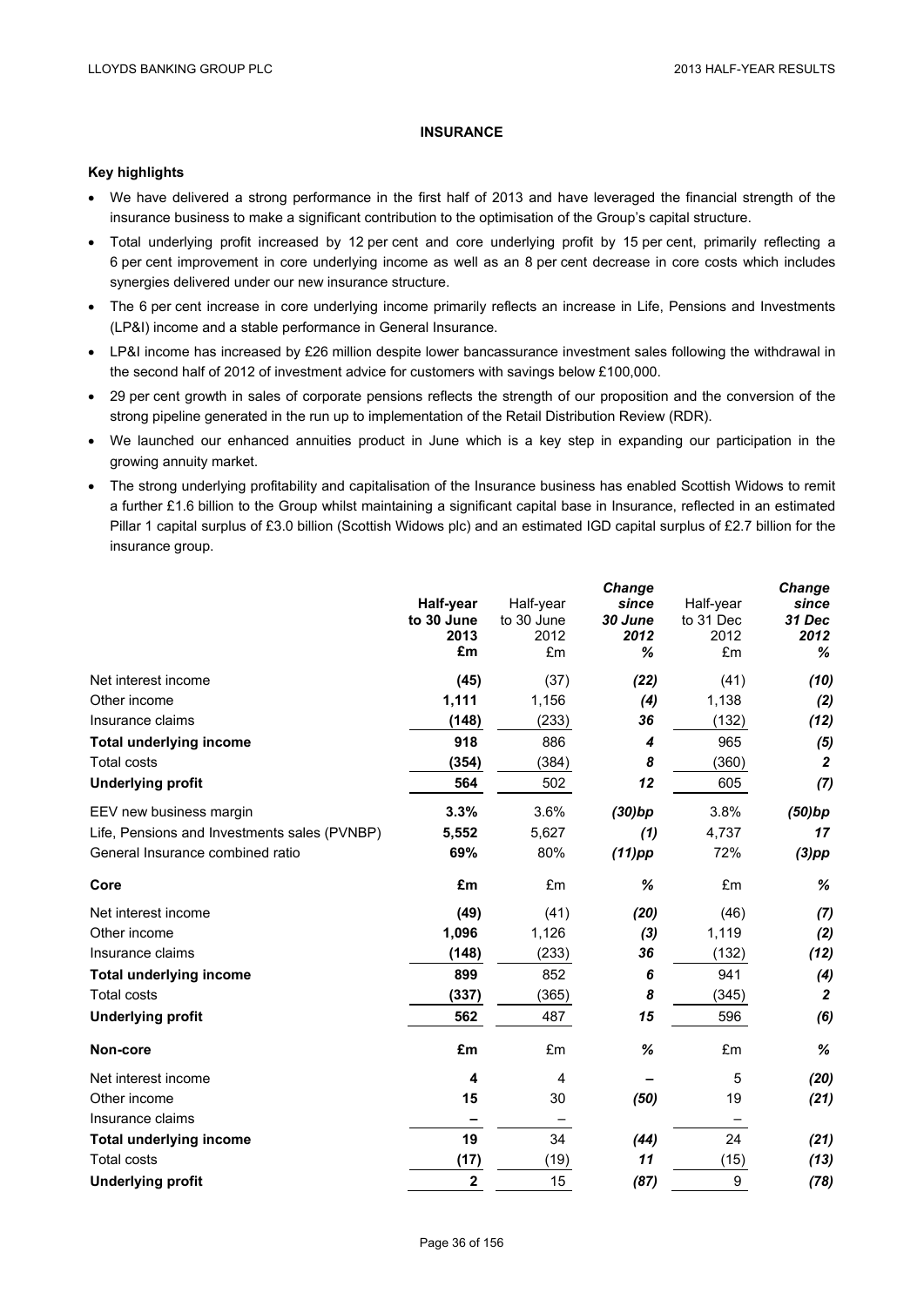## INSURANCE

### Key highlights

- We have delivered a strong performance in the first half of 2013 and have leveraged the financial strength of the insurance business to make a significant contribution to the optimisation of the Group's capital structure.
- Total underlying profit increased by 12 per cent and core underlying profit by 15 per cent, primarily reflecting a 6 per cent improvement in core underlying income as well as an 8 per cent decrease in core costs which includes synergies delivered under our new insurance structure.
- The 6 per cent increase in core underlying income primarily reflects an increase in Life, Pensions and Investments (LP&I) income and a stable performance in General Insurance.
- LP&I income has increased by £26 million despite lower bancassurance investment sales following the withdrawal in the second half of 2012 of investment advice for customers with savings below £100,000.
- 29 per cent growth in sales of corporate pensions reflects the strength of our proposition and the conversion of the strong pipeline generated in the run up to implementation of the Retail Distribution Review (RDR).
- We launched our enhanced annuities product in June which is a key step in expanding our participation in the growing annuity market.
- The strong underlying profitability and capitalisation of the Insurance business has enabled Scottish Widows to remit a further £1.6 billion to the Group whilst maintaining a significant capital base in Insurance, reflected in an estimated Pillar 1 capital surplus of £3.0 billion (Scottish Widows plc) and an estimated IGD capital surplus of £2.7 billion for the insurance group.

| | **Half-year to 30 June 2013 £m** | Half-year to 30 June 2012 £m | ***Change since 30 June 2012 %*** | Half-year to 31 Dec 2012 £m | ***Change since 31 Dec 2012 %*** |
|---|---|---|---|---|---|
| Net interest income | **(45)** | (37) | ***(22)*** | (41) | ***(10)*** |
| Other income | **1,111** | 1,156 | ***(4)*** | 1,138 | ***(2)*** |
| Insurance claims | **(148)** | (233) | ***36*** | (132) | ***(12)*** |
| **Total underlying income** | **918** | 886 | ***4*** | 965 | ***(5)*** |
| Total costs | **(354)** | (384) | ***8*** | (360) | ***2*** |
| **Underlying profit** | **564** | 502 | ***12*** | 605 | ***(7)*** |
| EEV new business margin | **3.3%** | 3.6% | ***(30)bp*** | 3.8% | ***(50)bp*** |
| Life, Pensions and Investments sales (PVNBP) | **5,552** | 5,627 | ***(1)*** | 4,737 | ***17*** |
| General Insurance combined ratio | **69%** | 80% | ***(11)pp*** | 72% | ***(3)pp*** |
| **Core** | **£m** | £m | ***%*** | £m | ***%*** |
| Net interest income | **(49)** | (41) | ***(20)*** | (46) | ***(7)*** |
| Other income | **1,096** | 1,126 | ***(3)*** | 1,119 | ***(2)*** |
| Insurance claims | **(148)** | (233) | ***36*** | (132) | ***(12)*** |
| **Total underlying income** | **899** | 852 | ***6*** | 941 | ***(4)*** |
| Total costs | **(337)** | (365) | ***8*** | (345) | ***2*** |
| **Underlying profit** | **562** | 487 | ***15*** | 596 | ***(6)*** |
| **Non-core** | **£m** | £m | ***%*** | £m | ***%*** |
| Net interest income | **4** | 4 | ***–*** | 5 | ***(20)*** |
| Other income | **15** | 30 | ***(50)*** | 19 | ***(21)*** |
| Insurance claims | **–** | – | | – | |
| **Total underlying income** | **19** | 34 | ***(44)*** | 24 | ***(21)*** |
| Total costs | **(17)** | (19) | ***11*** | (15) | ***(13)*** |
| **Underlying profit** | **2** | 15 | ***(87)*** | 9 | ***(78)*** |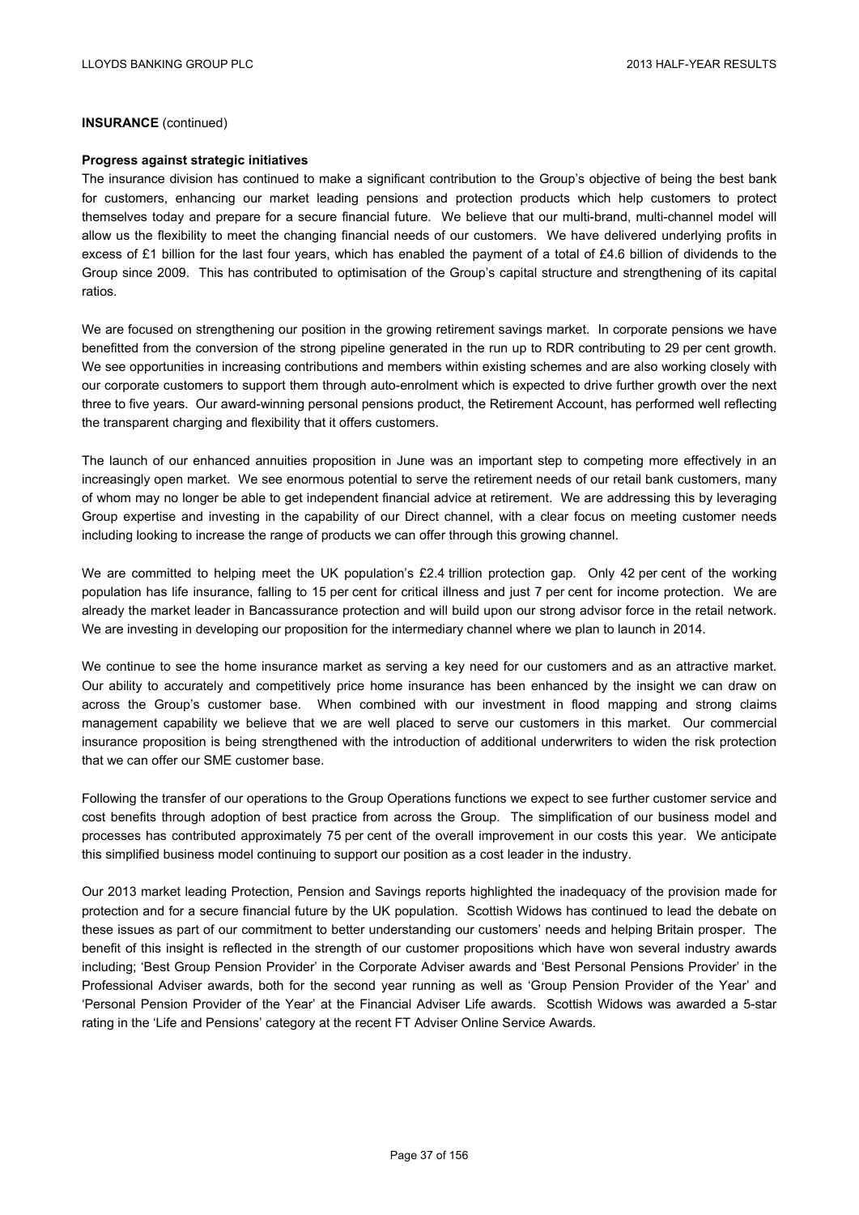**INSURANCE** (continued)

**Progress against strategic initiatives**

The insurance division has continued to make a significant contribution to the Group's objective of being the best bank for customers, enhancing our market leading pensions and protection products which help customers to protect themselves today and prepare for a secure financial future. We believe that our multi-brand, multi-channel model will allow us the flexibility to meet the changing financial needs of our customers. We have delivered underlying profits in excess of £1 billion for the last four years, which has enabled the payment of a total of £4.6 billion of dividends to the Group since 2009. This has contributed to optimisation of the Group's capital structure and strengthening of its capital ratios.

We are focused on strengthening our position in the growing retirement savings market. In corporate pensions we have benefitted from the conversion of the strong pipeline generated in the run up to RDR contributing to 29 per cent growth. We see opportunities in increasing contributions and members within existing schemes and are also working closely with our corporate customers to support them through auto-enrolment which is expected to drive further growth over the next three to five years. Our award-winning personal pensions product, the Retirement Account, has performed well reflecting the transparent charging and flexibility that it offers customers.

The launch of our enhanced annuities proposition in June was an important step to competing more effectively in an increasingly open market. We see enormous potential to serve the retirement needs of our retail bank customers, many of whom may no longer be able to get independent financial advice at retirement. We are addressing this by leveraging Group expertise and investing in the capability of our Direct channel, with a clear focus on meeting customer needs including looking to increase the range of products we can offer through this growing channel.

We are committed to helping meet the UK population's £2.4 trillion protection gap. Only 42 per cent of the working population has life insurance, falling to 15 per cent for critical illness and just 7 per cent for income protection. We are already the market leader in Bancassurance protection and will build upon our strong advisor force in the retail network. We are investing in developing our proposition for the intermediary channel where we plan to launch in 2014.

We continue to see the home insurance market as serving a key need for our customers and as an attractive market. Our ability to accurately and competitively price home insurance has been enhanced by the insight we can draw on across the Group's customer base. When combined with our investment in flood mapping and strong claims management capability we believe that we are well placed to serve our customers in this market. Our commercial insurance proposition is being strengthened with the introduction of additional underwriters to widen the risk protection that we can offer our SME customer base.

Following the transfer of our operations to the Group Operations functions we expect to see further customer service and cost benefits through adoption of best practice from across the Group. The simplification of our business model and processes has contributed approximately 75 per cent of the overall improvement in our costs this year. We anticipate this simplified business model continuing to support our position as a cost leader in the industry.

Our 2013 market leading Protection, Pension and Savings reports highlighted the inadequacy of the provision made for protection and for a secure financial future by the UK population. Scottish Widows has continued to lead the debate on these issues as part of our commitment to better understanding our customers' needs and helping Britain prosper. The benefit of this insight is reflected in the strength of our customer propositions which have won several industry awards including; 'Best Group Pension Provider' in the Corporate Adviser awards and 'Best Personal Pensions Provider' in the Professional Adviser awards, both for the second year running as well as 'Group Pension Provider of the Year' and 'Personal Pension Provider of the Year' at the Financial Adviser Life awards. Scottish Widows was awarded a 5-star rating in the 'Life and Pensions' category at the recent FT Adviser Online Service Awards.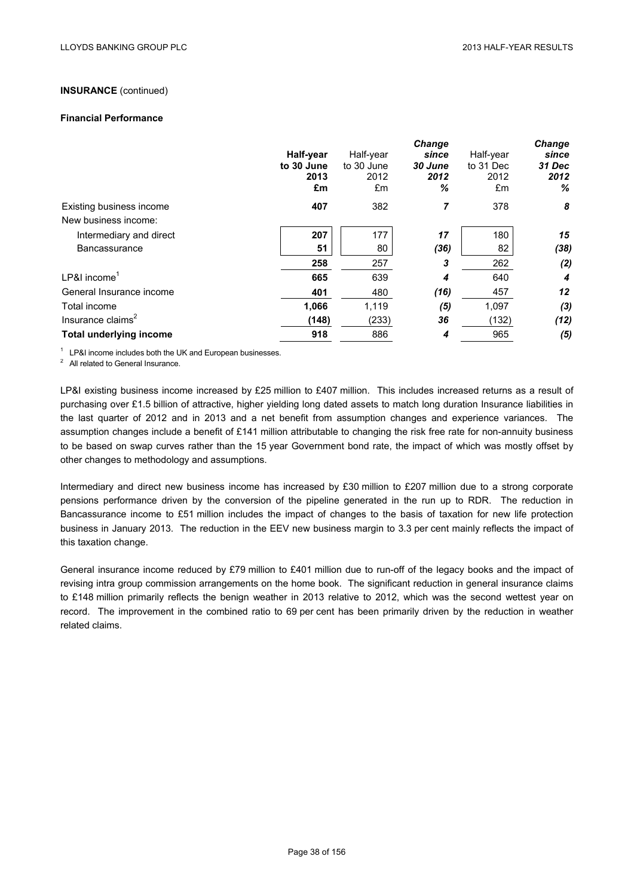**INSURANCE** (continued)

**Financial Performance**

| | Half-year to 30 June 2013 £m | Half-year to 30 June 2012 £m | *Change since 30 June 2012 %* | Half-year to 31 Dec 2012 £m | *Change since 31 Dec 2012 %* |
|---|---|---|---|---|---|
| Existing business income | **407** | 382 | *7* | 378 | *8* |
| New business income: | | | | | |
| Intermediary and direct | **207** | 177 | *17* | 180 | *15* |
| Bancassurance | **51** | 80 | *(36)* | 82 | *(38)* |
| | **258** | 257 | *3* | 262 | *(2)* |
| LP&I income[1] | **665** | 639 | *4* | 640 | *4* |
| General Insurance income | **401** | 480 | *(16)* | 457 | *12* |
| Total income | **1,066** | 1,119 | *(5)* | 1,097 | *(3)* |
| Insurance claims[2] | **(148)** | (233) | *36* | (132) | *(12)* |
| **Total underlying income** | **918** | 886 | *4* | 965 | *(5)* |

[1] LP&I income includes both the UK and European businesses.
[2] All related to General Insurance.

LP&I existing business income increased by £25 million to £407 million. This includes increased returns as a result of purchasing over £1.5 billion of attractive, higher yielding long dated assets to match long duration Insurance liabilities in the last quarter of 2012 and in 2013 and a net benefit from assumption changes and experience variances. The assumption changes include a benefit of £141 million attributable to changing the risk free rate for non-annuity business to be based on swap curves rather than the 15 year Government bond rate, the impact of which was mostly offset by other changes to methodology and assumptions.

Intermediary and direct new business income has increased by £30 million to £207 million due to a strong corporate pensions performance driven by the conversion of the pipeline generated in the run up to RDR. The reduction in Bancassurance income to £51 million includes the impact of changes to the basis of taxation for new life protection business in January 2013. The reduction in the EEV new business margin to 3.3 per cent mainly reflects the impact of this taxation change.

General insurance income reduced by £79 million to £401 million due to run-off of the legacy books and the impact of revising intra group commission arrangements on the home book. The significant reduction in general insurance claims to £148 million primarily reflects the benign weather in 2013 relative to 2012, which was the second wettest year on record. The improvement in the combined ratio to 69 per cent has been primarily driven by the reduction in weather related claims.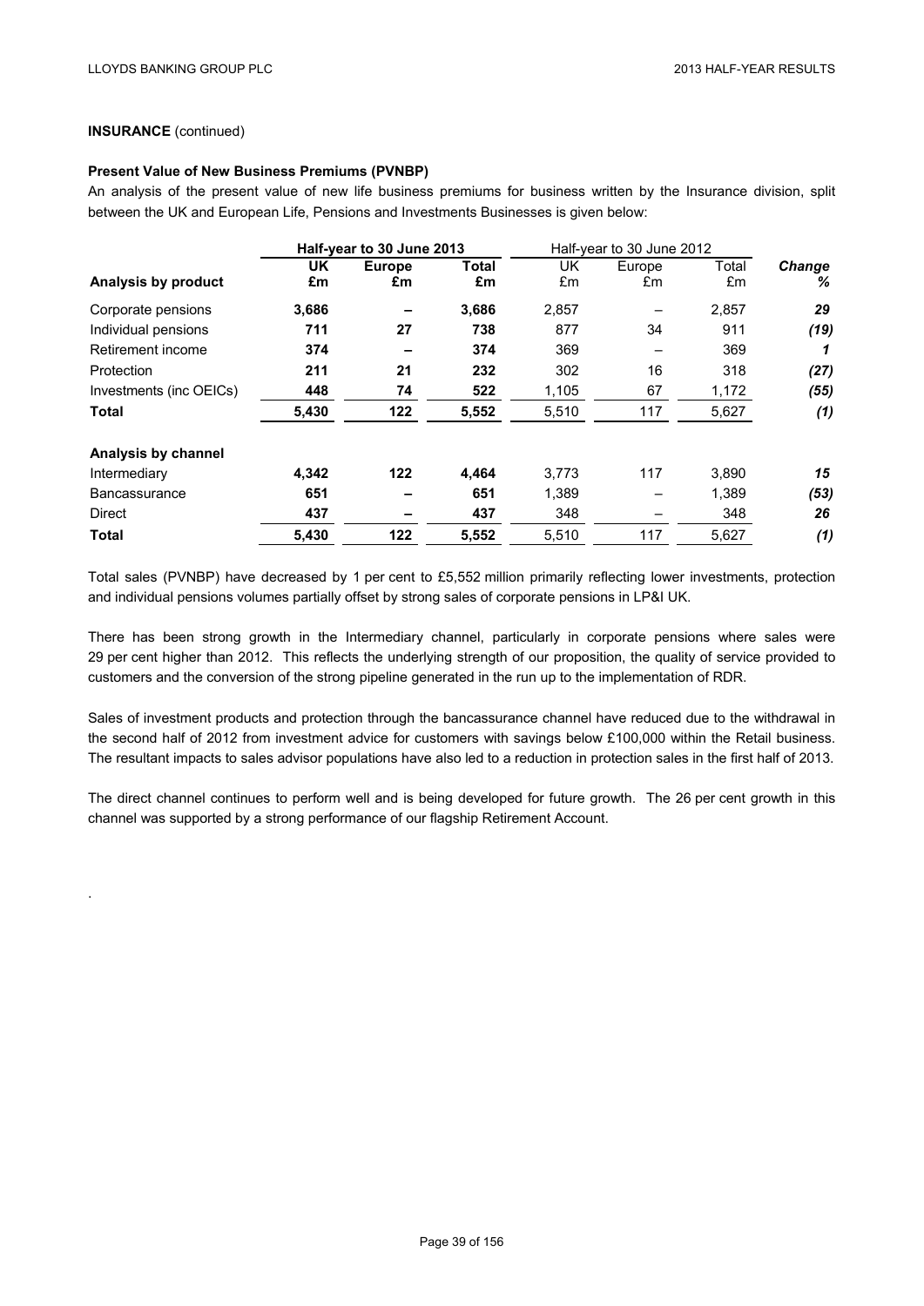**INSURANCE** (continued)

**Present Value of New Business Premiums (PVNBP)**

An analysis of the present value of new life business premiums for business written by the Insurance division, split between the UK and European Life, Pensions and Investments Businesses is given below:

| | **Half-year to 30 June 2013** | | | Half-year to 30 June 2012 | | | |
|---|---|---|---|---|---|---|---|
| **Analysis by product** | **UK £m** | **Europe £m** | **Total £m** | UK £m | Europe £m | Total £m | ***Change %*** |
| Corporate pensions | **3,686** | **–** | **3,686** | 2,857 | – | 2,857 | ***29*** |
| Individual pensions | **711** | **27** | **738** | 877 | 34 | 911 | ***(19)*** |
| Retirement income | **374** | **–** | **374** | 369 | – | 369 | ***1*** |
| Protection | **211** | **21** | **232** | 302 | 16 | 318 | ***(27)*** |
| Investments (inc OEICs) | **448** | **74** | **522** | 1,105 | 67 | 1,172 | ***(55)*** |
| **Total** | **5,430** | **122** | **5,552** | 5,510 | 117 | 5,627 | ***(1)*** |
| | | | | | | | |
| **Analysis by channel** | | | | | | | |
| Intermediary | **4,342** | **122** | **4,464** | 3,773 | 117 | 3,890 | ***15*** |
| Bancassurance | **651** | **–** | **651** | 1,389 | – | 1,389 | ***(53)*** |
| Direct | **437** | **–** | **437** | 348 | – | 348 | ***26*** |
| **Total** | **5,430** | **122** | **5,552** | 5,510 | 117 | 5,627 | ***(1)*** |

Total sales (PVNBP) have decreased by 1 per cent to £5,552 million primarily reflecting lower investments, protection and individual pensions volumes partially offset by strong sales of corporate pensions in LP&I UK.

There has been strong growth in the Intermediary channel, particularly in corporate pensions where sales were 29 per cent higher than 2012. This reflects the underlying strength of our proposition, the quality of service provided to customers and the conversion of the strong pipeline generated in the run up to the implementation of RDR.

Sales of investment products and protection through the bancassurance channel have reduced due to the withdrawal in the second half of 2012 from investment advice for customers with savings below £100,000 within the Retail business. The resultant impacts to sales advisor populations have also led to a reduction in protection sales in the first half of 2013.

The direct channel continues to perform well and is being developed for future growth. The 26 per cent growth in this channel was supported by a strong performance of our flagship Retirement Account.

.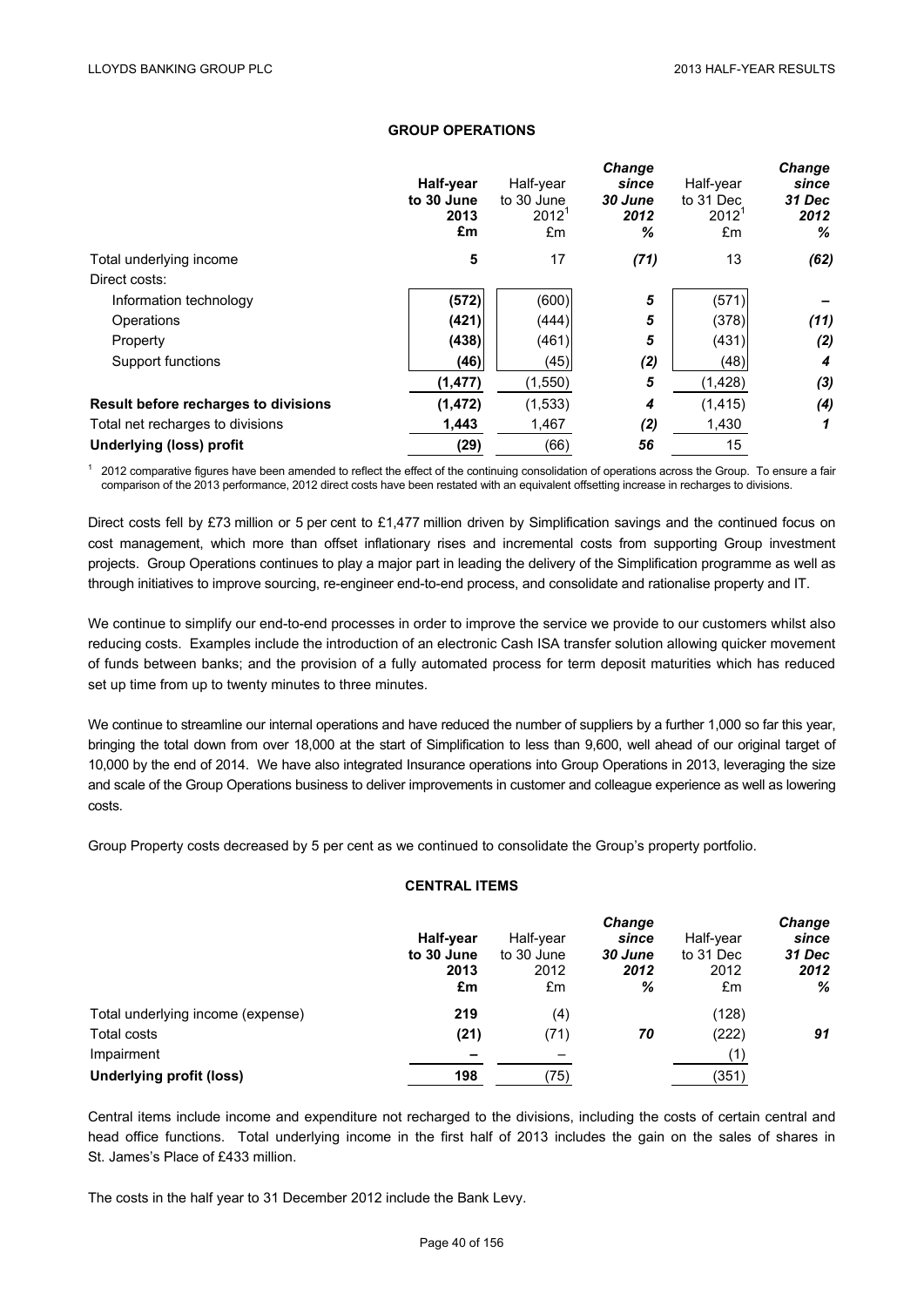## GROUP OPERATIONS

| | Half-year to 30 June 2013 £m | Half-year to 30 June 2012[1] £m | *Change since 30 June 2012 %* | Half-year to 31 Dec 2012[1] £m | *Change since 31 Dec 2012 %* |
|---|---|---|---|---|---|
| Total underlying income | **5** | 17 | *(71)* | 13 | *(62)* |
| Direct costs: | | | | | |
| Information technology | **(572)** | (600) | *5* | (571) | *–* |
| Operations | **(421)** | (444) | *5* | (378) | *(11)* |
| Property | **(438)** | (461) | *5* | (431) | *(2)* |
| Support functions | **(46)** | (45) | *(2)* | (48) | *4* |
| | **(1,477)** | (1,550) | *5* | (1,428) | *(3)* |
| **Result before recharges to divisions** | **(1,472)** | (1,533) | *4* | (1,415) | *(4)* |
| Total net recharges to divisions | **1,443** | 1,467 | *(2)* | 1,430 | *1* |
| **Underlying (loss) profit** | **(29)** | (66) | *56* | 15 | |

[1] 2012 comparative figures have been amended to reflect the effect of the continuing consolidation of operations across the Group. To ensure a fair comparison of the 2013 performance, 2012 direct costs have been restated with an equivalent offsetting increase in recharges to divisions.

Direct costs fell by £73 million or 5 per cent to £1,477 million driven by Simplification savings and the continued focus on cost management, which more than offset inflationary rises and incremental costs from supporting Group investment projects. Group Operations continues to play a major part in leading the delivery of the Simplification programme as well as through initiatives to improve sourcing, re-engineer end-to-end process, and consolidate and rationalise property and IT.

We continue to simplify our end-to-end processes in order to improve the service we provide to our customers whilst also reducing costs. Examples include the introduction of an electronic Cash ISA transfer solution allowing quicker movement of funds between banks; and the provision of a fully automated process for term deposit maturities which has reduced set up time from up to twenty minutes to three minutes.

We continue to streamline our internal operations and have reduced the number of suppliers by a further 1,000 so far this year, bringing the total down from over 18,000 at the start of Simplification to less than 9,600, well ahead of our original target of 10,000 by the end of 2014. We have also integrated Insurance operations into Group Operations in 2013, leveraging the size and scale of the Group Operations business to deliver improvements in customer and colleague experience as well as lowering costs.

Group Property costs decreased by 5 per cent as we continued to consolidate the Group's property portfolio.

## CENTRAL ITEMS

| | Half-year to 30 June 2013 £m | Half-year to 30 June 2012 £m | *Change since 30 June 2012 %* | Half-year to 31 Dec 2012 £m | *Change since 31 Dec 2012 %* |
|---|---|---|---|---|---|
| Total underlying income (expense) | **219** | (4) | | (128) | |
| Total costs | **(21)** | (71) | *70* | (222) | *91* |
| Impairment | **–** | – | | (1) | |
| **Underlying profit (loss)** | **198** | (75) | | (351) | |

Central items include income and expenditure not recharged to the divisions, including the costs of certain central and head office functions. Total underlying income in the first half of 2013 includes the gain on the sales of shares in St. James's Place of £433 million.

The costs in the half year to 31 December 2012 include the Bank Levy.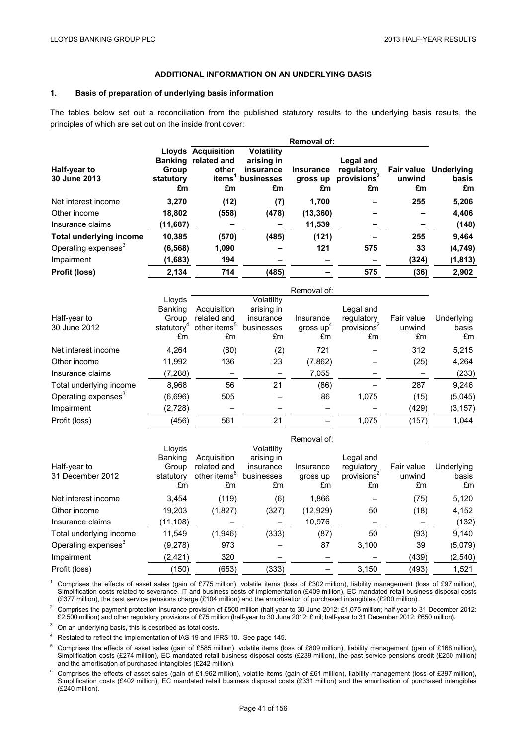## ADDITIONAL INFORMATION ON AN UNDERLYING BASIS

### 1. Basis of preparation of underlying basis information

The tables below set out a reconciliation from the published statutory results to the underlying basis results, the principles of which are set out on the inside front cover:

| | | Removal of: | | | | | |
|---|---|---|---|---|---|---|---|
| **Half-year to 30 June 2013** | **Lloyds Banking Group statutory £m** | **Acquisition related and other items[1] £m** | **Volatility arising in insurance businesses £m** | **Insurance gross up £m** | **Legal and regulatory provisions[2] £m** | **Fair value unwind £m** | **Underlying basis £m** |
| Net interest income | **3,270** | **(12)** | **(7)** | **1,700** | **–** | **255** | **5,206** |
| Other income | **18,802** | **(558)** | **(478)** | **(13,360)** | **–** | **–** | **4,406** |
| Insurance claims | **(11,687)** | **–** | **–** | **11,539** | **–** | **–** | **(148)** |
| **Total underlying income** | **10,385** | **(570)** | **(485)** | **(121)** | **–** | **255** | **9,464** |
| Operating expenses[3] | **(6,568)** | **1,090** | **–** | **121** | **575** | **33** | **(4,749)** |
| Impairment | **(1,683)** | **194** | **–** | **–** | **–** | **(324)** | **(1,813)** |
| **Profit (loss)** | **2,134** | **714** | **(485)** | **–** | **575** | **(36)** | **2,902** |

| | | Removal of: | | | | | |
|---|---|---|---|---|---|---|---|
| Half-year to 30 June 2012 | Lloyds Banking Group statutory[4] £m | Acquisition related and other items[5] £m | Volatility arising in insurance businesses £m | Insurance gross up[4] £m | Legal and regulatory provisions[2] £m | Fair value unwind £m | Underlying basis £m |
| Net interest income | 4,264 | (80) | (2) | 721 | – | 312 | 5,215 |
| Other income | 11,992 | 136 | 23 | (7,862) | – | (25) | 4,264 |
| Insurance claims | (7,288) | – | – | 7,055 | – | – | (233) |
| Total underlying income | 8,968 | 56 | 21 | (86) | – | 287 | 9,246 |
| Operating expenses[3] | (6,696) | 505 | – | 86 | 1,075 | (15) | (5,045) |
| Impairment | (2,728) | – | – | – | – | (429) | (3,157) |
| Profit (loss) | (456) | 561 | 21 | – | 1,075 | (157) | 1,044 |

| | | Removal of: | | | | | |
|---|---|---|---|---|---|---|---|
| Half-year to 31 December 2012 | Lloyds Banking Group statutory £m | Acquisition related and other items[6] £m | Volatility arising in insurance businesses £m | Insurance gross up £m | Legal and regulatory provisions[2] £m | Fair value unwind £m | Underlying basis £m |
| Net interest income | 3,454 | (119) | (6) | 1,866 | – | (75) | 5,120 |
| Other income | 19,203 | (1,827) | (327) | (12,929) | 50 | (18) | 4,152 |
| Insurance claims | (11,108) | – | – | 10,976 | – | – | (132) |
| Total underlying income | 11,549 | (1,946) | (333) | (87) | 50 | (93) | 9,140 |
| Operating expenses[3] | (9,278) | 973 | – | 87 | 3,100 | 39 | (5,079) |
| Impairment | (2,421) | 320 | – | – | – | (439) | (2,540) |
| Profit (loss) | (150) | (653) | (333) | – | 3,150 | (493) | 1,521 |

[1] Comprises the effects of asset sales (gain of £775 million), volatile items (loss of £302 million), liability management (loss of £97 million), Simplification costs related to severance, IT and business costs of implementation (£409 million), EC mandated retail business disposal costs (£377 million), the past service pensions charge (£104 million) and the amortisation of purchased intangibles (£200 million).

[2] Comprises the payment protection insurance provision of £500 million (half-year to 30 June 2012: £1,075 million; half-year to 31 December 2012: £2,500 million) and other regulatory provisions of £75 million (half-year to 30 June 2012: £ nil; half-year to 31 December 2012: £650 million).

[3] On an underlying basis, this is described as total costs.

[4] Restated to reflect the implementation of IAS 19 and IFRS 10. See page 145.

[5] Comprises the effects of asset sales (gain of £585 million), volatile items (loss of £809 million), liability management (gain of £168 million), Simplification costs (£274 million), EC mandated retail business disposal costs (£239 million), the past service pensions credit (£250 million) and the amortisation of purchased intangibles (£242 million).

[6] Comprises the effects of asset sales (gain of £1,962 million), volatile items (gain of £61 million), liability management (loss of £397 million), Simplification costs (£402 million), EC mandated retail business disposal costs (£331 million) and the amortisation of purchased intangibles (£240 million).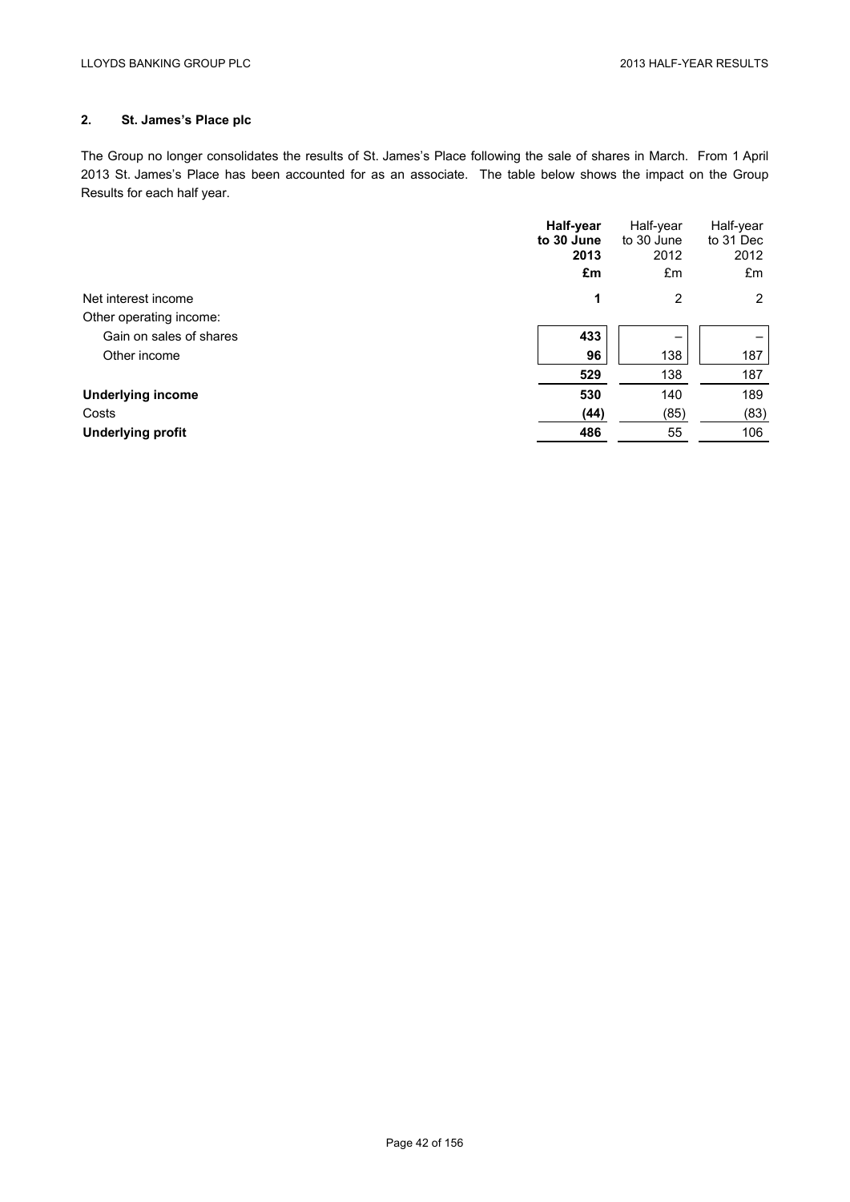## 2. St. James's Place plc

The Group no longer consolidates the results of St. James's Place following the sale of shares in March. From 1 April 2013 St. James's Place has been accounted for as an associate. The table below shows the impact on the Group Results for each half year.

| | **Half-year to 30 June 2013** | Half-year to 30 June 2012 | Half-year to 31 Dec 2012 |
|---|---|---|---|
| | **£m** | £m | £m |
| Net interest income | **1** | 2 | 2 |
| Other operating income: | | | |
| Gain on sales of shares | **433** | – | – |
| Other income | **96** | 138 | 187 |
| | **529** | 138 | 187 |
| **Underlying income** | **530** | 140 | 189 |
| Costs | **(44)** | (85) | (83) |
| **Underlying profit** | **486** | 55 | 106 |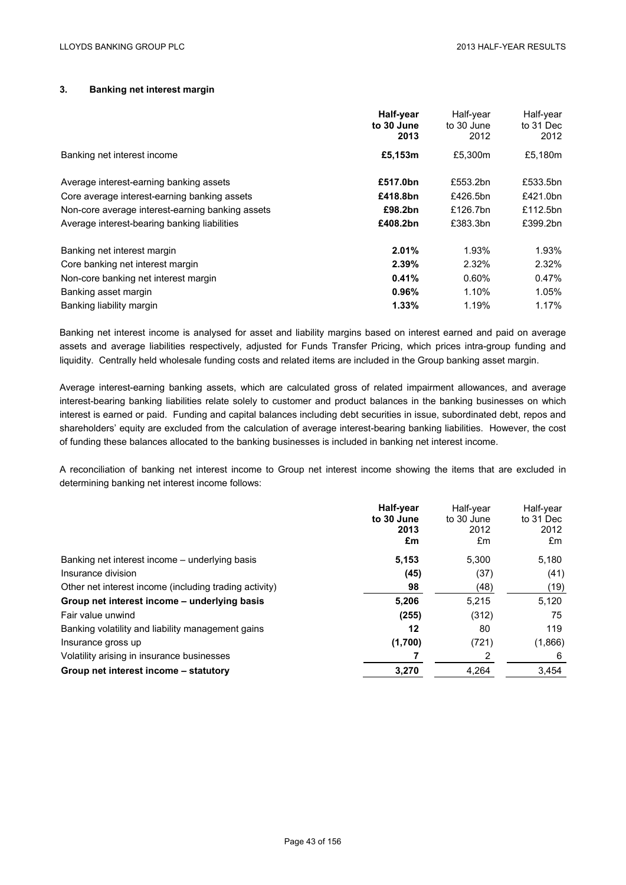## 3. Banking net interest margin

| | **Half-year to 30 June 2013** | Half-year to 30 June 2012 | Half-year to 31 Dec 2012 |
|---|---|---|---|
| Banking net interest income | **£5,153m** | £5,300m | £5,180m |
| Average interest-earning banking assets | **£517.0bn** | £553.2bn | £533.5bn |
| Core average interest-earning banking assets | **£418.8bn** | £426.5bn | £421.0bn |
| Non-core average interest-earning banking assets | **£98.2bn** | £126.7bn | £112.5bn |
| Average interest-bearing banking liabilities | **£408.2bn** | £383.3bn | £399.2bn |
| Banking net interest margin | **2.01%** | 1.93% | 1.93% |
| Core banking net interest margin | **2.39%** | 2.32% | 2.32% |
| Non-core banking net interest margin | **0.41%** | 0.60% | 0.47% |
| Banking asset margin | **0.96%** | 1.10% | 1.05% |
| Banking liability margin | **1.33%** | 1.19% | 1.17% |

Banking net interest income is analysed for asset and liability margins based on interest earned and paid on average assets and average liabilities respectively, adjusted for Funds Transfer Pricing, which prices intra-group funding and liquidity. Centrally held wholesale funding costs and related items are included in the Group banking asset margin.

Average interest-earning banking assets, which are calculated gross of related impairment allowances, and average interest-bearing banking liabilities relate solely to customer and product balances in the banking businesses on which interest is earned or paid. Funding and capital balances including debt securities in issue, subordinated debt, repos and shareholders' equity are excluded from the calculation of average interest-bearing banking liabilities. However, the cost of funding these balances allocated to the banking businesses is included in banking net interest income.

A reconciliation of banking net interest income to Group net interest income showing the items that are excluded in determining banking net interest income follows:

| | **Half-year to 30 June 2013 £m** | Half-year to 30 June 2012 £m | Half-year to 31 Dec 2012 £m |
|---|---|---|---|
| Banking net interest income – underlying basis | **5,153** | 5,300 | 5,180 |
| Insurance division | **(45)** | (37) | (41) |
| Other net interest income (including trading activity) | **98** | (48) | (19) |
| **Group net interest income – underlying basis** | **5,206** | 5,215 | 5,120 |
| Fair value unwind | **(255)** | (312) | 75 |
| Banking volatility and liability management gains | **12** | 80 | 119 |
| Insurance gross up | **(1,700)** | (721) | (1,866) |
| Volatility arising in insurance businesses | **7** | 2 | 6 |
| **Group net interest income – statutory** | **3,270** | 4,264 | 3,454 |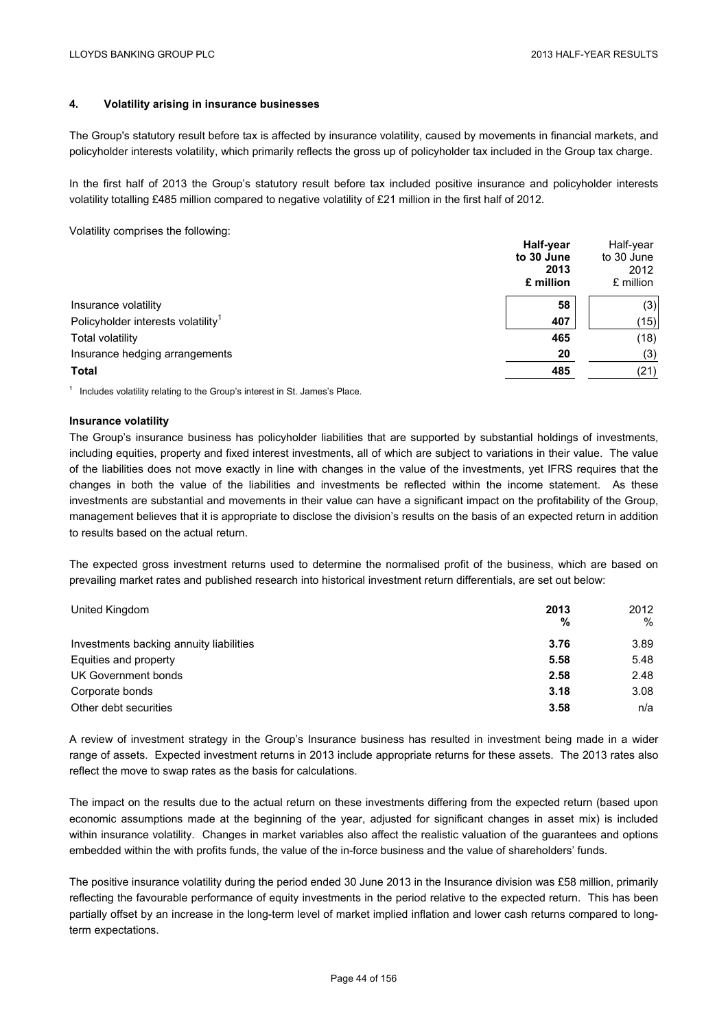## 4. Volatility arising in insurance businesses

The Group's statutory result before tax is affected by insurance volatility, caused by movements in financial markets, and policyholder interests volatility, which primarily reflects the gross up of policyholder tax included in the Group tax charge.

In the first half of 2013 the Group's statutory result before tax included positive insurance and policyholder interests volatility totalling £485 million compared to negative volatility of £21 million in the first half of 2012.

Volatility comprises the following:

| | **Half-year to 30 June 2013 £ million** | Half-year to 30 June 2012 £ million |
|---|---|---|
| Insurance volatility | **58** | (3) |
| Policyholder interests volatility[1] | **407** | (15) |
| Total volatility | **465** | (18) |
| Insurance hedging arrangements | **20** | (3) |
| **Total** | **485** | (21) |

[1] Includes volatility relating to the Group's interest in St. James's Place.

**Insurance volatility**

The Group's insurance business has policyholder liabilities that are supported by substantial holdings of investments, including equities, property and fixed interest investments, all of which are subject to variations in their value. The value of the liabilities does not move exactly in line with changes in the value of the investments, yet IFRS requires that the changes in both the value of the liabilities and investments be reflected within the income statement. As these investments are substantial and movements in their value can have a significant impact on the profitability of the Group, management believes that it is appropriate to disclose the division's results on the basis of an expected return in addition to results based on the actual return.

The expected gross investment returns used to determine the normalised profit of the business, which are based on prevailing market rates and published research into historical investment return differentials, are set out below:

| United Kingdom | **2013 %** | 2012 % |
|---|---|---|
| Investments backing annuity liabilities | **3.76** | 3.89 |
| Equities and property | **5.58** | 5.48 |
| UK Government bonds | **2.58** | 2.48 |
| Corporate bonds | **3.18** | 3.08 |
| Other debt securities | **3.58** | n/a |

A review of investment strategy in the Group's Insurance business has resulted in investment being made in a wider range of assets. Expected investment returns in 2013 include appropriate returns for these assets. The 2013 rates also reflect the move to swap rates as the basis for calculations.

The impact on the results due to the actual return on these investments differing from the expected return (based upon economic assumptions made at the beginning of the year, adjusted for significant changes in asset mix) is included within insurance volatility. Changes in market variables also affect the realistic valuation of the guarantees and options embedded within the with profits funds, the value of the in-force business and the value of shareholders' funds.

The positive insurance volatility during the period ended 30 June 2013 in the Insurance division was £58 million, primarily reflecting the favourable performance of equity investments in the period relative to the expected return. This has been partially offset by an increase in the long-term level of market implied inflation and lower cash returns compared to long-term expectations.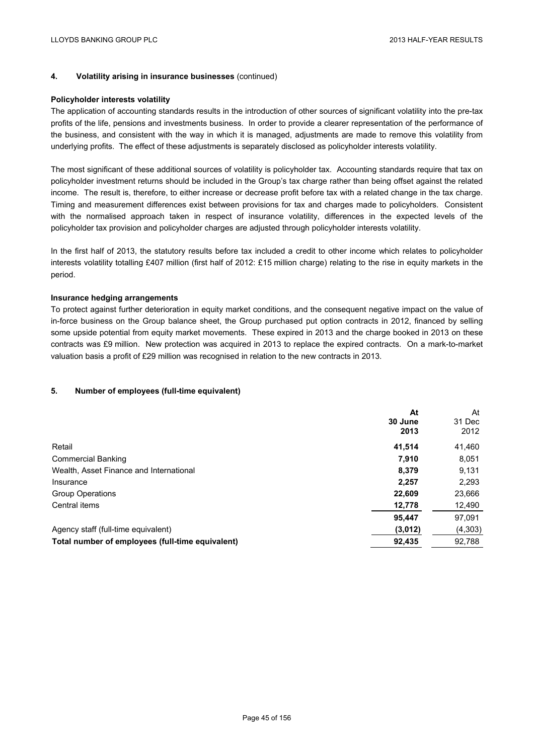## 4. Volatility arising in insurance businesses (continued)

**Policyholder interests volatility**

The application of accounting standards results in the introduction of other sources of significant volatility into the pre-tax profits of the life, pensions and investments business. In order to provide a clearer representation of the performance of the business, and consistent with the way in which it is managed, adjustments are made to remove this volatility from underlying profits. The effect of these adjustments is separately disclosed as policyholder interests volatility.

The most significant of these additional sources of volatility is policyholder tax. Accounting standards require that tax on policyholder investment returns should be included in the Group's tax charge rather than being offset against the related income. The result is, therefore, to either increase or decrease profit before tax with a related change in the tax charge. Timing and measurement differences exist between provisions for tax and charges made to policyholders. Consistent with the normalised approach taken in respect of insurance volatility, differences in the expected levels of the policyholder tax provision and policyholder charges are adjusted through policyholder interests volatility.

In the first half of 2013, the statutory results before tax included a credit to other income which relates to policyholder interests volatility totalling £407 million (first half of 2012: £15 million charge) relating to the rise in equity markets in the period.

**Insurance hedging arrangements**

To protect against further deterioration in equity market conditions, and the consequent negative impact on the value of in-force business on the Group balance sheet, the Group purchased put option contracts in 2012, financed by selling some upside potential from equity market movements. These expired in 2013 and the charge booked in 2013 on these contracts was £9 million. New protection was acquired in 2013 to replace the expired contracts. On a mark-to-market valuation basis a profit of £29 million was recognised in relation to the new contracts in 2013.

## 5. Number of employees (full-time equivalent)

| | **At 30 June 2013** | At 31 Dec 2012 |
|---|---|---|
| Retail | **41,514** | 41,460 |
| Commercial Banking | **7,910** | 8,051 |
| Wealth, Asset Finance and International | **8,379** | 9,131 |
| Insurance | **2,257** | 2,293 |
| Group Operations | **22,609** | 23,666 |
| Central items | **12,778** | 12,490 |
| | **95,447** | 97,091 |
| Agency staff (full-time equivalent) | **(3,012)** | (4,303) |
| **Total number of employees (full-time equivalent)** | **92,435** | 92,788 |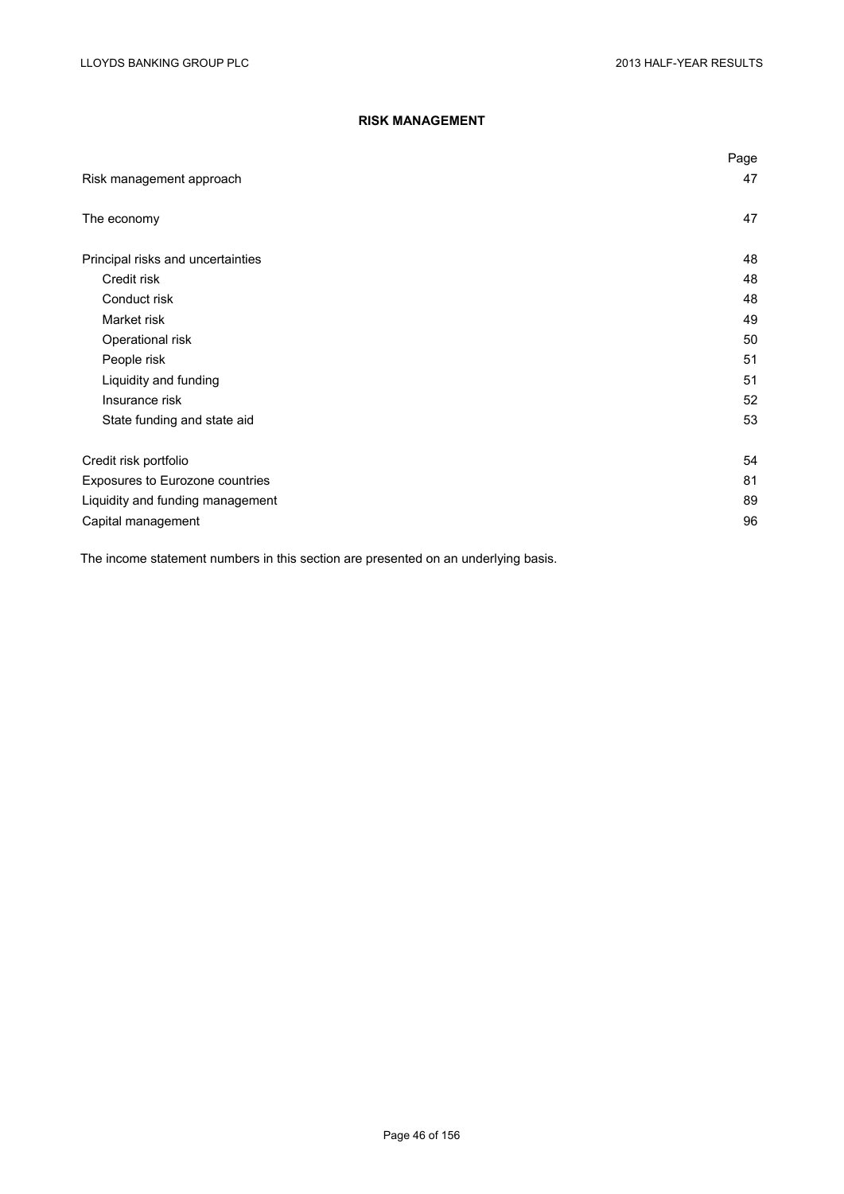# RISK MANAGEMENT

| | Page |
|---|---|
| Risk management approach | 47 |
| The economy | 47 |
| Principal risks and uncertainties | 48 |
| Credit risk | 48 |
| Conduct risk | 48 |
| Market risk | 49 |
| Operational risk | 50 |
| People risk | 51 |
| Liquidity and funding | 51 |
| Insurance risk | 52 |
| State funding and state aid | 53 |
| Credit risk portfolio | 54 |
| Exposures to Eurozone countries | 81 |
| Liquidity and funding management | 89 |
| Capital management | 96 |

The income statement numbers in this section are presented on an underlying basis.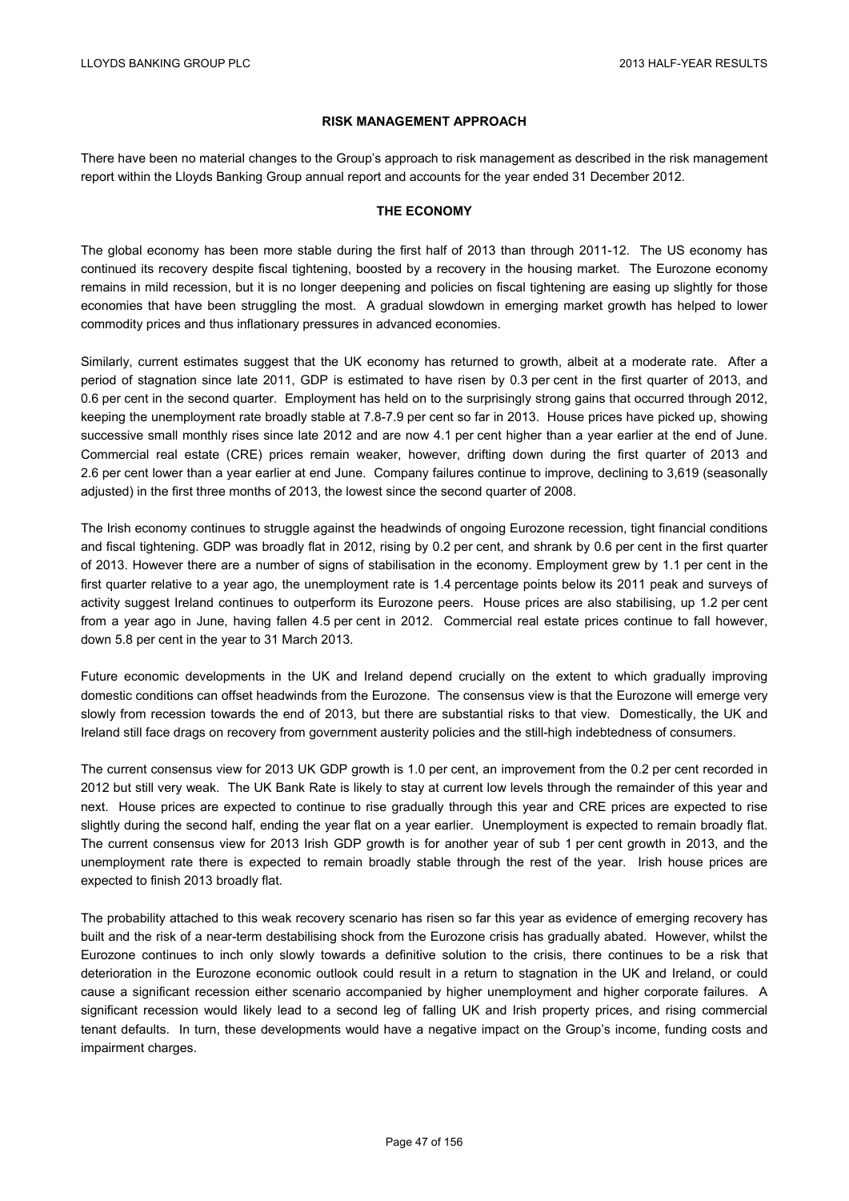## RISK MANAGEMENT APPROACH

There have been no material changes to the Group's approach to risk management as described in the risk management report within the Lloyds Banking Group annual report and accounts for the year ended 31 December 2012.

## THE ECONOMY

The global economy has been more stable during the first half of 2013 than through 2011-12. The US economy has continued its recovery despite fiscal tightening, boosted by a recovery in the housing market. The Eurozone economy remains in mild recession, but it is no longer deepening and policies on fiscal tightening are easing up slightly for those economies that have been struggling the most. A gradual slowdown in emerging market growth has helped to lower commodity prices and thus inflationary pressures in advanced economies.

Similarly, current estimates suggest that the UK economy has returned to growth, albeit at a moderate rate. After a period of stagnation since late 2011, GDP is estimated to have risen by 0.3 per cent in the first quarter of 2013, and 0.6 per cent in the second quarter. Employment has held on to the surprisingly strong gains that occurred through 2012, keeping the unemployment rate broadly stable at 7.8-7.9 per cent so far in 2013. House prices have picked up, showing successive small monthly rises since late 2012 and are now 4.1 per cent higher than a year earlier at the end of June. Commercial real estate (CRE) prices remain weaker, however, drifting down during the first quarter of 2013 and 2.6 per cent lower than a year earlier at end June. Company failures continue to improve, declining to 3,619 (seasonally adjusted) in the first three months of 2013, the lowest since the second quarter of 2008.

The Irish economy continues to struggle against the headwinds of ongoing Eurozone recession, tight financial conditions and fiscal tightening. GDP was broadly flat in 2012, rising by 0.2 per cent, and shrank by 0.6 per cent in the first quarter of 2013. However there are a number of signs of stabilisation in the economy. Employment grew by 1.1 per cent in the first quarter relative to a year ago, the unemployment rate is 1.4 percentage points below its 2011 peak and surveys of activity suggest Ireland continues to outperform its Eurozone peers. House prices are also stabilising, up 1.2 per cent from a year ago in June, having fallen 4.5 per cent in 2012. Commercial real estate prices continue to fall however, down 5.8 per cent in the year to 31 March 2013.

Future economic developments in the UK and Ireland depend crucially on the extent to which gradually improving domestic conditions can offset headwinds from the Eurozone. The consensus view is that the Eurozone will emerge very slowly from recession towards the end of 2013, but there are substantial risks to that view. Domestically, the UK and Ireland still face drags on recovery from government austerity policies and the still-high indebtedness of consumers.

The current consensus view for 2013 UK GDP growth is 1.0 per cent, an improvement from the 0.2 per cent recorded in 2012 but still very weak. The UK Bank Rate is likely to stay at current low levels through the remainder of this year and next. House prices are expected to continue to rise gradually through this year and CRE prices are expected to rise slightly during the second half, ending the year flat on a year earlier. Unemployment is expected to remain broadly flat. The current consensus view for 2013 Irish GDP growth is for another year of sub 1 per cent growth in 2013, and the unemployment rate there is expected to remain broadly stable through the rest of the year. Irish house prices are expected to finish 2013 broadly flat.

The probability attached to this weak recovery scenario has risen so far this year as evidence of emerging recovery has built and the risk of a near-term destabilising shock from the Eurozone crisis has gradually abated. However, whilst the Eurozone continues to inch only slowly towards a definitive solution to the crisis, there continues to be a risk that deterioration in the Eurozone economic outlook could result in a return to stagnation in the UK and Ireland, or could cause a significant recession either scenario accompanied by higher unemployment and higher corporate failures. A significant recession would likely lead to a second leg of falling UK and Irish property prices, and rising commercial tenant defaults. In turn, these developments would have a negative impact on the Group's income, funding costs and impairment charges.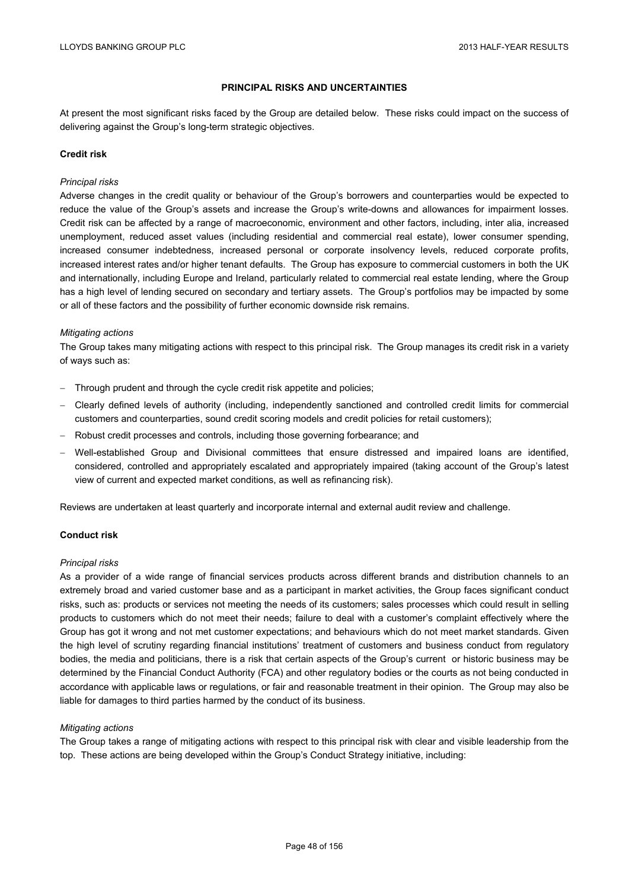## PRINCIPAL RISKS AND UNCERTAINTIES

At present the most significant risks faced by the Group are detailed below. These risks could impact on the success of delivering against the Group's long-term strategic objectives.

### Credit risk

*Principal risks*

Adverse changes in the credit quality or behaviour of the Group's borrowers and counterparties would be expected to reduce the value of the Group's assets and increase the Group's write-downs and allowances for impairment losses. Credit risk can be affected by a range of macroeconomic, environment and other factors, including, inter alia, increased unemployment, reduced asset values (including residential and commercial real estate), lower consumer spending, increased consumer indebtedness, increased personal or corporate insolvency levels, reduced corporate profits, increased interest rates and/or higher tenant defaults. The Group has exposure to commercial customers in both the UK and internationally, including Europe and Ireland, particularly related to commercial real estate lending, where the Group has a high level of lending secured on secondary and tertiary assets. The Group's portfolios may be impacted by some or all of these factors and the possibility of further economic downside risk remains.

*Mitigating actions*

The Group takes many mitigating actions with respect to this principal risk. The Group manages its credit risk in a variety of ways such as:

- Through prudent and through the cycle credit risk appetite and policies;
- Clearly defined levels of authority (including, independently sanctioned and controlled credit limits for commercial customers and counterparties, sound credit scoring models and credit policies for retail customers);
- Robust credit processes and controls, including those governing forbearance; and
- Well-established Group and Divisional committees that ensure distressed and impaired loans are identified, considered, controlled and appropriately escalated and appropriately impaired (taking account of the Group's latest view of current and expected market conditions, as well as refinancing risk).

Reviews are undertaken at least quarterly and incorporate internal and external audit review and challenge.

### Conduct risk

*Principal risks*

As a provider of a wide range of financial services products across different brands and distribution channels to an extremely broad and varied customer base and as a participant in market activities, the Group faces significant conduct risks, such as: products or services not meeting the needs of its customers; sales processes which could result in selling products to customers which do not meet their needs; failure to deal with a customer's complaint effectively where the Group has got it wrong and not met customer expectations; and behaviours which do not meet market standards. Given the high level of scrutiny regarding financial institutions' treatment of customers and business conduct from regulatory bodies, the media and politicians, there is a risk that certain aspects of the Group's current or historic business may be determined by the Financial Conduct Authority (FCA) and other regulatory bodies or the courts as not being conducted in accordance with applicable laws or regulations, or fair and reasonable treatment in their opinion. The Group may also be liable for damages to third parties harmed by the conduct of its business.

*Mitigating actions*

The Group takes a range of mitigating actions with respect to this principal risk with clear and visible leadership from the top. These actions are being developed within the Group's Conduct Strategy initiative, including: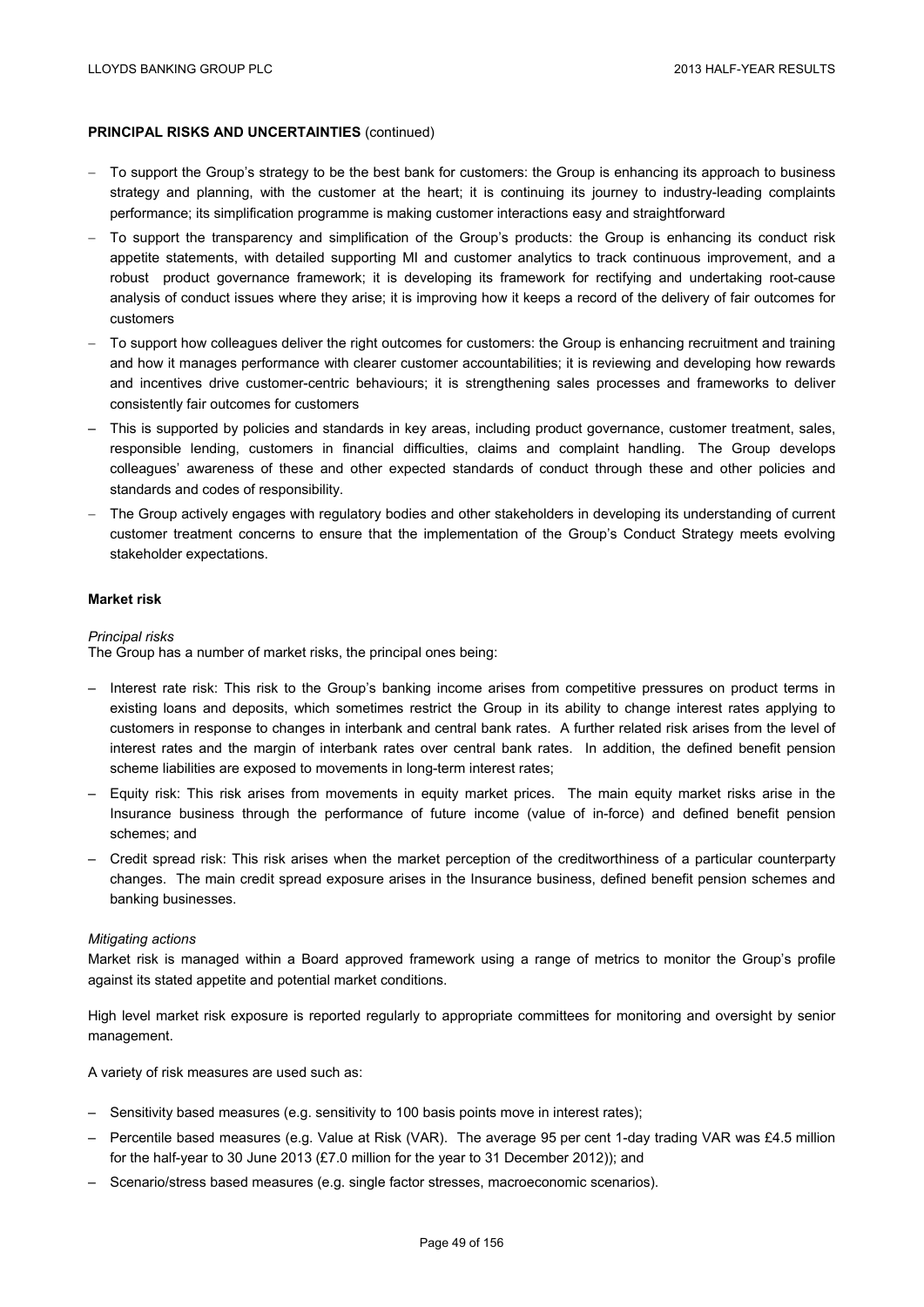**PRINCIPAL RISKS AND UNCERTAINTIES** (continued)

- To support the Group's strategy to be the best bank for customers: the Group is enhancing its approach to business strategy and planning, with the customer at the heart; it is continuing its journey to industry-leading complaints performance; its simplification programme is making customer interactions easy and straightforward
- To support the transparency and simplification of the Group's products: the Group is enhancing its conduct risk appetite statements, with detailed supporting MI and customer analytics to track continuous improvement, and a robust product governance framework; it is developing its framework for rectifying and undertaking root-cause analysis of conduct issues where they arise; it is improving how it keeps a record of the delivery of fair outcomes for customers
- To support how colleagues deliver the right outcomes for customers: the Group is enhancing recruitment and training and how it manages performance with clearer customer accountabilities; it is reviewing and developing how rewards and incentives drive customer-centric behaviours; it is strengthening sales processes and frameworks to deliver consistently fair outcomes for customers
- This is supported by policies and standards in key areas, including product governance, customer treatment, sales, responsible lending, customers in financial difficulties, claims and complaint handling. The Group develops colleagues' awareness of these and other expected standards of conduct through these and other policies and standards and codes of responsibility.
- The Group actively engages with regulatory bodies and other stakeholders in developing its understanding of current customer treatment concerns to ensure that the implementation of the Group's Conduct Strategy meets evolving stakeholder expectations.

**Market risk**

*Principal risks*

The Group has a number of market risks, the principal ones being:

- Interest rate risk: This risk to the Group's banking income arises from competitive pressures on product terms in existing loans and deposits, which sometimes restrict the Group in its ability to change interest rates applying to customers in response to changes in interbank and central bank rates. A further related risk arises from the level of interest rates and the margin of interbank rates over central bank rates. In addition, the defined benefit pension scheme liabilities are exposed to movements in long-term interest rates;
- Equity risk: This risk arises from movements in equity market prices. The main equity market risks arise in the Insurance business through the performance of future income (value of in-force) and defined benefit pension schemes; and
- Credit spread risk: This risk arises when the market perception of the creditworthiness of a particular counterparty changes. The main credit spread exposure arises in the Insurance business, defined benefit pension schemes and banking businesses.

*Mitigating actions*

Market risk is managed within a Board approved framework using a range of metrics to monitor the Group's profile against its stated appetite and potential market conditions.

High level market risk exposure is reported regularly to appropriate committees for monitoring and oversight by senior management.

A variety of risk measures are used such as:

- Sensitivity based measures (e.g. sensitivity to 100 basis points move in interest rates);
- Percentile based measures (e.g. Value at Risk (VAR). The average 95 per cent 1-day trading VAR was £4.5 million for the half-year to 30 June 2013 (£7.0 million for the year to 31 December 2012)); and
- Scenario/stress based measures (e.g. single factor stresses, macroeconomic scenarios).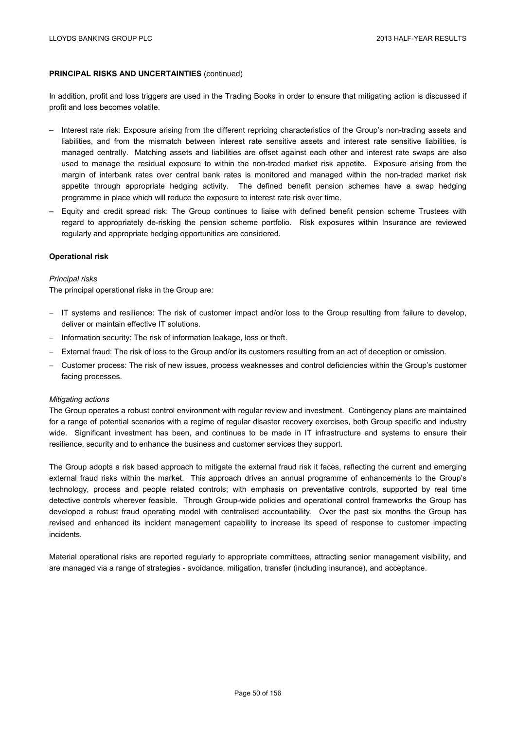**PRINCIPAL RISKS AND UNCERTAINTIES** (continued)

In addition, profit and loss triggers are used in the Trading Books in order to ensure that mitigating action is discussed if profit and loss becomes volatile.

- Interest rate risk: Exposure arising from the different repricing characteristics of the Group's non-trading assets and liabilities, and from the mismatch between interest rate sensitive assets and interest rate sensitive liabilities, is managed centrally. Matching assets and liabilities are offset against each other and interest rate swaps are also used to manage the residual exposure to within the non-traded market risk appetite. Exposure arising from the margin of interbank rates over central bank rates is monitored and managed within the non-traded market risk appetite through appropriate hedging activity. The defined benefit pension schemes have a swap hedging programme in place which will reduce the exposure to interest rate risk over time.
- Equity and credit spread risk: The Group continues to liaise with defined benefit pension scheme Trustees with regard to appropriately de-risking the pension scheme portfolio. Risk exposures within Insurance are reviewed regularly and appropriate hedging opportunities are considered.

**Operational risk**

*Principal risks*

The principal operational risks in the Group are:

- IT systems and resilience: The risk of customer impact and/or loss to the Group resulting from failure to develop, deliver or maintain effective IT solutions.
- Information security: The risk of information leakage, loss or theft.
- External fraud: The risk of loss to the Group and/or its customers resulting from an act of deception or omission.
- Customer process: The risk of new issues, process weaknesses and control deficiencies within the Group's customer facing processes.

*Mitigating actions*

The Group operates a robust control environment with regular review and investment. Contingency plans are maintained for a range of potential scenarios with a regime of regular disaster recovery exercises, both Group specific and industry wide. Significant investment has been, and continues to be made in IT infrastructure and systems to ensure their resilience, security and to enhance the business and customer services they support.

The Group adopts a risk based approach to mitigate the external fraud risk it faces, reflecting the current and emerging external fraud risks within the market. This approach drives an annual programme of enhancements to the Group's technology, process and people related controls; with emphasis on preventative controls, supported by real time detective controls wherever feasible. Through Group-wide policies and operational control frameworks the Group has developed a robust fraud operating model with centralised accountability. Over the past six months the Group has revised and enhanced its incident management capability to increase its speed of response to customer impacting incidents.

Material operational risks are reported regularly to appropriate committees, attracting senior management visibility, and are managed via a range of strategies - avoidance, mitigation, transfer (including insurance), and acceptance.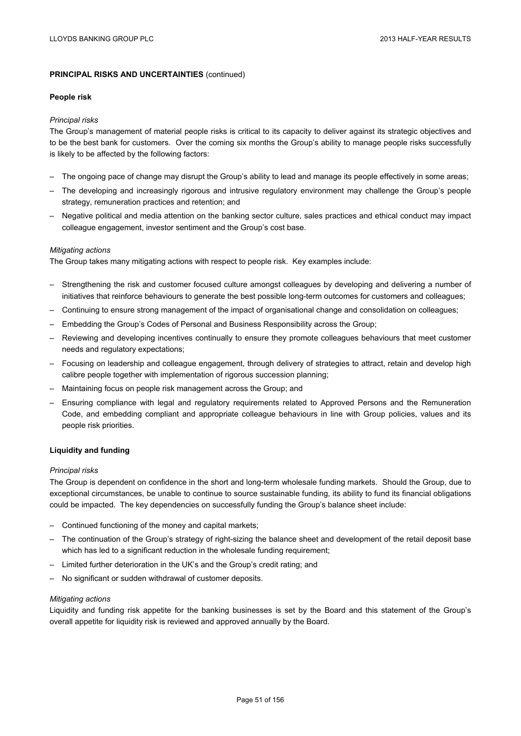## PRINCIPAL RISKS AND UNCERTAINTIES (continued)

### People risk

*Principal risks*

The Group's management of material people risks is critical to its capacity to deliver against its strategic objectives and to be the best bank for customers. Over the coming six months the Group's ability to manage people risks successfully is likely to be affected by the following factors:

- The ongoing pace of change may disrupt the Group's ability to lead and manage its people effectively in some areas;
- The developing and increasingly rigorous and intrusive regulatory environment may challenge the Group's people strategy, remuneration practices and retention; and
- Negative political and media attention on the banking sector culture, sales practices and ethical conduct may impact colleague engagement, investor sentiment and the Group's cost base.

*Mitigating actions*

The Group takes many mitigating actions with respect to people risk. Key examples include:

- Strengthening the risk and customer focused culture amongst colleagues by developing and delivering a number of initiatives that reinforce behaviours to generate the best possible long-term outcomes for customers and colleagues;
- Continuing to ensure strong management of the impact of organisational change and consolidation on colleagues;
- Embedding the Group's Codes of Personal and Business Responsibility across the Group;
- Reviewing and developing incentives continually to ensure they promote colleagues behaviours that meet customer needs and regulatory expectations;
- Focusing on leadership and colleague engagement, through delivery of strategies to attract, retain and develop high calibre people together with implementation of rigorous succession planning;
- Maintaining focus on people risk management across the Group; and
- Ensuring compliance with legal and regulatory requirements related to Approved Persons and the Remuneration Code, and embedding compliant and appropriate colleague behaviours in line with Group policies, values and its people risk priorities.

### Liquidity and funding

*Principal risks*

The Group is dependent on confidence in the short and long-term wholesale funding markets. Should the Group, due to exceptional circumstances, be unable to continue to source sustainable funding, its ability to fund its financial obligations could be impacted. The key dependencies on successfully funding the Group's balance sheet include:

- Continued functioning of the money and capital markets;
- The continuation of the Group's strategy of right-sizing the balance sheet and development of the retail deposit base which has led to a significant reduction in the wholesale funding requirement;
- Limited further deterioration in the UK's and the Group's credit rating; and
- No significant or sudden withdrawal of customer deposits.

*Mitigating actions*

Liquidity and funding risk appetite for the banking businesses is set by the Board and this statement of the Group's overall appetite for liquidity risk is reviewed and approved annually by the Board.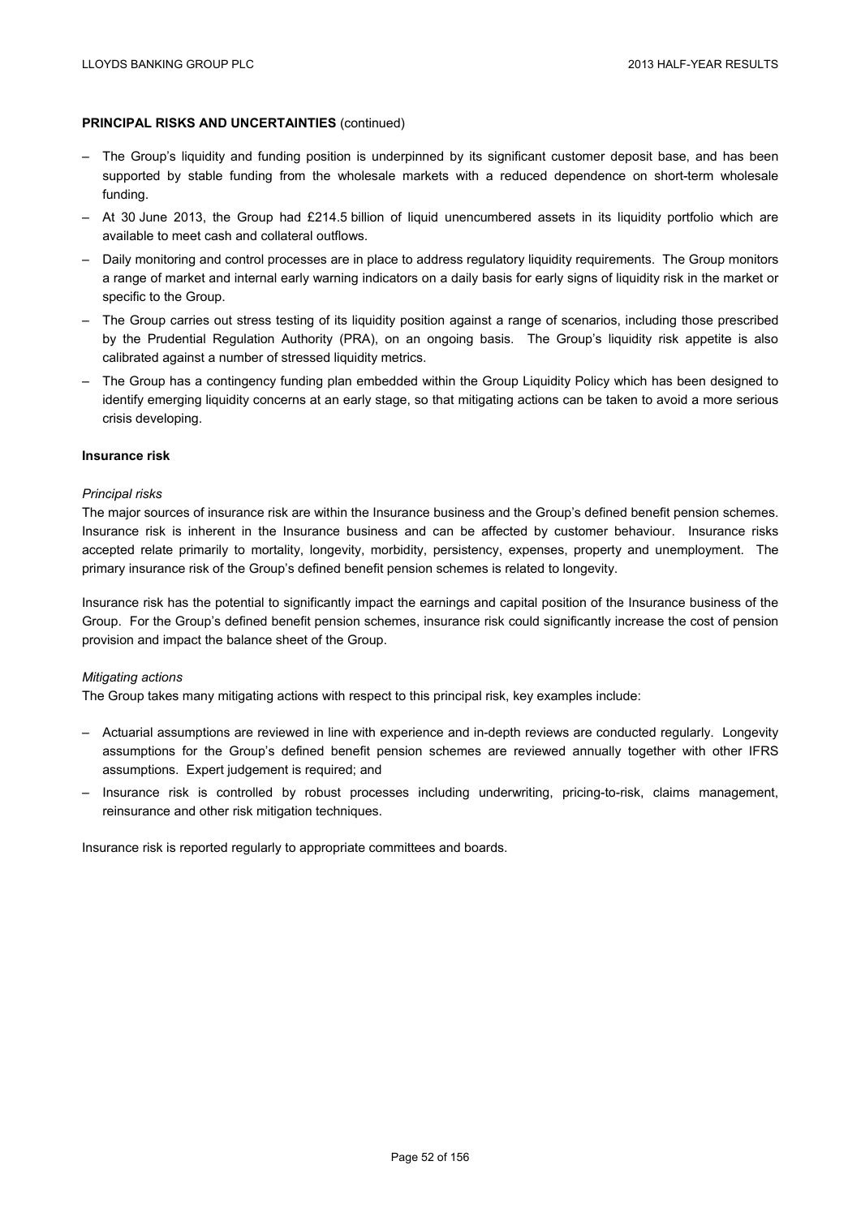**PRINCIPAL RISKS AND UNCERTAINTIES** (continued)

- The Group's liquidity and funding position is underpinned by its significant customer deposit base, and has been supported by stable funding from the wholesale markets with a reduced dependence on short-term wholesale funding.
- At 30 June 2013, the Group had £214.5 billion of liquid unencumbered assets in its liquidity portfolio which are available to meet cash and collateral outflows.
- Daily monitoring and control processes are in place to address regulatory liquidity requirements. The Group monitors a range of market and internal early warning indicators on a daily basis for early signs of liquidity risk in the market or specific to the Group.
- The Group carries out stress testing of its liquidity position against a range of scenarios, including those prescribed by the Prudential Regulation Authority (PRA), on an ongoing basis. The Group's liquidity risk appetite is also calibrated against a number of stressed liquidity metrics.
- The Group has a contingency funding plan embedded within the Group Liquidity Policy which has been designed to identify emerging liquidity concerns at an early stage, so that mitigating actions can be taken to avoid a more serious crisis developing.

**Insurance risk**

*Principal risks*

The major sources of insurance risk are within the Insurance business and the Group's defined benefit pension schemes. Insurance risk is inherent in the Insurance business and can be affected by customer behaviour. Insurance risks accepted relate primarily to mortality, longevity, morbidity, persistency, expenses, property and unemployment. The primary insurance risk of the Group's defined benefit pension schemes is related to longevity.

Insurance risk has the potential to significantly impact the earnings and capital position of the Insurance business of the Group. For the Group's defined benefit pension schemes, insurance risk could significantly increase the cost of pension provision and impact the balance sheet of the Group.

*Mitigating actions*

The Group takes many mitigating actions with respect to this principal risk, key examples include:

- Actuarial assumptions are reviewed in line with experience and in-depth reviews are conducted regularly. Longevity assumptions for the Group's defined benefit pension schemes are reviewed annually together with other IFRS assumptions. Expert judgement is required; and
- Insurance risk is controlled by robust processes including underwriting, pricing-to-risk, claims management, reinsurance and other risk mitigation techniques.

Insurance risk is reported regularly to appropriate committees and boards.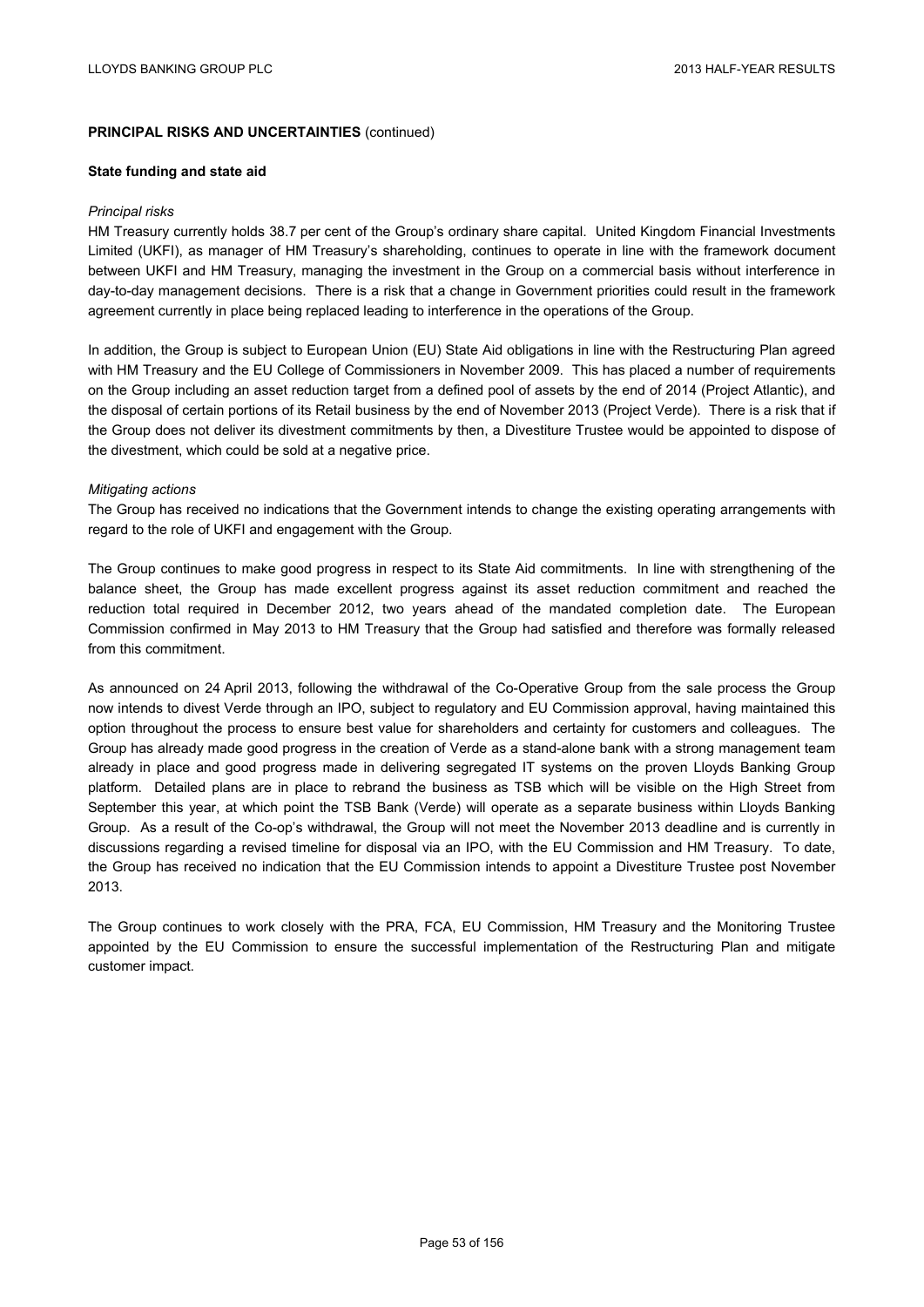## PRINCIPAL RISKS AND UNCERTAINTIES (continued)

### State funding and state aid

*Principal risks*

HM Treasury currently holds 38.7 per cent of the Group's ordinary share capital. United Kingdom Financial Investments Limited (UKFI), as manager of HM Treasury's shareholding, continues to operate in line with the framework document between UKFI and HM Treasury, managing the investment in the Group on a commercial basis without interference in day-to-day management decisions. There is a risk that a change in Government priorities could result in the framework agreement currently in place being replaced leading to interference in the operations of the Group.

In addition, the Group is subject to European Union (EU) State Aid obligations in line with the Restructuring Plan agreed with HM Treasury and the EU College of Commissioners in November 2009. This has placed a number of requirements on the Group including an asset reduction target from a defined pool of assets by the end of 2014 (Project Atlantic), and the disposal of certain portions of its Retail business by the end of November 2013 (Project Verde). There is a risk that if the Group does not deliver its divestment commitments by then, a Divestiture Trustee would be appointed to dispose of the divestment, which could be sold at a negative price.

*Mitigating actions*

The Group has received no indications that the Government intends to change the existing operating arrangements with regard to the role of UKFI and engagement with the Group.

The Group continues to make good progress in respect to its State Aid commitments. In line with strengthening of the balance sheet, the Group has made excellent progress against its asset reduction commitment and reached the reduction total required in December 2012, two years ahead of the mandated completion date. The European Commission confirmed in May 2013 to HM Treasury that the Group had satisfied and therefore was formally released from this commitment.

As announced on 24 April 2013, following the withdrawal of the Co-Operative Group from the sale process the Group now intends to divest Verde through an IPO, subject to regulatory and EU Commission approval, having maintained this option throughout the process to ensure best value for shareholders and certainty for customers and colleagues. The Group has already made good progress in the creation of Verde as a stand-alone bank with a strong management team already in place and good progress made in delivering segregated IT systems on the proven Lloyds Banking Group platform. Detailed plans are in place to rebrand the business as TSB which will be visible on the High Street from September this year, at which point the TSB Bank (Verde) will operate as a separate business within Lloyds Banking Group. As a result of the Co-op's withdrawal, the Group will not meet the November 2013 deadline and is currently in discussions regarding a revised timeline for disposal via an IPO, with the EU Commission and HM Treasury. To date, the Group has received no indication that the EU Commission intends to appoint a Divestiture Trustee post November 2013.

The Group continues to work closely with the PRA, FCA, EU Commission, HM Treasury and the Monitoring Trustee appointed by the EU Commission to ensure the successful implementation of the Restructuring Plan and mitigate customer impact.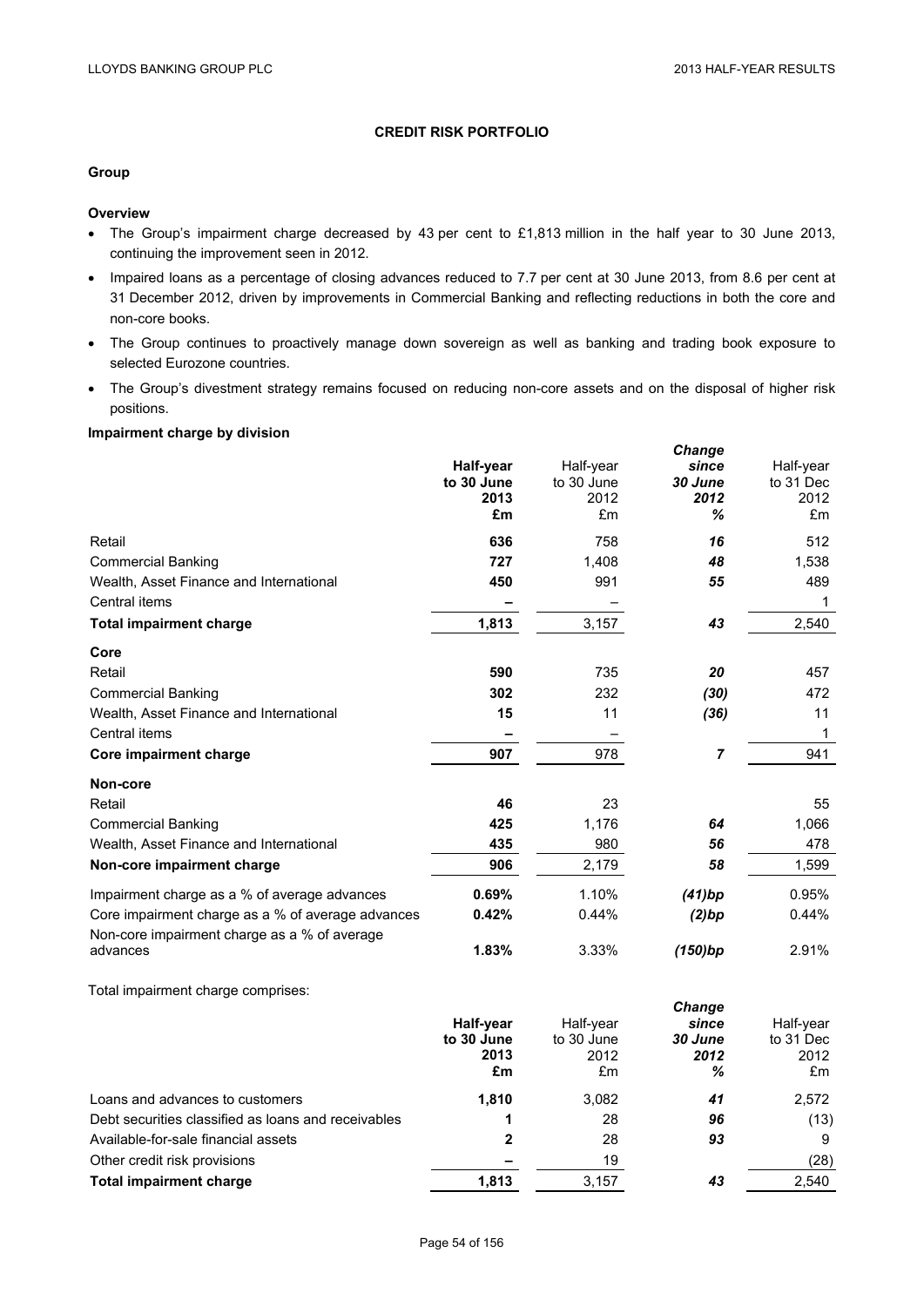# CREDIT RISK PORTFOLIO

## Group

### Overview

- The Group's impairment charge decreased by 43 per cent to £1,813 million in the half year to 30 June 2013, continuing the improvement seen in 2012.
- Impaired loans as a percentage of closing advances reduced to 7.7 per cent at 30 June 2013, from 8.6 per cent at 31 December 2012, driven by improvements in Commercial Banking and reflecting reductions in both the core and non-core books.
- The Group continues to proactively manage down sovereign as well as banking and trading book exposure to selected Eurozone countries.
- The Group's divestment strategy remains focused on reducing non-core assets and on the disposal of higher risk positions.

### Impairment charge by division

| | **Half-year to 30 June 2013 £m** | Half-year to 30 June 2012 £m | ***Change since 30 June 2012 %*** | Half-year to 31 Dec 2012 £m |
|---|---|---|---|---|
| Retail | **636** | 758 | ***16*** | 512 |
| Commercial Banking | **727** | 1,408 | ***48*** | 1,538 |
| Wealth, Asset Finance and International | **450** | 991 | ***55*** | 489 |
| Central items | **–** | – | | 1 |
| **Total impairment charge** | **1,813** | 3,157 | ***43*** | 2,540 |
| **Core** | | | | |
| Retail | **590** | 735 | ***20*** | 457 |
| Commercial Banking | **302** | 232 | ***(30)*** | 472 |
| Wealth, Asset Finance and International | **15** | 11 | ***(36)*** | 11 |
| Central items | **–** | – | | 1 |
| **Core impairment charge** | **907** | 978 | ***7*** | 941 |
| **Non-core** | | | | |
| Retail | **46** | 23 | | 55 |
| Commercial Banking | **425** | 1,176 | ***64*** | 1,066 |
| Wealth, Asset Finance and International | **435** | 980 | ***56*** | 478 |
| **Non-core impairment charge** | **906** | 2,179 | ***58*** | 1,599 |
| Impairment charge as a % of average advances | **0.69%** | 1.10% | ***(41)bp*** | 0.95% |
| Core impairment charge as a % of average advances | **0.42%** | 0.44% | ***(2)bp*** | 0.44% |
| Non-core impairment charge as a % of average advances | **1.83%** | 3.33% | ***(150)bp*** | 2.91% |

Total impairment charge comprises:

| | **Half-year to 30 June 2013 £m** | Half-year to 30 June 2012 £m | ***Change since 30 June 2012 %*** | Half-year to 31 Dec 2012 £m |
|---|---|---|---|---|
| Loans and advances to customers | **1,810** | 3,082 | ***41*** | 2,572 |
| Debt securities classified as loans and receivables | **1** | 28 | ***96*** | (13) |
| Available-for-sale financial assets | **2** | 28 | ***93*** | 9 |
| Other credit risk provisions | **–** | 19 | | (28) |
| **Total impairment charge** | **1,813** | 3,157 | ***43*** | 2,540 |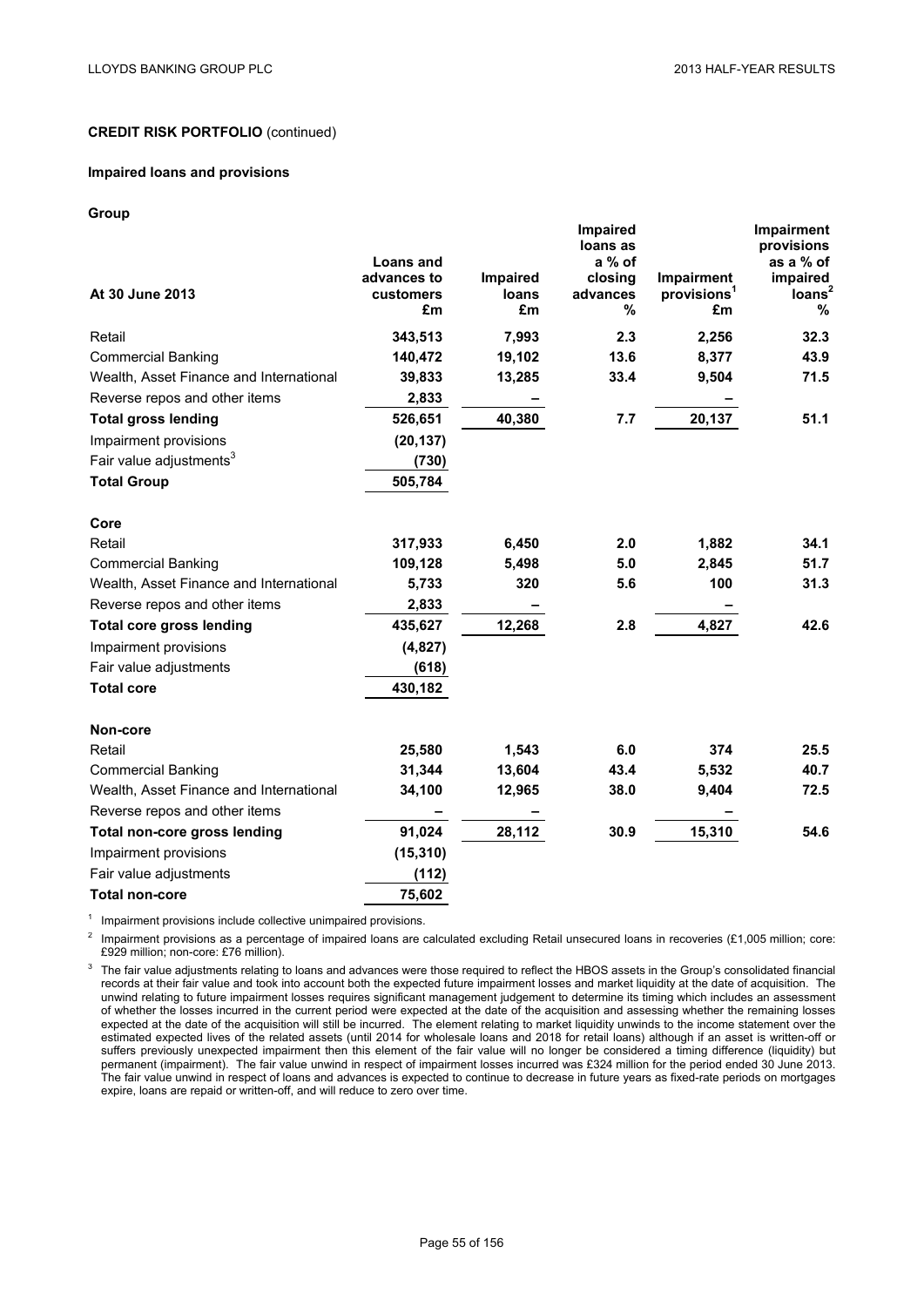**CREDIT RISK PORTFOLIO** (continued)

**Impaired loans and provisions**

**Group**

| At 30 June 2013 | Loans and advances to customers £m | Impaired loans £m | Impaired loans as a % of closing advances % | Impairment provisions[1] £m | Impairment provisions as a % of impaired loans[2] % |
|---|---|---|---|---|---|
| Retail | **343,513** | **7,993** | **2.3** | **2,256** | **32.3** |
| Commercial Banking | **140,472** | **19,102** | **13.6** | **8,377** | **43.9** |
| Wealth, Asset Finance and International | **39,833** | **13,285** | **33.4** | **9,504** | **71.5** |
| Reverse repos and other items | **2,833** | **–** | | **–** | |
| **Total gross lending** | **526,651** | **40,380** | **7.7** | **20,137** | **51.1** |
| Impairment provisions | **(20,137)** | | | | |
| Fair value adjustments[3] | **(730)** | | | | |
| **Total Group** | **505,784** | | | | |
| | | | | | |
| **Core** | | | | | |
| Retail | **317,933** | **6,450** | **2.0** | **1,882** | **34.1** |
| Commercial Banking | **109,128** | **5,498** | **5.0** | **2,845** | **51.7** |
| Wealth, Asset Finance and International | **5,733** | **320** | **5.6** | **100** | **31.3** |
| Reverse repos and other items | **2,833** | **–** | | **–** | |
| **Total core gross lending** | **435,627** | **12,268** | **2.8** | **4,827** | **42.6** |
| Impairment provisions | **(4,827)** | | | | |
| Fair value adjustments | **(618)** | | | | |
| **Total core** | **430,182** | | | | |
| | | | | | |
| **Non-core** | | | | | |
| Retail | **25,580** | **1,543** | **6.0** | **374** | **25.5** |
| Commercial Banking | **31,344** | **13,604** | **43.4** | **5,532** | **40.7** |
| Wealth, Asset Finance and International | **34,100** | **12,965** | **38.0** | **9,404** | **72.5** |
| Reverse repos and other items | **–** | **–** | | **–** | |
| **Total non-core gross lending** | **91,024** | **28,112** | **30.9** | **15,310** | **54.6** |
| Impairment provisions | **(15,310)** | | | | |
| Fair value adjustments | **(112)** | | | | |
| **Total non-core** | **75,602** | | | | |

[1] Impairment provisions include collective unimpaired provisions.

[2] Impairment provisions as a percentage of impaired loans are calculated excluding Retail unsecured loans in recoveries (£1,005 million; core: £929 million; non-core: £76 million).

[3] The fair value adjustments relating to loans and advances were those required to reflect the HBOS assets in the Group's consolidated financial records at their fair value and took into account both the expected future impairment losses and market liquidity at the date of acquisition. The unwind relating to future impairment losses requires significant management judgement to determine its timing which includes an assessment of whether the losses incurred in the current period were expected at the date of the acquisition and assessing whether the remaining losses expected at the date of the acquisition will still be incurred. The element relating to market liquidity unwinds to the income statement over the estimated expected lives of the related assets (until 2014 for wholesale loans and 2018 for retail loans) although if an asset is written-off or suffers previously unexpected impairment then this element of the fair value will no longer be considered a timing difference (liquidity) but permanent (impairment). The fair value unwind in respect of impairment losses incurred was £324 million for the period ended 30 June 2013. The fair value unwind in respect of loans and advances is expected to continue to decrease in future years as fixed-rate periods on mortgages expire, loans are repaid or written-off, and will reduce to zero over time.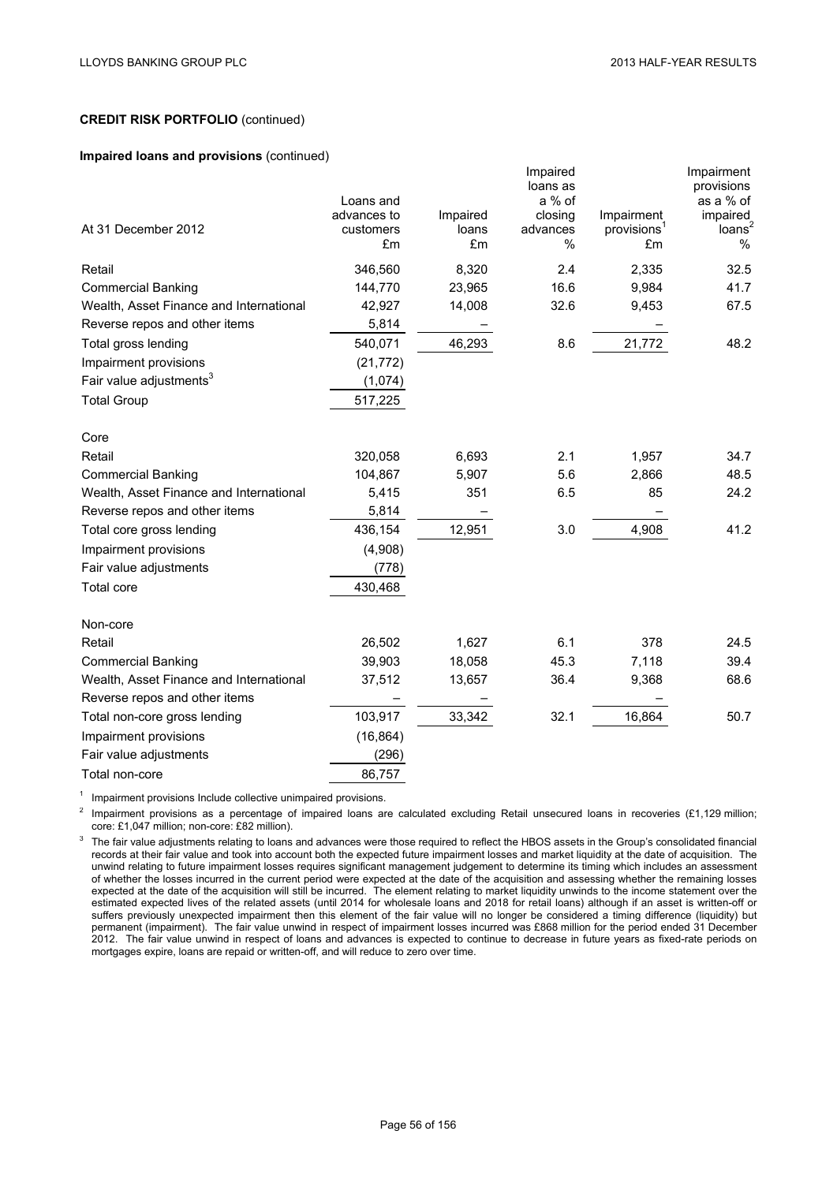**CREDIT RISK PORTFOLIO** (continued)

**Impaired loans and provisions** (continued)

| At 31 December 2012 | Loans and advances to customers £m | Impaired loans £m | Impaired loans as a % of closing advances % | Impairment provisions[1] £m | Impairment provisions as a % of impaired loans[2] % |
|---|---|---|---|---|---|
| Retail | 346,560 | 8,320 | 2.4 | 2,335 | 32.5 |
| Commercial Banking | 144,770 | 23,965 | 16.6 | 9,984 | 41.7 |
| Wealth, Asset Finance and International | 42,927 | 14,008 | 32.6 | 9,453 | 67.5 |
| Reverse repos and other items | 5,814 | – | | – | |
| Total gross lending | 540,071 | 46,293 | 8.6 | 21,772 | 48.2 |
| Impairment provisions | (21,772) | | | | |
| Fair value adjustments[3] | (1,074) | | | | |
| Total Group | 517,225 | | | | |
| | | | | | |
| Core | | | | | |
| Retail | 320,058 | 6,693 | 2.1 | 1,957 | 34.7 |
| Commercial Banking | 104,867 | 5,907 | 5.6 | 2,866 | 48.5 |
| Wealth, Asset Finance and International | 5,415 | 351 | 6.5 | 85 | 24.2 |
| Reverse repos and other items | 5,814 | – | | – | |
| Total core gross lending | 436,154 | 12,951 | 3.0 | 4,908 | 41.2 |
| Impairment provisions | (4,908) | | | | |
| Fair value adjustments | (778) | | | | |
| Total core | 430,468 | | | | |
| | | | | | |
| Non-core | | | | | |
| Retail | 26,502 | 1,627 | 6.1 | 378 | 24.5 |
| Commercial Banking | 39,903 | 18,058 | 45.3 | 7,118 | 39.4 |
| Wealth, Asset Finance and International | 37,512 | 13,657 | 36.4 | 9,368 | 68.6 |
| Reverse repos and other items | – | – | | – | |
| Total non-core gross lending | 103,917 | 33,342 | 32.1 | 16,864 | 50.7 |
| Impairment provisions | (16,864) | | | | |
| Fair value adjustments | (296) | | | | |
| Total non-core | 86,757 | | | | |

[1] Impairment provisions Include collective unimpaired provisions.

[2] Impairment provisions as a percentage of impaired loans are calculated excluding Retail unsecured loans in recoveries (£1,129 million; core: £1,047 million; non-core: £82 million).

[3] The fair value adjustments relating to loans and advances were those required to reflect the HBOS assets in the Group's consolidated financial records at their fair value and took into account both the expected future impairment losses and market liquidity at the date of acquisition. The unwind relating to future impairment losses requires significant management judgement to determine its timing which includes an assessment of whether the losses incurred in the current period were expected at the date of the acquisition and assessing whether the remaining losses expected at the date of the acquisition will still be incurred. The element relating to market liquidity unwinds to the income statement over the estimated expected lives of the related assets (until 2014 for wholesale loans and 2018 for retail loans) although if an asset is written-off or suffers previously unexpected impairment then this element of the fair value will no longer be considered a timing difference (liquidity) but permanent (impairment). The fair value unwind in respect of impairment losses incurred was £868 million for the period ended 31 December 2012. The fair value unwind in respect of loans and advances is expected to continue to decrease in future years as fixed-rate periods on mortgages expire, loans are repaid or written-off, and will reduce to zero over time.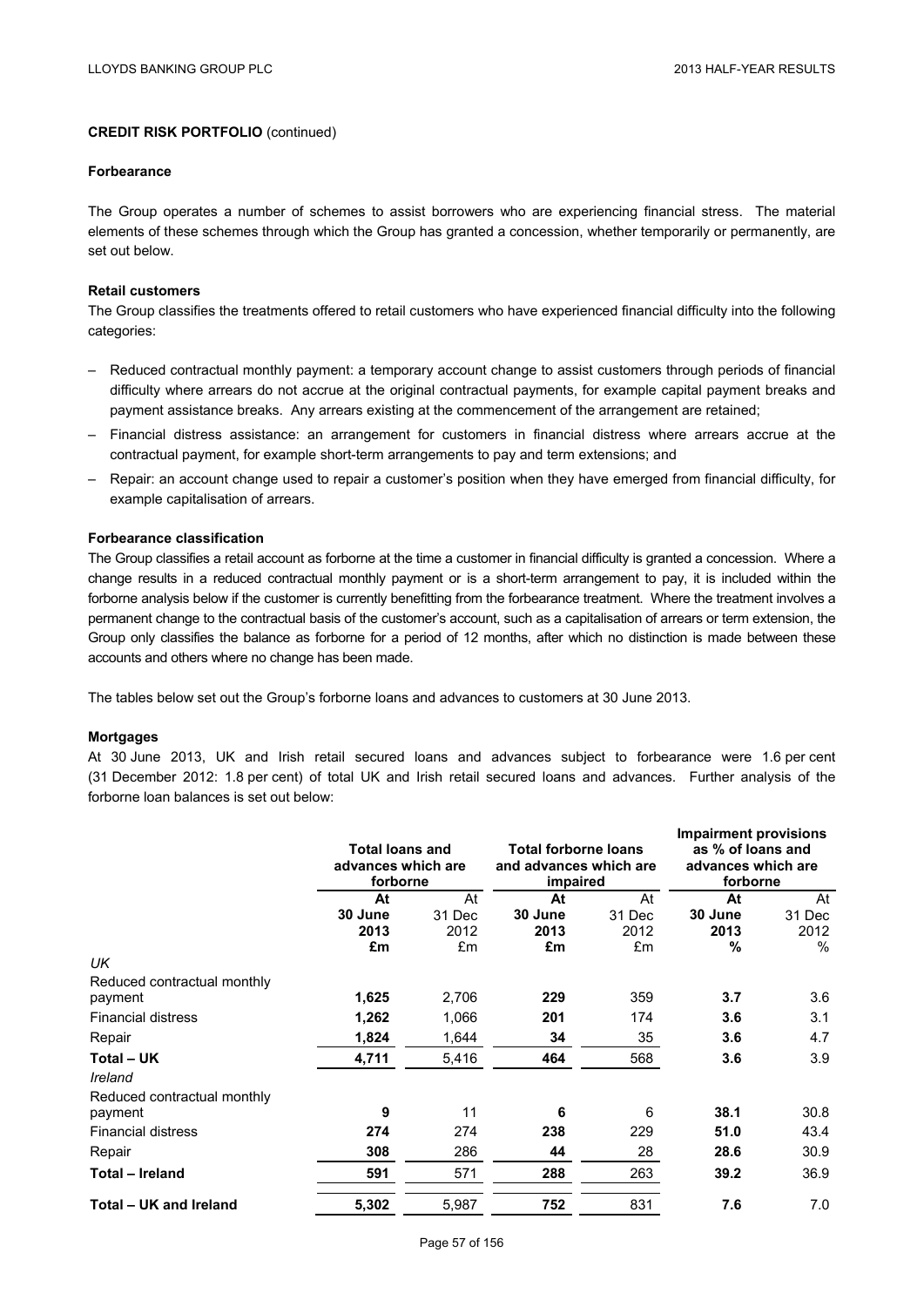**CREDIT RISK PORTFOLIO** (continued)

**Forbearance**

The Group operates a number of schemes to assist borrowers who are experiencing financial stress. The material elements of these schemes through which the Group has granted a concession, whether temporarily or permanently, are set out below.

**Retail customers**

The Group classifies the treatments offered to retail customers who have experienced financial difficulty into the following categories:

- Reduced contractual monthly payment: a temporary account change to assist customers through periods of financial difficulty where arrears do not accrue at the original contractual payments, for example capital payment breaks and payment assistance breaks. Any arrears existing at the commencement of the arrangement are retained;
- Financial distress assistance: an arrangement for customers in financial distress where arrears accrue at the contractual payment, for example short-term arrangements to pay and term extensions; and
- Repair: an account change used to repair a customer's position when they have emerged from financial difficulty, for example capitalisation of arrears.

**Forbearance classification**

The Group classifies a retail account as forborne at the time a customer in financial difficulty is granted a concession. Where a change results in a reduced contractual monthly payment or is a short-term arrangement to pay, it is included within the forborne analysis below if the customer is currently benefitting from the forbearance treatment. Where the treatment involves a permanent change to the contractual basis of the customer's account, such as a capitalisation of arrears or term extension, the Group only classifies the balance as forborne for a period of 12 months, after which no distinction is made between these accounts and others where no change has been made.

The tables below set out the Group's forborne loans and advances to customers at 30 June 2013.

**Mortgages**

At 30 June 2013, UK and Irish retail secured loans and advances subject to forbearance were 1.6 per cent (31 December 2012: 1.8 per cent) of total UK and Irish retail secured loans and advances. Further analysis of the forborne loan balances is set out below:

| | Total loans and advances which are forborne | | Total forborne loans and advances which are impaired | | Impairment provisions as % of loans and advances which are forborne | |
|---|---|---|---|---|---|---|
| | **At 30 June 2013 £m** | At 31 Dec 2012 £m | **At 30 June 2013 £m** | At 31 Dec 2012 £m | **At 30 June 2013 %** | At 31 Dec 2012 % |
| *UK* | | | | | | |
| Reduced contractual monthly payment | **1,625** | 2,706 | **229** | 359 | **3.7** | 3.6 |
| Financial distress | **1,262** | 1,066 | **201** | 174 | **3.6** | 3.1 |
| Repair | **1,824** | 1,644 | **34** | 35 | **3.6** | 4.7 |
| **Total – UK** | **4,711** | 5,416 | **464** | 568 | **3.6** | 3.9 |
| *Ireland* | | | | | | |
| Reduced contractual monthly payment | **9** | 11 | **6** | 6 | **38.1** | 30.8 |
| Financial distress | **274** | 274 | **238** | 229 | **51.0** | 43.4 |
| Repair | **308** | 286 | **44** | 28 | **28.6** | 30.9 |
| **Total – Ireland** | **591** | 571 | **288** | 263 | **39.2** | 36.9 |
| **Total – UK and Ireland** | **5,302** | 5,987 | **752** | 831 | **7.6** | 7.0 |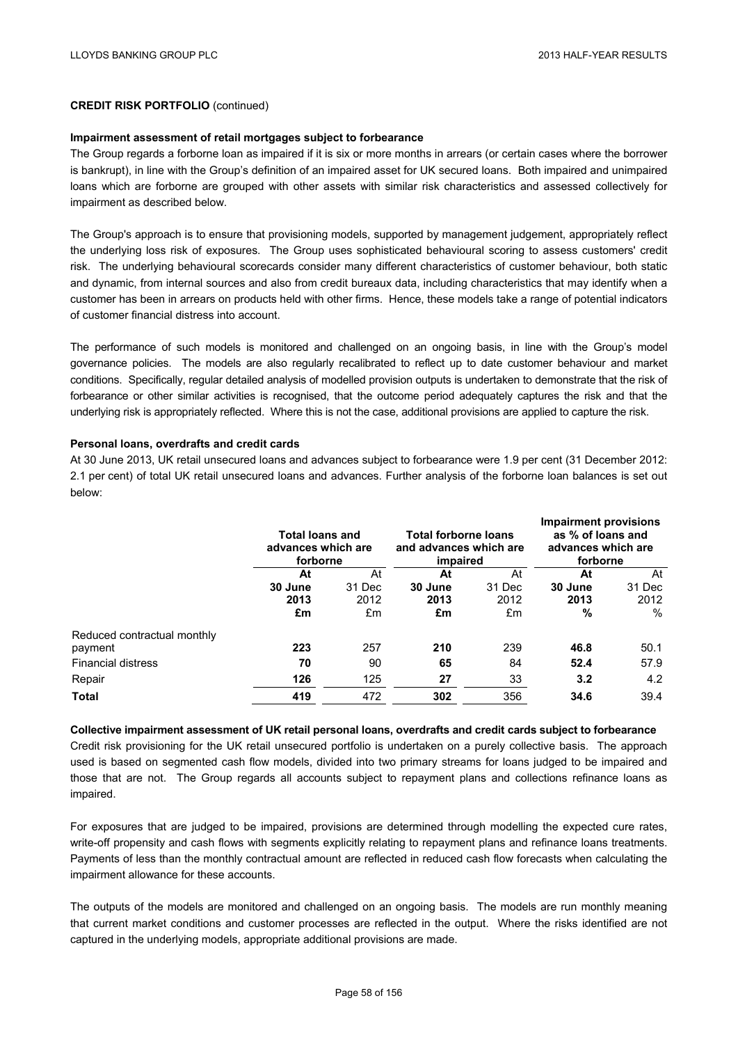**CREDIT RISK PORTFOLIO** (continued)

**Impairment assessment of retail mortgages subject to forbearance**

The Group regards a forborne loan as impaired if it is six or more months in arrears (or certain cases where the borrower is bankrupt), in line with the Group's definition of an impaired asset for UK secured loans. Both impaired and unimpaired loans which are forborne are grouped with other assets with similar risk characteristics and assessed collectively for impairment as described below.

The Group's approach is to ensure that provisioning models, supported by management judgement, appropriately reflect the underlying loss risk of exposures. The Group uses sophisticated behavioural scoring to assess customers' credit risk. The underlying behavioural scorecards consider many different characteristics of customer behaviour, both static and dynamic, from internal sources and also from credit bureaux data, including characteristics that may identify when a customer has been in arrears on products held with other firms. Hence, these models take a range of potential indicators of customer financial distress into account.

The performance of such models is monitored and challenged on an ongoing basis, in line with the Group's model governance policies. The models are also regularly recalibrated to reflect up to date customer behaviour and market conditions. Specifically, regular detailed analysis of modelled provision outputs is undertaken to demonstrate that the risk of forbearance or other similar activities is recognised, that the outcome period adequately captures the risk and that the underlying risk is appropriately reflected. Where this is not the case, additional provisions are applied to capture the risk.

**Personal loans, overdrafts and credit cards**

At 30 June 2013, UK retail unsecured loans and advances subject to forbearance were 1.9 per cent (31 December 2012: 2.1 per cent) of total UK retail unsecured loans and advances. Further analysis of the forborne loan balances is set out below:

| | **Total loans and advances which are forborne** | | **Total forborne loans and advances which are impaired** | | **Impairment provisions as % of loans and advances which are forborne** | |
|---|---|---|---|---|---|---|
| | **At 30 June 2013** | At 31 Dec 2012 | **At 30 June 2013** | At 31 Dec 2012 | **At 30 June 2013** | At 31 Dec 2012 |
| | **£m** | £m | **£m** | £m | **%** | % |
| Reduced contractual monthly payment | **223** | 257 | **210** | 239 | **46.8** | 50.1 |
| Financial distress | **70** | 90 | **65** | 84 | **52.4** | 57.9 |
| Repair | **126** | 125 | **27** | 33 | **3.2** | 4.2 |
| **Total** | **419** | 472 | **302** | 356 | **34.6** | 39.4 |

**Collective impairment assessment of UK retail personal loans, overdrafts and credit cards subject to forbearance**

Credit risk provisioning for the UK retail unsecured portfolio is undertaken on a purely collective basis. The approach used is based on segmented cash flow models, divided into two primary streams for loans judged to be impaired and those that are not. The Group regards all accounts subject to repayment plans and collections refinance loans as impaired.

For exposures that are judged to be impaired, provisions are determined through modelling the expected cure rates, write-off propensity and cash flows with segments explicitly relating to repayment plans and refinance loans treatments. Payments of less than the monthly contractual amount are reflected in reduced cash flow forecasts when calculating the impairment allowance for these accounts.

The outputs of the models are monitored and challenged on an ongoing basis. The models are run monthly meaning that current market conditions and customer processes are reflected in the output. Where the risks identified are not captured in the underlying models, appropriate additional provisions are made.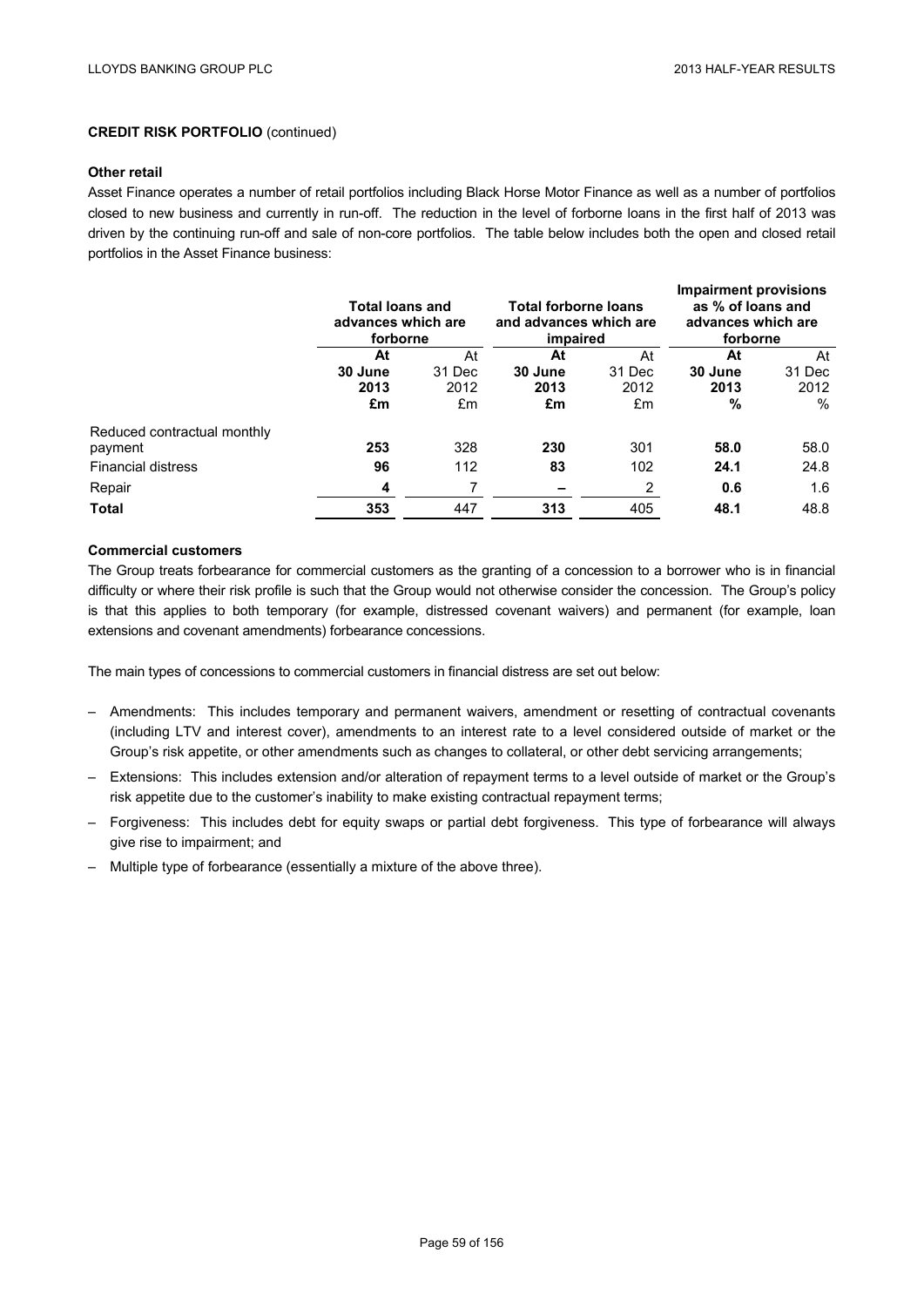**CREDIT RISK PORTFOLIO** (continued)

**Other retail**

Asset Finance operates a number of retail portfolios including Black Horse Motor Finance as well as a number of portfolios closed to new business and currently in run-off. The reduction in the level of forborne loans in the first half of 2013 was driven by the continuing run-off and sale of non-core portfolios. The table below includes both the open and closed retail portfolios in the Asset Finance business:

| | Total loans and advances which are forborne | | Total forborne loans and advances which are impaired | | Impairment provisions as % of loans and advances which are forborne | |
|---|---|---|---|---|---|---|
| | **At 30 June 2013 £m** | At 31 Dec 2012 £m | **At 30 June 2013 £m** | At 31 Dec 2012 £m | **At 30 June 2013 %** | At 31 Dec 2012 % |
| Reduced contractual monthly payment | **253** | 328 | **230** | 301 | **58.0** | 58.0 |
| Financial distress | **96** | 112 | **83** | 102 | **24.1** | 24.8 |
| Repair | **4** | 7 | **–** | 2 | **0.6** | 1.6 |
| **Total** | **353** | 447 | **313** | 405 | **48.1** | 48.8 |

**Commercial customers**

The Group treats forbearance for commercial customers as the granting of a concession to a borrower who is in financial difficulty or where their risk profile is such that the Group would not otherwise consider the concession. The Group's policy is that this applies to both temporary (for example, distressed covenant waivers) and permanent (for example, loan extensions and covenant amendments) forbearance concessions.

The main types of concessions to commercial customers in financial distress are set out below:

– Amendments: This includes temporary and permanent waivers, amendment or resetting of contractual covenants (including LTV and interest cover), amendments to an interest rate to a level considered outside of market or the Group's risk appetite, or other amendments such as changes to collateral, or other debt servicing arrangements;

– Extensions: This includes extension and/or alteration of repayment terms to a level outside of market or the Group's risk appetite due to the customer's inability to make existing contractual repayment terms;

– Forgiveness: This includes debt for equity swaps or partial debt forgiveness. This type of forbearance will always give rise to impairment; and

– Multiple type of forbearance (essentially a mixture of the above three).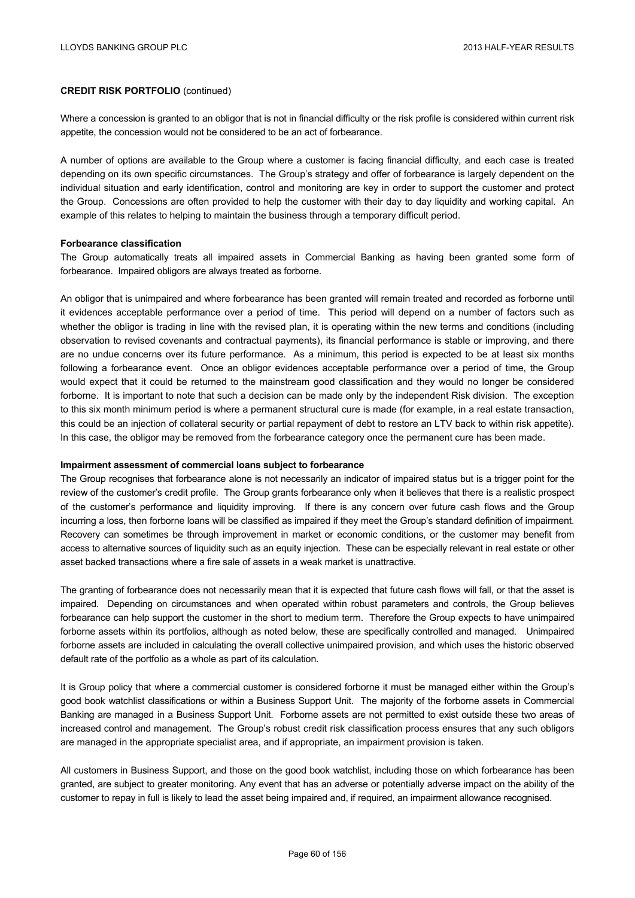**CREDIT RISK PORTFOLIO** (continued)

Where a concession is granted to an obligor that is not in financial difficulty or the risk profile is considered within current risk appetite, the concession would not be considered to be an act of forbearance.

A number of options are available to the Group where a customer is facing financial difficulty, and each case is treated depending on its own specific circumstances. The Group's strategy and offer of forbearance is largely dependent on the individual situation and early identification, control and monitoring are key in order to support the customer and protect the Group. Concessions are often provided to help the customer with their day to day liquidity and working capital. An example of this relates to helping to maintain the business through a temporary difficult period.

**Forbearance classification**

The Group automatically treats all impaired assets in Commercial Banking as having been granted some form of forbearance. Impaired obligors are always treated as forborne.

An obligor that is unimpaired and where forbearance has been granted will remain treated and recorded as forborne until it evidences acceptable performance over a period of time. This period will depend on a number of factors such as whether the obligor is trading in line with the revised plan, it is operating within the new terms and conditions (including observation to revised covenants and contractual payments), its financial performance is stable or improving, and there are no undue concerns over its future performance. As a minimum, this period is expected to be at least six months following a forbearance event. Once an obligor evidences acceptable performance over a period of time, the Group would expect that it could be returned to the mainstream good classification and they would no longer be considered forborne. It is important to note that such a decision can be made only by the independent Risk division. The exception to this six month minimum period is where a permanent structural cure is made (for example, in a real estate transaction, this could be an injection of collateral security or partial repayment of debt to restore an LTV back to within risk appetite). In this case, the obligor may be removed from the forbearance category once the permanent cure has been made.

**Impairment assessment of commercial loans subject to forbearance**

The Group recognises that forbearance alone is not necessarily an indicator of impaired status but is a trigger point for the review of the customer's credit profile. The Group grants forbearance only when it believes that there is a realistic prospect of the customer's performance and liquidity improving. If there is any concern over future cash flows and the Group incurring a loss, then forborne loans will be classified as impaired if they meet the Group's standard definition of impairment. Recovery can sometimes be through improvement in market or economic conditions, or the customer may benefit from access to alternative sources of liquidity such as an equity injection. These can be especially relevant in real estate or other asset backed transactions where a fire sale of assets in a weak market is unattractive.

The granting of forbearance does not necessarily mean that it is expected that future cash flows will fall, or that the asset is impaired. Depending on circumstances and when operated within robust parameters and controls, the Group believes forbearance can help support the customer in the short to medium term. Therefore the Group expects to have unimpaired forborne assets within its portfolios, although as noted below, these are specifically controlled and managed. Unimpaired forborne assets are included in calculating the overall collective unimpaired provision, and which uses the historic observed default rate of the portfolio as a whole as part of its calculation.

It is Group policy that where a commercial customer is considered forborne it must be managed either within the Group's good book watchlist classifications or within a Business Support Unit. The majority of the forborne assets in Commercial Banking are managed in a Business Support Unit. Forborne assets are not permitted to exist outside these two areas of increased control and management. The Group's robust credit risk classification process ensures that any such obligors are managed in the appropriate specialist area, and if appropriate, an impairment provision is taken.

All customers in Business Support, and those on the good book watchlist, including those on which forbearance has been granted, are subject to greater monitoring. Any event that has an adverse or potentially adverse impact on the ability of the customer to repay in full is likely to lead the asset being impaired and, if required, an impairment allowance recognised.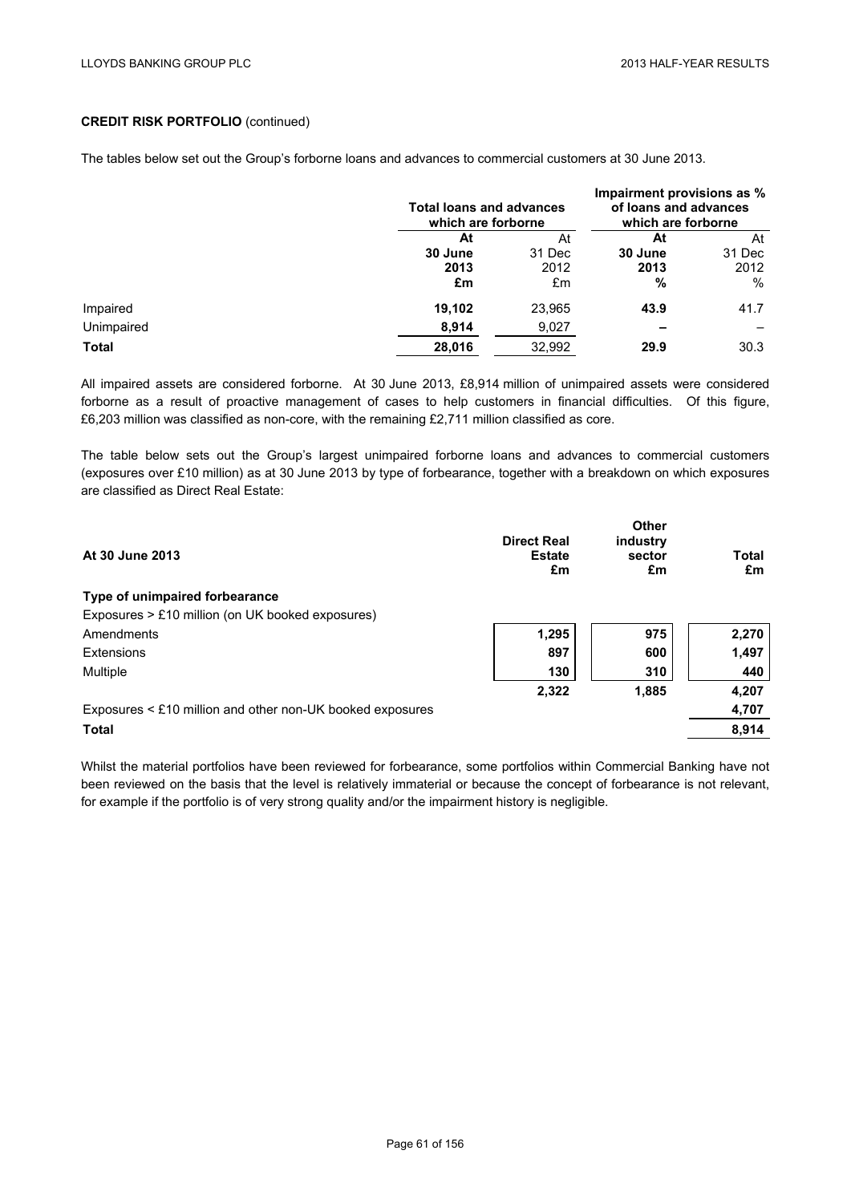**CREDIT RISK PORTFOLIO** (continued)

The tables below set out the Group's forborne loans and advances to commercial customers at 30 June 2013.

| | Total loans and advances which are forborne | | Impairment provisions as % of loans and advances which are forborne | |
|---|---|---|---|---|
| | **At 30 June 2013 £m** | At 31 Dec 2012 £m | **At 30 June 2013 %** | At 31 Dec 2012 % |
| Impaired | **19,102** | 23,965 | **43.9** | 41.7 |
| Unimpaired | **8,914** | 9,027 | **–** | – |
| **Total** | **28,016** | 32,992 | **29.9** | 30.3 |

All impaired assets are considered forborne. At 30 June 2013, £8,914 million of unimpaired assets were considered forborne as a result of proactive management of cases to help customers in financial difficulties. Of this figure, £6,203 million was classified as non-core, with the remaining £2,711 million classified as core.

The table below sets out the Group's largest unimpaired forborne loans and advances to commercial customers (exposures over £10 million) as at 30 June 2013 by type of forbearance, together with a breakdown on which exposures are classified as Direct Real Estate:

| At 30 June 2013 | Direct Real Estate £m | Other industry sector £m | Total £m |
|---|---|---|---|
| **Type of unimpaired forbearance** | | | |
| Exposures > £10 million (on UK booked exposures) | | | |
| Amendments | **1,295** | **975** | **2,270** |
| Extensions | **897** | **600** | **1,497** |
| Multiple | **130** | **310** | **440** |
| | **2,322** | **1,885** | **4,207** |
| Exposures < £10 million and other non-UK booked exposures | | | **4,707** |
| **Total** | | | **8,914** |

Whilst the material portfolios have been reviewed for forbearance, some portfolios within Commercial Banking have not been reviewed on the basis that the level is relatively immaterial or because the concept of forbearance is not relevant, for example if the portfolio is of very strong quality and/or the impairment history is negligible.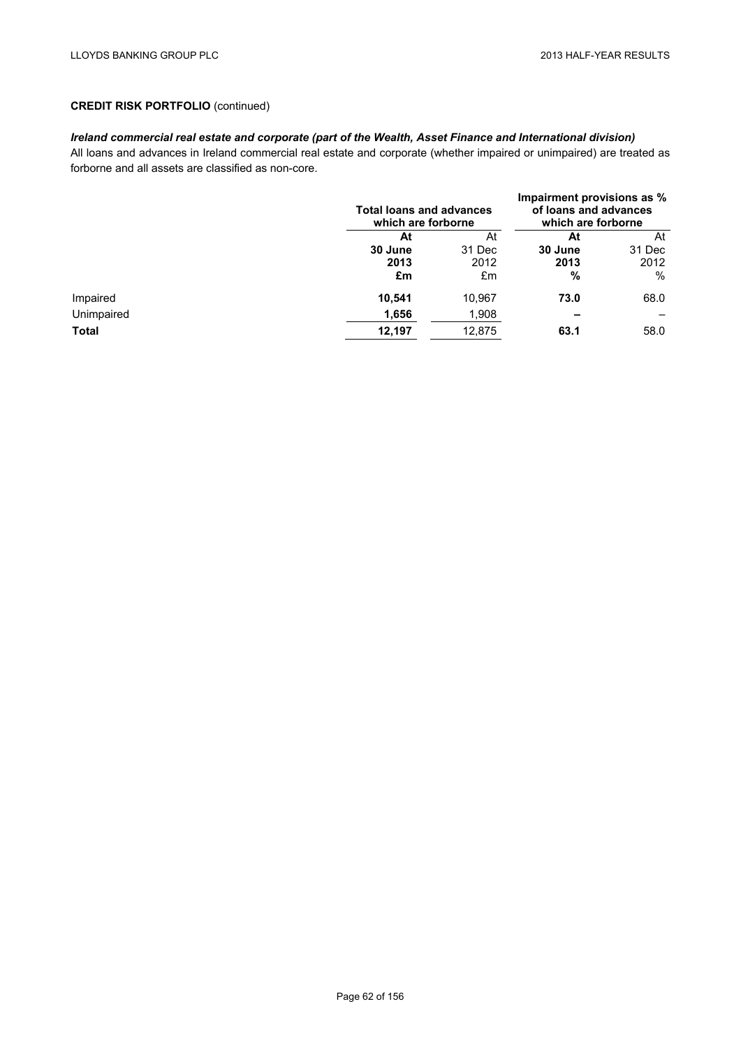**CREDIT RISK PORTFOLIO** (continued)

***Ireland commercial real estate and corporate (part of the Wealth, Asset Finance and International division)***

All loans and advances in Ireland commercial real estate and corporate (whether impaired or unimpaired) are treated as forborne and all assets are classified as non-core.

| | Total loans and advances which are forborne | | Impairment provisions as % of loans and advances which are forborne | |
|---|---|---|---|---|
| | **At 30 June 2013 £m** | At 31 Dec 2012 £m | **At 30 June 2013 %** | At 31 Dec 2012 % |
| Impaired | **10,541** | 10,967 | **73.0** | 68.0 |
| Unimpaired | **1,656** | 1,908 | **–** | – |
| **Total** | **12,197** | 12,875 | **63.1** | 58.0 |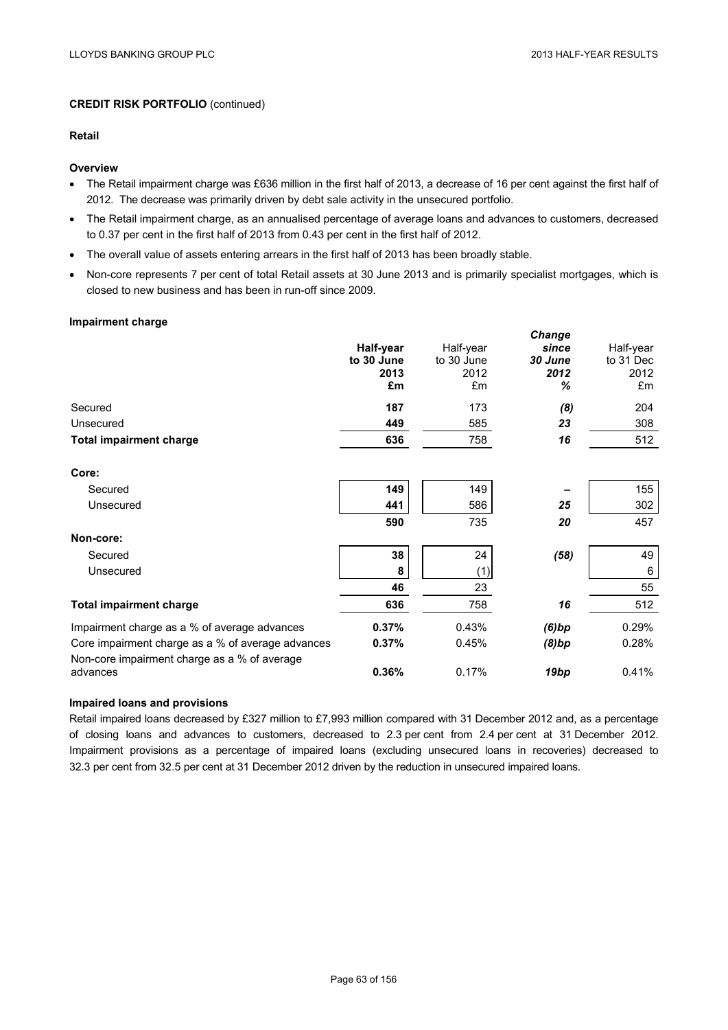**CREDIT RISK PORTFOLIO** (continued)

**Retail**

**Overview**

- The Retail impairment charge was £636 million in the first half of 2013, a decrease of 16 per cent against the first half of 2012. The decrease was primarily driven by debt sale activity in the unsecured portfolio.
- The Retail impairment charge, as an annualised percentage of average loans and advances to customers, decreased to 0.37 per cent in the first half of 2013 from 0.43 per cent in the first half of 2012.
- The overall value of assets entering arrears in the first half of 2013 has been broadly stable.
- Non-core represents 7 per cent of total Retail assets at 30 June 2013 and is primarily specialist mortgages, which is closed to new business and has been in run-off since 2009.

**Impairment charge**

| | **Half-year to 30 June 2013 £m** | Half-year to 30 June 2012 £m | ***Change since 30 June 2012 %*** | Half-year to 31 Dec 2012 £m |
|---|---|---|---|---|
| Secured | **187** | 173 | ***(8)*** | 204 |
| Unsecured | **449** | 585 | ***23*** | 308 |
| **Total impairment charge** | **636** | 758 | ***16*** | 512 |
| **Core:** | | | | |
| Secured | **149** | 149 | ***–*** | 155 |
| Unsecured | **441** | 586 | ***25*** | 302 |
| | **590** | 735 | ***20*** | 457 |
| **Non-core:** | | | | |
| Secured | **38** | 24 | ***(58)*** | 49 |
| Unsecured | **8** | (1) | | 6 |
| | **46** | 23 | | 55 |
| **Total impairment charge** | **636** | 758 | ***16*** | 512 |
| Impairment charge as a % of average advances | **0.37%** | 0.43% | ***(6)bp*** | 0.29% |
| Core impairment charge as a % of average advances | **0.37%** | 0.45% | ***(8)bp*** | 0.28% |
| Non-core impairment charge as a % of average advances | **0.36%** | 0.17% | ***19bp*** | 0.41% |

**Impaired loans and provisions**

Retail impaired loans decreased by £327 million to £7,993 million compared with 31 December 2012 and, as a percentage of closing loans and advances to customers, decreased to 2.3 per cent from 2.4 per cent at 31 December 2012. Impairment provisions as a percentage of impaired loans (excluding unsecured loans in recoveries) decreased to 32.3 per cent from 32.5 per cent at 31 December 2012 driven by the reduction in unsecured impaired loans.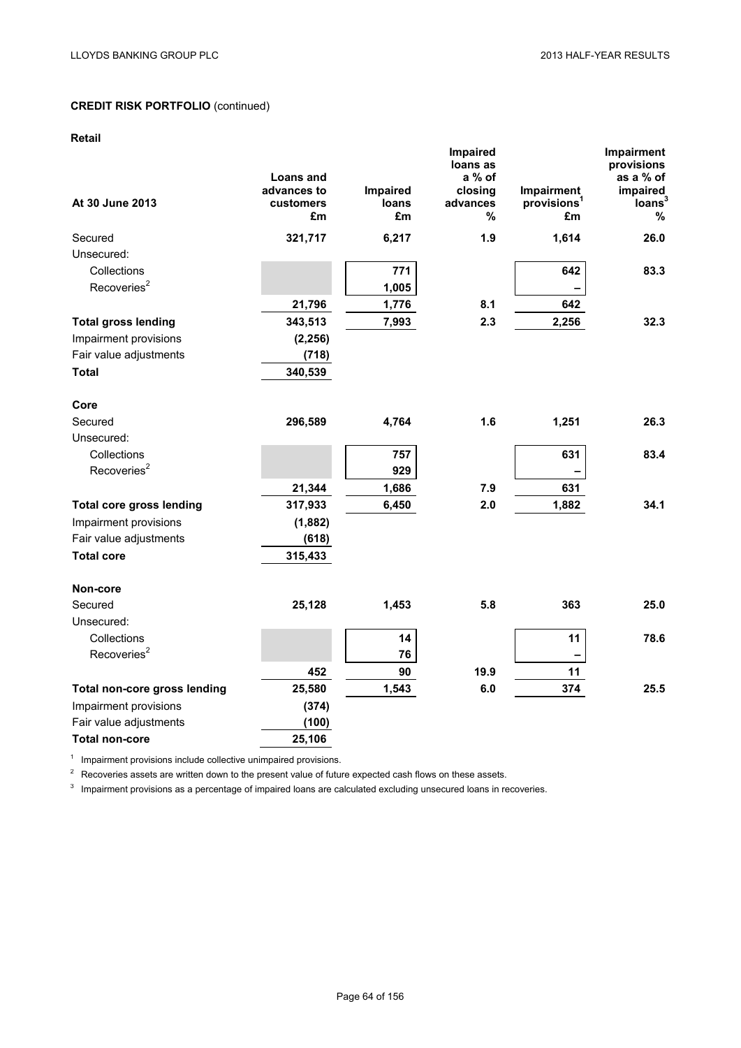## CREDIT RISK PORTFOLIO (continued)

### Retail

| At 30 June 2013 | Loans and advances to customers £m | Impaired loans £m | Impaired loans as a % of closing advances % | Impairment provisions[1] £m | Impairment provisions as a % of impaired loans[3] % |
|---|---|---|---|---|---|
| Secured | **321,717** | **6,217** | **1.9** | **1,614** | **26.0** |
| Unsecured: | | | | | |
| Collections | | **771** | | **642** | **83.3** |
| Recoveries[2] | | **1,005** | | **–** | |
| | **21,796** | **1,776** | **8.1** | **642** | |
| **Total gross lending** | **343,513** | **7,993** | **2.3** | **2,256** | **32.3** |
| Impairment provisions | **(2,256)** | | | | |
| Fair value adjustments | **(718)** | | | | |
| **Total** | **340,539** | | | | |
| **Core** | | | | | |
| Secured | **296,589** | **4,764** | **1.6** | **1,251** | **26.3** |
| Unsecured: | | | | | |
| Collections | | **757** | | **631** | **83.4** |
| Recoveries[2] | | **929** | | **–** | |
| | **21,344** | **1,686** | **7.9** | **631** | |
| **Total core gross lending** | **317,933** | **6,450** | **2.0** | **1,882** | **34.1** |
| Impairment provisions | **(1,882)** | | | | |
| Fair value adjustments | **(618)** | | | | |
| **Total core** | **315,433** | | | | |
| **Non-core** | | | | | |
| Secured | **25,128** | **1,453** | **5.8** | **363** | **25.0** |
| Unsecured: | | | | | |
| Collections | | **14** | | **11** | **78.6** |
| Recoveries[2] | | **76** | | **–** | |
| | **452** | **90** | **19.9** | **11** | |
| **Total non-core gross lending** | **25,580** | **1,543** | **6.0** | **374** | **25.5** |
| Impairment provisions | **(374)** | | | | |
| Fair value adjustments | **(100)** | | | | |
| **Total non-core** | **25,106** | | | | |

[1] Impairment provisions include collective unimpaired provisions.

[2] Recoveries assets are written down to the present value of future expected cash flows on these assets.

[3] Impairment provisions as a percentage of impaired loans are calculated excluding unsecured loans in recoveries.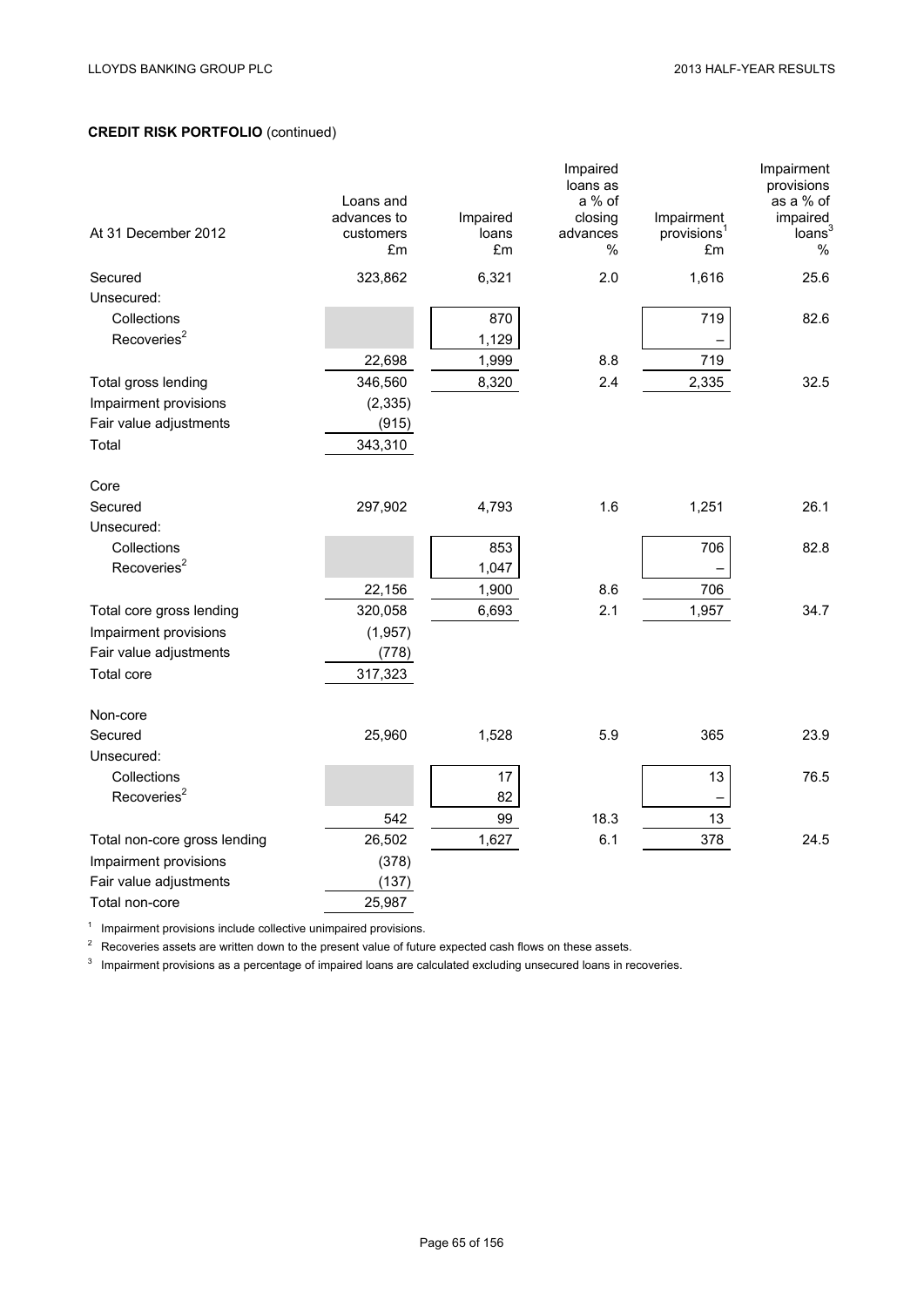**CREDIT RISK PORTFOLIO** (continued)

| At 31 December 2012 | Loans and advances to customers £m | Impaired loans £m | Impaired loans as a % of closing advances % | Impairment provisions[1] £m | Impairment provisions as a % of impaired loans[3] % |
|---|---|---|---|---|---|
| Secured | 323,862 | 6,321 | 2.0 | 1,616 | 25.6 |
| Unsecured: | | | | | |
| Collections | | 870 | | 719 | 82.6 |
| Recoveries[2] | | 1,129 | | – | |
| | 22,698 | 1,999 | 8.8 | 719 | |
| Total gross lending | 346,560 | 8,320 | 2.4 | 2,335 | 32.5 |
| Impairment provisions | (2,335) | | | | |
| Fair value adjustments | (915) | | | | |
| Total | 343,310 | | | | |
| | | | | | |
| Core | | | | | |
| Secured | 297,902 | 4,793 | 1.6 | 1,251 | 26.1 |
| Unsecured: | | | | | |
| Collections | | 853 | | 706 | 82.8 |
| Recoveries[2] | | 1,047 | | – | |
| | 22,156 | 1,900 | 8.6 | 706 | |
| Total core gross lending | 320,058 | 6,693 | 2.1 | 1,957 | 34.7 |
| Impairment provisions | (1,957) | | | | |
| Fair value adjustments | (778) | | | | |
| Total core | 317,323 | | | | |
| | | | | | |
| Non-core | | | | | |
| Secured | 25,960 | 1,528 | 5.9 | 365 | 23.9 |
| Unsecured: | | | | | |
| Collections | | 17 | | 13 | 76.5 |
| Recoveries[2] | | 82 | | – | |
| | 542 | 99 | 18.3 | 13 | |
| Total non-core gross lending | 26,502 | 1,627 | 6.1 | 378 | 24.5 |
| Impairment provisions | (378) | | | | |
| Fair value adjustments | (137) | | | | |
| Total non-core | 25,987 | | | | |

[1] Impairment provisions include collective unimpaired provisions.

[2] Recoveries assets are written down to the present value of future expected cash flows on these assets.

[3] Impairment provisions as a percentage of impaired loans are calculated excluding unsecured loans in recoveries.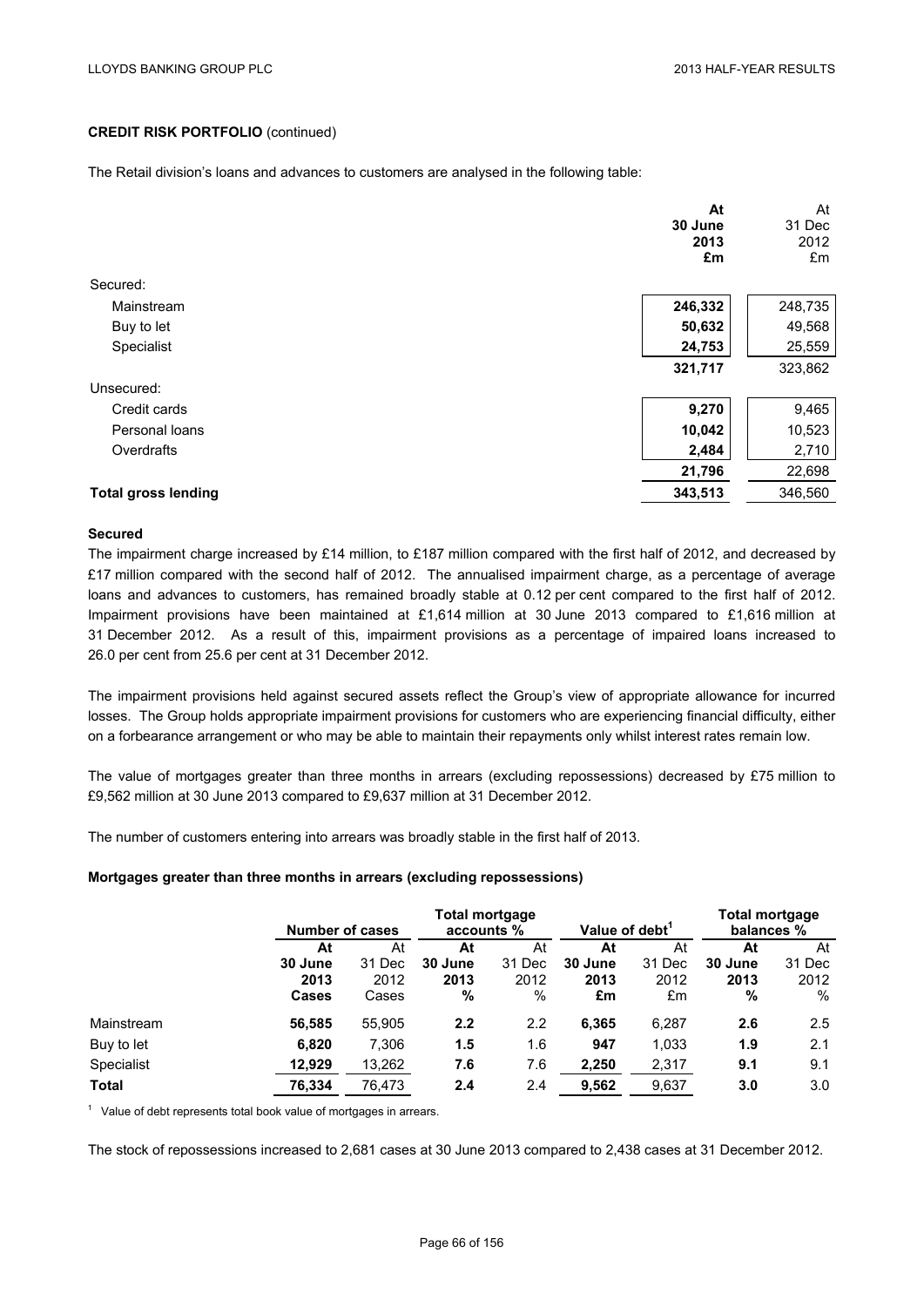**CREDIT RISK PORTFOLIO** (continued)

The Retail division's loans and advances to customers are analysed in the following table:

| | At 30 June 2013 £m | At 31 Dec 2012 £m |
|---|---|---|
| Secured: | | |
| Mainstream | **246,332** | 248,735 |
| Buy to let | **50,632** | 49,568 |
| Specialist | **24,753** | 25,559 |
| | **321,717** | 323,862 |
| Unsecured: | | |
| Credit cards | **9,270** | 9,465 |
| Personal loans | **10,042** | 10,523 |
| Overdrafts | **2,484** | 2,710 |
| | **21,796** | 22,698 |
| **Total gross lending** | **343,513** | 346,560 |

**Secured**

The impairment charge increased by £14 million, to £187 million compared with the first half of 2012, and decreased by £17 million compared with the second half of 2012. The annualised impairment charge, as a percentage of average loans and advances to customers, has remained broadly stable at 0.12 per cent compared to the first half of 2012. Impairment provisions have been maintained at £1,614 million at 30 June 2013 compared to £1,616 million at 31 December 2012. As a result of this, impairment provisions as a percentage of impaired loans increased to 26.0 per cent from 25.6 per cent at 31 December 2012.

The impairment provisions held against secured assets reflect the Group's view of appropriate allowance for incurred losses. The Group holds appropriate impairment provisions for customers who are experiencing financial difficulty, either on a forbearance arrangement or who may be able to maintain their repayments only whilst interest rates remain low.

The value of mortgages greater than three months in arrears (excluding repossessions) decreased by £75 million to £9,562 million at 30 June 2013 compared to £9,637 million at 31 December 2012.

The number of customers entering into arrears was broadly stable in the first half of 2013.

**Mortgages greater than three months in arrears (excluding repossessions)**

| | Number of cases | | Total mortgage accounts % | | Value of debt[1] | | Total mortgage balances % | |
|---|---|---|---|---|---|---|---|---|
| | At 30 June 2013 Cases | At 31 Dec 2012 Cases | At 30 June 2013 % | At 31 Dec 2012 % | At 30 June 2013 £m | At 31 Dec 2012 £m | At 30 June 2013 % | At 31 Dec 2012 % |
| Mainstream | **56,585** | 55,905 | **2.2** | 2.2 | **6,365** | 6,287 | **2.6** | 2.5 |
| Buy to let | **6,820** | 7,306 | **1.5** | 1.6 | **947** | 1,033 | **1.9** | 2.1 |
| Specialist | **12,929** | 13,262 | **7.6** | 7.6 | **2,250** | 2,317 | **9.1** | 9.1 |
| **Total** | **76,334** | 76,473 | **2.4** | 2.4 | **9,562** | 9,637 | **3.0** | 3.0 |

[1] Value of debt represents total book value of mortgages in arrears.

The stock of repossessions increased to 2,681 cases at 30 June 2013 compared to 2,438 cases at 31 December 2012.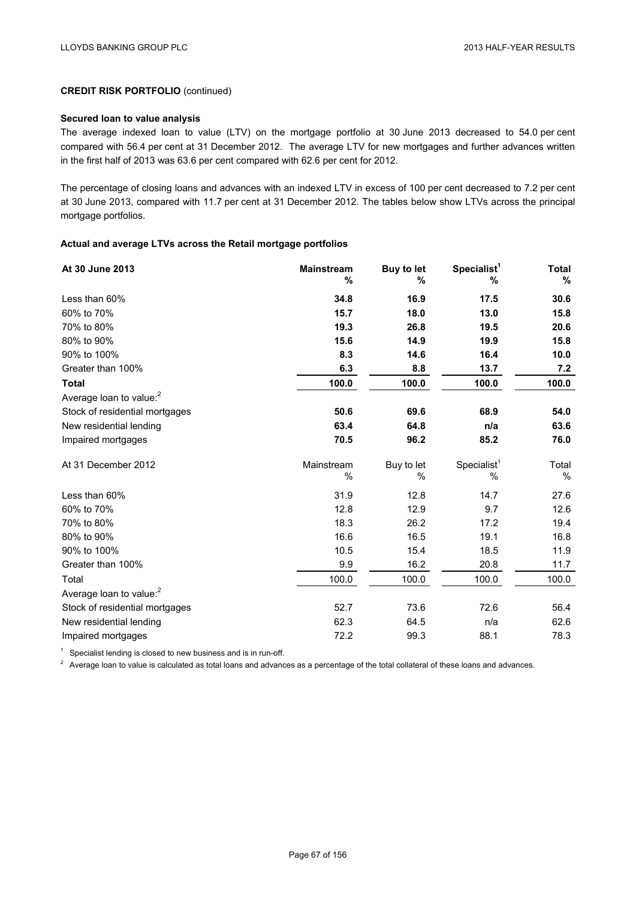**CREDIT RISK PORTFOLIO** (continued)

**Secured loan to value analysis**

The average indexed loan to value (LTV) on the mortgage portfolio at 30 June 2013 decreased to 54.0 per cent compared with 56.4 per cent at 31 December 2012. The average LTV for new mortgages and further advances written in the first half of 2013 was 63.6 per cent compared with 62.6 per cent for 2012.

The percentage of closing loans and advances with an indexed LTV in excess of 100 per cent decreased to 7.2 per cent at 30 June 2013, compared with 11.7 per cent at 31 December 2012. The tables below show LTVs across the principal mortgage portfolios.

**Actual and average LTVs across the Retail mortgage portfolios**

| **At 30 June 2013** | **Mainstream %** | **Buy to let %** | **Specialist[1] %** | **Total %** |
|---|---|---|---|---|
| Less than 60% | **34.8** | **16.9** | **17.5** | **30.6** |
| 60% to 70% | **15.7** | **18.0** | **13.0** | **15.8** |
| 70% to 80% | **19.3** | **26.8** | **19.5** | **20.6** |
| 80% to 90% | **15.6** | **14.9** | **19.9** | **15.8** |
| 90% to 100% | **8.3** | **14.6** | **16.4** | **10.0** |
| Greater than 100% | **6.3** | **8.8** | **13.7** | **7.2** |
| **Total** | **100.0** | **100.0** | **100.0** | **100.0** |
| Average loan to value:[2] | | | | |
| Stock of residential mortgages | **50.6** | **69.6** | **68.9** | **54.0** |
| New residential lending | **63.4** | **64.8** | **n/a** | **63.6** |
| Impaired mortgages | **70.5** | **96.2** | **85.2** | **76.0** |

| At 31 December 2012 | Mainstream % | Buy to let % | Specialist[1] % | Total % |
|---|---|---|---|---|
| Less than 60% | 31.9 | 12.8 | 14.7 | 27.6 |
| 60% to 70% | 12.8 | 12.9 | 9.7 | 12.6 |
| 70% to 80% | 18.3 | 26.2 | 17.2 | 19.4 |
| 80% to 90% | 16.6 | 16.5 | 19.1 | 16.8 |
| 90% to 100% | 10.5 | 15.4 | 18.5 | 11.9 |
| Greater than 100% | 9.9 | 16.2 | 20.8 | 11.7 |
| Total | 100.0 | 100.0 | 100.0 | 100.0 |
| Average loan to value:[2] | | | | |
| Stock of residential mortgages | 52.7 | 73.6 | 72.6 | 56.4 |
| New residential lending | 62.3 | 64.5 | n/a | 62.6 |
| Impaired mortgages | 72.2 | 99.3 | 88.1 | 78.3 |

[1] Specialist lending is closed to new business and is in run-off.

[2] Average loan to value is calculated as total loans and advances as a percentage of the total collateral of these loans and advances.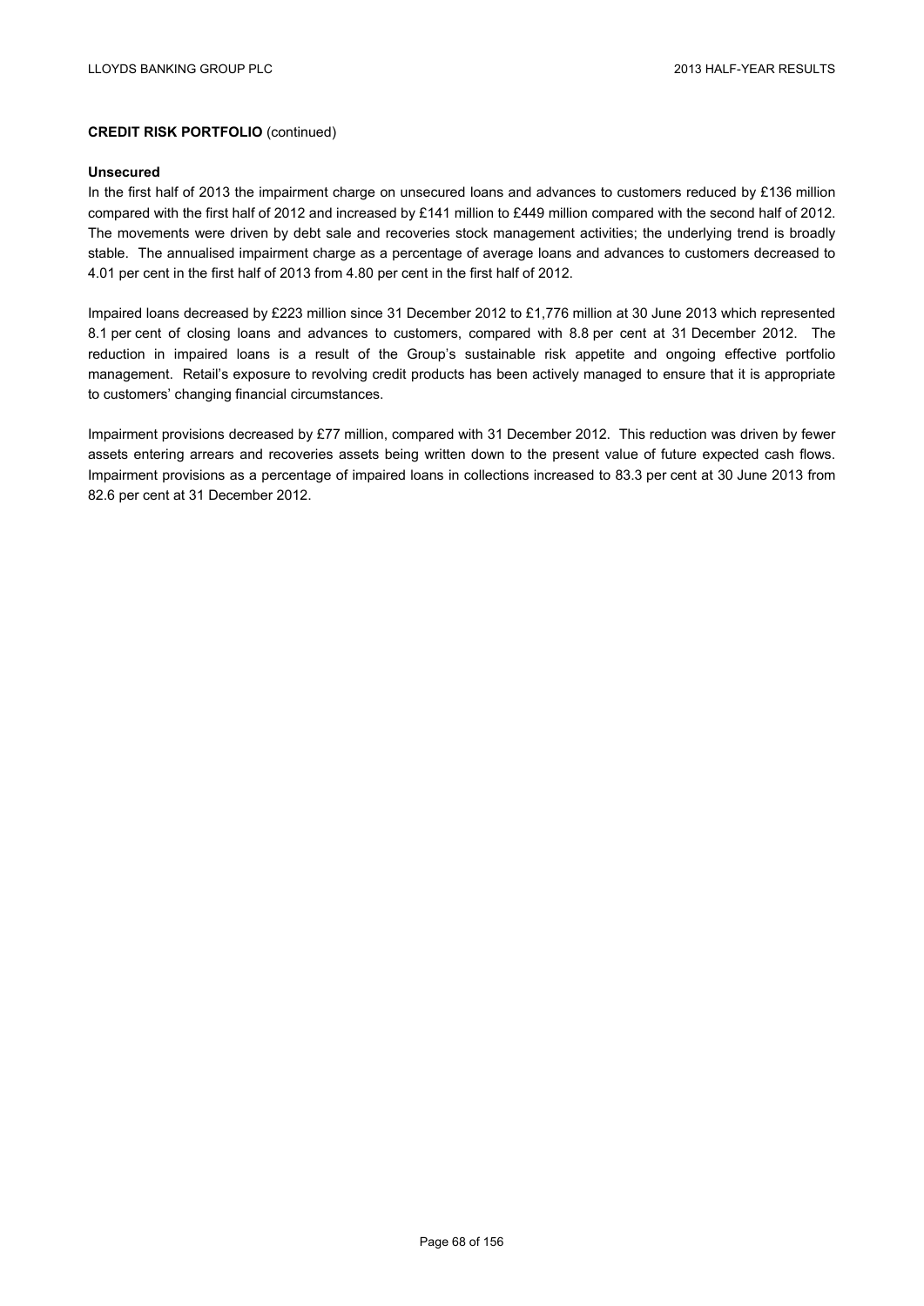**CREDIT RISK PORTFOLIO** (continued)

**Unsecured**

In the first half of 2013 the impairment charge on unsecured loans and advances to customers reduced by £136 million compared with the first half of 2012 and increased by £141 million to £449 million compared with the second half of 2012. The movements were driven by debt sale and recoveries stock management activities; the underlying trend is broadly stable. The annualised impairment charge as a percentage of average loans and advances to customers decreased to 4.01 per cent in the first half of 2013 from 4.80 per cent in the first half of 2012.

Impaired loans decreased by £223 million since 31 December 2012 to £1,776 million at 30 June 2013 which represented 8.1 per cent of closing loans and advances to customers, compared with 8.8 per cent at 31 December 2012. The reduction in impaired loans is a result of the Group's sustainable risk appetite and ongoing effective portfolio management. Retail's exposure to revolving credit products has been actively managed to ensure that it is appropriate to customers' changing financial circumstances.

Impairment provisions decreased by £77 million, compared with 31 December 2012. This reduction was driven by fewer assets entering arrears and recoveries assets being written down to the present value of future expected cash flows. Impairment provisions as a percentage of impaired loans in collections increased to 83.3 per cent at 30 June 2013 from 82.6 per cent at 31 December 2012.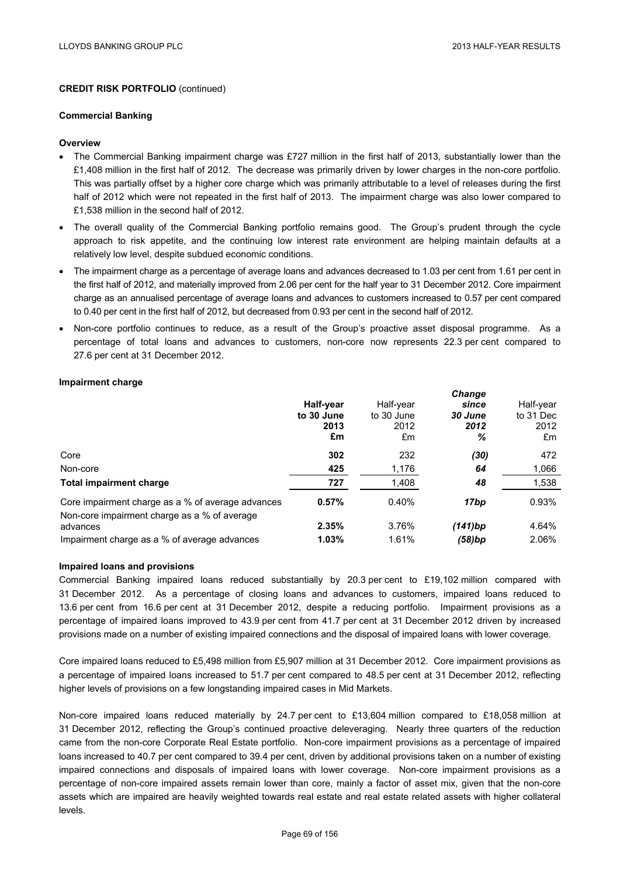## CREDIT RISK PORTFOLIO (continued)

### Commercial Banking

#### Overview

- The Commercial Banking impairment charge was £727 million in the first half of 2013, substantially lower than the £1,408 million in the first half of 2012. The decrease was primarily driven by lower charges in the non-core portfolio. This was partially offset by a higher core charge which was primarily attributable to a level of releases during the first half of 2012 which were not repeated in the first half of 2013. The impairment charge was also lower compared to £1,538 million in the second half of 2012.
- The overall quality of the Commercial Banking portfolio remains good. The Group's prudent through the cycle approach to risk appetite, and the continuing low interest rate environment are helping maintain defaults at a relatively low level, despite subdued economic conditions.
- The impairment charge as a percentage of average loans and advances decreased to 1.03 per cent from 1.61 per cent in the first half of 2012, and materially improved from 2.06 per cent for the half year to 31 December 2012. Core impairment charge as an annualised percentage of average loans and advances to customers increased to 0.57 per cent compared to 0.40 per cent in the first half of 2012, but decreased from 0.93 per cent in the second half of 2012.
- Non-core portfolio continues to reduce, as a result of the Group's proactive asset disposal programme. As a percentage of total loans and advances to customers, non-core now represents 22.3 per cent compared to 27.6 per cent at 31 December 2012.

#### Impairment charge

| | **Half-year to 30 June 2013 £m** | Half-year to 30 June 2012 £m | ***Change since 30 June 2012 %*** | Half-year to 31 Dec 2012 £m |
|---|---|---|---|---|
| Core | **302** | 232 | ***(30)*** | 472 |
| Non-core | **425** | 1,176 | ***64*** | 1,066 |
| **Total impairment charge** | **727** | 1,408 | ***48*** | 1,538 |
| Core impairment charge as a % of average advances | **0.57%** | 0.40% | ***17bp*** | 0.93% |
| Non-core impairment charge as a % of average advances | **2.35%** | 3.76% | ***(141)bp*** | 4.64% |
| Impairment charge as a % of average advances | **1.03%** | 1.61% | ***(58)bp*** | 2.06% |

#### Impaired loans and provisions

Commercial Banking impaired loans reduced substantially by 20.3 per cent to £19,102 million compared with 31 December 2012. As a percentage of closing loans and advances to customers, impaired loans reduced to 13.6 per cent from 16.6 per cent at 31 December 2012, despite a reducing portfolio. Impairment provisions as a percentage of impaired loans improved to 43.9 per cent from 41.7 per cent at 31 December 2012 driven by increased provisions made on a number of existing impaired connections and the disposal of impaired loans with lower coverage.

Core impaired loans reduced to £5,498 million from £5,907 million at 31 December 2012. Core impairment provisions as a percentage of impaired loans increased to 51.7 per cent compared to 48.5 per cent at 31 December 2012, reflecting higher levels of provisions on a few longstanding impaired cases in Mid Markets.

Non-core impaired loans reduced materially by 24.7 per cent to £13,604 million compared to £18,058 million at 31 December 2012, reflecting the Group's continued proactive deleveraging. Nearly three quarters of the reduction came from the non-core Corporate Real Estate portfolio. Non-core impairment provisions as a percentage of impaired loans increased to 40.7 per cent compared to 39.4 per cent, driven by additional provisions taken on a number of existing impaired connections and disposals of impaired loans with lower coverage. Non-core impairment provisions as a percentage of non-core impaired assets remain lower than core, mainly a factor of asset mix, given that the non-core assets which are impaired are heavily weighted towards real estate and real estate related assets with higher collateral levels.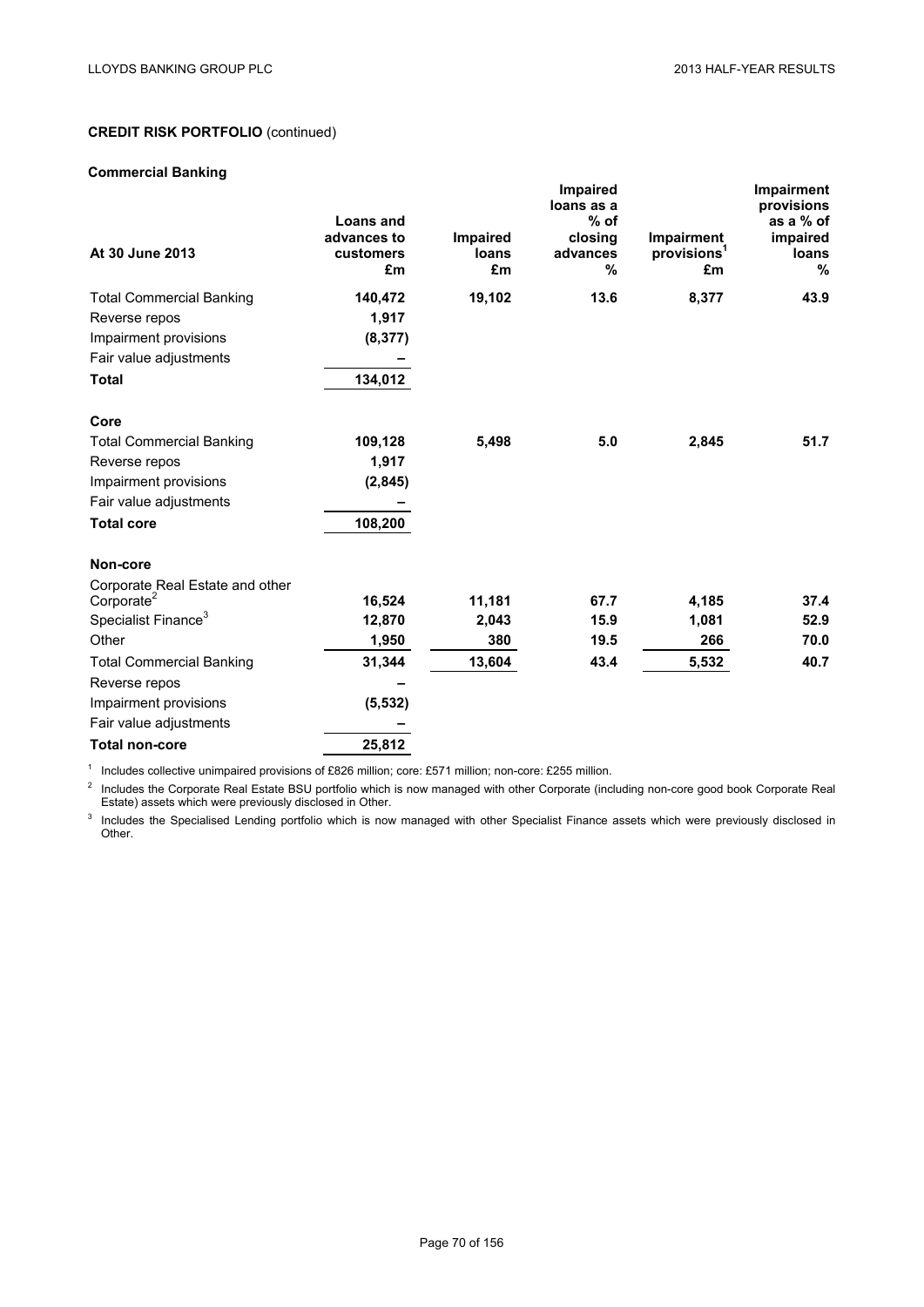**CREDIT RISK PORTFOLIO** (continued)

**Commercial Banking**

| At 30 June 2013 | Loans and advances to customers £m | Impaired loans £m | Impaired loans as a % of closing advances % | Impairment provisions[1] £m | Impairment provisions as a % of impaired loans % |
|---|---|---|---|---|---|
| Total Commercial Banking | 140,472 | 19,102 | 13.6 | 8,377 | 43.9 |
| Reverse repos | 1,917 | | | | |
| Impairment provisions | (8,377) | | | | |
| Fair value adjustments | – | | | | |
| **Total** | 134,012 | | | | |
| **Core** | | | | | |
| Total Commercial Banking | 109,128 | 5,498 | 5.0 | 2,845 | 51.7 |
| Reverse repos | 1,917 | | | | |
| Impairment provisions | (2,845) | | | | |
| Fair value adjustments | – | | | | |
| **Total core** | 108,200 | | | | |
| **Non-core** | | | | | |
| Corporate Real Estate and other Corporate[2] | 16,524 | 11,181 | 67.7 | 4,185 | 37.4 |
| Specialist Finance[3] | 12,870 | 2,043 | 15.9 | 1,081 | 52.9 |
| Other | 1,950 | 380 | 19.5 | 266 | 70.0 |
| Total Commercial Banking | 31,344 | 13,604 | 43.4 | 5,532 | 40.7 |
| Reverse repos | – | | | | |
| Impairment provisions | (5,532) | | | | |
| Fair value adjustments | – | | | | |
| **Total non-core** | 25,812 | | | | |

[1] Includes collective unimpaired provisions of £826 million; core: £571 million; non-core: £255 million.

[2] Includes the Corporate Real Estate BSU portfolio which is now managed with other Corporate (including non-core good book Corporate Real Estate) assets which were previously disclosed in Other.

[3] Includes the Specialised Lending portfolio which is now managed with other Specialist Finance assets which were previously disclosed in Other.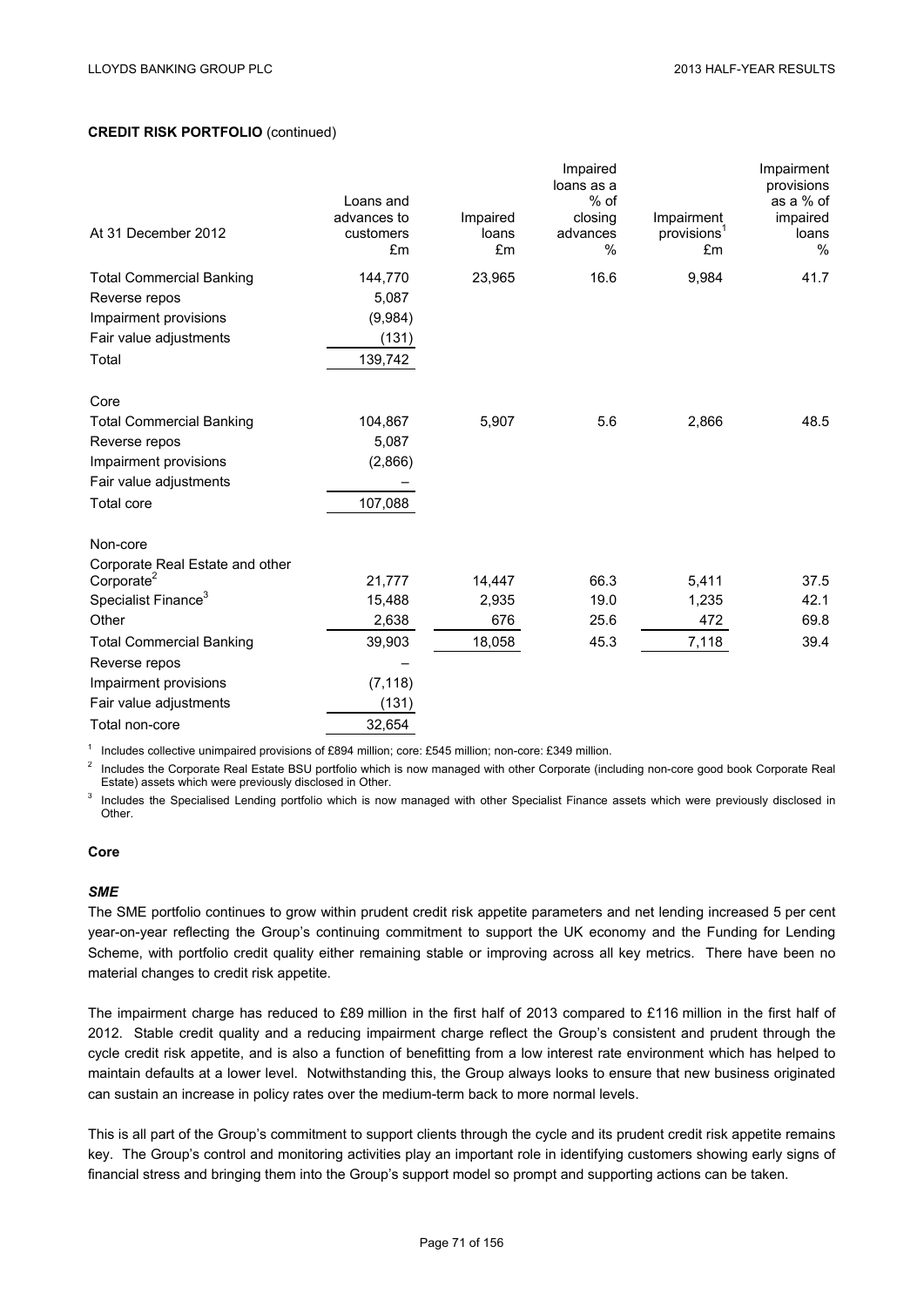**CREDIT RISK PORTFOLIO** (continued)

| At 31 December 2012 | Loans and advances to customers £m | Impaired loans £m | Impaired loans as a % of closing advances % | Impairment provisions[1] £m | Impairment provisions as a % of impaired loans % |
|---|---|---|---|---|---|
| Total Commercial Banking | 144,770 | 23,965 | 16.6 | 9,984 | 41.7 |
| Reverse repos | 5,087 | | | | |
| Impairment provisions | (9,984) | | | | |
| Fair value adjustments | (131) | | | | |
| Total | 139,742 | | | | |
| | | | | | |
| Core | | | | | |
| Total Commercial Banking | 104,867 | 5,907 | 5.6 | 2,866 | 48.5 |
| Reverse repos | 5,087 | | | | |
| Impairment provisions | (2,866) | | | | |
| Fair value adjustments | – | | | | |
| Total core | 107,088 | | | | |
| | | | | | |
| Non-core | | | | | |
| Corporate Real Estate and other Corporate[2] | 21,777 | 14,447 | 66.3 | 5,411 | 37.5 |
| Specialist Finance[3] | 15,488 | 2,935 | 19.0 | 1,235 | 42.1 |
| Other | 2,638 | 676 | 25.6 | 472 | 69.8 |
| Total Commercial Banking | 39,903 | 18,058 | 45.3 | 7,118 | 39.4 |
| Reverse repos | – | | | | |
| Impairment provisions | (7,118) | | | | |
| Fair value adjustments | (131) | | | | |
| Total non-core | 32,654 | | | | |

[1] Includes collective unimpaired provisions of £894 million; core: £545 million; non-core: £349 million.

[2] Includes the Corporate Real Estate BSU portfolio which is now managed with other Corporate (including non-core good book Corporate Real Estate) assets which were previously disclosed in Other.

[3] Includes the Specialised Lending portfolio which is now managed with other Specialist Finance assets which were previously disclosed in Other.

**Core**

***SME***

The SME portfolio continues to grow within prudent credit risk appetite parameters and net lending increased 5 per cent year-on-year reflecting the Group's continuing commitment to support the UK economy and the Funding for Lending Scheme, with portfolio credit quality either remaining stable or improving across all key metrics. There have been no material changes to credit risk appetite.

The impairment charge has reduced to £89 million in the first half of 2013 compared to £116 million in the first half of 2012. Stable credit quality and a reducing impairment charge reflect the Group's consistent and prudent through the cycle credit risk appetite, and is also a function of benefitting from a low interest rate environment which has helped to maintain defaults at a lower level. Notwithstanding this, the Group always looks to ensure that new business originated can sustain an increase in policy rates over the medium-term back to more normal levels.

This is all part of the Group's commitment to support clients through the cycle and its prudent credit risk appetite remains key. The Group's control and monitoring activities play an important role in identifying customers showing early signs of financial stress and bringing them into the Group's support model so prompt and supporting actions can be taken.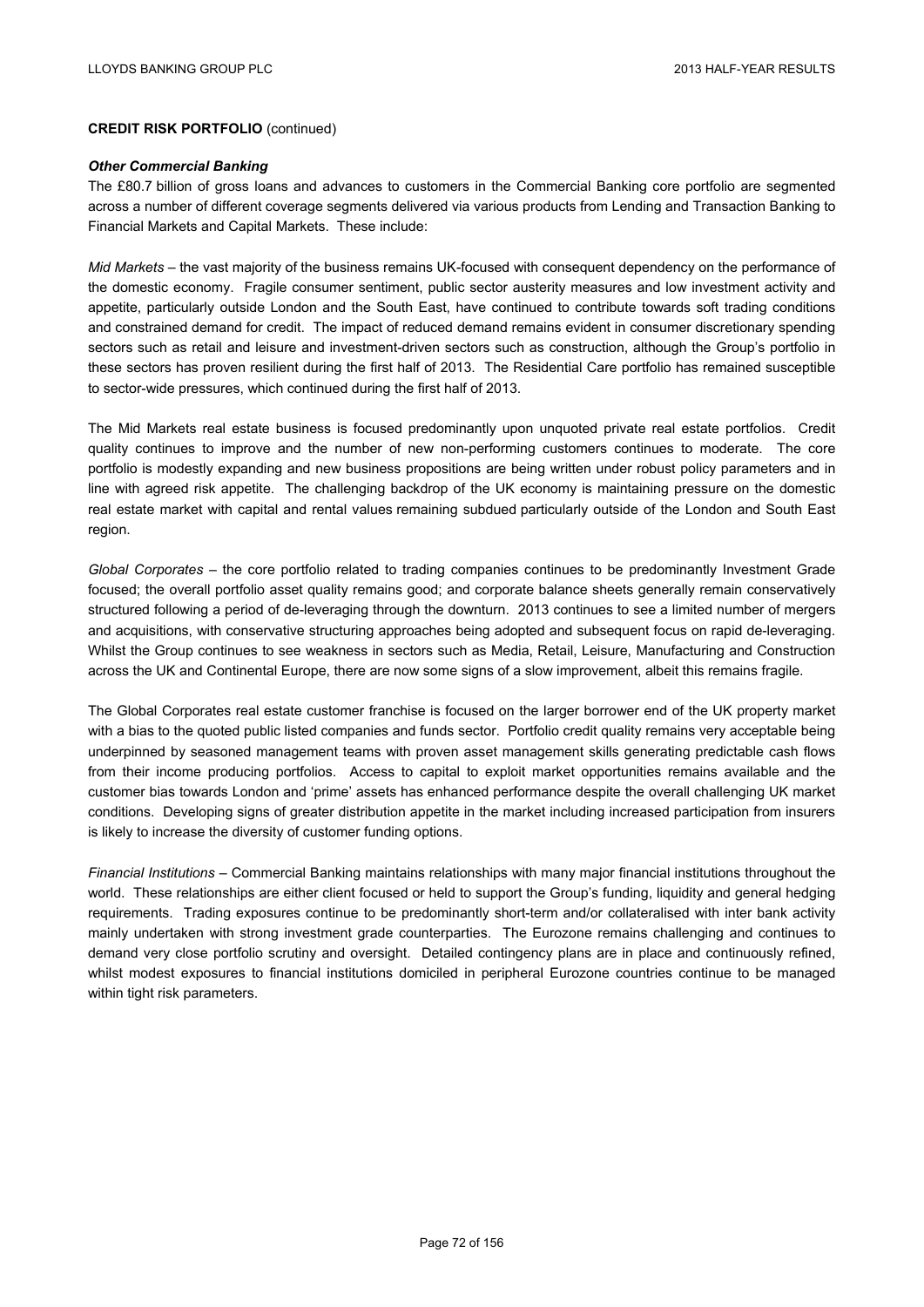**CREDIT RISK PORTFOLIO** (continued)

***Other Commercial Banking***

The £80.7 billion of gross loans and advances to customers in the Commercial Banking core portfolio are segmented across a number of different coverage segments delivered via various products from Lending and Transaction Banking to Financial Markets and Capital Markets. These include:

*Mid Markets* – the vast majority of the business remains UK-focused with consequent dependency on the performance of the domestic economy. Fragile consumer sentiment, public sector austerity measures and low investment activity and appetite, particularly outside London and the South East, have continued to contribute towards soft trading conditions and constrained demand for credit. The impact of reduced demand remains evident in consumer discretionary spending sectors such as retail and leisure and investment-driven sectors such as construction, although the Group's portfolio in these sectors has proven resilient during the first half of 2013. The Residential Care portfolio has remained susceptible to sector-wide pressures, which continued during the first half of 2013.

The Mid Markets real estate business is focused predominantly upon unquoted private real estate portfolios. Credit quality continues to improve and the number of new non-performing customers continues to moderate. The core portfolio is modestly expanding and new business propositions are being written under robust policy parameters and in line with agreed risk appetite. The challenging backdrop of the UK economy is maintaining pressure on the domestic real estate market with capital and rental values remaining subdued particularly outside of the London and South East region.

*Global Corporates* – the core portfolio related to trading companies continues to be predominantly Investment Grade focused; the overall portfolio asset quality remains good; and corporate balance sheets generally remain conservatively structured following a period of de-leveraging through the downturn. 2013 continues to see a limited number of mergers and acquisitions, with conservative structuring approaches being adopted and subsequent focus on rapid de-leveraging. Whilst the Group continues to see weakness in sectors such as Media, Retail, Leisure, Manufacturing and Construction across the UK and Continental Europe, there are now some signs of a slow improvement, albeit this remains fragile.

The Global Corporates real estate customer franchise is focused on the larger borrower end of the UK property market with a bias to the quoted public listed companies and funds sector. Portfolio credit quality remains very acceptable being underpinned by seasoned management teams with proven asset management skills generating predictable cash flows from their income producing portfolios. Access to capital to exploit market opportunities remains available and the customer bias towards London and 'prime' assets has enhanced performance despite the overall challenging UK market conditions. Developing signs of greater distribution appetite in the market including increased participation from insurers is likely to increase the diversity of customer funding options.

*Financial Institutions* – Commercial Banking maintains relationships with many major financial institutions throughout the world. These relationships are either client focused or held to support the Group's funding, liquidity and general hedging requirements. Trading exposures continue to be predominantly short-term and/or collateralised with inter bank activity mainly undertaken with strong investment grade counterparties. The Eurozone remains challenging and continues to demand very close portfolio scrutiny and oversight. Detailed contingency plans are in place and continuously refined, whilst modest exposures to financial institutions domiciled in peripheral Eurozone countries continue to be managed within tight risk parameters.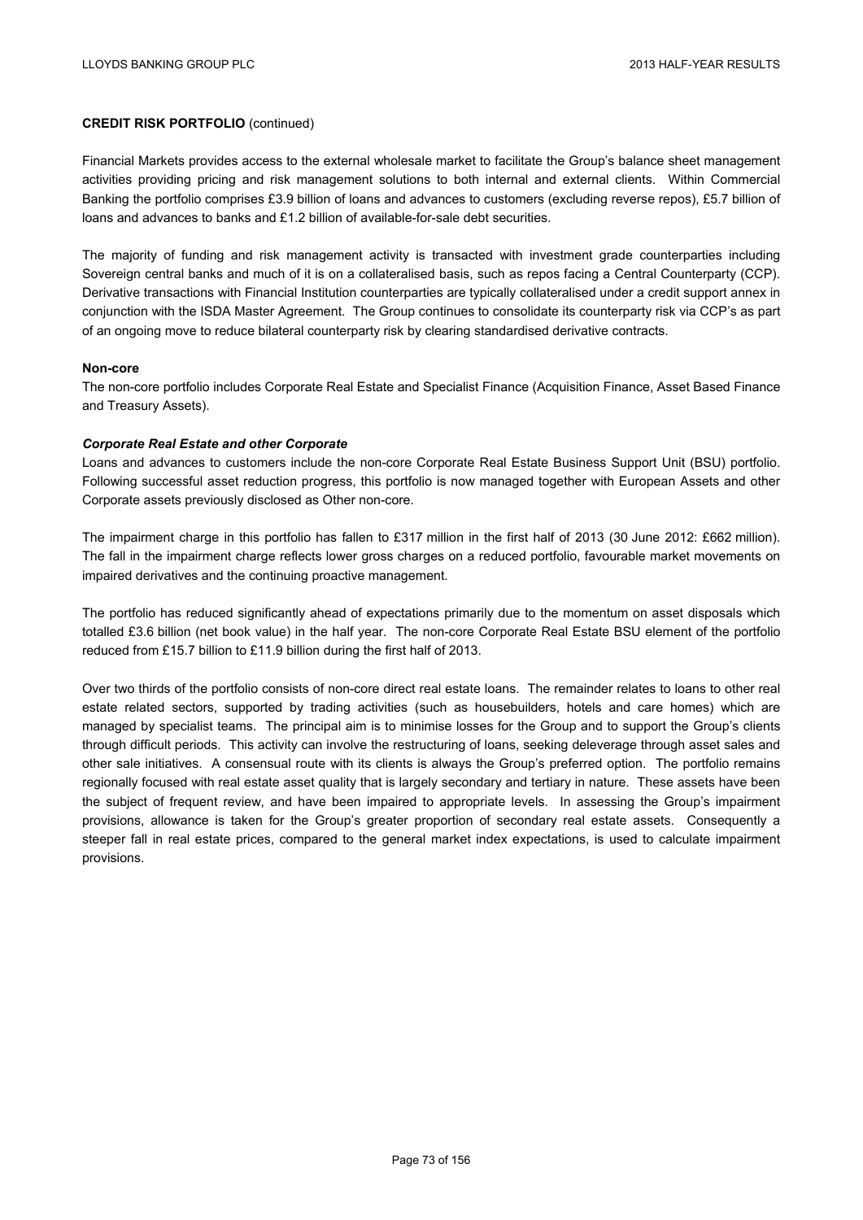**CREDIT RISK PORTFOLIO** (continued)

Financial Markets provides access to the external wholesale market to facilitate the Group's balance sheet management activities providing pricing and risk management solutions to both internal and external clients. Within Commercial Banking the portfolio comprises £3.9 billion of loans and advances to customers (excluding reverse repos), £5.7 billion of loans and advances to banks and £1.2 billion of available-for-sale debt securities.

The majority of funding and risk management activity is transacted with investment grade counterparties including Sovereign central banks and much of it is on a collateralised basis, such as repos facing a Central Counterparty (CCP). Derivative transactions with Financial Institution counterparties are typically collateralised under a credit support annex in conjunction with the ISDA Master Agreement. The Group continues to consolidate its counterparty risk via CCP's as part of an ongoing move to reduce bilateral counterparty risk by clearing standardised derivative contracts.

**Non-core**

The non-core portfolio includes Corporate Real Estate and Specialist Finance (Acquisition Finance, Asset Based Finance and Treasury Assets).

***Corporate Real Estate and other Corporate***

Loans and advances to customers include the non-core Corporate Real Estate Business Support Unit (BSU) portfolio. Following successful asset reduction progress, this portfolio is now managed together with European Assets and other Corporate assets previously disclosed as Other non-core.

The impairment charge in this portfolio has fallen to £317 million in the first half of 2013 (30 June 2012: £662 million). The fall in the impairment charge reflects lower gross charges on a reduced portfolio, favourable market movements on impaired derivatives and the continuing proactive management.

The portfolio has reduced significantly ahead of expectations primarily due to the momentum on asset disposals which totalled £3.6 billion (net book value) in the half year. The non-core Corporate Real Estate BSU element of the portfolio reduced from £15.7 billion to £11.9 billion during the first half of 2013.

Over two thirds of the portfolio consists of non-core direct real estate loans. The remainder relates to loans to other real estate related sectors, supported by trading activities (such as housebuilders, hotels and care homes) which are managed by specialist teams. The principal aim is to minimise losses for the Group and to support the Group's clients through difficult periods. This activity can involve the restructuring of loans, seeking deleverage through asset sales and other sale initiatives. A consensual route with its clients is always the Group's preferred option. The portfolio remains regionally focused with real estate asset quality that is largely secondary and tertiary in nature. These assets have been the subject of frequent review, and have been impaired to appropriate levels. In assessing the Group's impairment provisions, allowance is taken for the Group's greater proportion of secondary real estate assets. Consequently a steeper fall in real estate prices, compared to the general market index expectations, is used to calculate impairment provisions.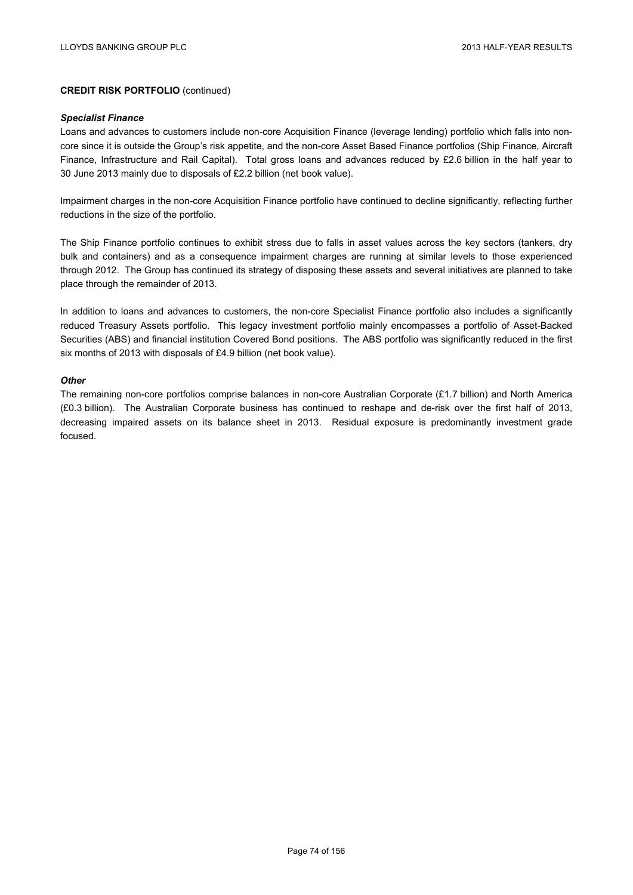**CREDIT RISK PORTFOLIO** (continued)

***Specialist Finance***

Loans and advances to customers include non-core Acquisition Finance (leverage lending) portfolio which falls into non-core since it is outside the Group's risk appetite, and the non-core Asset Based Finance portfolios (Ship Finance, Aircraft Finance, Infrastructure and Rail Capital). Total gross loans and advances reduced by £2.6 billion in the half year to 30 June 2013 mainly due to disposals of £2.2 billion (net book value).

Impairment charges in the non-core Acquisition Finance portfolio have continued to decline significantly, reflecting further reductions in the size of the portfolio.

The Ship Finance portfolio continues to exhibit stress due to falls in asset values across the key sectors (tankers, dry bulk and containers) and as a consequence impairment charges are running at similar levels to those experienced through 2012. The Group has continued its strategy of disposing these assets and several initiatives are planned to take place through the remainder of 2013.

In addition to loans and advances to customers, the non-core Specialist Finance portfolio also includes a significantly reduced Treasury Assets portfolio. This legacy investment portfolio mainly encompasses a portfolio of Asset-Backed Securities (ABS) and financial institution Covered Bond positions. The ABS portfolio was significantly reduced in the first six months of 2013 with disposals of £4.9 billion (net book value).

***Other***

The remaining non-core portfolios comprise balances in non-core Australian Corporate (£1.7 billion) and North America (£0.3 billion). The Australian Corporate business has continued to reshape and de-risk over the first half of 2013, decreasing impaired assets on its balance sheet in 2013. Residual exposure is predominantly investment grade focused.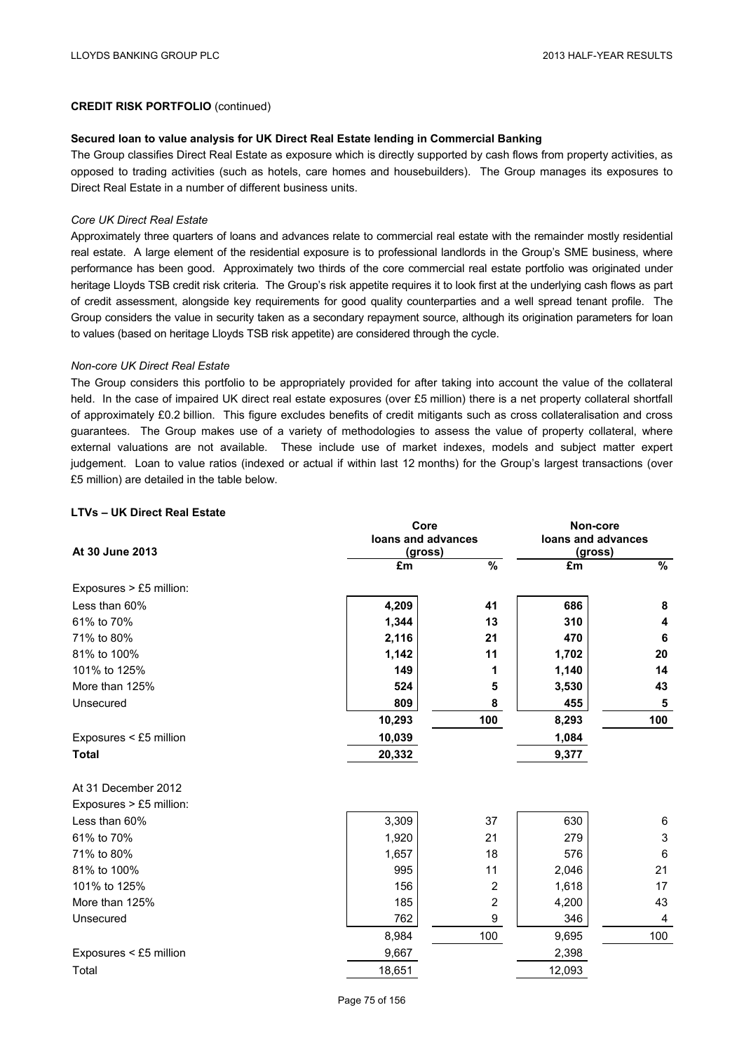**CREDIT RISK PORTFOLIO** (continued)

**Secured loan to value analysis for UK Direct Real Estate lending in Commercial Banking**

The Group classifies Direct Real Estate as exposure which is directly supported by cash flows from property activities, as opposed to trading activities (such as hotels, care homes and housebuilders). The Group manages its exposures to Direct Real Estate in a number of different business units.

*Core UK Direct Real Estate*

Approximately three quarters of loans and advances relate to commercial real estate with the remainder mostly residential real estate. A large element of the residential exposure is to professional landlords in the Group's SME business, where performance has been good. Approximately two thirds of the core commercial real estate portfolio was originated under heritage Lloyds TSB credit risk criteria. The Group's risk appetite requires it to look first at the underlying cash flows as part of credit assessment, alongside key requirements for good quality counterparties and a well spread tenant profile. The Group considers the value in security taken as a secondary repayment source, although its origination parameters for loan to values (based on heritage Lloyds TSB risk appetite) are considered through the cycle.

*Non-core UK Direct Real Estate*

The Group considers this portfolio to be appropriately provided for after taking into account the value of the collateral held. In the case of impaired UK direct real estate exposures (over £5 million) there is a net property collateral shortfall of approximately £0.2 billion. This figure excludes benefits of credit mitigants such as cross collateralisation and cross guarantees. The Group makes use of a variety of methodologies to assess the value of property collateral, where external valuations are not available. These include use of market indexes, models and subject matter expert judgement. Loan to value ratios (indexed or actual if within last 12 months) for the Group's largest transactions (over £5 million) are detailed in the table below.

**LTVs – UK Direct Real Estate**

| At 30 June 2013 | Core loans and advances (gross) | | Non-core loans and advances (gross) | |
|---|---|---|---|---|
| | £m | % | £m | % |
| Exposures > £5 million: | | | | |
| Less than 60% | **4,209** | **41** | **686** | **8** |
| 61% to 70% | **1,344** | **13** | **310** | **4** |
| 71% to 80% | **2,116** | **21** | **470** | **6** |
| 81% to 100% | **1,142** | **11** | **1,702** | **20** |
| 101% to 125% | **149** | **1** | **1,140** | **14** |
| More than 125% | **524** | **5** | **3,530** | **43** |
| Unsecured | **809** | **8** | **455** | **5** |
| | **10,293** | **100** | **8,293** | **100** |
| Exposures < £5 million | **10,039** | | **1,084** | |
| **Total** | **20,332** | | **9,377** | |
| At 31 December 2012 | | | | |
| Exposures > £5 million: | | | | |
| Less than 60% | 3,309 | 37 | 630 | 6 |
| 61% to 70% | 1,920 | 21 | 279 | 3 |
| 71% to 80% | 1,657 | 18 | 576 | 6 |
| 81% to 100% | 995 | 11 | 2,046 | 21 |
| 101% to 125% | 156 | 2 | 1,618 | 17 |
| More than 125% | 185 | 2 | 4,200 | 43 |
| Unsecured | 762 | 9 | 346 | 4 |
| | 8,984 | 100 | 9,695 | 100 |
| Exposures < £5 million | 9,667 | | 2,398 | |
| Total | 18,651 | | 12,093 | |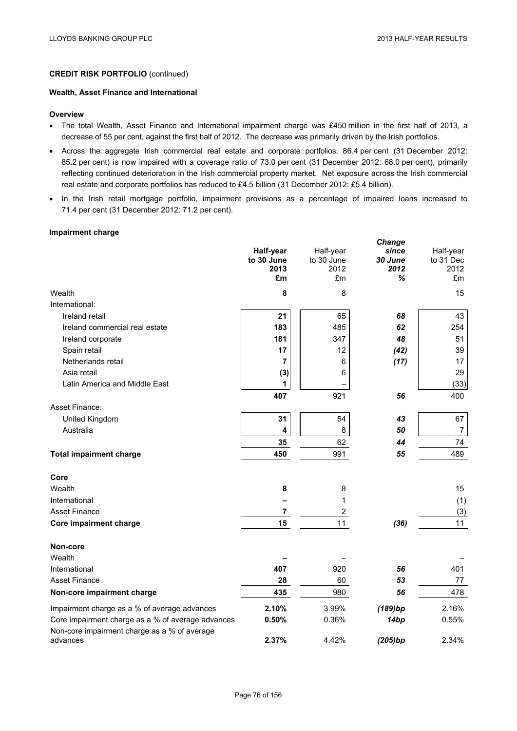**CREDIT RISK PORTFOLIO** (continued)

**Wealth, Asset Finance and International**

**Overview**

- The total Wealth, Asset Finance and International impairment charge was £450 million in the first half of 2013, a decrease of 55 per cent, against the first half of 2012. The decrease was primarily driven by the Irish portfolios.
- Across the aggregate Irish commercial real estate and corporate portfolios, 86.4 per cent (31 December 2012: 85.2 per cent) is now impaired with a coverage ratio of 73.0 per cent (31 December 2012: 68.0 per cent), primarily reflecting continued deterioration in the Irish commercial property market. Net exposure across the Irish commercial real estate and corporate portfolios has reduced to £4.5 billion (31 December 2012: £5.4 billion).
- In the Irish retail mortgage portfolio, impairment provisions as a percentage of impaired loans increased to 71.4 per cent (31 December 2012: 71.2 per cent).

**Impairment charge**

| | **Half-year to 30 June 2013 £m** | Half-year to 30 June 2012 £m | ***Change since 30 June 2012 %*** | Half-year to 31 Dec 2012 £m |
|---|---|---|---|---|
| Wealth | **8** | 8 | | 15 |
| International: | | | | |
| Ireland retail | **21** | 65 | ***68*** | 43 |
| Ireland commercial real estate | **183** | 485 | ***62*** | 254 |
| Ireland corporate | **181** | 347 | ***48*** | 51 |
| Spain retail | **17** | 12 | ***(42)*** | 39 |
| Netherlands retail | **7** | 6 | ***(17)*** | 17 |
| Asia retail | **(3)** | 6 | | 29 |
| Latin America and Middle East | **1** | – | | (33) |
| | **407** | 921 | ***56*** | 400 |
| Asset Finance: | | | | |
| United Kingdom | **31** | 54 | ***43*** | 67 |
| Australia | **4** | 8 | ***50*** | 7 |
| | **35** | 62 | ***44*** | 74 |
| **Total impairment charge** | **450** | 991 | ***55*** | 489 |
| | | | | |
| **Core** | | | | |
| Wealth | **8** | 8 | | 15 |
| International | **–** | 1 | | (1) |
| Asset Finance | **7** | 2 | | (3) |
| **Core impairment charge** | **15** | 11 | ***(36)*** | 11 |
| | | | | |
| **Non-core** | | | | |
| Wealth | **–** | – | | – |
| International | **407** | 920 | ***56*** | 401 |
| Asset Finance | **28** | 60 | ***53*** | 77 |
| **Non-core impairment charge** | **435** | 980 | ***56*** | 478 |
| Impairment charge as a % of average advances | **2.10%** | 3.99% | ***(189)bp*** | 2.16% |
| Core impairment charge as a % of average advances | **0.50%** | 0.36% | ***14bp*** | 0.55% |
| Non-core impairment charge as a % of average advances | **2.37%** | 4.42% | ***(205)bp*** | 2.34% |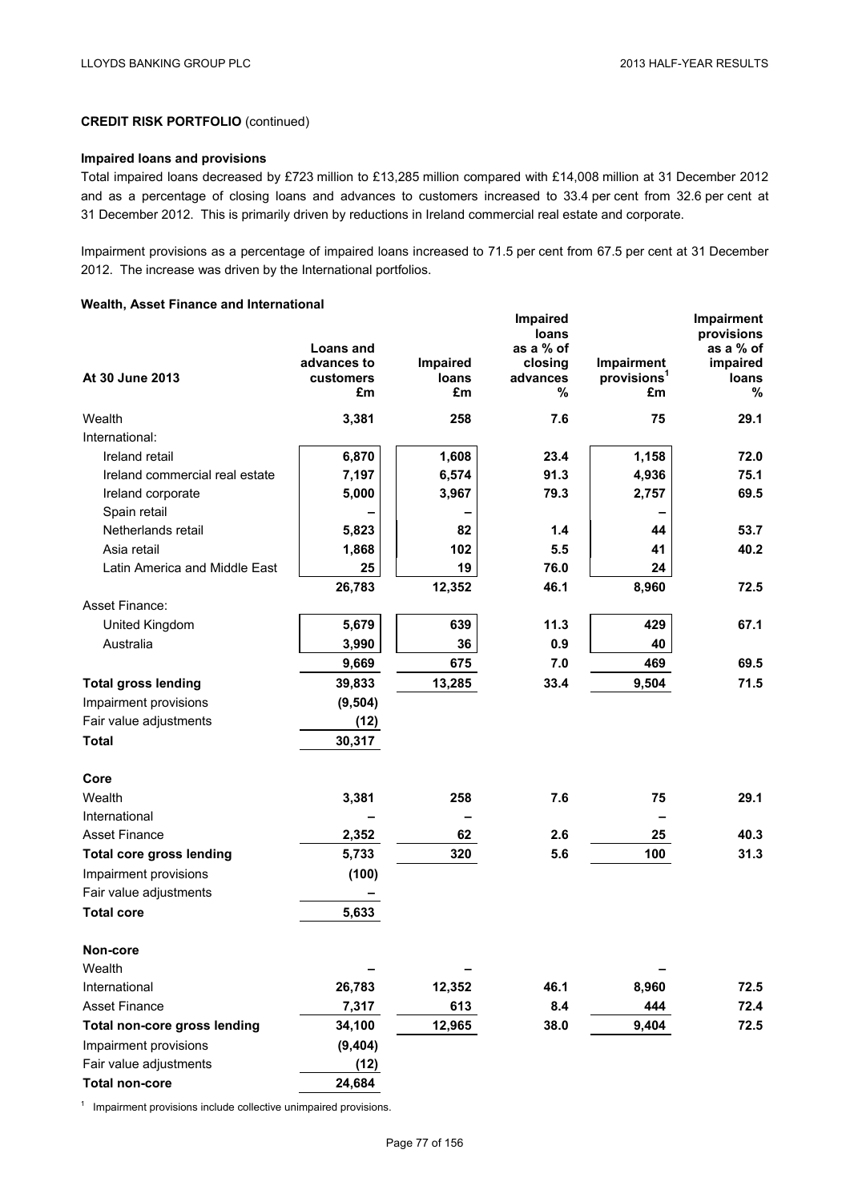**CREDIT RISK PORTFOLIO** (continued)

**Impaired loans and provisions**

Total impaired loans decreased by £723 million to £13,285 million compared with £14,008 million at 31 December 2012 and as a percentage of closing loans and advances to customers increased to 33.4 per cent from 32.6 per cent at 31 December 2012. This is primarily driven by reductions in Ireland commercial real estate and corporate.

Impairment provisions as a percentage of impaired loans increased to 71.5 per cent from 67.5 per cent at 31 December 2012. The increase was driven by the International portfolios.

**Wealth, Asset Finance and International**

| At 30 June 2013 | Loans and advances to customers £m | Impaired loans £m | Impaired loans as a % of closing advances % | Impairment provisions[1] £m | Impairment provisions as a % of impaired loans % |
|---|---|---|---|---|---|
| Wealth | 3,381 | 258 | 7.6 | 75 | 29.1 |
| International: | | | | | |
| Ireland retail | 6,870 | 1,608 | 23.4 | 1,158 | 72.0 |
| Ireland commercial real estate | 7,197 | 6,574 | 91.3 | 4,936 | 75.1 |
| Ireland corporate | 5,000 | 3,967 | 79.3 | 2,757 | 69.5 |
| Spain retail | – | – | | – | |
| Netherlands retail | 5,823 | 82 | 1.4 | 44 | 53.7 |
| Asia retail | 1,868 | 102 | 5.5 | 41 | 40.2 |
| Latin America and Middle East | 25 | 19 | 76.0 | 24 | |
| | 26,783 | 12,352 | 46.1 | 8,960 | 72.5 |
| Asset Finance: | | | | | |
| United Kingdom | 5,679 | 639 | 11.3 | 429 | 67.1 |
| Australia | 3,990 | 36 | 0.9 | 40 | |
| | 9,669 | 675 | 7.0 | 469 | 69.5 |
| **Total gross lending** | 39,833 | 13,285 | 33.4 | 9,504 | 71.5 |
| Impairment provisions | (9,504) | | | | |
| Fair value adjustments | (12) | | | | |
| **Total** | 30,317 | | | | |
| **Core** | | | | | |
| Wealth | 3,381 | 258 | 7.6 | 75 | 29.1 |
| International | – | – | | – | |
| Asset Finance | 2,352 | 62 | 2.6 | 25 | 40.3 |
| **Total core gross lending** | 5,733 | 320 | 5.6 | 100 | 31.3 |
| Impairment provisions | (100) | | | | |
| Fair value adjustments | – | | | | |
| **Total core** | 5,633 | | | | |
| **Non-core** | | | | | |
| Wealth | – | – | | – | |
| International | 26,783 | 12,352 | 46.1 | 8,960 | 72.5 |
| Asset Finance | 7,317 | 613 | 8.4 | 444 | 72.4 |
| **Total non-core gross lending** | 34,100 | 12,965 | 38.0 | 9,404 | 72.5 |
| Impairment provisions | (9,404) | | | | |
| Fair value adjustments | (12) | | | | |
| **Total non-core** | 24,684 | | | | |

[1] Impairment provisions include collective unimpaired provisions.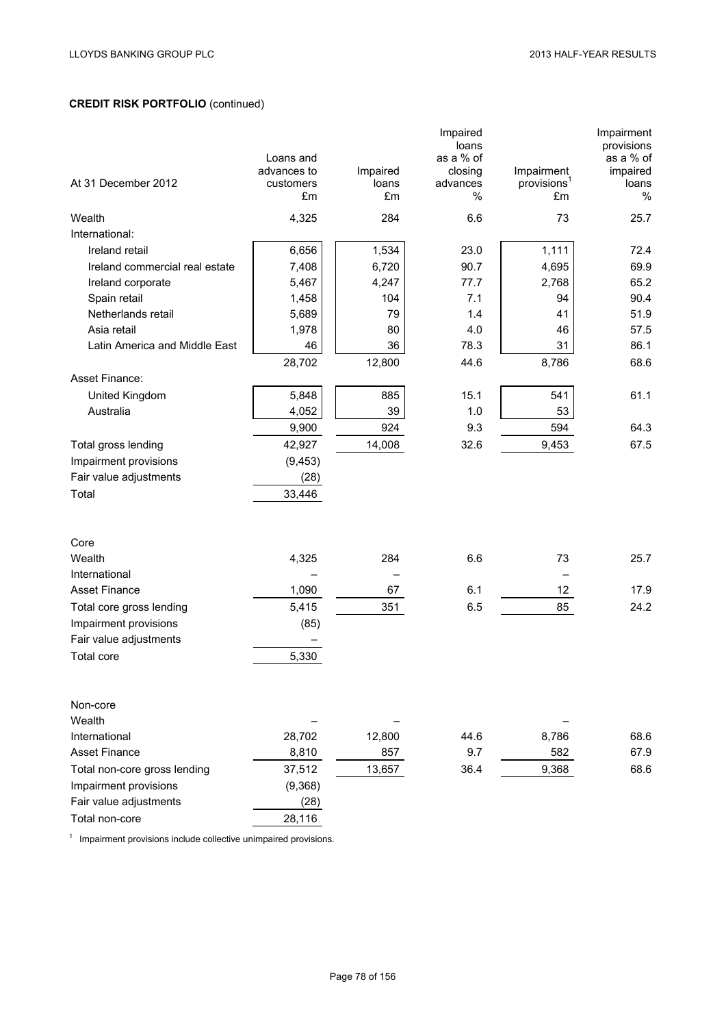**CREDIT RISK PORTFOLIO** (continued)

| At 31 December 2012 | Loans and advances to customers £m | Impaired loans £m | Impaired loans as a % of closing advances % | Impairment provisions[1] £m | Impairment provisions as a % of impaired loans % |
|---|---|---|---|---|---|
| Wealth | 4,325 | 284 | 6.6 | 73 | 25.7 |
| International: | | | | | |
| Ireland retail | 6,656 | 1,534 | 23.0 | 1,111 | 72.4 |
| Ireland commercial real estate | 7,408 | 6,720 | 90.7 | 4,695 | 69.9 |
| Ireland corporate | 5,467 | 4,247 | 77.7 | 2,768 | 65.2 |
| Spain retail | 1,458 | 104 | 7.1 | 94 | 90.4 |
| Netherlands retail | 5,689 | 79 | 1.4 | 41 | 51.9 |
| Asia retail | 1,978 | 80 | 4.0 | 46 | 57.5 |
| Latin America and Middle East | 46 | 36 | 78.3 | 31 | 86.1 |
| | 28,702 | 12,800 | 44.6 | 8,786 | 68.6 |
| Asset Finance: | | | | | |
| United Kingdom | 5,848 | 885 | 15.1 | 541 | 61.1 |
| Australia | 4,052 | 39 | 1.0 | 53 | |
| | 9,900 | 924 | 9.3 | 594 | 64.3 |
| Total gross lending | 42,927 | 14,008 | 32.6 | 9,453 | 67.5 |
| Impairment provisions | (9,453) | | | | |
| Fair value adjustments | (28) | | | | |
| Total | 33,446 | | | | |
| | | | | | |
| Core | | | | | |
| Wealth | 4,325 | 284 | 6.6 | 73 | 25.7 |
| International | – | – | | – | |
| Asset Finance | 1,090 | 67 | 6.1 | 12 | 17.9 |
| Total core gross lending | 5,415 | 351 | 6.5 | 85 | 24.2 |
| Impairment provisions | (85) | | | | |
| Fair value adjustments | – | | | | |
| Total core | 5,330 | | | | |
| | | | | | |
| Non-core | | | | | |
| Wealth | – | – | | – | |
| International | 28,702 | 12,800 | 44.6 | 8,786 | 68.6 |
| Asset Finance | 8,810 | 857 | 9.7 | 582 | 67.9 |
| Total non-core gross lending | 37,512 | 13,657 | 36.4 | 9,368 | 68.6 |
| Impairment provisions | (9,368) | | | | |
| Fair value adjustments | (28) | | | | |
| Total non-core | 28,116 | | | | |

[1] Impairment provisions include collective unimpaired provisions.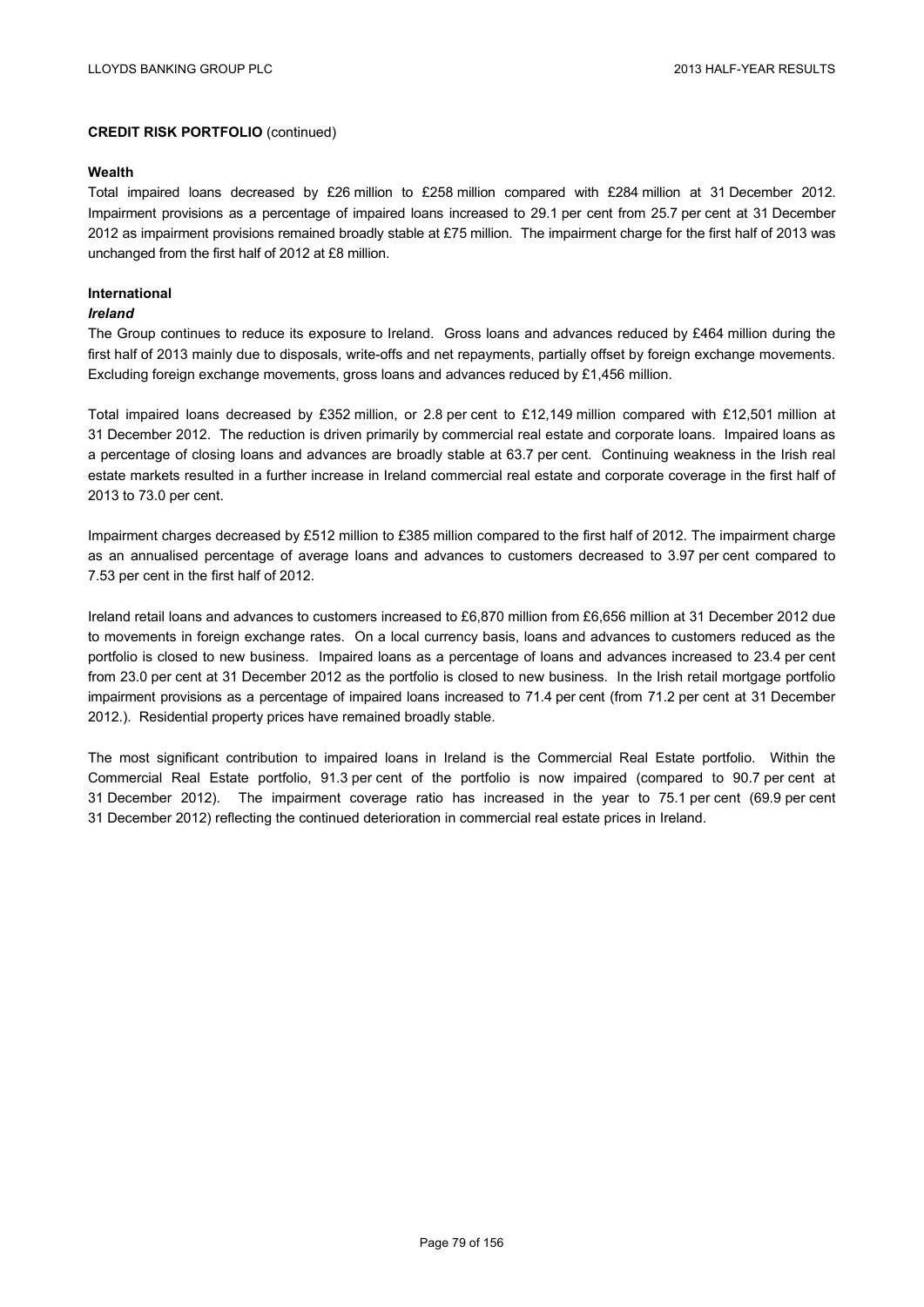**CREDIT RISK PORTFOLIO** (continued)

**Wealth**

Total impaired loans decreased by £26 million to £258 million compared with £284 million at 31 December 2012. Impairment provisions as a percentage of impaired loans increased to 29.1 per cent from 25.7 per cent at 31 December 2012 as impairment provisions remained broadly stable at £75 million. The impairment charge for the first half of 2013 was unchanged from the first half of 2012 at £8 million.

**International**

***Ireland***

The Group continues to reduce its exposure to Ireland. Gross loans and advances reduced by £464 million during the first half of 2013 mainly due to disposals, write-offs and net repayments, partially offset by foreign exchange movements. Excluding foreign exchange movements, gross loans and advances reduced by £1,456 million.

Total impaired loans decreased by £352 million, or 2.8 per cent to £12,149 million compared with £12,501 million at 31 December 2012. The reduction is driven primarily by commercial real estate and corporate loans. Impaired loans as a percentage of closing loans and advances are broadly stable at 63.7 per cent. Continuing weakness in the Irish real estate markets resulted in a further increase in Ireland commercial real estate and corporate coverage in the first half of 2013 to 73.0 per cent.

Impairment charges decreased by £512 million to £385 million compared to the first half of 2012. The impairment charge as an annualised percentage of average loans and advances to customers decreased to 3.97 per cent compared to 7.53 per cent in the first half of 2012.

Ireland retail loans and advances to customers increased to £6,870 million from £6,656 million at 31 December 2012 due to movements in foreign exchange rates. On a local currency basis, loans and advances to customers reduced as the portfolio is closed to new business. Impaired loans as a percentage of loans and advances increased to 23.4 per cent from 23.0 per cent at 31 December 2012 as the portfolio is closed to new business. In the Irish retail mortgage portfolio impairment provisions as a percentage of impaired loans increased to 71.4 per cent (from 71.2 per cent at 31 December 2012.). Residential property prices have remained broadly stable.

The most significant contribution to impaired loans in Ireland is the Commercial Real Estate portfolio. Within the Commercial Real Estate portfolio, 91.3 per cent of the portfolio is now impaired (compared to 90.7 per cent at 31 December 2012). The impairment coverage ratio has increased in the year to 75.1 per cent (69.9 per cent 31 December 2012) reflecting the continued deterioration in commercial real estate prices in Ireland.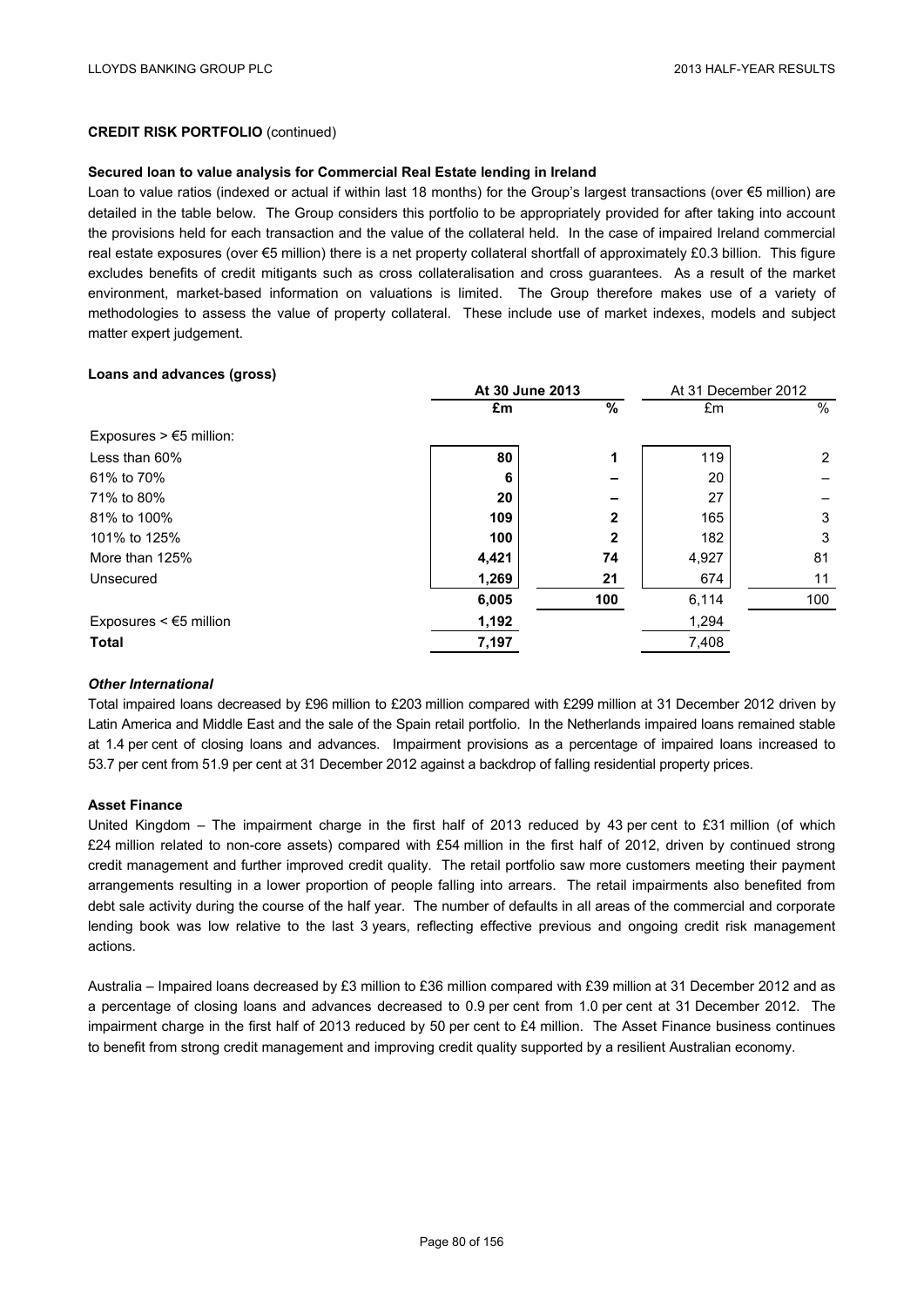**CREDIT RISK PORTFOLIO** (continued)

**Secured loan to value analysis for Commercial Real Estate lending in Ireland**

Loan to value ratios (indexed or actual if within last 18 months) for the Group's largest transactions (over €5 million) are detailed in the table below. The Group considers this portfolio to be appropriately provided for after taking into account the provisions held for each transaction and the value of the collateral held. In the case of impaired Ireland commercial real estate exposures (over €5 million) there is a net property collateral shortfall of approximately £0.3 billion. This figure excludes benefits of credit mitigants such as cross collateralisation and cross guarantees. As a result of the market environment, market-based information on valuations is limited. The Group therefore makes use of a variety of methodologies to assess the value of property collateral. These include use of market indexes, models and subject matter expert judgement.

**Loans and advances (gross)**

| | **At 30 June 2013** | | At 31 December 2012 | |
|---|---|---|---|---|
| | **£m** | **%** | £m | % |
| Exposures > €5 million: | | | | |
| Less than 60% | **80** | **1** | 119 | 2 |
| 61% to 70% | **6** | **–** | 20 | – |
| 71% to 80% | **20** | **–** | 27 | – |
| 81% to 100% | **109** | **2** | 165 | 3 |
| 101% to 125% | **100** | **2** | 182 | 3 |
| More than 125% | **4,421** | **74** | 4,927 | 81 |
| Unsecured | **1,269** | **21** | 674 | 11 |
| | **6,005** | **100** | 6,114 | 100 |
| Exposures < €5 million | **1,192** | | 1,294 | |
| **Total** | **7,197** | | 7,408 | |

***Other International***

Total impaired loans decreased by £96 million to £203 million compared with £299 million at 31 December 2012 driven by Latin America and Middle East and the sale of the Spain retail portfolio. In the Netherlands impaired loans remained stable at 1.4 per cent of closing loans and advances. Impairment provisions as a percentage of impaired loans increased to 53.7 per cent from 51.9 per cent at 31 December 2012 against a backdrop of falling residential property prices.

**Asset Finance**

United Kingdom – The impairment charge in the first half of 2013 reduced by 43 per cent to £31 million (of which £24 million related to non-core assets) compared with £54 million in the first half of 2012, driven by continued strong credit management and further improved credit quality. The retail portfolio saw more customers meeting their payment arrangements resulting in a lower proportion of people falling into arrears. The retail impairments also benefited from debt sale activity during the course of the half year. The number of defaults in all areas of the commercial and corporate lending book was low relative to the last 3 years, reflecting effective previous and ongoing credit risk management actions.

Australia – Impaired loans decreased by £3 million to £36 million compared with £39 million at 31 December 2012 and as a percentage of closing loans and advances decreased to 0.9 per cent from 1.0 per cent at 31 December 2012. The impairment charge in the first half of 2013 reduced by 50 per cent to £4 million. The Asset Finance business continues to benefit from strong credit management and improving credit quality supported by a resilient Australian economy.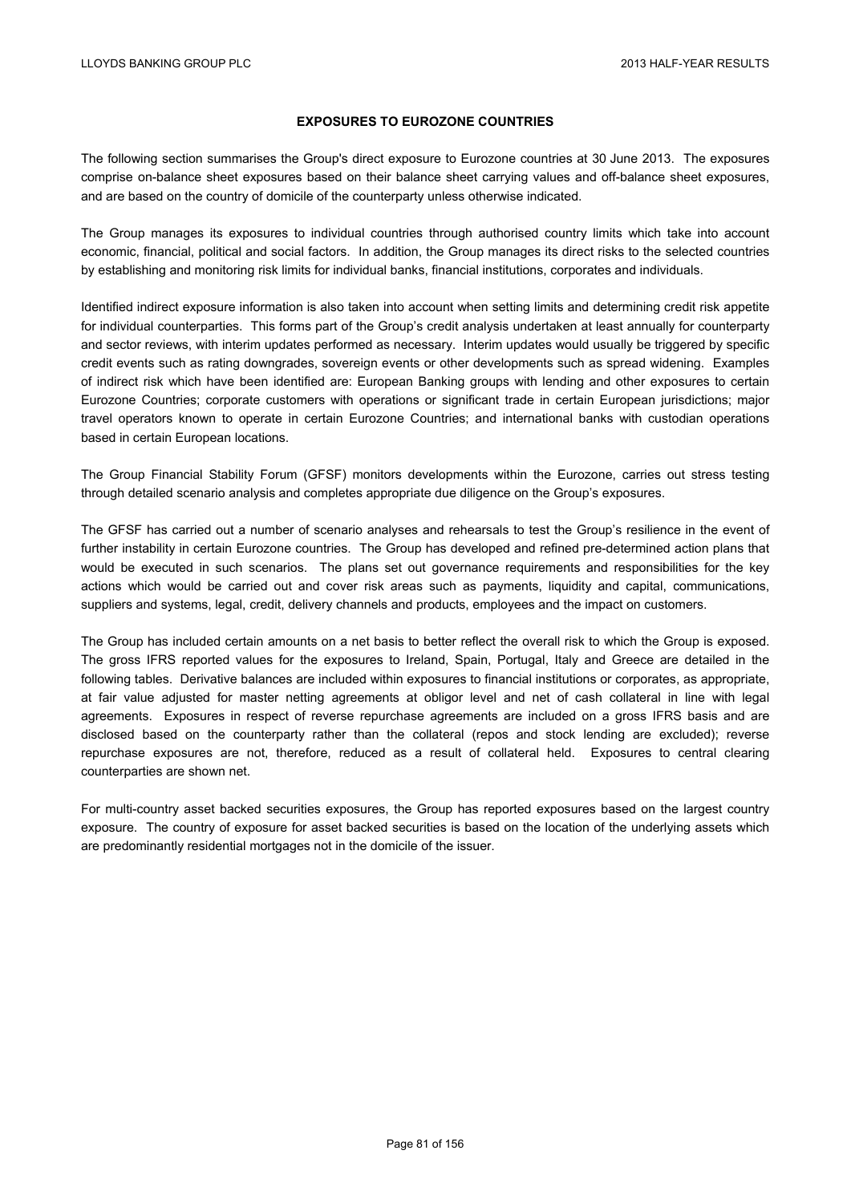## EXPOSURES TO EUROZONE COUNTRIES

The following section summarises the Group's direct exposure to Eurozone countries at 30 June 2013. The exposures comprise on-balance sheet exposures based on their balance sheet carrying values and off-balance sheet exposures, and are based on the country of domicile of the counterparty unless otherwise indicated.

The Group manages its exposures to individual countries through authorised country limits which take into account economic, financial, political and social factors. In addition, the Group manages its direct risks to the selected countries by establishing and monitoring risk limits for individual banks, financial institutions, corporates and individuals.

Identified indirect exposure information is also taken into account when setting limits and determining credit risk appetite for individual counterparties. This forms part of the Group's credit analysis undertaken at least annually for counterparty and sector reviews, with interim updates performed as necessary. Interim updates would usually be triggered by specific credit events such as rating downgrades, sovereign events or other developments such as spread widening. Examples of indirect risk which have been identified are: European Banking groups with lending and other exposures to certain Eurozone Countries; corporate customers with operations or significant trade in certain European jurisdictions; major travel operators known to operate in certain Eurozone Countries; and international banks with custodian operations based in certain European locations.

The Group Financial Stability Forum (GFSF) monitors developments within the Eurozone, carries out stress testing through detailed scenario analysis and completes appropriate due diligence on the Group's exposures.

The GFSF has carried out a number of scenario analyses and rehearsals to test the Group's resilience in the event of further instability in certain Eurozone countries. The Group has developed and refined pre-determined action plans that would be executed in such scenarios. The plans set out governance requirements and responsibilities for the key actions which would be carried out and cover risk areas such as payments, liquidity and capital, communications, suppliers and systems, legal, credit, delivery channels and products, employees and the impact on customers.

The Group has included certain amounts on a net basis to better reflect the overall risk to which the Group is exposed. The gross IFRS reported values for the exposures to Ireland, Spain, Portugal, Italy and Greece are detailed in the following tables. Derivative balances are included within exposures to financial institutions or corporates, as appropriate, at fair value adjusted for master netting agreements at obligor level and net of cash collateral in line with legal agreements. Exposures in respect of reverse repurchase agreements are included on a gross IFRS basis and are disclosed based on the counterparty rather than the collateral (repos and stock lending are excluded); reverse repurchase exposures are not, therefore, reduced as a result of collateral held. Exposures to central clearing counterparties are shown net.

For multi-country asset backed securities exposures, the Group has reported exposures based on the largest country exposure. The country of exposure for asset backed securities is based on the location of the underlying assets which are predominantly residential mortgages not in the domicile of the issuer.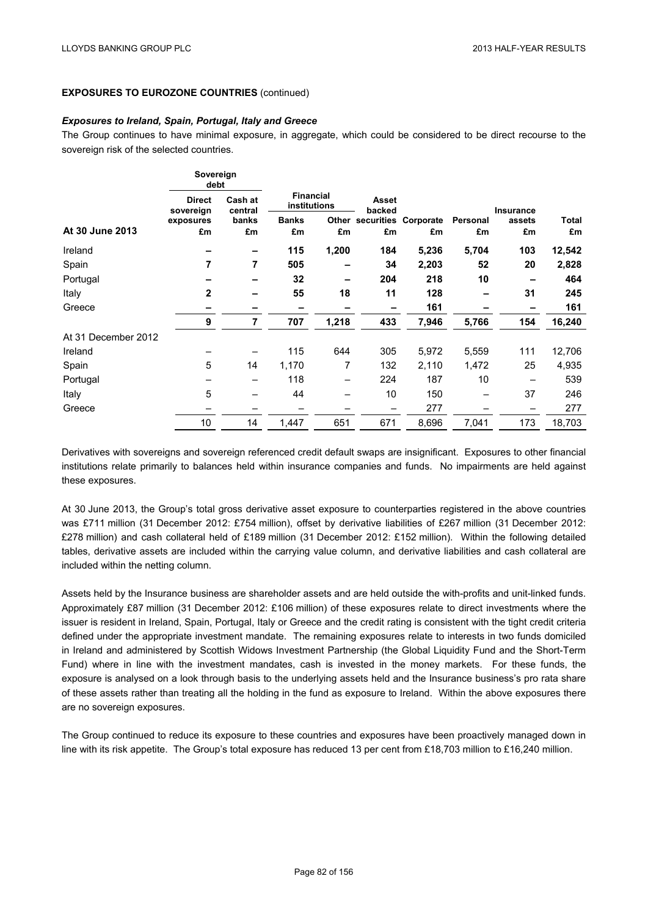**EXPOSURES TO EUROZONE COUNTRIES** (continued)

***Exposures to Ireland, Spain, Portugal, Italy and Greece***

The Group continues to have minimal exposure, in aggregate, which could be considered to be direct recourse to the sovereign risk of the selected countries.

| | Sovereign debt | | Financial institutions | | | | | | |
|---|---|---|---|---|---|---|---|---|---|
| | Direct sovereign exposures | Cash at central banks | Banks | Other | Asset backed securities | Corporate | Personal | Insurance assets | Total |
| **At 30 June 2013** | £m | £m | £m | £m | £m | £m | £m | £m | £m |
| Ireland | – | – | **115** | **1,200** | **184** | **5,236** | **5,704** | **103** | **12,542** |
| Spain | **7** | **7** | **505** | – | **34** | **2,203** | **52** | **20** | **2,828** |
| Portugal | – | – | **32** | – | **204** | **218** | **10** | – | **464** |
| Italy | **2** | – | **55** | **18** | **11** | **128** | – | **31** | **245** |
| Greece | – | – | – | – | – | **161** | – | – | **161** |
| | **9** | **7** | **707** | **1,218** | **433** | **7,946** | **5,766** | **154** | **16,240** |
| At 31 December 2012 | | | | | | | | | |
| Ireland | – | – | 115 | 644 | 305 | 5,972 | 5,559 | 111 | 12,706 |
| Spain | 5 | 14 | 1,170 | 7 | 132 | 2,110 | 1,472 | 25 | 4,935 |
| Portugal | – | – | 118 | – | 224 | 187 | 10 | – | 539 |
| Italy | 5 | – | 44 | – | 10 | 150 | – | 37 | 246 |
| Greece | – | – | – | – | – | 277 | – | – | 277 |
| | 10 | 14 | 1,447 | 651 | 671 | 8,696 | 7,041 | 173 | 18,703 |

Derivatives with sovereigns and sovereign referenced credit default swaps are insignificant. Exposures to other financial institutions relate primarily to balances held within insurance companies and funds. No impairments are held against these exposures.

At 30 June 2013, the Group's total gross derivative asset exposure to counterparties registered in the above countries was £711 million (31 December 2012: £754 million), offset by derivative liabilities of £267 million (31 December 2012: £278 million) and cash collateral held of £189 million (31 December 2012: £152 million). Within the following detailed tables, derivative assets are included within the carrying value column, and derivative liabilities and cash collateral are included within the netting column.

Assets held by the Insurance business are shareholder assets and are held outside the with-profits and unit-linked funds. Approximately £87 million (31 December 2012: £106 million) of these exposures relate to direct investments where the issuer is resident in Ireland, Spain, Portugal, Italy or Greece and the credit rating is consistent with the tight credit criteria defined under the appropriate investment mandate. The remaining exposures relate to interests in two funds domiciled in Ireland and administered by Scottish Widows Investment Partnership (the Global Liquidity Fund and the Short-Term Fund) where in line with the investment mandates, cash is invested in the money markets. For these funds, the exposure is analysed on a look through basis to the underlying assets held and the Insurance business's pro rata share of these assets rather than treating all the holding in the fund as exposure to Ireland. Within the above exposures there are no sovereign exposures.

The Group continued to reduce its exposure to these countries and exposures have been proactively managed down in line with its risk appetite. The Group's total exposure has reduced 13 per cent from £18,703 million to £16,240 million.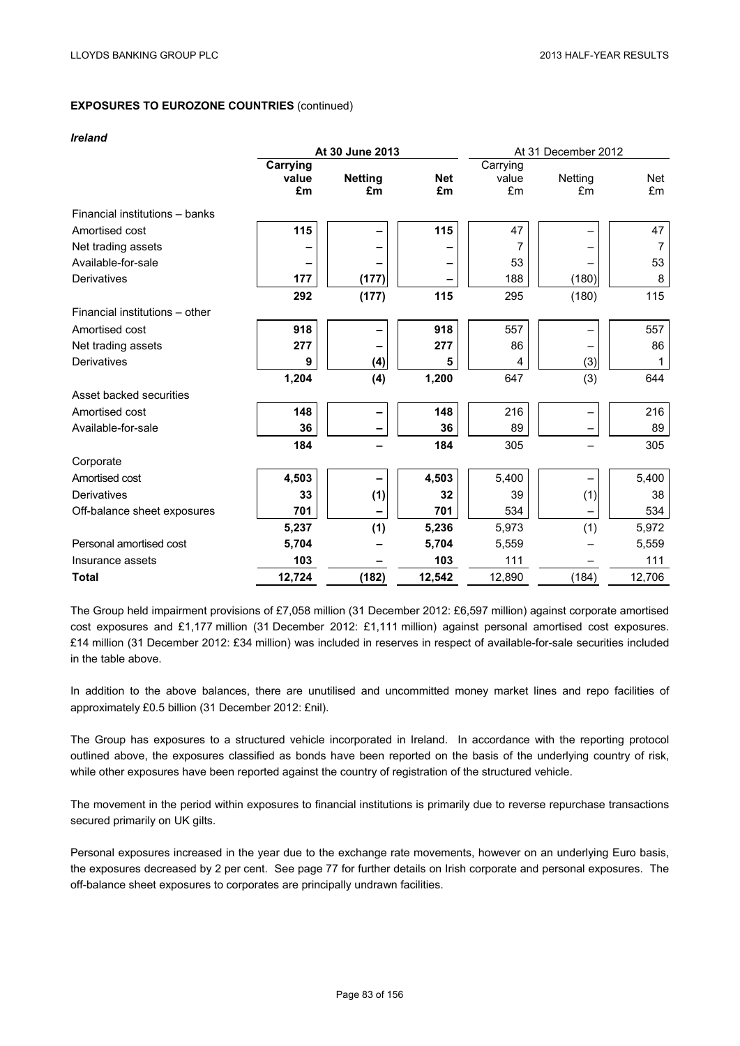**EXPOSURES TO EUROZONE COUNTRIES** (continued)

***Ireland***

| | At 30 June 2013 | | | At 31 December 2012 | | |
|---|---|---|---|---|---|---|
| | **Carrying value £m** | **Netting £m** | **Net £m** | Carrying value £m | Netting £m | Net £m |
| Financial institutions – banks | | | | | | |
| Amortised cost | **115** | **–** | **115** | 47 | – | 47 |
| Net trading assets | **–** | **–** | **–** | 7 | – | 7 |
| Available-for-sale | **–** | **–** | **–** | 53 | – | 53 |
| Derivatives | **177** | **(177)** | **–** | 188 | (180) | 8 |
| | **292** | **(177)** | **115** | 295 | (180) | 115 |
| Financial institutions – other | | | | | | |
| Amortised cost | **918** | **–** | **918** | 557 | – | 557 |
| Net trading assets | **277** | **–** | **277** | 86 | – | 86 |
| Derivatives | **9** | **(4)** | **5** | 4 | (3) | 1 |
| | **1,204** | **(4)** | **1,200** | 647 | (3) | 644 |
| Asset backed securities | | | | | | |
| Amortised cost | **148** | **–** | **148** | 216 | – | 216 |
| Available-for-sale | **36** | **–** | **36** | 89 | – | 89 |
| | **184** | **–** | **184** | 305 | – | 305 |
| Corporate | | | | | | |
| Amortised cost | **4,503** | **–** | **4,503** | 5,400 | – | 5,400 |
| Derivatives | **33** | **(1)** | **32** | 39 | (1) | 38 |
| Off-balance sheet exposures | **701** | **–** | **701** | 534 | – | 534 |
| | **5,237** | **(1)** | **5,236** | 5,973 | (1) | 5,972 |
| Personal amortised cost | **5,704** | **–** | **5,704** | 5,559 | – | 5,559 |
| Insurance assets | **103** | **–** | **103** | 111 | – | 111 |
| **Total** | **12,724** | **(182)** | **12,542** | 12,890 | (184) | 12,706 |

The Group held impairment provisions of £7,058 million (31 December 2012: £6,597 million) against corporate amortised cost exposures and £1,177 million (31 December 2012: £1,111 million) against personal amortised cost exposures. £14 million (31 December 2012: £34 million) was included in reserves in respect of available-for-sale securities included in the table above.

In addition to the above balances, there are unutilised and uncommitted money market lines and repo facilities of approximately £0.5 billion (31 December 2012: £nil).

The Group has exposures to a structured vehicle incorporated in Ireland. In accordance with the reporting protocol outlined above, the exposures classified as bonds have been reported on the basis of the underlying country of risk, while other exposures have been reported against the country of registration of the structured vehicle.

The movement in the period within exposures to financial institutions is primarily due to reverse repurchase transactions secured primarily on UK gilts.

Personal exposures increased in the year due to the exchange rate movements, however on an underlying Euro basis, the exposures decreased by 2 per cent. See page 77 for further details on Irish corporate and personal exposures. The off-balance sheet exposures to corporates are principally undrawn facilities.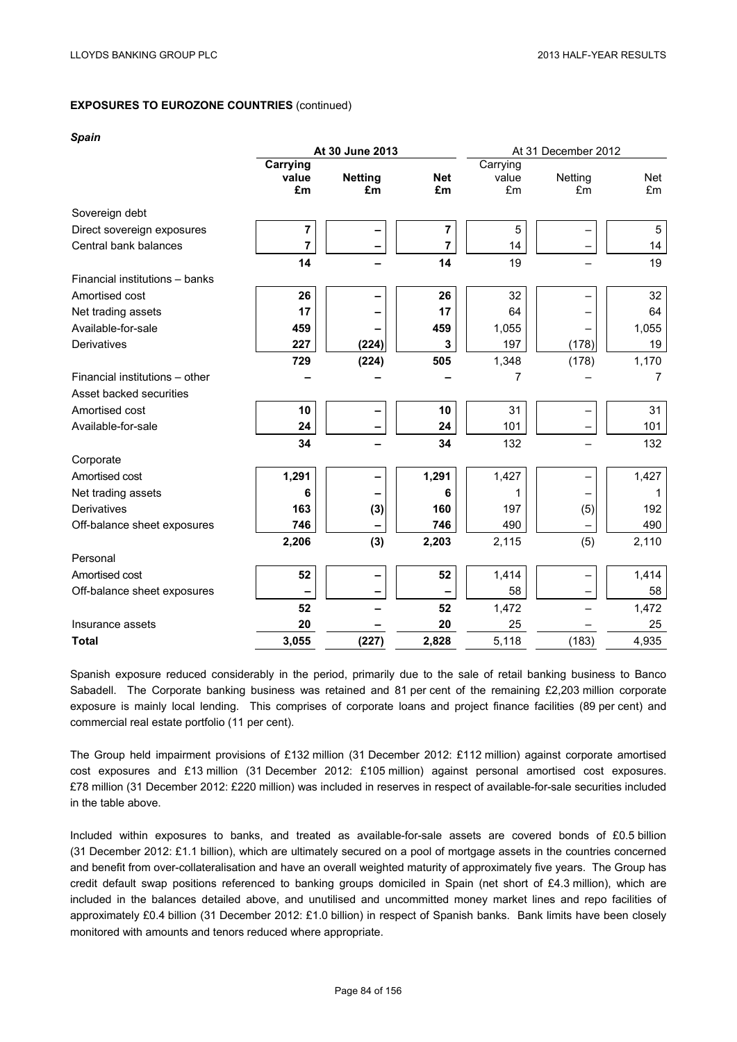**EXPOSURES TO EUROZONE COUNTRIES** (continued)

***Spain***

| | At 30 June 2013 | | | At 31 December 2012 | | |
|---|---|---|---|---|---|---|
| | **Carrying value £m** | **Netting £m** | **Net £m** | Carrying value £m | Netting £m | Net £m |
| Sovereign debt | | | | | | |
| Direct sovereign exposures | **7** | **–** | **7** | 5 | – | 5 |
| Central bank balances | **7** | **–** | **7** | 14 | – | 14 |
| | **14** | **–** | **14** | 19 | – | 19 |
| Financial institutions – banks | | | | | | |
| Amortised cost | **26** | **–** | **26** | 32 | – | 32 |
| Net trading assets | **17** | **–** | **17** | 64 | – | 64 |
| Available-for-sale | **459** | **–** | **459** | 1,055 | – | 1,055 |
| Derivatives | **227** | **(224)** | **3** | 197 | (178) | 19 |
| | **729** | **(224)** | **505** | 1,348 | (178) | 1,170 |
| Financial institutions – other | **–** | **–** | **–** | 7 | – | 7 |
| Asset backed securities | | | | | | |
| Amortised cost | **10** | **–** | **10** | 31 | – | 31 |
| Available-for-sale | **24** | **–** | **24** | 101 | – | 101 |
| | **34** | **–** | **34** | 132 | – | 132 |
| Corporate | | | | | | |
| Amortised cost | **1,291** | **–** | **1,291** | 1,427 | – | 1,427 |
| Net trading assets | **6** | **–** | **6** | 1 | – | 1 |
| Derivatives | **163** | **(3)** | **160** | 197 | (5) | 192 |
| Off-balance sheet exposures | **746** | **–** | **746** | 490 | – | 490 |
| | **2,206** | **(3)** | **2,203** | 2,115 | (5) | 2,110 |
| Personal | | | | | | |
| Amortised cost | **52** | **–** | **52** | 1,414 | – | 1,414 |
| Off-balance sheet exposures | **–** | **–** | **–** | 58 | – | 58 |
| | **52** | **–** | **52** | 1,472 | – | 1,472 |
| Insurance assets | **20** | **–** | **20** | 25 | – | 25 |
| **Total** | **3,055** | **(227)** | **2,828** | 5,118 | (183) | 4,935 |

Spanish exposure reduced considerably in the period, primarily due to the sale of retail banking business to Banco Sabadell. The Corporate banking business was retained and 81 per cent of the remaining £2,203 million corporate exposure is mainly local lending. This comprises of corporate loans and project finance facilities (89 per cent) and commercial real estate portfolio (11 per cent).

The Group held impairment provisions of £132 million (31 December 2012: £112 million) against corporate amortised cost exposures and £13 million (31 December 2012: £105 million) against personal amortised cost exposures. £78 million (31 December 2012: £220 million) was included in reserves in respect of available-for-sale securities included in the table above.

Included within exposures to banks, and treated as available-for-sale assets are covered bonds of £0.5 billion (31 December 2012: £1.1 billion), which are ultimately secured on a pool of mortgage assets in the countries concerned and benefit from over-collateralisation and have an overall weighted maturity of approximately five years. The Group has credit default swap positions referenced to banking groups domiciled in Spain (net short of £4.3 million), which are included in the balances detailed above, and unutilised and uncommitted money market lines and repo facilities of approximately £0.4 billion (31 December 2012: £1.0 billion) in respect of Spanish banks. Bank limits have been closely monitored with amounts and tenors reduced where appropriate.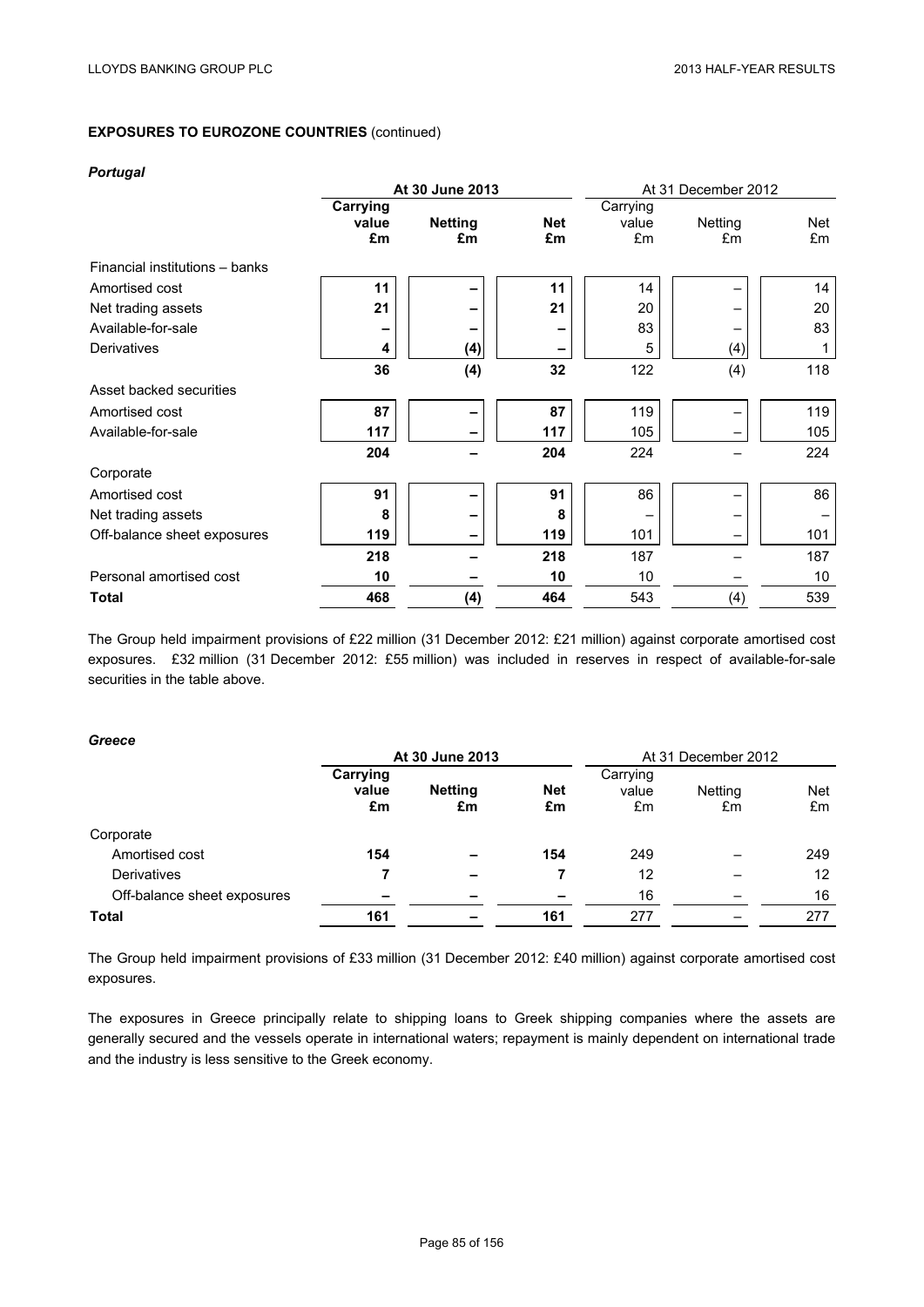**EXPOSURES TO EUROZONE COUNTRIES** (continued)

***Portugal***

| | **At 30 June 2013** | | | At 31 December 2012 | | |
|---|---|---|---|---|---|---|
| | **Carrying value £m** | **Netting £m** | **Net £m** | Carrying value £m | Netting £m | Net £m |
| Financial institutions – banks | | | | | | |
| Amortised cost | **11** | **–** | **11** | 14 | – | 14 |
| Net trading assets | **21** | **–** | **21** | 20 | – | 20 |
| Available-for-sale | **–** | **–** | **–** | 83 | – | 83 |
| Derivatives | **4** | **(4)** | **–** | 5 | (4) | 1 |
| | **36** | **(4)** | **32** | 122 | (4) | 118 |
| Asset backed securities | | | | | | |
| Amortised cost | **87** | **–** | **87** | 119 | – | 119 |
| Available-for-sale | **117** | **–** | **117** | 105 | – | 105 |
| | **204** | **–** | **204** | 224 | – | 224 |
| Corporate | | | | | | |
| Amortised cost | **91** | **–** | **91** | 86 | – | 86 |
| Net trading assets | **8** | **–** | **8** | – | – | – |
| Off-balance sheet exposures | **119** | **–** | **119** | 101 | – | 101 |
| | **218** | **–** | **218** | 187 | – | 187 |
| Personal amortised cost | **10** | **–** | **10** | 10 | – | 10 |
| **Total** | **468** | **(4)** | **464** | 543 | (4) | 539 |

The Group held impairment provisions of £22 million (31 December 2012: £21 million) against corporate amortised cost exposures. £32 million (31 December 2012: £55 million) was included in reserves in respect of available-for-sale securities in the table above.

***Greece***

| | **At 30 June 2013** | | | At 31 December 2012 | | |
|---|---|---|---|---|---|---|
| | **Carrying value £m** | **Netting £m** | **Net £m** | Carrying value £m | Netting £m | Net £m |
| Corporate | | | | | | |
| Amortised cost | **154** | **–** | **154** | 249 | – | 249 |
| Derivatives | **7** | **–** | **7** | 12 | – | 12 |
| Off-balance sheet exposures | **–** | **–** | **–** | 16 | – | 16 |
| **Total** | **161** | **–** | **161** | 277 | – | 277 |

The Group held impairment provisions of £33 million (31 December 2012: £40 million) against corporate amortised cost exposures.

The exposures in Greece principally relate to shipping loans to Greek shipping companies where the assets are generally secured and the vessels operate in international waters; repayment is mainly dependent on international trade and the industry is less sensitive to the Greek economy.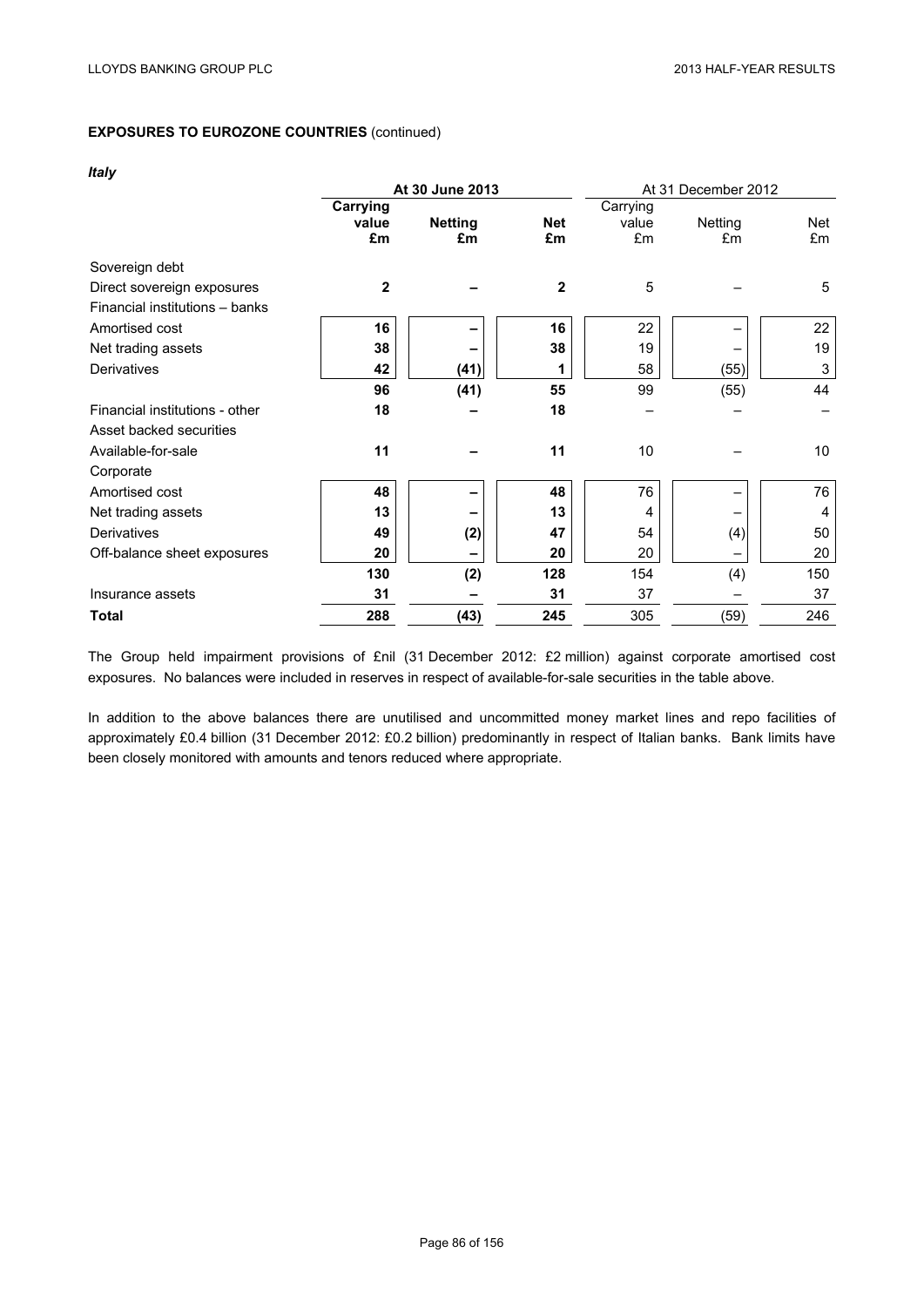**EXPOSURES TO EUROZONE COUNTRIES** (continued)

***Italy***

| | At 30 June 2013 | | | At 31 December 2012 | | |
|---|---|---|---|---|---|---|
| | **Carrying value £m** | **Netting £m** | **Net £m** | Carrying value £m | Netting £m | Net £m |
| Sovereign debt | | | | | | |
| Direct sovereign exposures | **2** | **–** | **2** | 5 | – | 5 |
| Financial institutions – banks | | | | | | |
| Amortised cost | **16** | **–** | **16** | 22 | – | 22 |
| Net trading assets | **38** | **–** | **38** | 19 | – | 19 |
| Derivatives | **42** | **(41)** | **1** | 58 | (55) | 3 |
| | **96** | **(41)** | **55** | 99 | (55) | 44 |
| Financial institutions - other | **18** | **–** | **18** | – | – | – |
| Asset backed securities | | | | | | |
| Available-for-sale | **11** | **–** | **11** | 10 | – | 10 |
| Corporate | | | | | | |
| Amortised cost | **48** | **–** | **48** | 76 | – | 76 |
| Net trading assets | **13** | **–** | **13** | 4 | – | 4 |
| Derivatives | **49** | **(2)** | **47** | 54 | (4) | 50 |
| Off-balance sheet exposures | **20** | **–** | **20** | 20 | – | 20 |
| | **130** | **(2)** | **128** | 154 | (4) | 150 |
| Insurance assets | **31** | **–** | **31** | 37 | – | 37 |
| **Total** | **288** | **(43)** | **245** | 305 | (59) | 246 |

The Group held impairment provisions of £nil (31 December 2012: £2 million) against corporate amortised cost exposures. No balances were included in reserves in respect of available-for-sale securities in the table above.

In addition to the above balances there are unutilised and uncommitted money market lines and repo facilities of approximately £0.4 billion (31 December 2012: £0.2 billion) predominantly in respect of Italian banks. Bank limits have been closely monitored with amounts and tenors reduced where appropriate.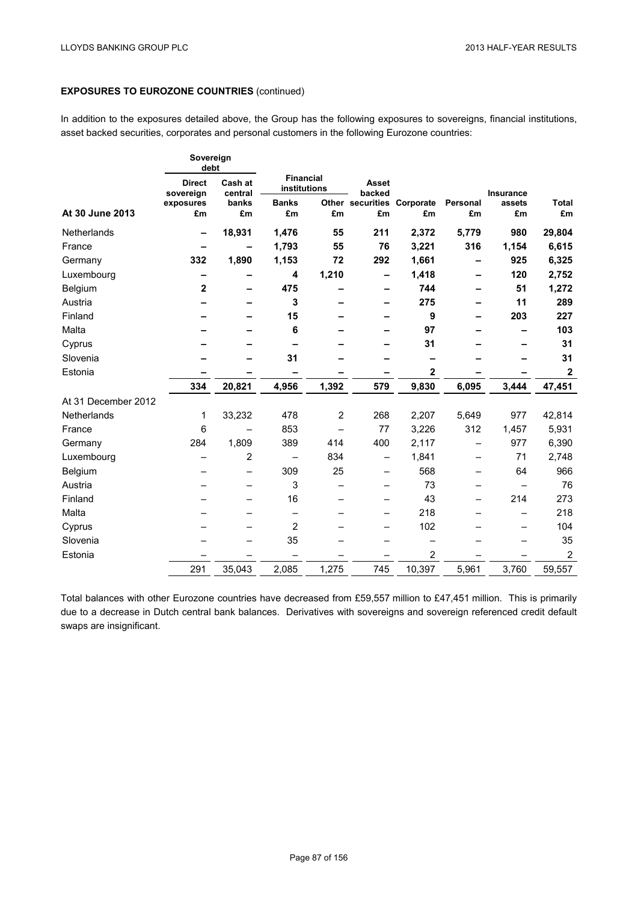**EXPOSURES TO EUROZONE COUNTRIES** (continued)

In addition to the exposures detailed above, the Group has the following exposures to sovereigns, financial institutions, asset backed securities, corporates and personal customers in the following Eurozone countries:

| | Sovereign debt | | Financial institutions | | | | | | |
|---|---|---|---|---|---|---|---|---|---|
| | Direct sovereign exposures | Cash at central banks | Banks | Other | Asset backed securities | Corporate | Personal | Insurance assets | Total |
| **At 30 June 2013** | £m | £m | £m | £m | £m | £m | £m | £m | £m |
| Netherlands | **–** | **18,931** | **1,476** | **55** | **211** | **2,372** | **5,779** | **980** | **29,804** |
| France | **–** | **–** | **1,793** | **55** | **76** | **3,221** | **316** | **1,154** | **6,615** |
| Germany | **332** | **1,890** | **1,153** | **72** | **292** | **1,661** | **–** | **925** | **6,325** |
| Luxembourg | **–** | **–** | **4** | **1,210** | **–** | **1,418** | **–** | **120** | **2,752** |
| Belgium | **2** | **–** | **475** | **–** | **–** | **744** | **–** | **51** | **1,272** |
| Austria | **–** | **–** | **3** | **–** | **–** | **275** | **–** | **11** | **289** |
| Finland | **–** | **–** | **15** | **–** | **–** | **9** | **–** | **203** | **227** |
| Malta | **–** | **–** | **6** | **–** | **–** | **97** | **–** | **–** | **103** |
| Cyprus | **–** | **–** | **–** | **–** | **–** | **31** | **–** | **–** | **31** |
| Slovenia | **–** | **–** | **31** | **–** | **–** | **–** | **–** | **–** | **31** |
| Estonia | **–** | **–** | **–** | **–** | **–** | **2** | **–** | **–** | **2** |
| | **334** | **20,821** | **4,956** | **1,392** | **579** | **9,830** | **6,095** | **3,444** | **47,451** |
| At 31 December 2012 | | | | | | | | | |
| Netherlands | 1 | 33,232 | 478 | 2 | 268 | 2,207 | 5,649 | 977 | 42,814 |
| France | 6 | – | 853 | – | 77 | 3,226 | 312 | 1,457 | 5,931 |
| Germany | 284 | 1,809 | 389 | 414 | 400 | 2,117 | – | 977 | 6,390 |
| Luxembourg | – | 2 | – | 834 | – | 1,841 | – | 71 | 2,748 |
| Belgium | – | – | 309 | 25 | – | 568 | – | 64 | 966 |
| Austria | – | – | 3 | – | – | 73 | – | – | 76 |
| Finland | – | – | 16 | – | – | 43 | – | 214 | 273 |
| Malta | – | – | – | – | – | 218 | – | – | 218 |
| Cyprus | – | – | 2 | – | – | 102 | – | – | 104 |
| Slovenia | – | – | 35 | – | – | – | – | – | 35 |
| Estonia | – | – | – | – | – | 2 | – | – | 2 |
| | 291 | 35,043 | 2,085 | 1,275 | 745 | 10,397 | 5,961 | 3,760 | 59,557 |

Total balances with other Eurozone countries have decreased from £59,557 million to £47,451 million. This is primarily due to a decrease in Dutch central bank balances. Derivatives with sovereigns and sovereign referenced credit default swaps are insignificant.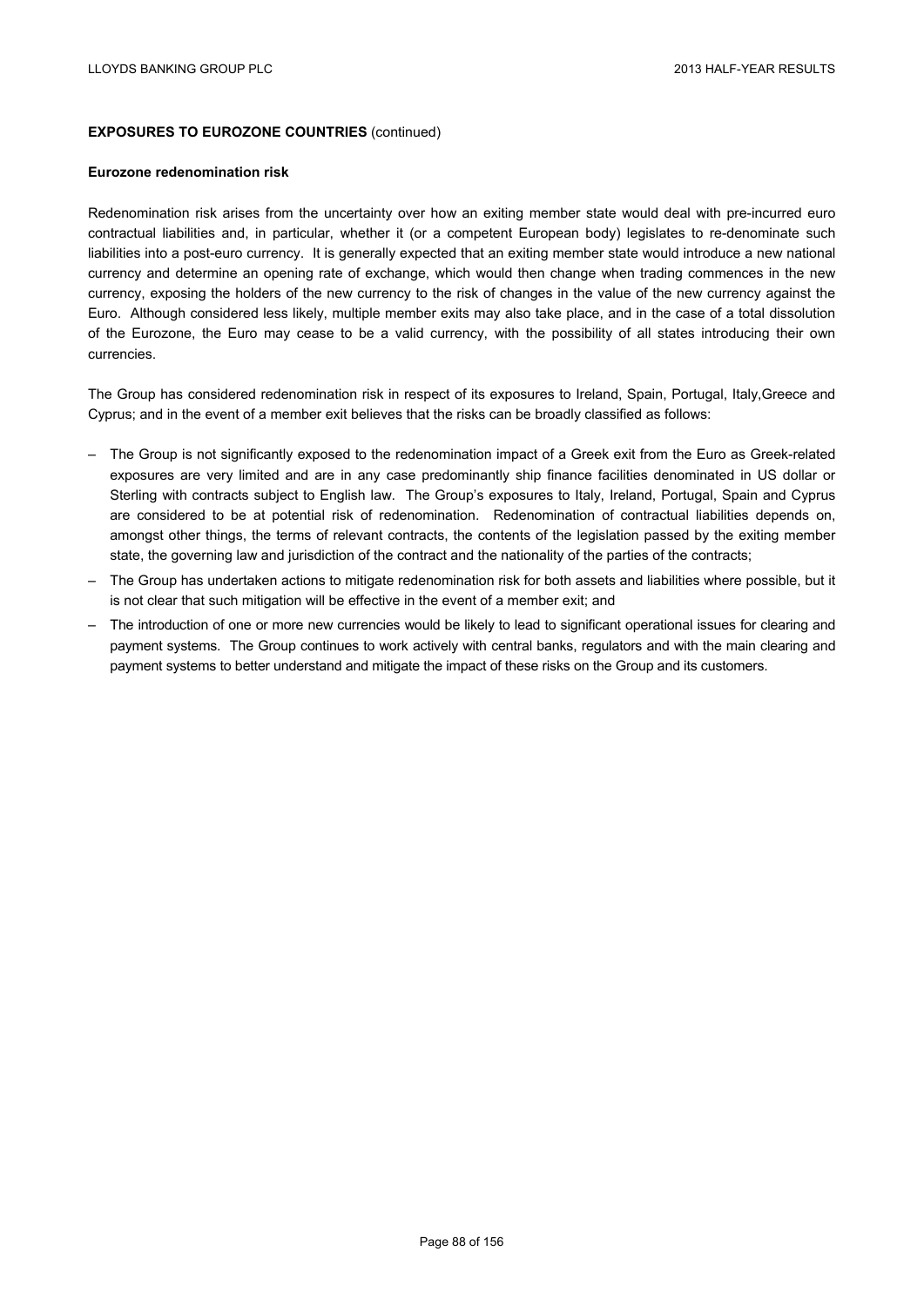**EXPOSURES TO EUROZONE COUNTRIES** (continued)

**Eurozone redenomination risk**

Redenomination risk arises from the uncertainty over how an exiting member state would deal with pre-incurred euro contractual liabilities and, in particular, whether it (or a competent European body) legislates to re-denominate such liabilities into a post-euro currency. It is generally expected that an exiting member state would introduce a new national currency and determine an opening rate of exchange, which would then change when trading commences in the new currency, exposing the holders of the new currency to the risk of changes in the value of the new currency against the Euro. Although considered less likely, multiple member exits may also take place, and in the case of a total dissolution of the Eurozone, the Euro may cease to be a valid currency, with the possibility of all states introducing their own currencies.

The Group has considered redenomination risk in respect of its exposures to Ireland, Spain, Portugal, Italy,Greece and Cyprus; and in the event of a member exit believes that the risks can be broadly classified as follows:

- The Group is not significantly exposed to the redenomination impact of a Greek exit from the Euro as Greek-related exposures are very limited and are in any case predominantly ship finance facilities denominated in US dollar or Sterling with contracts subject to English law. The Group's exposures to Italy, Ireland, Portugal, Spain and Cyprus are considered to be at potential risk of redenomination. Redenomination of contractual liabilities depends on, amongst other things, the terms of relevant contracts, the contents of the legislation passed by the exiting member state, the governing law and jurisdiction of the contract and the nationality of the parties of the contracts;
- The Group has undertaken actions to mitigate redenomination risk for both assets and liabilities where possible, but it is not clear that such mitigation will be effective in the event of a member exit; and
- The introduction of one or more new currencies would be likely to lead to significant operational issues for clearing and payment systems. The Group continues to work actively with central banks, regulators and with the main clearing and payment systems to better understand and mitigate the impact of these risks on the Group and its customers.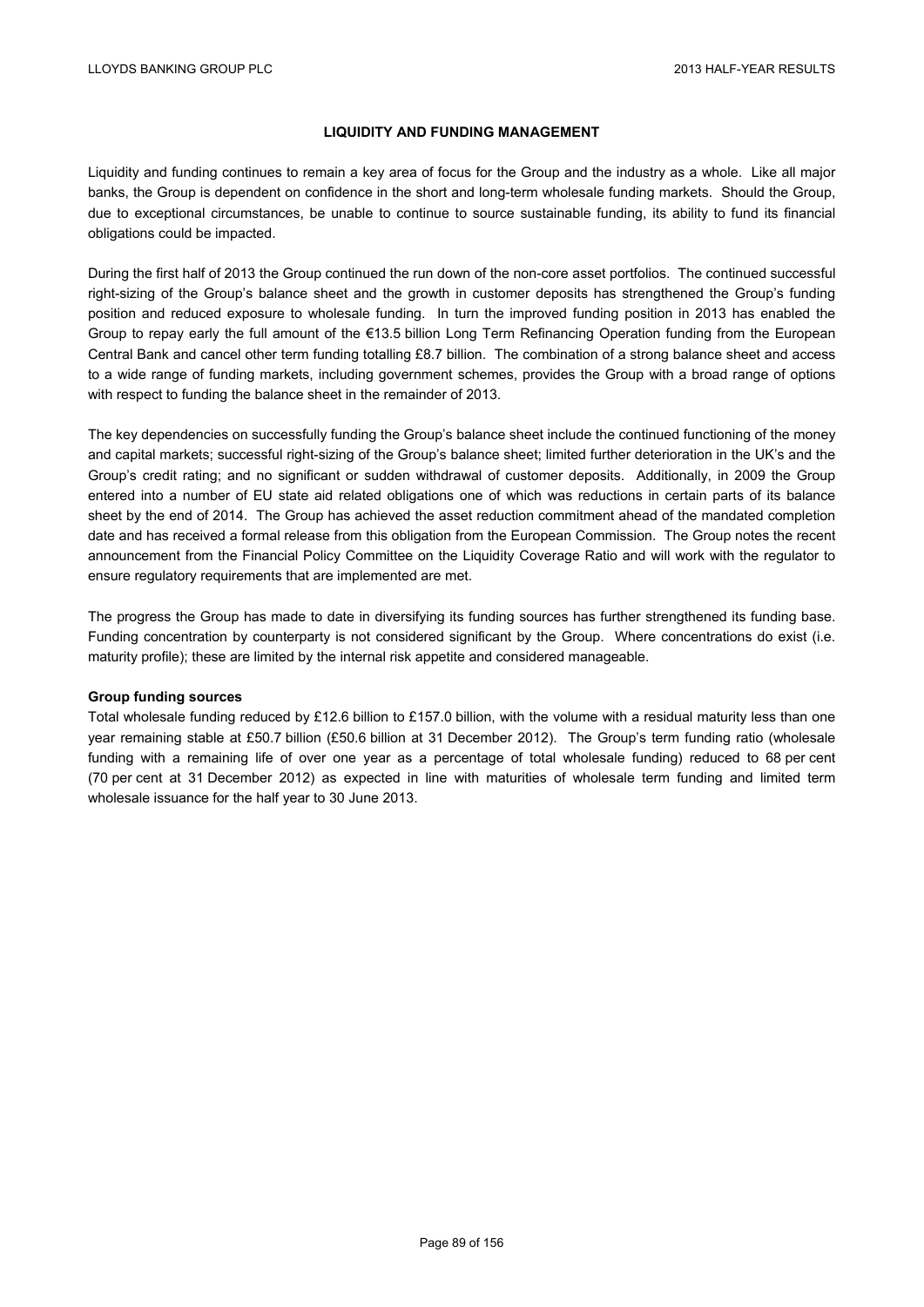## LIQUIDITY AND FUNDING MANAGEMENT

Liquidity and funding continues to remain a key area of focus for the Group and the industry as a whole. Like all major banks, the Group is dependent on confidence in the short and long-term wholesale funding markets. Should the Group, due to exceptional circumstances, be unable to continue to source sustainable funding, its ability to fund its financial obligations could be impacted.

During the first half of 2013 the Group continued the run down of the non-core asset portfolios. The continued successful right-sizing of the Group's balance sheet and the growth in customer deposits has strengthened the Group's funding position and reduced exposure to wholesale funding. In turn the improved funding position in 2013 has enabled the Group to repay early the full amount of the €13.5 billion Long Term Refinancing Operation funding from the European Central Bank and cancel other term funding totalling £8.7 billion. The combination of a strong balance sheet and access to a wide range of funding markets, including government schemes, provides the Group with a broad range of options with respect to funding the balance sheet in the remainder of 2013.

The key dependencies on successfully funding the Group's balance sheet include the continued functioning of the money and capital markets; successful right-sizing of the Group's balance sheet; limited further deterioration in the UK's and the Group's credit rating; and no significant or sudden withdrawal of customer deposits. Additionally, in 2009 the Group entered into a number of EU state aid related obligations one of which was reductions in certain parts of its balance sheet by the end of 2014. The Group has achieved the asset reduction commitment ahead of the mandated completion date and has received a formal release from this obligation from the European Commission. The Group notes the recent announcement from the Financial Policy Committee on the Liquidity Coverage Ratio and will work with the regulator to ensure regulatory requirements that are implemented are met.

The progress the Group has made to date in diversifying its funding sources has further strengthened its funding base. Funding concentration by counterparty is not considered significant by the Group. Where concentrations do exist (i.e. maturity profile); these are limited by the internal risk appetite and considered manageable.

**Group funding sources**

Total wholesale funding reduced by £12.6 billion to £157.0 billion, with the volume with a residual maturity less than one year remaining stable at £50.7 billion (£50.6 billion at 31 December 2012). The Group's term funding ratio (wholesale funding with a remaining life of over one year as a percentage of total wholesale funding) reduced to 68 per cent (70 per cent at 31 December 2012) as expected in line with maturities of wholesale term funding and limited term wholesale issuance for the half year to 30 June 2013.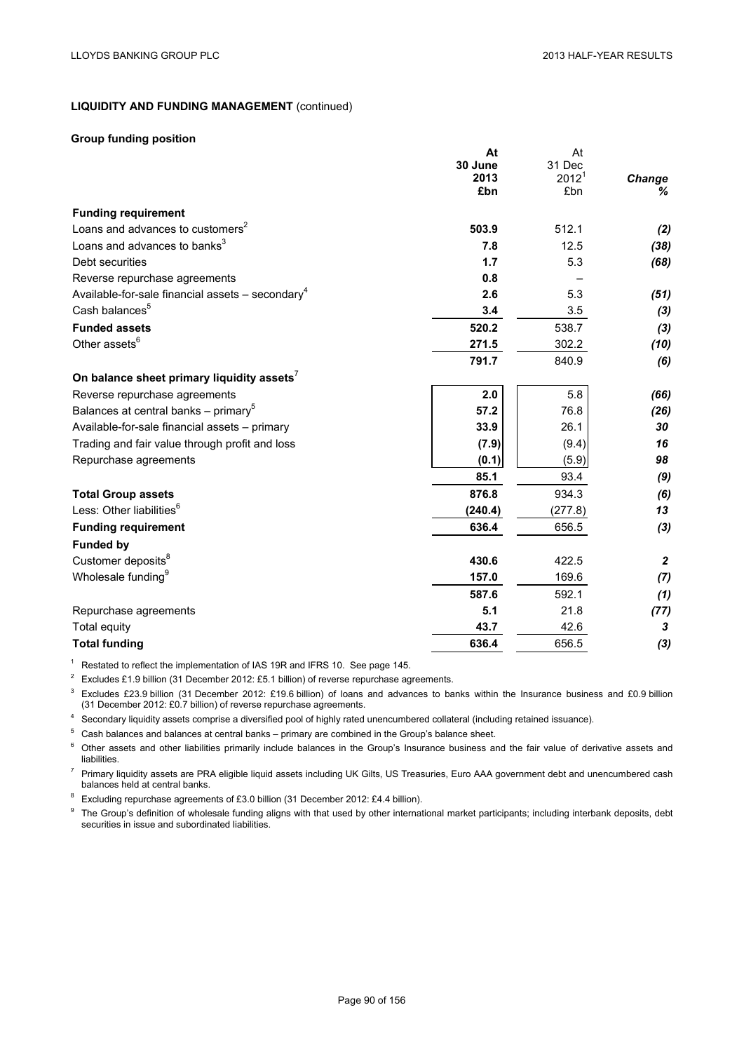## LIQUIDITY AND FUNDING MANAGEMENT (continued)

### Group funding position

| | At 30 June 2013 £bn | At 31 Dec 2012[1] £bn | Change % |
|---|---|---|---|
| **Funding requirement** | | | |
| Loans and advances to customers[2] | **503.9** | 512.1 | *(2)* |
| Loans and advances to banks[3] | **7.8** | 12.5 | *(38)* |
| Debt securities | **1.7** | 5.3 | *(68)* |
| Reverse repurchase agreements | **0.8** | – | |
| Available-for-sale financial assets – secondary[4] | **2.6** | 5.3 | *(51)* |
| Cash balances[5] | **3.4** | 3.5 | *(3)* |
| **Funded assets** | **520.2** | 538.7 | *(3)* |
| Other assets[6] | **271.5** | 302.2 | *(10)* |
| | **791.7** | 840.9 | *(6)* |
| **On balance sheet primary liquidity assets**[7] | | | |
| Reverse repurchase agreements | **2.0** | 5.8 | *(66)* |
| Balances at central banks – primary[5] | **57.2** | 76.8 | *(26)* |
| Available-for-sale financial assets – primary | **33.9** | 26.1 | *30* |
| Trading and fair value through profit and loss | **(7.9)** | (9.4) | *16* |
| Repurchase agreements | **(0.1)** | (5.9) | *98* |
| | **85.1** | 93.4 | *(9)* |
| **Total Group assets** | **876.8** | 934.3 | *(6)* |
| Less: Other liabilities[6] | **(240.4)** | (277.8) | *13* |
| **Funding requirement** | **636.4** | 656.5 | *(3)* |
| **Funded by** | | | |
| Customer deposits[8] | **430.6** | 422.5 | *2* |
| Wholesale funding[9] | **157.0** | 169.6 | *(7)* |
| | **587.6** | 592.1 | *(1)* |
| Repurchase agreements | **5.1** | 21.8 | *(77)* |
| Total equity | **43.7** | 42.6 | *3* |
| **Total funding** | **636.4** | 656.5 | *(3)* |

[1] Restated to reflect the implementation of IAS 19R and IFRS 10. See page 145.

[2] Excludes £1.9 billion (31 December 2012: £5.1 billion) of reverse repurchase agreements.

[3] Excludes £23.9 billion (31 December 2012: £19.6 billion) of loans and advances to banks within the Insurance business and £0.9 billion (31 December 2012: £0.7 billion) of reverse repurchase agreements.

[4] Secondary liquidity assets comprise a diversified pool of highly rated unencumbered collateral (including retained issuance).

[5] Cash balances and balances at central banks – primary are combined in the Group's balance sheet.

[6] Other assets and other liabilities primarily include balances in the Group's Insurance business and the fair value of derivative assets and liabilities.

[7] Primary liquidity assets are PRA eligible liquid assets including UK Gilts, US Treasuries, Euro AAA government debt and unencumbered cash balances held at central banks.

[8] Excluding repurchase agreements of £3.0 billion (31 December 2012: £4.4 billion).

[9] The Group's definition of wholesale funding aligns with that used by other international market participants; including interbank deposits, debt securities in issue and subordinated liabilities.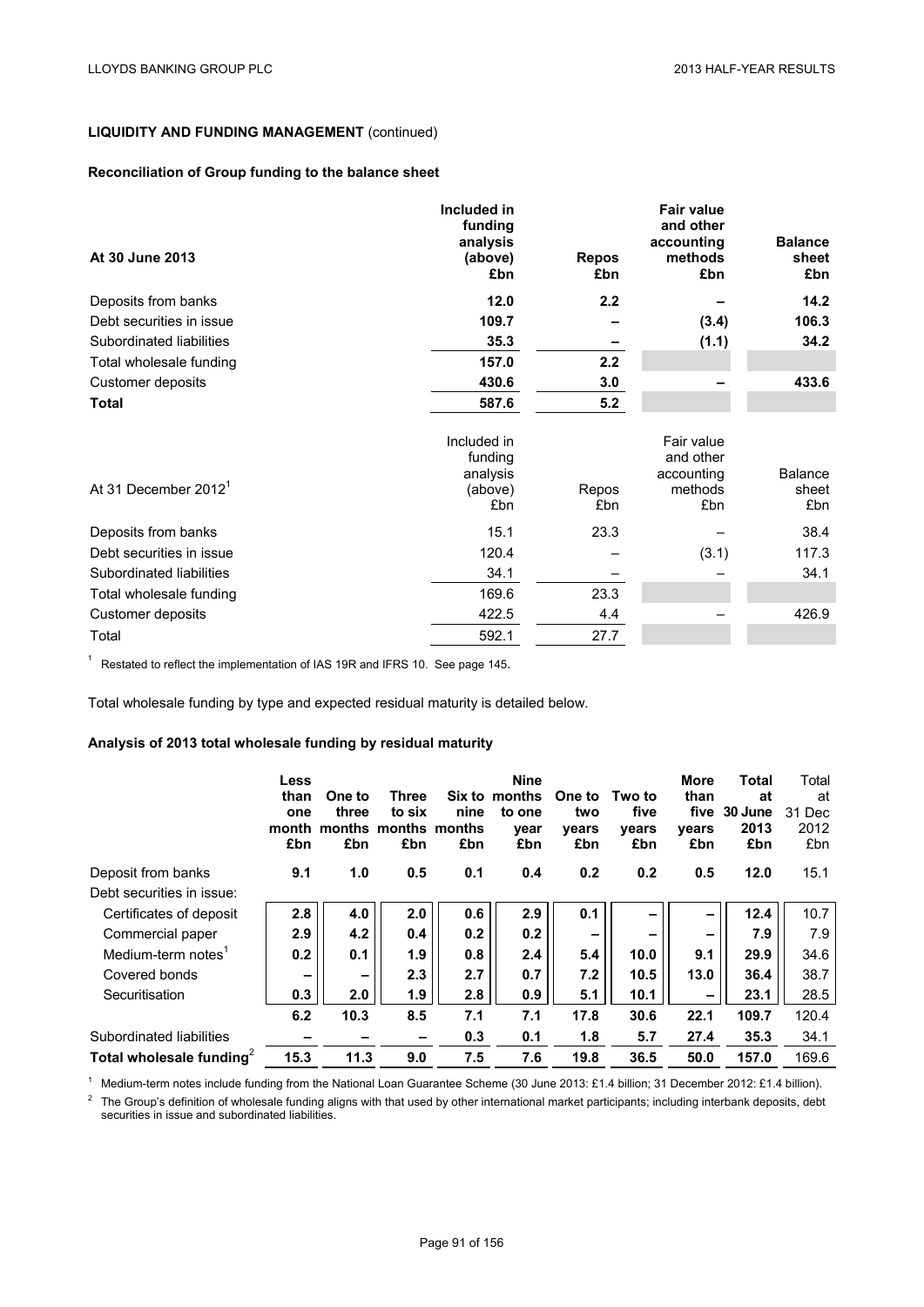## LIQUIDITY AND FUNDING MANAGEMENT (continued)

### Reconciliation of Group funding to the balance sheet

| At 30 June 2013 | Included in funding analysis (above) £bn | Repos £bn | Fair value and other accounting methods £bn | Balance sheet £bn |
|---|---|---|---|---|
| Deposits from banks | **12.0** | **2.2** | **–** | **14.2** |
| Debt securities in issue | **109.7** | **–** | **(3.4)** | **106.3** |
| Subordinated liabilities | **35.3** | **–** | **(1.1)** | **34.2** |
| Total wholesale funding | **157.0** | **2.2** | | |
| Customer deposits | **430.6** | **3.0** | **–** | **433.6** |
| **Total** | **587.6** | **5.2** | | |

| At 31 December 2012[1] | Included in funding analysis (above) £bn | Repos £bn | Fair value and other accounting methods £bn | Balance sheet £bn |
|---|---|---|---|---|
| Deposits from banks | 15.1 | 23.3 | – | 38.4 |
| Debt securities in issue | 120.4 | – | (3.1) | 117.3 |
| Subordinated liabilities | 34.1 | – | – | 34.1 |
| Total wholesale funding | 169.6 | 23.3 | | |
| Customer deposits | 422.5 | 4.4 | – | 426.9 |
| Total | 592.1 | 27.7 | | |

[1] Restated to reflect the implementation of IAS 19R and IFRS 10. See page 145.

Total wholesale funding by type and expected residual maturity is detailed below.

### Analysis of 2013 total wholesale funding by residual maturity

| | Less than one month £bn | One to three months £bn | Three to six months £bn | Six to nine months £bn | Nine months to one year £bn | One to two years £bn | Two to five years £bn | More than five years £bn | Total at 30 June 2013 £bn | Total at 31 Dec 2012 £bn |
|---|---|---|---|---|---|---|---|---|---|---|
| Deposit from banks | **9.1** | **1.0** | **0.5** | **0.1** | **0.4** | **0.2** | **0.2** | **0.5** | **12.0** | 15.1 |
| Debt securities in issue: | | | | | | | | | | |
| Certificates of deposit | **2.8** | **4.0** | **2.0** | **0.6** | **2.9** | **0.1** | **–** | **–** | **12.4** | 10.7 |
| Commercial paper | **2.9** | **4.2** | **0.4** | **0.2** | **0.2** | **–** | **–** | **–** | **7.9** | 7.9 |
| Medium-term notes[1] | **0.2** | **0.1** | **1.9** | **0.8** | **2.4** | **5.4** | **10.0** | **9.1** | **29.9** | 34.6 |
| Covered bonds | **–** | **–** | **2.3** | **2.7** | **0.7** | **7.2** | **10.5** | **13.0** | **36.4** | 38.7 |
| Securitisation | **0.3** | **2.0** | **1.9** | **2.8** | **0.9** | **5.1** | **10.1** | **–** | **23.1** | 28.5 |
| | **6.2** | **10.3** | **8.5** | **7.1** | **7.1** | **17.8** | **30.6** | **22.1** | **109.7** | 120.4 |
| Subordinated liabilities | **–** | **–** | **–** | **0.3** | **0.1** | **1.8** | **5.7** | **27.4** | **35.3** | 34.1 |
| **Total wholesale funding**[2] | **15.3** | **11.3** | **9.0** | **7.5** | **7.6** | **19.8** | **36.5** | **50.0** | **157.0** | 169.6 |

[1] Medium-term notes include funding from the National Loan Guarantee Scheme (30 June 2013: £1.4 billion; 31 December 2012: £1.4 billion).

[2] The Group's definition of wholesale funding aligns with that used by other international market participants; including interbank deposits, debt securities in issue and subordinated liabilities.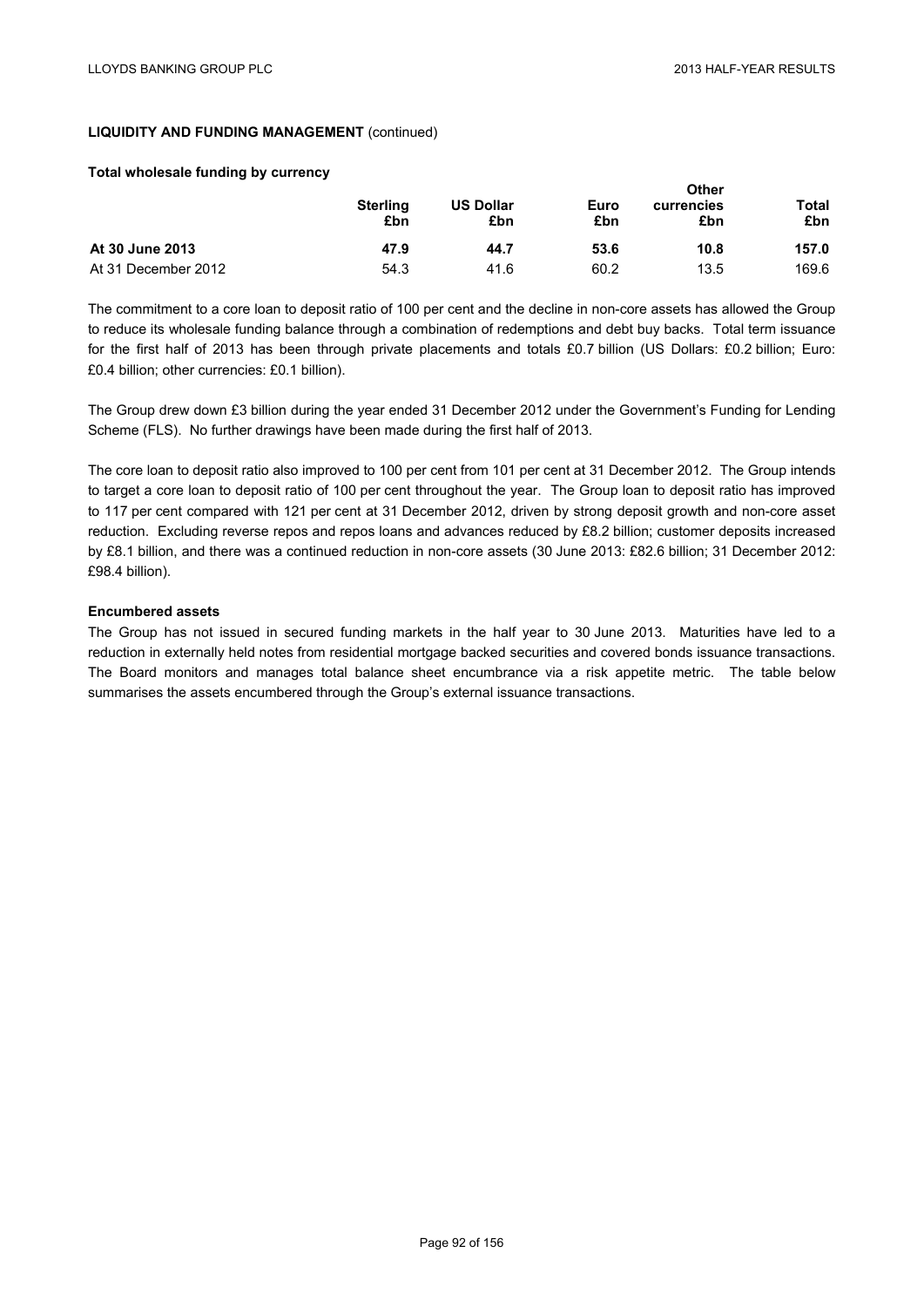**LIQUIDITY AND FUNDING MANAGEMENT** (continued)

**Total wholesale funding by currency**

| | Sterling £bn | US Dollar £bn | Euro £bn | Other currencies £bn | Total £bn |
|---|---|---|---|---|---|
| **At 30 June 2013** | **47.9** | **44.7** | **53.6** | **10.8** | **157.0** |
| At 31 December 2012 | 54.3 | 41.6 | 60.2 | 13.5 | 169.6 |

The commitment to a core loan to deposit ratio of 100 per cent and the decline in non-core assets has allowed the Group to reduce its wholesale funding balance through a combination of redemptions and debt buy backs. Total term issuance for the first half of 2013 has been through private placements and totals £0.7 billion (US Dollars: £0.2 billion; Euro: £0.4 billion; other currencies: £0.1 billion).

The Group drew down £3 billion during the year ended 31 December 2012 under the Government's Funding for Lending Scheme (FLS). No further drawings have been made during the first half of 2013.

The core loan to deposit ratio also improved to 100 per cent from 101 per cent at 31 December 2012. The Group intends to target a core loan to deposit ratio of 100 per cent throughout the year. The Group loan to deposit ratio has improved to 117 per cent compared with 121 per cent at 31 December 2012, driven by strong deposit growth and non-core asset reduction. Excluding reverse repos and repos loans and advances reduced by £8.2 billion; customer deposits increased by £8.1 billion, and there was a continued reduction in non-core assets (30 June 2013: £82.6 billion; 31 December 2012: £98.4 billion).

**Encumbered assets**

The Group has not issued in secured funding markets in the half year to 30 June 2013. Maturities have led to a reduction in externally held notes from residential mortgage backed securities and covered bonds issuance transactions. The Board monitors and manages total balance sheet encumbrance via a risk appetite metric. The table below summarises the assets encumbered through the Group's external issuance transactions.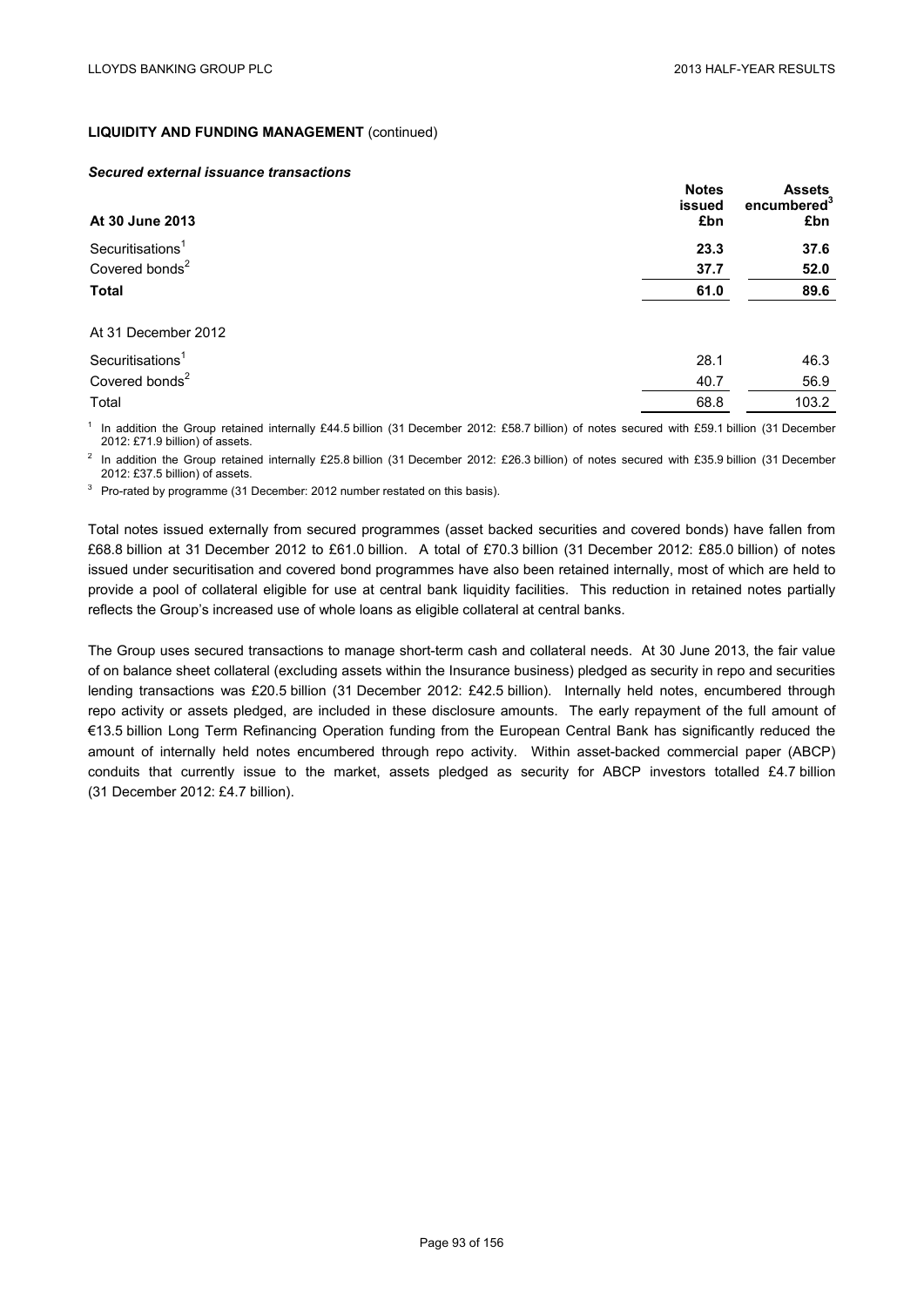**LIQUIDITY AND FUNDING MANAGEMENT** (continued)

***Secured external issuance transactions***

| At 30 June 2013 | Notes issued £bn | Assets encumbered[3] £bn |
|---|---|---|
| Securitisations[1] | **23.3** | **37.6** |
| Covered bonds[2] | **37.7** | **52.0** |
| **Total** | **61.0** | **89.6** |
| | | |
| At 31 December 2012 | | |
| Securitisations[1] | 28.1 | 46.3 |
| Covered bonds[2] | 40.7 | 56.9 |
| Total | 68.8 | 103.2 |

[1] In addition the Group retained internally £44.5 billion (31 December 2012: £58.7 billion) of notes secured with £59.1 billion (31 December 2012: £71.9 billion) of assets.

[2] In addition the Group retained internally £25.8 billion (31 December 2012: £26.3 billion) of notes secured with £35.9 billion (31 December 2012: £37.5 billion) of assets.

[3] Pro-rated by programme (31 December: 2012 number restated on this basis).

Total notes issued externally from secured programmes (asset backed securities and covered bonds) have fallen from £68.8 billion at 31 December 2012 to £61.0 billion. A total of £70.3 billion (31 December 2012: £85.0 billion) of notes issued under securitisation and covered bond programmes have also been retained internally, most of which are held to provide a pool of collateral eligible for use at central bank liquidity facilities. This reduction in retained notes partially reflects the Group's increased use of whole loans as eligible collateral at central banks.

The Group uses secured transactions to manage short-term cash and collateral needs. At 30 June 2013, the fair value of on balance sheet collateral (excluding assets within the Insurance business) pledged as security in repo and securities lending transactions was £20.5 billion (31 December 2012: £42.5 billion). Internally held notes, encumbered through repo activity or assets pledged, are included in these disclosure amounts. The early repayment of the full amount of €13.5 billion Long Term Refinancing Operation funding from the European Central Bank has significantly reduced the amount of internally held notes encumbered through repo activity. Within asset-backed commercial paper (ABCP) conduits that currently issue to the market, assets pledged as security for ABCP investors totalled £4.7 billion (31 December 2012: £4.7 billion).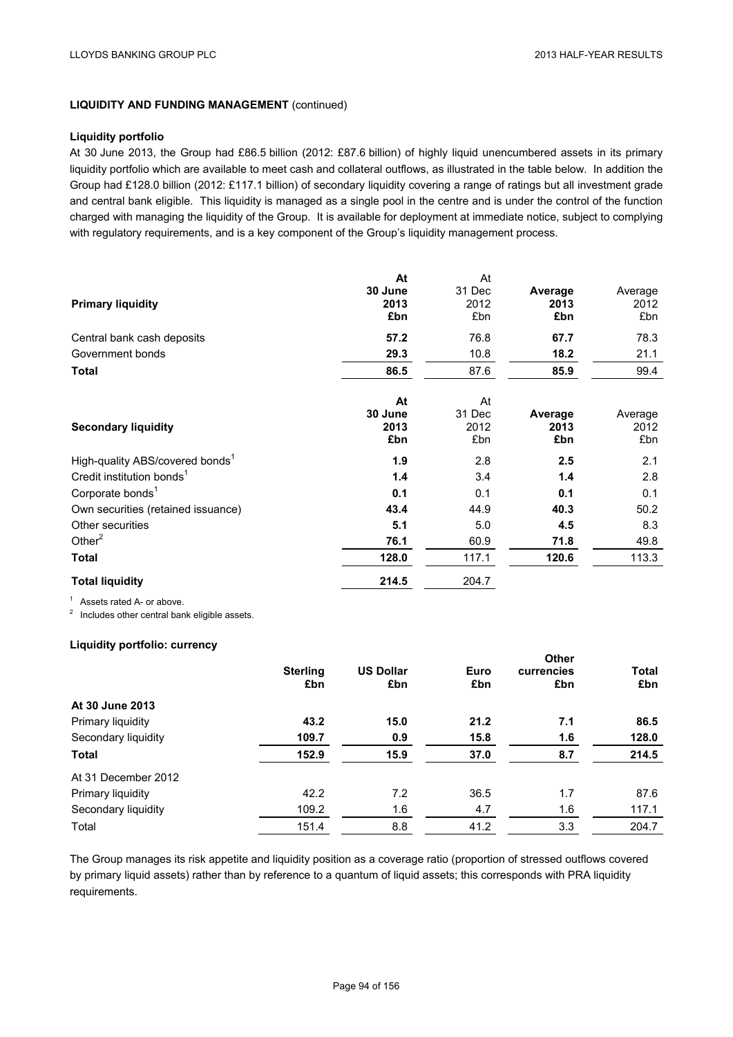## LIQUIDITY AND FUNDING MANAGEMENT (continued)

### Liquidity portfolio

At 30 June 2013, the Group had £86.5 billion (2012: £87.6 billion) of highly liquid unencumbered assets in its primary liquidity portfolio which are available to meet cash and collateral outflows, as illustrated in the table below. In addition the Group had £128.0 billion (2012: £117.1 billion) of secondary liquidity covering a range of ratings but all investment grade and central bank eligible. This liquidity is managed as a single pool in the centre and is under the control of the function charged with managing the liquidity of the Group. It is available for deployment at immediate notice, subject to complying with regulatory requirements, and is a key component of the Group's liquidity management process.

| **Primary liquidity** | **At 30 June 2013 £bn** | At 31 Dec 2012 £bn | **Average 2013 £bn** | Average 2012 £bn |
|---|---|---|---|---|
| Central bank cash deposits | **57.2** | 76.8 | **67.7** | 78.3 |
| Government bonds | **29.3** | 10.8 | **18.2** | 21.1 |
| **Total** | **86.5** | 87.6 | **85.9** | 99.4 |

| **Secondary liquidity** | **At 30 June 2013 £bn** | At 31 Dec 2012 £bn | **Average 2013 £bn** | Average 2012 £bn |
|---|---|---|---|---|
| High-quality ABS/covered bonds[1] | **1.9** | 2.8 | **2.5** | 2.1 |
| Credit institution bonds[1] | **1.4** | 3.4 | **1.4** | 2.8 |
| Corporate bonds[1] | **0.1** | 0.1 | **0.1** | 0.1 |
| Own securities (retained issuance) | **43.4** | 44.9 | **40.3** | 50.2 |
| Other securities | **5.1** | 5.0 | **4.5** | 8.3 |
| Other[2] | **76.1** | 60.9 | **71.8** | 49.8 |
| **Total** | **128.0** | 117.1 | **120.6** | 113.3 |
| **Total liquidity** | **214.5** | 204.7 | | |

[1] Assets rated A- or above.

[2] Includes other central bank eligible assets.

### Liquidity portfolio: currency

| | **Sterling £bn** | **US Dollar £bn** | **Euro £bn** | **Other currencies £bn** | **Total £bn** |
|---|---|---|---|---|---|
| **At 30 June 2013** | | | | | |
| Primary liquidity | **43.2** | **15.0** | **21.2** | **7.1** | **86.5** |
| Secondary liquidity | **109.7** | **0.9** | **15.8** | **1.6** | **128.0** |
| **Total** | **152.9** | **15.9** | **37.0** | **8.7** | **214.5** |
| At 31 December 2012 | | | | | |
| Primary liquidity | 42.2 | 7.2 | 36.5 | 1.7 | 87.6 |
| Secondary liquidity | 109.2 | 1.6 | 4.7 | 1.6 | 117.1 |
| Total | 151.4 | 8.8 | 41.2 | 3.3 | 204.7 |

The Group manages its risk appetite and liquidity position as a coverage ratio (proportion of stressed outflows covered by primary liquid assets) rather than by reference to a quantum of liquid assets; this corresponds with PRA liquidity requirements.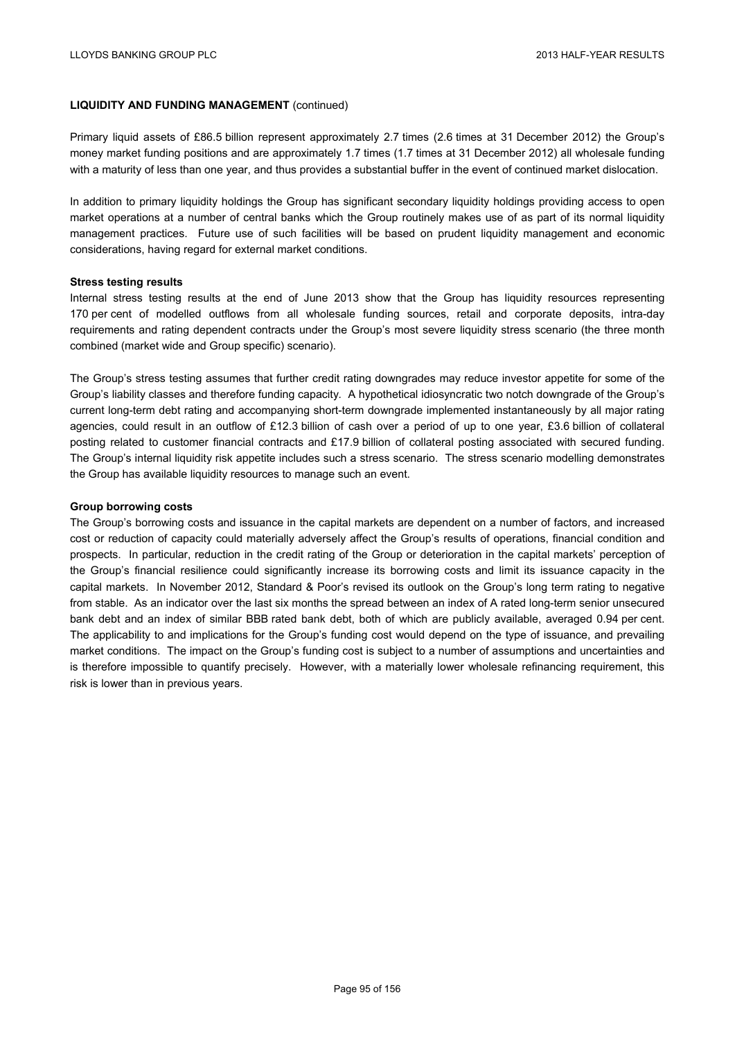**LIQUIDITY AND FUNDING MANAGEMENT** (continued)

Primary liquid assets of £86.5 billion represent approximately 2.7 times (2.6 times at 31 December 2012) the Group's money market funding positions and are approximately 1.7 times (1.7 times at 31 December 2012) all wholesale funding with a maturity of less than one year, and thus provides a substantial buffer in the event of continued market dislocation.

In addition to primary liquidity holdings the Group has significant secondary liquidity holdings providing access to open market operations at a number of central banks which the Group routinely makes use of as part of its normal liquidity management practices. Future use of such facilities will be based on prudent liquidity management and economic considerations, having regard for external market conditions.

**Stress testing results**

Internal stress testing results at the end of June 2013 show that the Group has liquidity resources representing 170 per cent of modelled outflows from all wholesale funding sources, retail and corporate deposits, intra-day requirements and rating dependent contracts under the Group's most severe liquidity stress scenario (the three month combined (market wide and Group specific) scenario).

The Group's stress testing assumes that further credit rating downgrades may reduce investor appetite for some of the Group's liability classes and therefore funding capacity. A hypothetical idiosyncratic two notch downgrade of the Group's current long-term debt rating and accompanying short-term downgrade implemented instantaneously by all major rating agencies, could result in an outflow of £12.3 billion of cash over a period of up to one year, £3.6 billion of collateral posting related to customer financial contracts and £17.9 billion of collateral posting associated with secured funding. The Group's internal liquidity risk appetite includes such a stress scenario. The stress scenario modelling demonstrates the Group has available liquidity resources to manage such an event.

**Group borrowing costs**

The Group's borrowing costs and issuance in the capital markets are dependent on a number of factors, and increased cost or reduction of capacity could materially adversely affect the Group's results of operations, financial condition and prospects. In particular, reduction in the credit rating of the Group or deterioration in the capital markets' perception of the Group's financial resilience could significantly increase its borrowing costs and limit its issuance capacity in the capital markets. In November 2012, Standard & Poor's revised its outlook on the Group's long term rating to negative from stable. As an indicator over the last six months the spread between an index of A rated long-term senior unsecured bank debt and an index of similar BBB rated bank debt, both of which are publicly available, averaged 0.94 per cent. The applicability to and implications for the Group's funding cost would depend on the type of issuance, and prevailing market conditions. The impact on the Group's funding cost is subject to a number of assumptions and uncertainties and is therefore impossible to quantify precisely. However, with a materially lower wholesale refinancing requirement, this risk is lower than in previous years.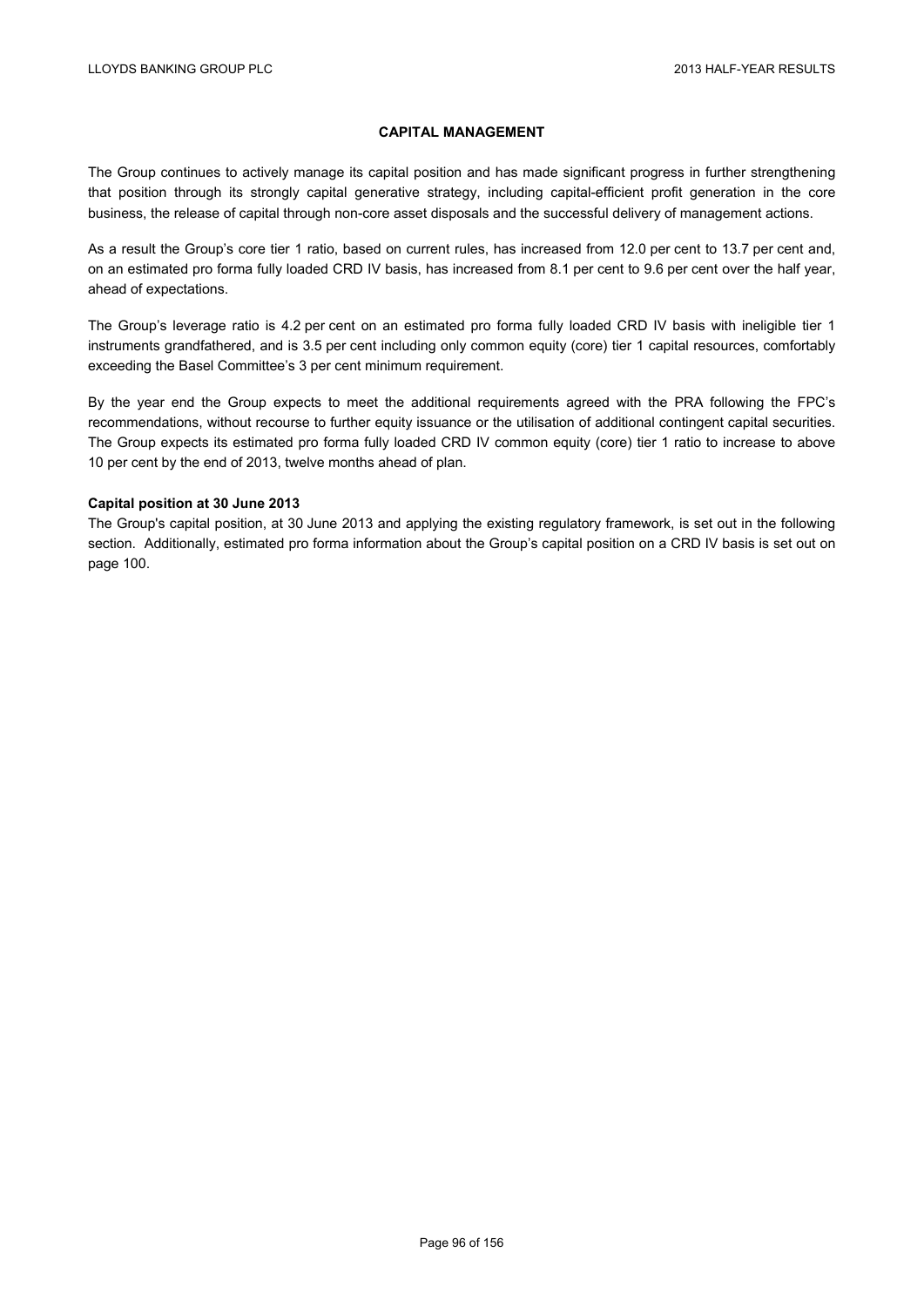## CAPITAL MANAGEMENT

The Group continues to actively manage its capital position and has made significant progress in further strengthening that position through its strongly capital generative strategy, including capital-efficient profit generation in the core business, the release of capital through non-core asset disposals and the successful delivery of management actions.

As a result the Group's core tier 1 ratio, based on current rules, has increased from 12.0 per cent to 13.7 per cent and, on an estimated pro forma fully loaded CRD IV basis, has increased from 8.1 per cent to 9.6 per cent over the half year, ahead of expectations.

The Group's leverage ratio is 4.2 per cent on an estimated pro forma fully loaded CRD IV basis with ineligible tier 1 instruments grandfathered, and is 3.5 per cent including only common equity (core) tier 1 capital resources, comfortably exceeding the Basel Committee's 3 per cent minimum requirement.

By the year end the Group expects to meet the additional requirements agreed with the PRA following the FPC's recommendations, without recourse to further equity issuance or the utilisation of additional contingent capital securities. The Group expects its estimated pro forma fully loaded CRD IV common equity (core) tier 1 ratio to increase to above 10 per cent by the end of 2013, twelve months ahead of plan.

**Capital position at 30 June 2013**

The Group's capital position, at 30 June 2013 and applying the existing regulatory framework, is set out in the following section. Additionally, estimated pro forma information about the Group's capital position on a CRD IV basis is set out on page 100.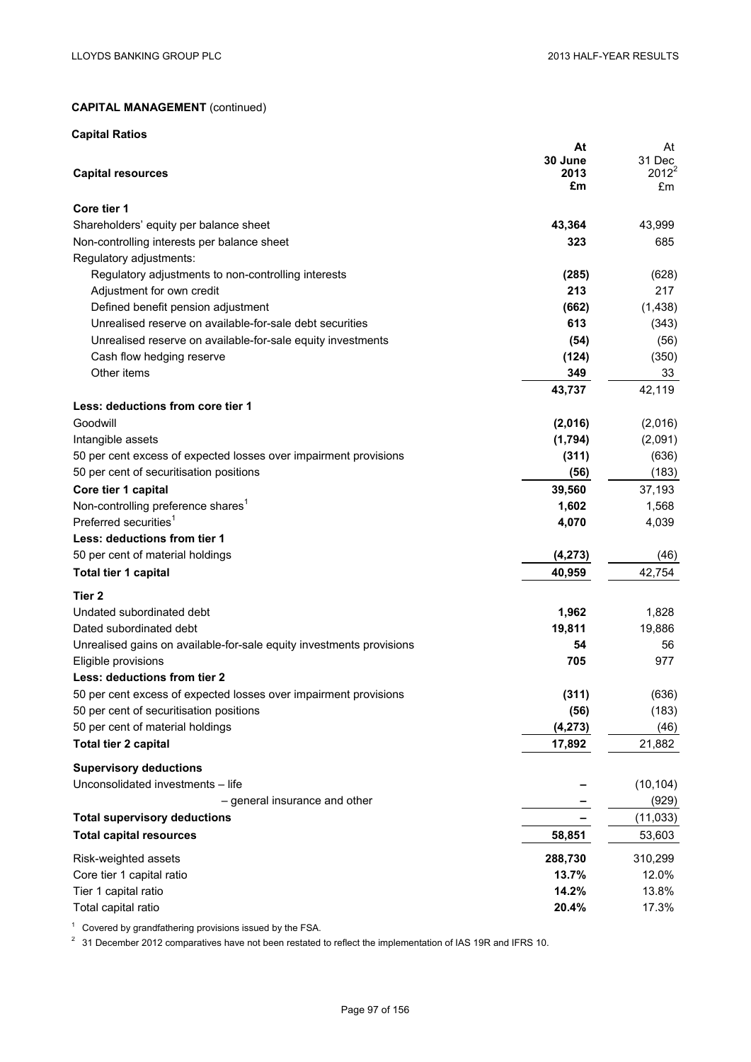## CAPITAL MANAGEMENT (continued)

### Capital Ratios

| Capital resources | At 30 June 2013 £m | At 31 Dec 2012[2] £m |
|---|---|---|
| **Core tier 1** | | |
| Shareholders' equity per balance sheet | **43,364** | 43,999 |
| Non-controlling interests per balance sheet | **323** | 685 |
| Regulatory adjustments: | | |
| Regulatory adjustments to non-controlling interests | **(285)** | (628) |
| Adjustment for own credit | **213** | 217 |
| Defined benefit pension adjustment | **(662)** | (1,438) |
| Unrealised reserve on available-for-sale debt securities | **613** | (343) |
| Unrealised reserve on available-for-sale equity investments | **(54)** | (56) |
| Cash flow hedging reserve | **(124)** | (350) |
| Other items | **349** | 33 |
| | **43,737** | 42,119 |
| **Less: deductions from core tier 1** | | |
| Goodwill | **(2,016)** | (2,016) |
| Intangible assets | **(1,794)** | (2,091) |
| 50 per cent excess of expected losses over impairment provisions | **(311)** | (636) |
| 50 per cent of securitisation positions | **(56)** | (183) |
| **Core tier 1 capital** | **39,560** | 37,193 |
| Non-controlling preference shares[1] | **1,602** | 1,568 |
| Preferred securities[1] | **4,070** | 4,039 |
| **Less: deductions from tier 1** | | |
| 50 per cent of material holdings | **(4,273)** | (46) |
| **Total tier 1 capital** | **40,959** | 42,754 |
| **Tier 2** | | |
| Undated subordinated debt | **1,962** | 1,828 |
| Dated subordinated debt | **19,811** | 19,886 |
| Unrealised gains on available-for-sale equity investments provisions | **54** | 56 |
| Eligible provisions | **705** | 977 |
| **Less: deductions from tier 2** | | |
| 50 per cent excess of expected losses over impairment provisions | **(311)** | (636) |
| 50 per cent of securitisation positions | **(56)** | (183) |
| 50 per cent of material holdings | **(4,273)** | (46) |
| **Total tier 2 capital** | **17,892** | 21,882 |
| **Supervisory deductions** | | |
| Unconsolidated investments – life | **–** | (10,104) |
| – general insurance and other | **–** | (929) |
| **Total supervisory deductions** | **–** | (11,033) |
| **Total capital resources** | **58,851** | 53,603 |
| Risk-weighted assets | **288,730** | 310,299 |
| Core tier 1 capital ratio | **13.7%** | 12.0% |
| Tier 1 capital ratio | **14.2%** | 13.8% |
| Total capital ratio | **20.4%** | 17.3% |

[1] Covered by grandfathering provisions issued by the FSA.

[2] 31 December 2012 comparatives have not been restated to reflect the implementation of IAS 19R and IFRS 10.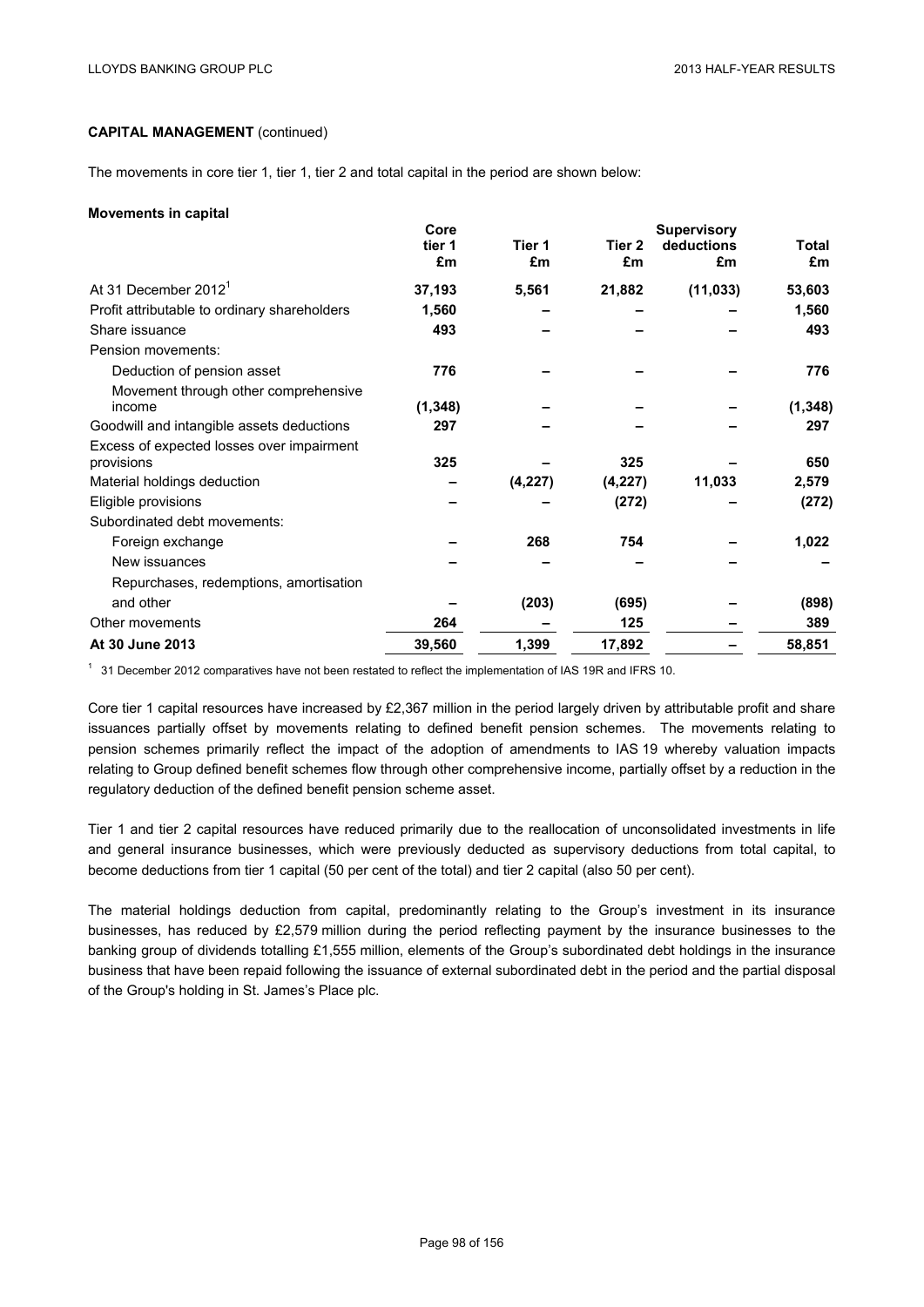**CAPITAL MANAGEMENT** (continued)

The movements in core tier 1, tier 1, tier 2 and total capital in the period are shown below:

**Movements in capital**

| | Core tier 1 £m | Tier 1 £m | Tier 2 £m | Supervisory deductions £m | Total £m |
|---|---|---|---|---|---|
| At 31 December 2012[1] | **37,193** | **5,561** | **21,882** | **(11,033)** | **53,603** |
| Profit attributable to ordinary shareholders | **1,560** | **–** | **–** | **–** | **1,560** |
| Share issuance | **493** | **–** | **–** | **–** | **493** |
| Pension movements: | | | | | |
| Deduction of pension asset | **776** | **–** | **–** | **–** | **776** |
| Movement through other comprehensive income | **(1,348)** | **–** | **–** | **–** | **(1,348)** |
| Goodwill and intangible assets deductions | **297** | **–** | **–** | **–** | **297** |
| Excess of expected losses over impairment provisions | **325** | **–** | **325** | **–** | **650** |
| Material holdings deduction | **–** | **(4,227)** | **(4,227)** | **11,033** | **2,579** |
| Eligible provisions | **–** | **–** | **(272)** | **–** | **(272)** |
| Subordinated debt movements: | | | | | |
| Foreign exchange | **–** | **268** | **754** | **–** | **1,022** |
| New issuances | **–** | **–** | **–** | **–** | **–** |
| Repurchases, redemptions, amortisation and other | **–** | **(203)** | **(695)** | **–** | **(898)** |
| Other movements | **264** | **–** | **125** | **–** | **389** |
| **At 30 June 2013** | **39,560** | **1,399** | **17,892** | **–** | **58,851** |

[1] 31 December 2012 comparatives have not been restated to reflect the implementation of IAS 19R and IFRS 10.

Core tier 1 capital resources have increased by £2,367 million in the period largely driven by attributable profit and share issuances partially offset by movements relating to defined benefit pension schemes. The movements relating to pension schemes primarily reflect the impact of the adoption of amendments to IAS 19 whereby valuation impacts relating to Group defined benefit schemes flow through other comprehensive income, partially offset by a reduction in the regulatory deduction of the defined benefit pension scheme asset.

Tier 1 and tier 2 capital resources have reduced primarily due to the reallocation of unconsolidated investments in life and general insurance businesses, which were previously deducted as supervisory deductions from total capital, to become deductions from tier 1 capital (50 per cent of the total) and tier 2 capital (also 50 per cent).

The material holdings deduction from capital, predominantly relating to the Group's investment in its insurance businesses, has reduced by £2,579 million during the period reflecting payment by the insurance businesses to the banking group of dividends totalling £1,555 million, elements of the Group's subordinated debt holdings in the insurance business that have been repaid following the issuance of external subordinated debt in the period and the partial disposal of the Group's holding in St. James's Place plc.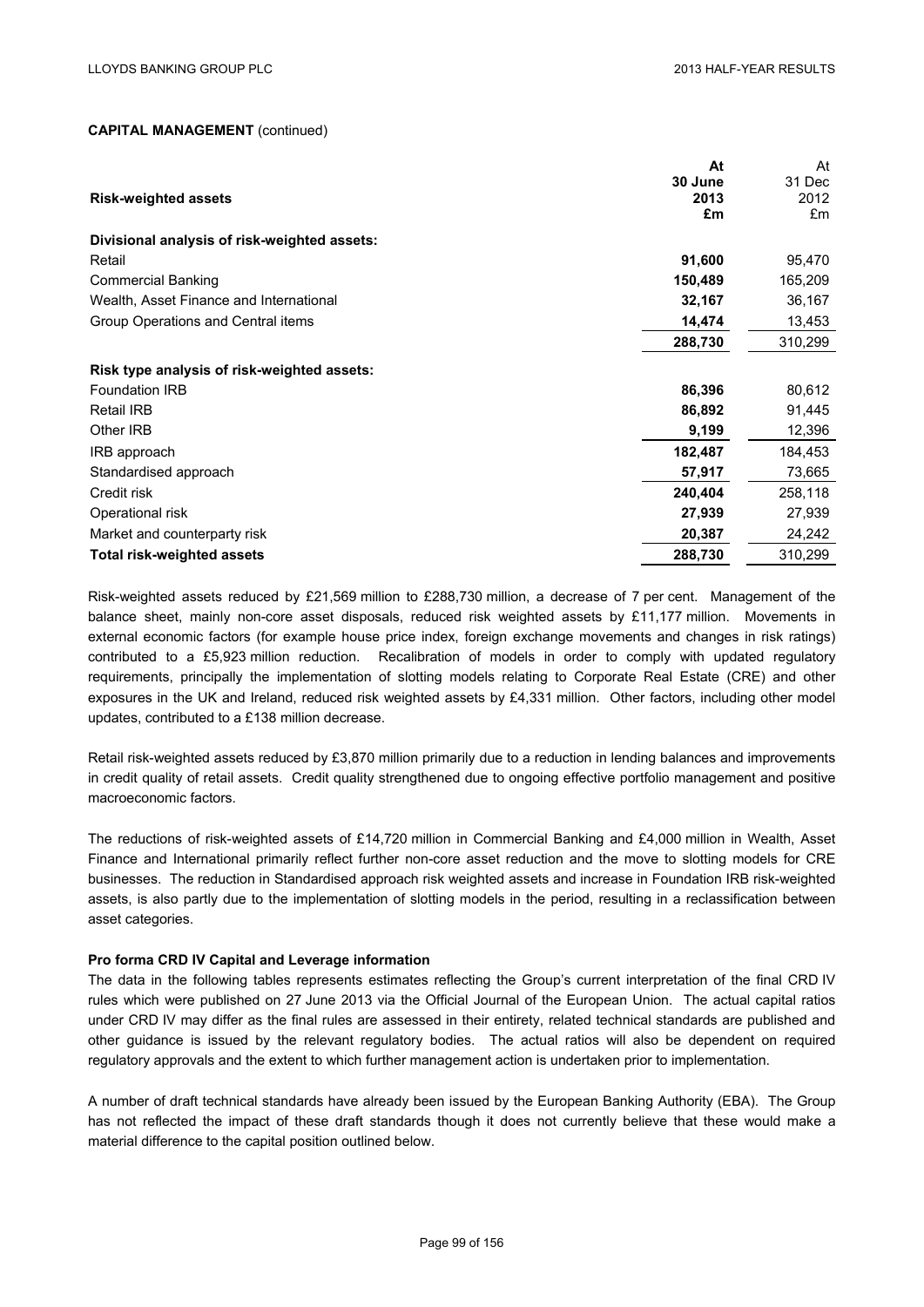**CAPITAL MANAGEMENT** (continued)

| **Risk-weighted assets** | **At 30 June 2013 £m** | At 31 Dec 2012 £m |
|---|---|---|
| **Divisional analysis of risk-weighted assets:** | | |
| Retail | **91,600** | 95,470 |
| Commercial Banking | **150,489** | 165,209 |
| Wealth, Asset Finance and International | **32,167** | 36,167 |
| Group Operations and Central items | **14,474** | 13,453 |
| | **288,730** | 310,299 |
| **Risk type analysis of risk-weighted assets:** | | |
| Foundation IRB | **86,396** | 80,612 |
| Retail IRB | **86,892** | 91,445 |
| Other IRB | **9,199** | 12,396 |
| IRB approach | **182,487** | 184,453 |
| Standardised approach | **57,917** | 73,665 |
| Credit risk | **240,404** | 258,118 |
| Operational risk | **27,939** | 27,939 |
| Market and counterparty risk | **20,387** | 24,242 |
| **Total risk-weighted assets** | **288,730** | 310,299 |

Risk-weighted assets reduced by £21,569 million to £288,730 million, a decrease of 7 per cent. Management of the balance sheet, mainly non-core asset disposals, reduced risk weighted assets by £11,177 million. Movements in external economic factors (for example house price index, foreign exchange movements and changes in risk ratings) contributed to a £5,923 million reduction. Recalibration of models in order to comply with updated regulatory requirements, principally the implementation of slotting models relating to Corporate Real Estate (CRE) and other exposures in the UK and Ireland, reduced risk weighted assets by £4,331 million. Other factors, including other model updates, contributed to a £138 million decrease.

Retail risk-weighted assets reduced by £3,870 million primarily due to a reduction in lending balances and improvements in credit quality of retail assets. Credit quality strengthened due to ongoing effective portfolio management and positive macroeconomic factors.

The reductions of risk-weighted assets of £14,720 million in Commercial Banking and £4,000 million in Wealth, Asset Finance and International primarily reflect further non-core asset reduction and the move to slotting models for CRE businesses. The reduction in Standardised approach risk weighted assets and increase in Foundation IRB risk-weighted assets, is also partly due to the implementation of slotting models in the period, resulting in a reclassification between asset categories.

**Pro forma CRD IV Capital and Leverage information**

The data in the following tables represents estimates reflecting the Group's current interpretation of the final CRD IV rules which were published on 27 June 2013 via the Official Journal of the European Union. The actual capital ratios under CRD IV may differ as the final rules are assessed in their entirety, related technical standards are published and other guidance is issued by the relevant regulatory bodies. The actual ratios will also be dependent on required regulatory approvals and the extent to which further management action is undertaken prior to implementation.

A number of draft technical standards have already been issued by the European Banking Authority (EBA). The Group has not reflected the impact of these draft standards though it does not currently believe that these would make a material difference to the capital position outlined below.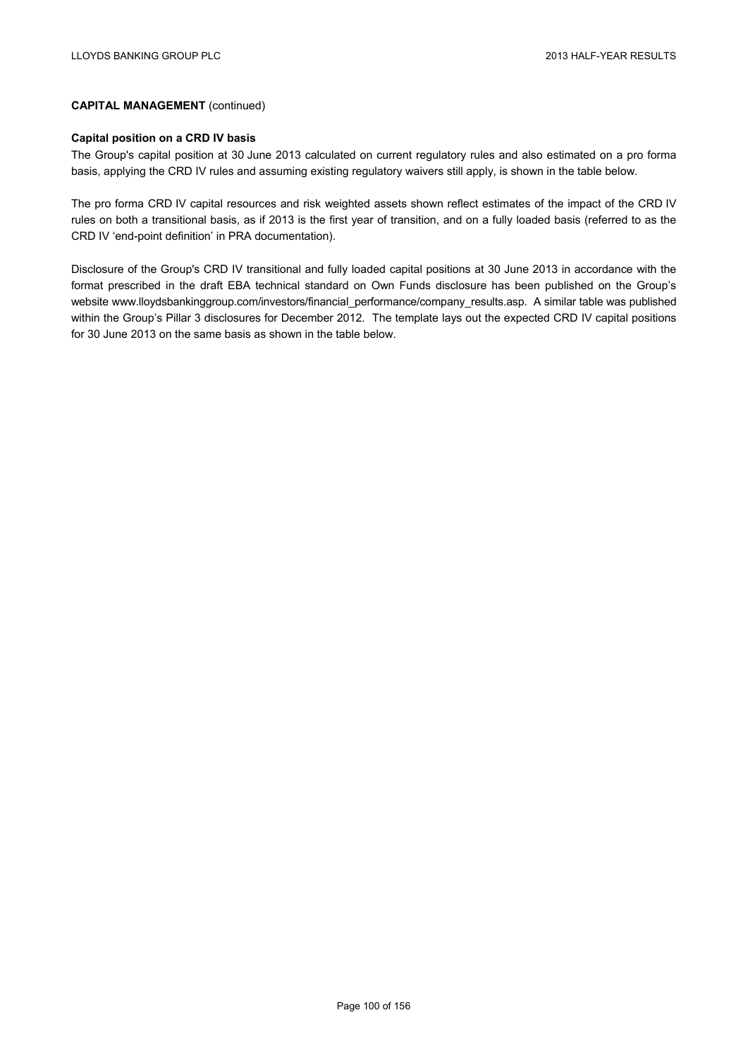**CAPITAL MANAGEMENT** (continued)

**Capital position on a CRD IV basis**

The Group's capital position at 30 June 2013 calculated on current regulatory rules and also estimated on a pro forma basis, applying the CRD IV rules and assuming existing regulatory waivers still apply, is shown in the table below.

The pro forma CRD IV capital resources and risk weighted assets shown reflect estimates of the impact of the CRD IV rules on both a transitional basis, as if 2013 is the first year of transition, and on a fully loaded basis (referred to as the CRD IV 'end-point definition' in PRA documentation).

Disclosure of the Group's CRD IV transitional and fully loaded capital positions at 30 June 2013 in accordance with the format prescribed in the draft EBA technical standard on Own Funds disclosure has been published on the Group's website www.lloydsbankinggroup.com/investors/financial_performance/company_results.asp. A similar table was published within the Group's Pillar 3 disclosures for December 2012. The template lays out the expected CRD IV capital positions for 30 June 2013 on the same basis as shown in the table below.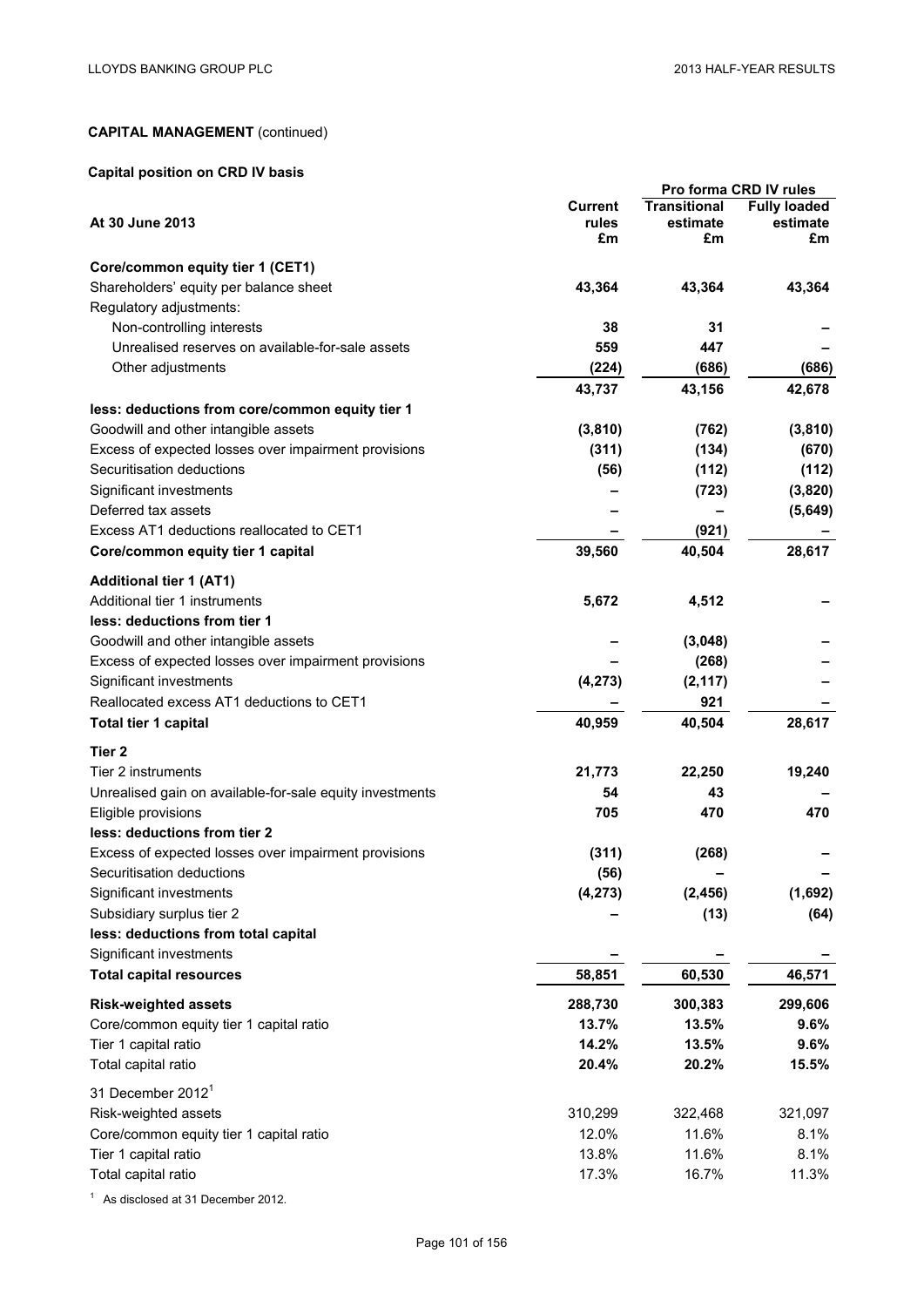**CAPITAL MANAGEMENT** (continued)

**Capital position on CRD IV basis**

| At 30 June 2013 | Current rules £m | Pro forma CRD IV rules Transitional estimate £m | Fully loaded estimate £m |
|---|---|---|---|
| **Core/common equity tier 1 (CET1)** | | | |
| Shareholders' equity per balance sheet | **43,364** | **43,364** | **43,364** |
| Regulatory adjustments: | | | |
| Non-controlling interests | **38** | **31** | **–** |
| Unrealised reserves on available-for-sale assets | **559** | **447** | **–** |
| Other adjustments | **(224)** | **(686)** | **(686)** |
| | **43,737** | **43,156** | **42,678** |
| **less: deductions from core/common equity tier 1** | | | |
| Goodwill and other intangible assets | **(3,810)** | **(762)** | **(3,810)** |
| Excess of expected losses over impairment provisions | **(311)** | **(134)** | **(670)** |
| Securitisation deductions | **(56)** | **(112)** | **(112)** |
| Significant investments | **–** | **(723)** | **(3,820)** |
| Deferred tax assets | **–** | **–** | **(5,649)** |
| Excess AT1 deductions reallocated to CET1 | **–** | **(921)** | **–** |
| **Core/common equity tier 1 capital** | **39,560** | **40,504** | **28,617** |
| **Additional tier 1 (AT1)** | | | |
| Additional tier 1 instruments | **5,672** | **4,512** | **–** |
| **less: deductions from tier 1** | | | |
| Goodwill and other intangible assets | **–** | **(3,048)** | **–** |
| Excess of expected losses over impairment provisions | **–** | **(268)** | **–** |
| Significant investments | **(4,273)** | **(2,117)** | **–** |
| Reallocated excess AT1 deductions to CET1 | **–** | **921** | **–** |
| **Total tier 1 capital** | **40,959** | **40,504** | **28,617** |
| **Tier 2** | | | |
| Tier 2 instruments | **21,773** | **22,250** | **19,240** |
| Unrealised gain on available-for-sale equity investments | **54** | **43** | **–** |
| Eligible provisions | **705** | **470** | **470** |
| **less: deductions from tier 2** | | | |
| Excess of expected losses over impairment provisions | **(311)** | **(268)** | **–** |
| Securitisation deductions | **(56)** | **–** | **–** |
| Significant investments | **(4,273)** | **(2,456)** | **(1,692)** |
| Subsidiary surplus tier 2 | **–** | **(13)** | **(64)** |
| **less: deductions from total capital** | | | |
| Significant investments | **–** | **–** | **–** |
| **Total capital resources** | **58,851** | **60,530** | **46,571** |
| **Risk-weighted assets** | **288,730** | **300,383** | **299,606** |
| Core/common equity tier 1 capital ratio | **13.7%** | **13.5%** | **9.6%** |
| Tier 1 capital ratio | **14.2%** | **13.5%** | **9.6%** |
| Total capital ratio | **20.4%** | **20.2%** | **15.5%** |
| 31 December 2012[1] | | | |
| Risk-weighted assets | 310,299 | 322,468 | 321,097 |
| Core/common equity tier 1 capital ratio | 12.0% | 11.6% | 8.1% |
| Tier 1 capital ratio | 13.8% | 11.6% | 8.1% |
| Total capital ratio | 17.3% | 16.7% | 11.3% |

[1] As disclosed at 31 December 2012.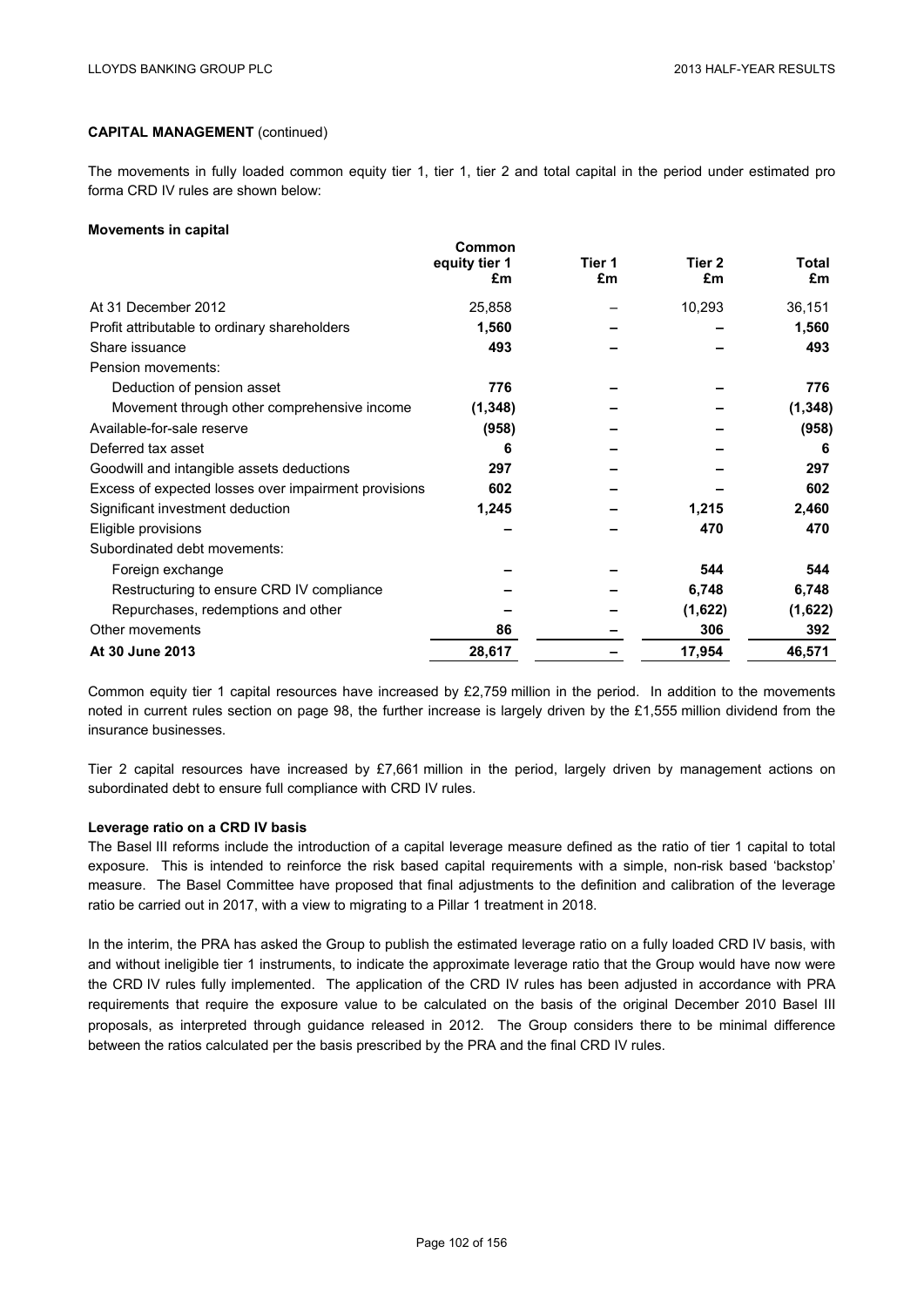**CAPITAL MANAGEMENT** (continued)

The movements in fully loaded common equity tier 1, tier 1, tier 2 and total capital in the period under estimated pro forma CRD IV rules are shown below:

**Movements in capital**

| | Common equity tier 1 £m | Tier 1 £m | Tier 2 £m | Total £m |
|---|---|---|---|---|
| At 31 December 2012 | 25,858 | – | 10,293 | 36,151 |
| Profit attributable to ordinary shareholders | **1,560** | **–** | **–** | **1,560** |
| Share issuance | **493** | **–** | **–** | **493** |
| Pension movements: | | | | |
| Deduction of pension asset | **776** | **–** | **–** | **776** |
| Movement through other comprehensive income | **(1,348)** | **–** | **–** | **(1,348)** |
| Available-for-sale reserve | **(958)** | **–** | **–** | **(958)** |
| Deferred tax asset | **6** | **–** | **–** | **6** |
| Goodwill and intangible assets deductions | **297** | **–** | **–** | **297** |
| Excess of expected losses over impairment provisions | **602** | **–** | **–** | **602** |
| Significant investment deduction | **1,245** | **–** | **1,215** | **2,460** |
| Eligible provisions | **–** | **–** | **470** | **470** |
| Subordinated debt movements: | | | | |
| Foreign exchange | **–** | **–** | **544** | **544** |
| Restructuring to ensure CRD IV compliance | **–** | **–** | **6,748** | **6,748** |
| Repurchases, redemptions and other | **–** | **–** | **(1,622)** | **(1,622)** |
| Other movements | **86** | **–** | **306** | **392** |
| **At 30 June 2013** | **28,617** | **–** | **17,954** | **46,571** |

Common equity tier 1 capital resources have increased by £2,759 million in the period. In addition to the movements noted in current rules section on page 98, the further increase is largely driven by the £1,555 million dividend from the insurance businesses.

Tier 2 capital resources have increased by £7,661 million in the period, largely driven by management actions on subordinated debt to ensure full compliance with CRD IV rules.

**Leverage ratio on a CRD IV basis**

The Basel III reforms include the introduction of a capital leverage measure defined as the ratio of tier 1 capital to total exposure. This is intended to reinforce the risk based capital requirements with a simple, non-risk based 'backstop' measure. The Basel Committee have proposed that final adjustments to the definition and calibration of the leverage ratio be carried out in 2017, with a view to migrating to a Pillar 1 treatment in 2018.

In the interim, the PRA has asked the Group to publish the estimated leverage ratio on a fully loaded CRD IV basis, with and without ineligible tier 1 instruments, to indicate the approximate leverage ratio that the Group would have now were the CRD IV rules fully implemented. The application of the CRD IV rules has been adjusted in accordance with PRA requirements that require the exposure value to be calculated on the basis of the original December 2010 Basel III proposals, as interpreted through guidance released in 2012. The Group considers there to be minimal difference between the ratios calculated per the basis prescribed by the PRA and the final CRD IV rules.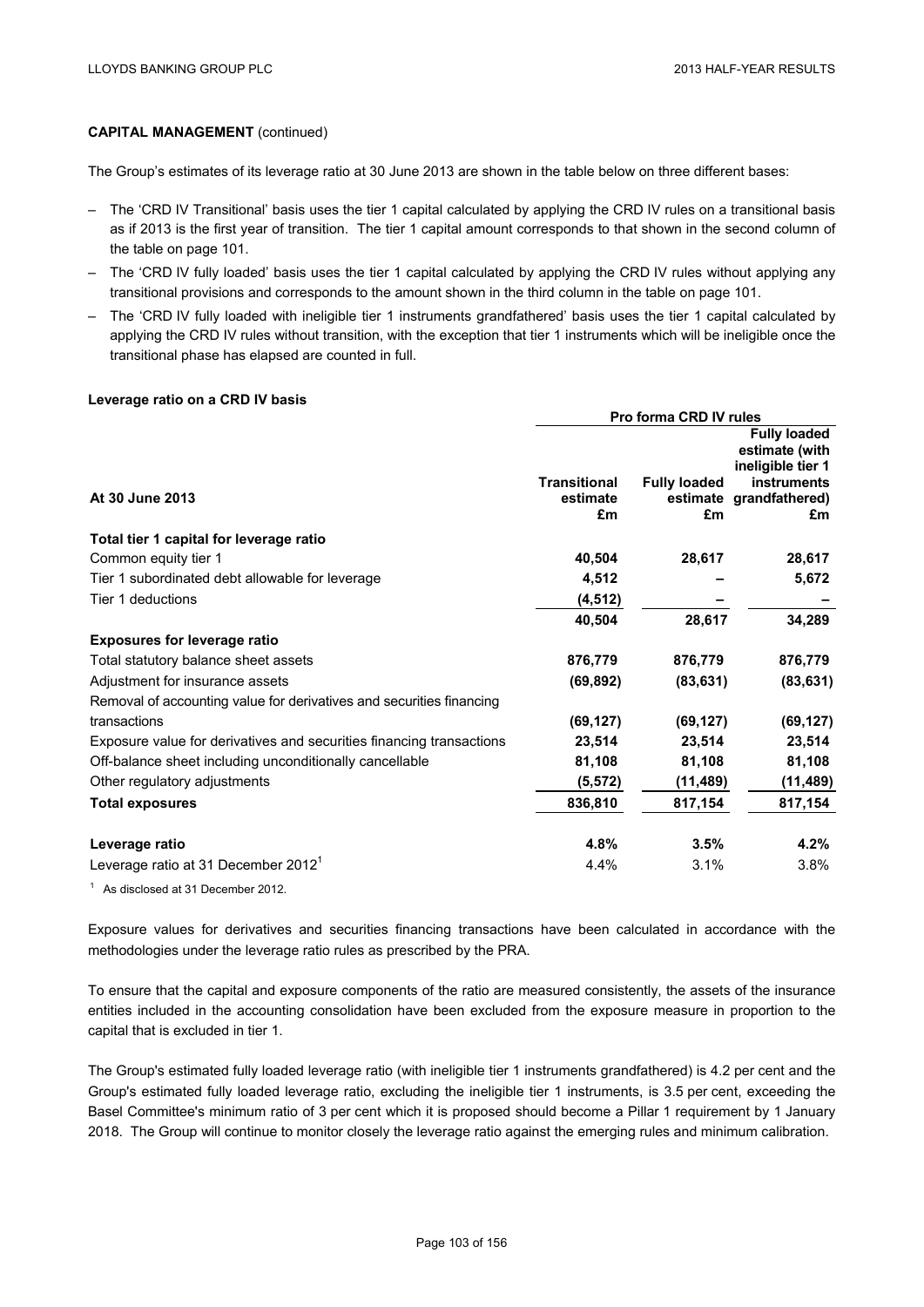**CAPITAL MANAGEMENT** (continued)

The Group's estimates of its leverage ratio at 30 June 2013 are shown in the table below on three different bases:

- The 'CRD IV Transitional' basis uses the tier 1 capital calculated by applying the CRD IV rules on a transitional basis as if 2013 is the first year of transition. The tier 1 capital amount corresponds to that shown in the second column of the table on page 101.
- The 'CRD IV fully loaded' basis uses the tier 1 capital calculated by applying the CRD IV rules without applying any transitional provisions and corresponds to the amount shown in the third column in the table on page 101.
- The 'CRD IV fully loaded with ineligible tier 1 instruments grandfathered' basis uses the tier 1 capital calculated by applying the CRD IV rules without transition, with the exception that tier 1 instruments which will be ineligible once the transitional phase has elapsed are counted in full.

**Leverage ratio on a CRD IV basis**

| | Pro forma CRD IV rules | | |
|---|---|---|---|
| **At 30 June 2013** | **Transitional estimate £m** | **Fully loaded estimate £m** | **Fully loaded estimate (with ineligible tier 1 instruments grandfathered) £m** |
| **Total tier 1 capital for leverage ratio** | | | |
| Common equity tier 1 | **40,504** | **28,617** | **28,617** |
| Tier 1 subordinated debt allowable for leverage | **4,512** | **–** | **5,672** |
| Tier 1 deductions | **(4,512)** | **–** | **–** |
| | **40,504** | **28,617** | **34,289** |
| **Exposures for leverage ratio** | | | |
| Total statutory balance sheet assets | **876,779** | **876,779** | **876,779** |
| Adjustment for insurance assets | **(69,892)** | **(83,631)** | **(83,631)** |
| Removal of accounting value for derivatives and securities financing transactions | **(69,127)** | **(69,127)** | **(69,127)** |
| Exposure value for derivatives and securities financing transactions | **23,514** | **23,514** | **23,514** |
| Off-balance sheet including unconditionally cancellable | **81,108** | **81,108** | **81,108** |
| Other regulatory adjustments | **(5,572)** | **(11,489)** | **(11,489)** |
| **Total exposures** | **836,810** | **817,154** | **817,154** |
| **Leverage ratio** | **4.8%** | **3.5%** | **4.2%** |
| Leverage ratio at 31 December 2012[1] | 4.4% | 3.1% | 3.8% |

[1] As disclosed at 31 December 2012.

Exposure values for derivatives and securities financing transactions have been calculated in accordance with the methodologies under the leverage ratio rules as prescribed by the PRA.

To ensure that the capital and exposure components of the ratio are measured consistently, the assets of the insurance entities included in the accounting consolidation have been excluded from the exposure measure in proportion to the capital that is excluded in tier 1.

The Group's estimated fully loaded leverage ratio (with ineligible tier 1 instruments grandfathered) is 4.2 per cent and the Group's estimated fully loaded leverage ratio, excluding the ineligible tier 1 instruments, is 3.5 per cent, exceeding the Basel Committee's minimum ratio of 3 per cent which it is proposed should become a Pillar 1 requirement by 1 January 2018. The Group will continue to monitor closely the leverage ratio against the emerging rules and minimum calibration.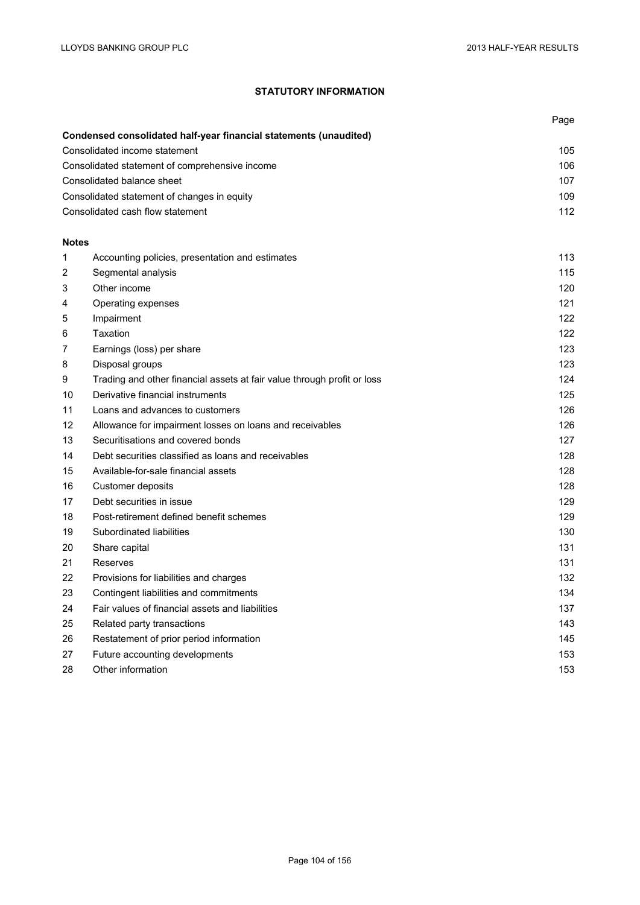# STATUTORY INFORMATION

| | | Page |
|---|---|---|
| **Condensed consolidated half-year financial statements (unaudited)** | | |
| Consolidated income statement | | 105 |
| Consolidated statement of comprehensive income | | 106 |
| Consolidated balance sheet | | 107 |
| Consolidated statement of changes in equity | | 109 |
| Consolidated cash flow statement | | 112 |
| | | |
| **Notes** | | |
| 1 | Accounting policies, presentation and estimates | 113 |
| 2 | Segmental analysis | 115 |
| 3 | Other income | 120 |
| 4 | Operating expenses | 121 |
| 5 | Impairment | 122 |
| 6 | Taxation | 122 |
| 7 | Earnings (loss) per share | 123 |
| 8 | Disposal groups | 123 |
| 9 | Trading and other financial assets at fair value through profit or loss | 124 |
| 10 | Derivative financial instruments | 125 |
| 11 | Loans and advances to customers | 126 |
| 12 | Allowance for impairment losses on loans and receivables | 126 |
| 13 | Securitisations and covered bonds | 127 |
| 14 | Debt securities classified as loans and receivables | 128 |
| 15 | Available-for-sale financial assets | 128 |
| 16 | Customer deposits | 128 |
| 17 | Debt securities in issue | 129 |
| 18 | Post-retirement defined benefit schemes | 129 |
| 19 | Subordinated liabilities | 130 |
| 20 | Share capital | 131 |
| 21 | Reserves | 131 |
| 22 | Provisions for liabilities and charges | 132 |
| 23 | Contingent liabilities and commitments | 134 |
| 24 | Fair values of financial assets and liabilities | 137 |
| 25 | Related party transactions | 143 |
| 26 | Restatement of prior period information | 145 |
| 27 | Future accounting developments | 153 |
| 28 | Other information | 153 |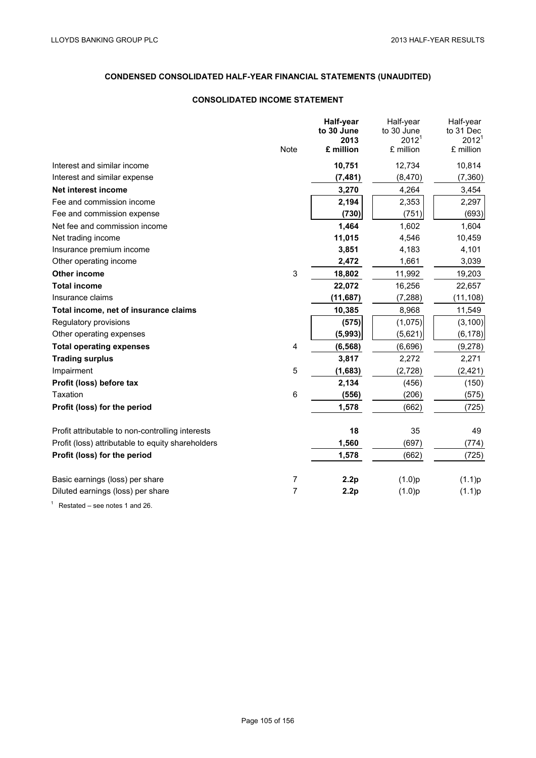# CONDENSED CONSOLIDATED HALF-YEAR FINANCIAL STATEMENTS (UNAUDITED)

## CONSOLIDATED INCOME STATEMENT

| | Note | **Half-year to 30 June 2013 £ million** | Half-year to 30 June 2012[1] £ million | Half-year to 31 Dec 2012[1] £ million |
|---|---|---|---|---|
| Interest and similar income | | **10,751** | 12,734 | 10,814 |
| Interest and similar expense | | **(7,481)** | (8,470) | (7,360) |
| **Net interest income** | | **3,270** | 4,264 | 3,454 |
| Fee and commission income | | **2,194** | 2,353 | 2,297 |
| Fee and commission expense | | **(730)** | (751) | (693) |
| Net fee and commission income | | **1,464** | 1,602 | 1,604 |
| Net trading income | | **11,015** | 4,546 | 10,459 |
| Insurance premium income | | **3,851** | 4,183 | 4,101 |
| Other operating income | | **2,472** | 1,661 | 3,039 |
| **Other income** | 3 | **18,802** | 11,992 | 19,203 |
| **Total income** | | **22,072** | 16,256 | 22,657 |
| Insurance claims | | **(11,687)** | (7,288) | (11,108) |
| **Total income, net of insurance claims** | | **10,385** | 8,968 | 11,549 |
| Regulatory provisions | | **(575)** | (1,075) | (3,100) |
| Other operating expenses | | **(5,993)** | (5,621) | (6,178) |
| **Total operating expenses** | 4 | **(6,568)** | (6,696) | (9,278) |
| **Trading surplus** | | **3,817** | 2,272 | 2,271 |
| Impairment | 5 | **(1,683)** | (2,728) | (2,421) |
| **Profit (loss) before tax** | | **2,134** | (456) | (150) |
| Taxation | 6 | **(556)** | (206) | (575) |
| **Profit (loss) for the period** | | **1,578** | (662) | (725) |
| | | | | |
| Profit attributable to non-controlling interests | | **18** | 35 | 49 |
| Profit (loss) attributable to equity shareholders | | **1,560** | (697) | (774) |
| **Profit (loss) for the period** | | **1,578** | (662) | (725) |
| | | | | |
| Basic earnings (loss) per share | 7 | **2.2p** | (1.0)p | (1.1)p |
| Diluted earnings (loss) per share | 7 | **2.2p** | (1.0)p | (1.1)p |

[1] Restated – see notes 1 and 26.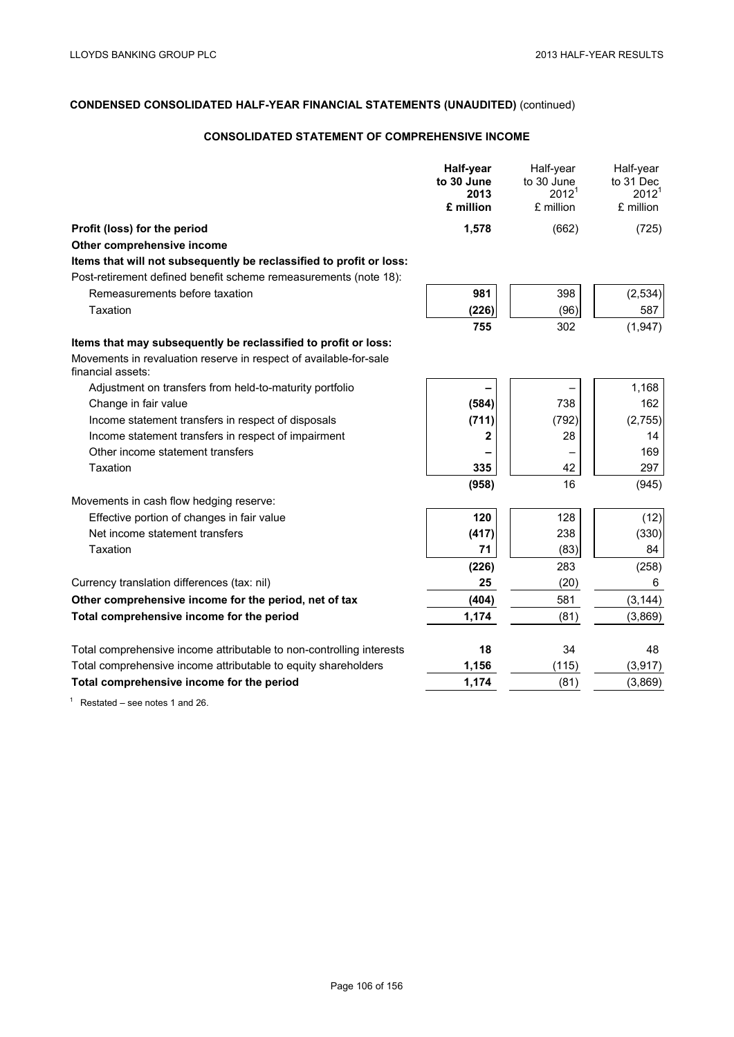## CONDENSED CONSOLIDATED HALF-YEAR FINANCIAL STATEMENTS (UNAUDITED) (continued)

### CONSOLIDATED STATEMENT OF COMPREHENSIVE INCOME

| | **Half-year to 30 June 2013 £ million** | Half-year to 30 June 2012[1] £ million | Half-year to 31 Dec 2012[1] £ million |
|---|---|---|---|
| **Profit (loss) for the period** | **1,578** | (662) | (725) |
| **Other comprehensive income** | | | |
| **Items that will not subsequently be reclassified to profit or loss:** | | | |
| Post-retirement defined benefit scheme remeasurements (note 18): | | | |
| Remeasurements before taxation | **981** | 398 | (2,534) |
| Taxation | **(226)** | (96) | 587 |
| | **755** | 302 | (1,947) |
| **Items that may subsequently be reclassified to profit or loss:** | | | |
| Movements in revaluation reserve in respect of available-for-sale financial assets: | | | |
| Adjustment on transfers from held-to-maturity portfolio | **–** | – | 1,168 |
| Change in fair value | **(584)** | 738 | 162 |
| Income statement transfers in respect of disposals | **(711)** | (792) | (2,755) |
| Income statement transfers in respect of impairment | **2** | 28 | 14 |
| Other income statement transfers | **–** | – | 169 |
| Taxation | **335** | 42 | 297 |
| | **(958)** | 16 | (945) |
| Movements in cash flow hedging reserve: | | | |
| Effective portion of changes in fair value | **120** | 128 | (12) |
| Net income statement transfers | **(417)** | 238 | (330) |
| Taxation | **71** | (83) | 84 |
| | **(226)** | 283 | (258) |
| Currency translation differences (tax: nil) | **25** | (20) | 6 |
| **Other comprehensive income for the period, net of tax** | **(404)** | 581 | (3,144) |
| **Total comprehensive income for the period** | **1,174** | (81) | (3,869) |
| | | | |
| Total comprehensive income attributable to non-controlling interests | **18** | 34 | 48 |
| Total comprehensive income attributable to equity shareholders | **1,156** | (115) | (3,917) |
| **Total comprehensive income for the period** | **1,174** | (81) | (3,869) |

[1] Restated – see notes 1 and 26.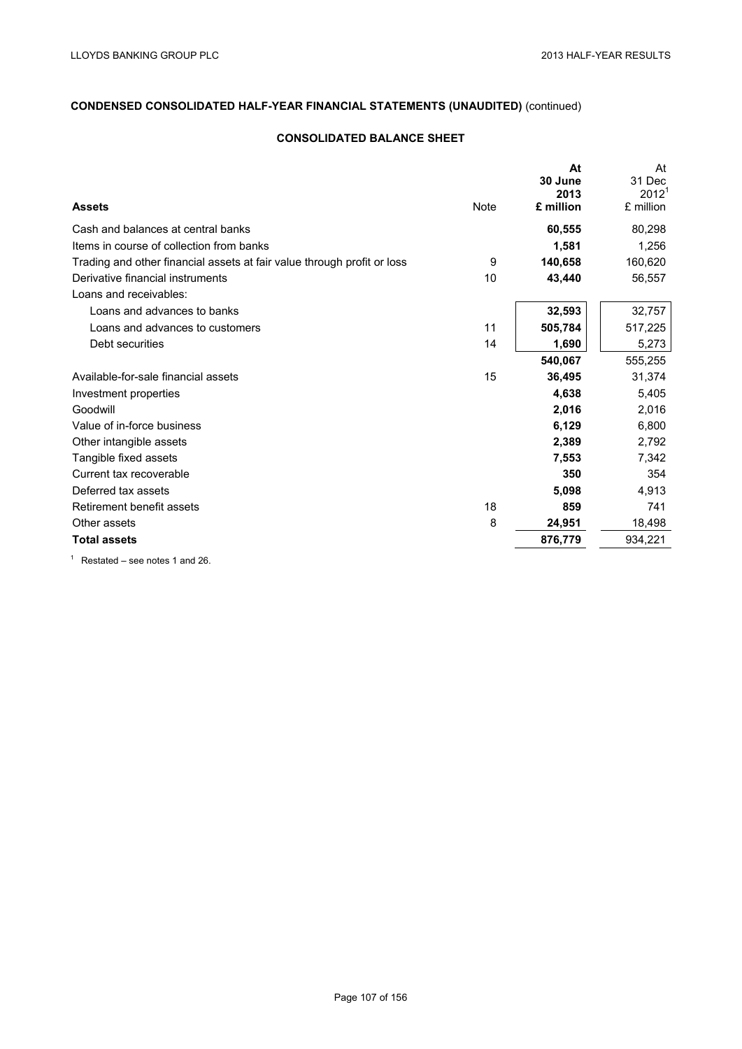**CONDENSED CONSOLIDATED HALF-YEAR FINANCIAL STATEMENTS (UNAUDITED)** (continued)

**CONSOLIDATED BALANCE SHEET**

| **Assets** | Note | **At 30 June 2013 £ million** | At 31 Dec 2012[1] £ million |
|---|---|---|---|
| Cash and balances at central banks | | **60,555** | 80,298 |
| Items in course of collection from banks | | **1,581** | 1,256 |
| Trading and other financial assets at fair value through profit or loss | 9 | **140,658** | 160,620 |
| Derivative financial instruments | 10 | **43,440** | 56,557 |
| Loans and receivables: | | | |
| Loans and advances to banks | | **32,593** | 32,757 |
| Loans and advances to customers | 11 | **505,784** | 517,225 |
| Debt securities | 14 | **1,690** | 5,273 |
| | | **540,067** | 555,255 |
| Available-for-sale financial assets | 15 | **36,495** | 31,374 |
| Investment properties | | **4,638** | 5,405 |
| Goodwill | | **2,016** | 2,016 |
| Value of in-force business | | **6,129** | 6,800 |
| Other intangible assets | | **2,389** | 2,792 |
| Tangible fixed assets | | **7,553** | 7,342 |
| Current tax recoverable | | **350** | 354 |
| Deferred tax assets | | **5,098** | 4,913 |
| Retirement benefit assets | 18 | **859** | 741 |
| Other assets | 8 | **24,951** | 18,498 |
| **Total assets** | | **876,779** | 934,221 |

[1] Restated – see notes 1 and 26.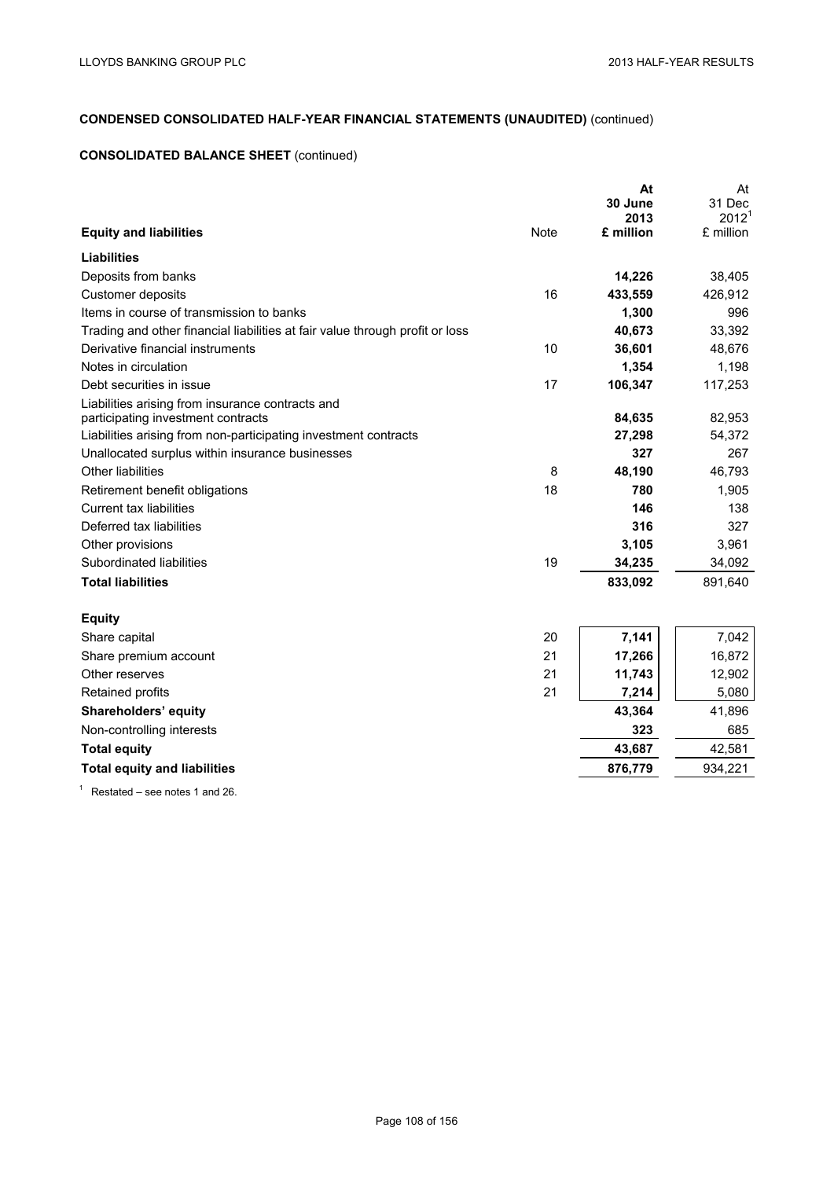## CONDENSED CONSOLIDATED HALF-YEAR FINANCIAL STATEMENTS (UNAUDITED) (continued)

### CONSOLIDATED BALANCE SHEET (continued)

| Equity and liabilities | Note | At 30 June 2013 £ million | At 31 Dec 2012[1] £ million |
|---|---|---|---|
| **Liabilities** | | | |
| Deposits from banks | | **14,226** | 38,405 |
| Customer deposits | 16 | **433,559** | 426,912 |
| Items in course of transmission to banks | | **1,300** | 996 |
| Trading and other financial liabilities at fair value through profit or loss | | **40,673** | 33,392 |
| Derivative financial instruments | 10 | **36,601** | 48,676 |
| Notes in circulation | | **1,354** | 1,198 |
| Debt securities in issue | 17 | **106,347** | 117,253 |
| Liabilities arising from insurance contracts and participating investment contracts | | **84,635** | 82,953 |
| Liabilities arising from non-participating investment contracts | | **27,298** | 54,372 |
| Unallocated surplus within insurance businesses | | **327** | 267 |
| Other liabilities | 8 | **48,190** | 46,793 |
| Retirement benefit obligations | 18 | **780** | 1,905 |
| Current tax liabilities | | **146** | 138 |
| Deferred tax liabilities | | **316** | 327 |
| Other provisions | | **3,105** | 3,961 |
| Subordinated liabilities | 19 | **34,235** | 34,092 |
| **Total liabilities** | | **833,092** | 891,640 |
| **Equity** | | | |
| Share capital | 20 | **7,141** | 7,042 |
| Share premium account | 21 | **17,266** | 16,872 |
| Other reserves | 21 | **11,743** | 12,902 |
| Retained profits | 21 | **7,214** | 5,080 |
| **Shareholders' equity** | | **43,364** | 41,896 |
| Non-controlling interests | | **323** | 685 |
| **Total equity** | | **43,687** | 42,581 |
| **Total equity and liabilities** | | **876,779** | 934,221 |

[1] Restated – see notes 1 and 26.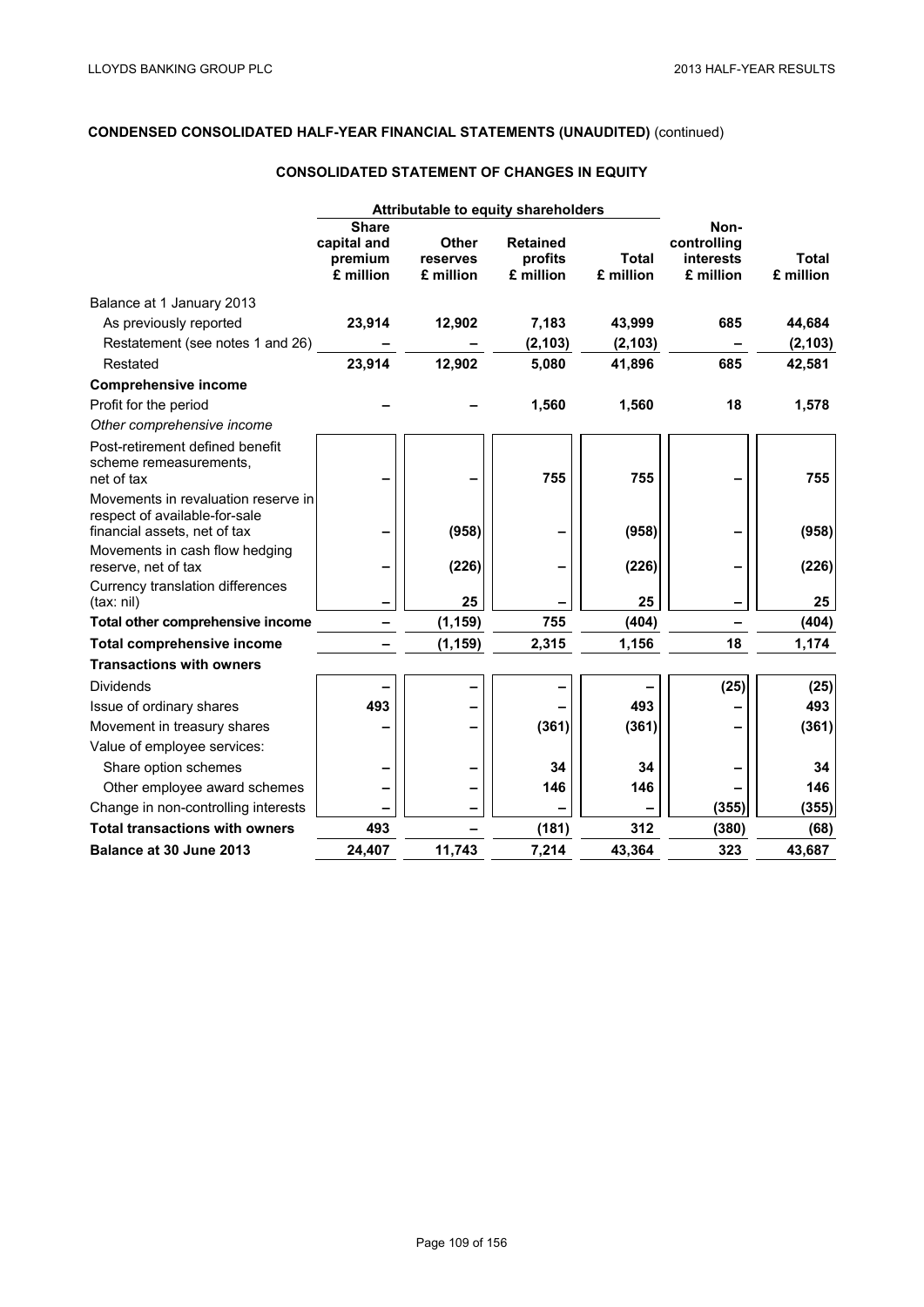## CONDENSED CONSOLIDATED HALF-YEAR FINANCIAL STATEMENTS (UNAUDITED) (continued)

### CONSOLIDATED STATEMENT OF CHANGES IN EQUITY

| | Attributable to equity shareholders | | | | | |
|---|---|---|---|---|---|---|
| | **Share capital and premium £ million** | **Other reserves £ million** | **Retained profits £ million** | **Total £ million** | **Non-controlling interests £ million** | **Total £ million** |
| Balance at 1 January 2013 | | | | | | |
| As previously reported | **23,914** | **12,902** | **7,183** | **43,999** | **685** | **44,684** |
| Restatement (see notes 1 and 26) | – | – | **(2,103)** | **(2,103)** | – | **(2,103)** |
| Restated | **23,914** | **12,902** | **5,080** | **41,896** | **685** | **42,581** |
| **Comprehensive income** | | | | | | |
| Profit for the period | – | – | **1,560** | **1,560** | **18** | **1,578** |
| *Other comprehensive income* | | | | | | |
| Post-retirement defined benefit scheme remeasurements, net of tax | – | – | **755** | **755** | – | **755** |
| Movements in revaluation reserve in respect of available-for-sale financial assets, net of tax | – | **(958)** | – | **(958)** | – | **(958)** |
| Movements in cash flow hedging reserve, net of tax | – | **(226)** | – | **(226)** | – | **(226)** |
| Currency translation differences (tax: nil) | – | **25** | – | **25** | – | **25** |
| **Total other comprehensive income** | – | **(1,159)** | **755** | **(404)** | – | **(404)** |
| **Total comprehensive income** | – | **(1,159)** | **2,315** | **1,156** | **18** | **1,174** |
| **Transactions with owners** | | | | | | |
| Dividends | – | – | – | – | **(25)** | **(25)** |
| Issue of ordinary shares | **493** | – | – | **493** | – | **493** |
| Movement in treasury shares | – | – | **(361)** | **(361)** | – | **(361)** |
| Value of employee services: | | | | | | |
| Share option schemes | – | – | **34** | **34** | – | **34** |
| Other employee award schemes | – | – | **146** | **146** | – | **146** |
| Change in non-controlling interests | – | – | – | – | **(355)** | **(355)** |
| **Total transactions with owners** | **493** | – | **(181)** | **312** | **(380)** | **(68)** |
| **Balance at 30 June 2013** | **24,407** | **11,743** | **7,214** | **43,364** | **323** | **43,687** |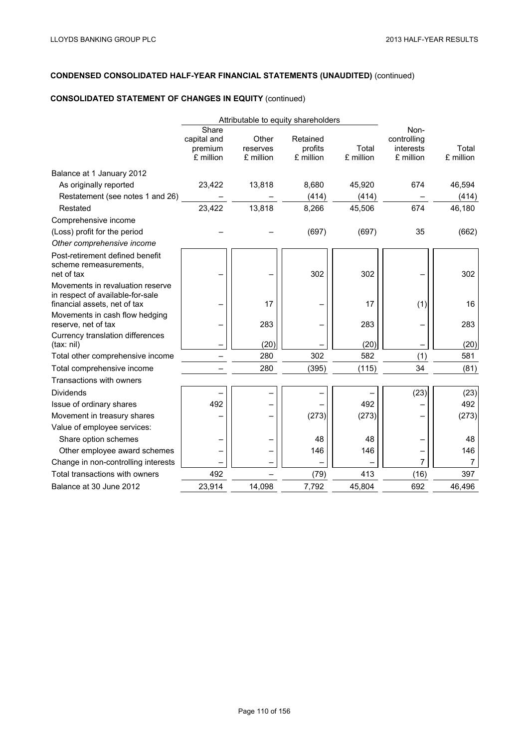**CONDENSED CONSOLIDATED HALF-YEAR FINANCIAL STATEMENTS (UNAUDITED)** (continued)

**CONSOLIDATED STATEMENT OF CHANGES IN EQUITY** (continued)

| | Attributable to equity shareholders | | | | | |
|---|---|---|---|---|---|---|
| | Share capital and premium £ million | Other reserves £ million | Retained profits £ million | Total £ million | Non-controlling interests £ million | Total £ million |
| Balance at 1 January 2012 | | | | | | |
| As originally reported | 23,422 | 13,818 | 8,680 | 45,920 | 674 | 46,594 |
| Restatement (see notes 1 and 26) | – | – | (414) | (414) | – | (414) |
| Restated | 23,422 | 13,818 | 8,266 | 45,506 | 674 | 46,180 |
| Comprehensive income | | | | | | |
| (Loss) profit for the period | – | – | (697) | (697) | 35 | (662) |
| *Other comprehensive income* | | | | | | |
| Post-retirement defined benefit scheme remeasurements, net of tax | – | – | 302 | 302 | – | 302 |
| Movements in revaluation reserve in respect of available-for-sale financial assets, net of tax | – | 17 | – | 17 | (1) | 16 |
| Movements in cash flow hedging reserve, net of tax | – | 283 | – | 283 | – | 283 |
| Currency translation differences (tax: nil) | – | (20) | – | (20) | – | (20) |
| Total other comprehensive income | – | 280 | 302 | 582 | (1) | 581 |
| Total comprehensive income | – | 280 | (395) | (115) | 34 | (81) |
| Transactions with owners | | | | | | |
| Dividends | – | – | – | – | (23) | (23) |
| Issue of ordinary shares | 492 | – | – | 492 | – | 492 |
| Movement in treasury shares | – | – | (273) | (273) | – | (273) |
| Value of employee services: | | | | | | |
| Share option schemes | – | – | 48 | 48 | – | 48 |
| Other employee award schemes | – | – | 146 | 146 | – | 146 |
| Change in non-controlling interests | – | – | – | – | 7 | 7 |
| Total transactions with owners | 492 | – | (79) | 413 | (16) | 397 |
| Balance at 30 June 2012 | 23,914 | 14,098 | 7,792 | 45,804 | 692 | 46,496 |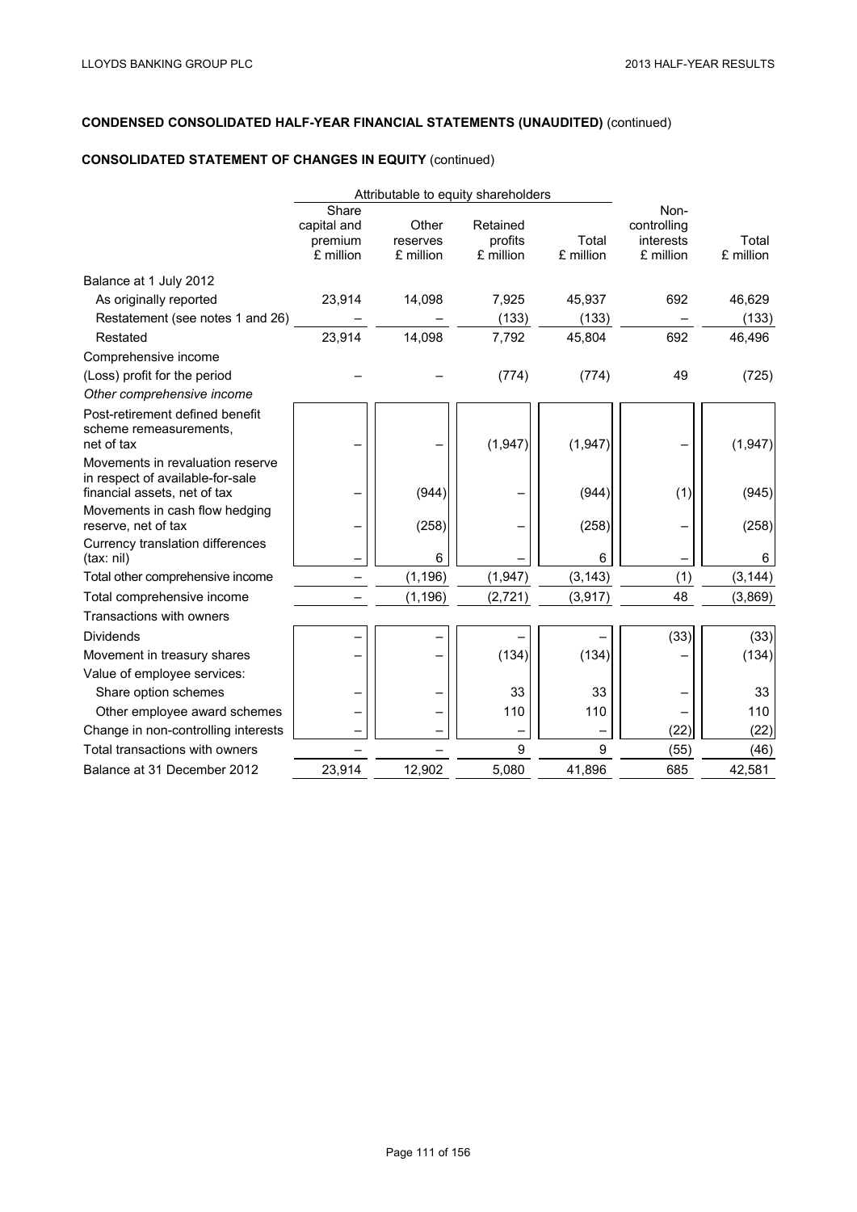**CONDENSED CONSOLIDATED HALF-YEAR FINANCIAL STATEMENTS (UNAUDITED)** (continued)

**CONSOLIDATED STATEMENT OF CHANGES IN EQUITY** (continued)

| | Attributable to equity shareholders | | | | | |
|---|---|---|---|---|---|---|
| | Share capital and premium £ million | Other reserves £ million | Retained profits £ million | Total £ million | Non-controlling interests £ million | Total £ million |
| Balance at 1 July 2012 | | | | | | |
| As originally reported | 23,914 | 14,098 | 7,925 | 45,937 | 692 | 46,629 |
| Restatement (see notes 1 and 26) | – | – | (133) | (133) | – | (133) |
| Restated | 23,914 | 14,098 | 7,792 | 45,804 | 692 | 46,496 |
| Comprehensive income | | | | | | |
| (Loss) profit for the period | – | – | (774) | (774) | 49 | (725) |
| *Other comprehensive income* | | | | | | |
| Post-retirement defined benefit scheme remeasurements, net of tax | – | – | (1,947) | (1,947) | – | (1,947) |
| Movements in revaluation reserve in respect of available-for-sale financial assets, net of tax | – | (944) | – | (944) | (1) | (945) |
| Movements in cash flow hedging reserve, net of tax | – | (258) | – | (258) | – | (258) |
| Currency translation differences (tax: nil) | – | 6 | – | 6 | – | 6 |
| Total other comprehensive income | – | (1,196) | (1,947) | (3,143) | (1) | (3,144) |
| Total comprehensive income | – | (1,196) | (2,721) | (3,917) | 48 | (3,869) |
| Transactions with owners | | | | | | |
| Dividends | – | – | – | – | (33) | (33) |
| Movement in treasury shares | – | – | (134) | (134) | – | (134) |
| Value of employee services: | | | | | | |
| Share option schemes | – | – | 33 | 33 | – | 33 |
| Other employee award schemes | – | – | 110 | 110 | – | 110 |
| Change in non-controlling interests | – | – | – | – | (22) | (22) |
| Total transactions with owners | – | – | 9 | 9 | (55) | (46) |
| Balance at 31 December 2012 | 23,914 | 12,902 | 5,080 | 41,896 | 685 | 42,581 |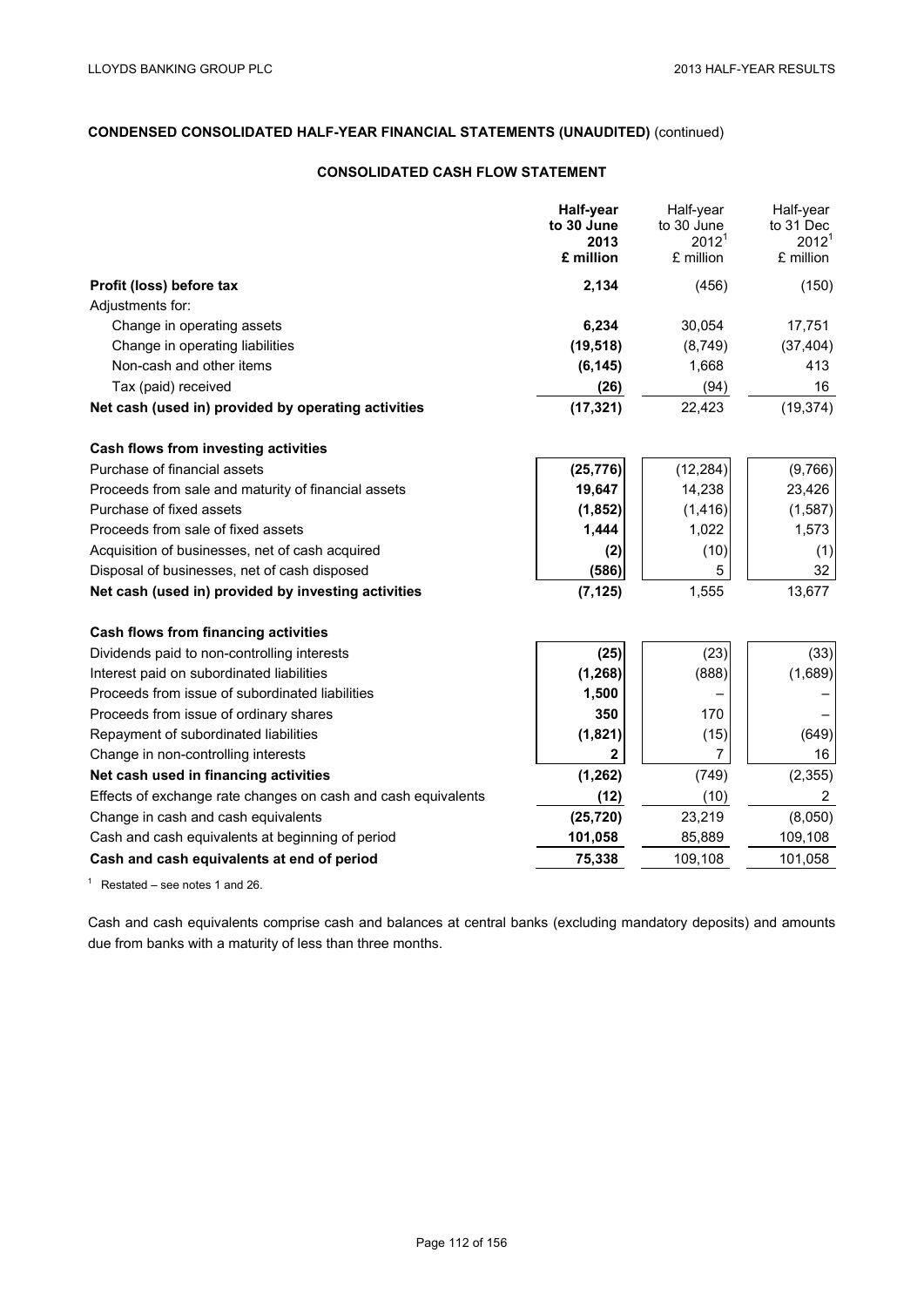## CONDENSED CONSOLIDATED HALF-YEAR FINANCIAL STATEMENTS (UNAUDITED) (continued)

### CONSOLIDATED CASH FLOW STATEMENT

| | **Half-year to 30 June 2013 £ million** | Half-year to 30 June 2012[1] £ million | Half-year to 31 Dec 2012[1] £ million |
|---|---|---|---|
| **Profit (loss) before tax** | **2,134** | (456) | (150) |
| Adjustments for: | | | |
| Change in operating assets | **6,234** | 30,054 | 17,751 |
| Change in operating liabilities | **(19,518)** | (8,749) | (37,404) |
| Non-cash and other items | **(6,145)** | 1,668 | 413 |
| Tax (paid) received | **(26)** | (94) | 16 |
| **Net cash (used in) provided by operating activities** | **(17,321)** | 22,423 | (19,374) |
| | | | |
| **Cash flows from investing activities** | | | |
| Purchase of financial assets | **(25,776)** | (12,284) | (9,766) |
| Proceeds from sale and maturity of financial assets | **19,647** | 14,238 | 23,426 |
| Purchase of fixed assets | **(1,852)** | (1,416) | (1,587) |
| Proceeds from sale of fixed assets | **1,444** | 1,022 | 1,573 |
| Acquisition of businesses, net of cash acquired | **(2)** | (10) | (1) |
| Disposal of businesses, net of cash disposed | **(586)** | 5 | 32 |
| **Net cash (used in) provided by investing activities** | **(7,125)** | 1,555 | 13,677 |
| | | | |
| **Cash flows from financing activities** | | | |
| Dividends paid to non-controlling interests | **(25)** | (23) | (33) |
| Interest paid on subordinated liabilities | **(1,268)** | (888) | (1,689) |
| Proceeds from issue of subordinated liabilities | **1,500** | – | – |
| Proceeds from issue of ordinary shares | **350** | 170 | – |
| Repayment of subordinated liabilities | **(1,821)** | (15) | (649) |
| Change in non-controlling interests | **2** | 7 | 16 |
| **Net cash used in financing activities** | **(1,262)** | (749) | (2,355) |
| Effects of exchange rate changes on cash and cash equivalents | **(12)** | (10) | 2 |
| Change in cash and cash equivalents | **(25,720)** | 23,219 | (8,050) |
| Cash and cash equivalents at beginning of period | **101,058** | 85,889 | 109,108 |
| **Cash and cash equivalents at end of period** | **75,338** | 109,108 | 101,058 |

[1] Restated – see notes 1 and 26.

Cash and cash equivalents comprise cash and balances at central banks (excluding mandatory deposits) and amounts due from banks with a maturity of less than three months.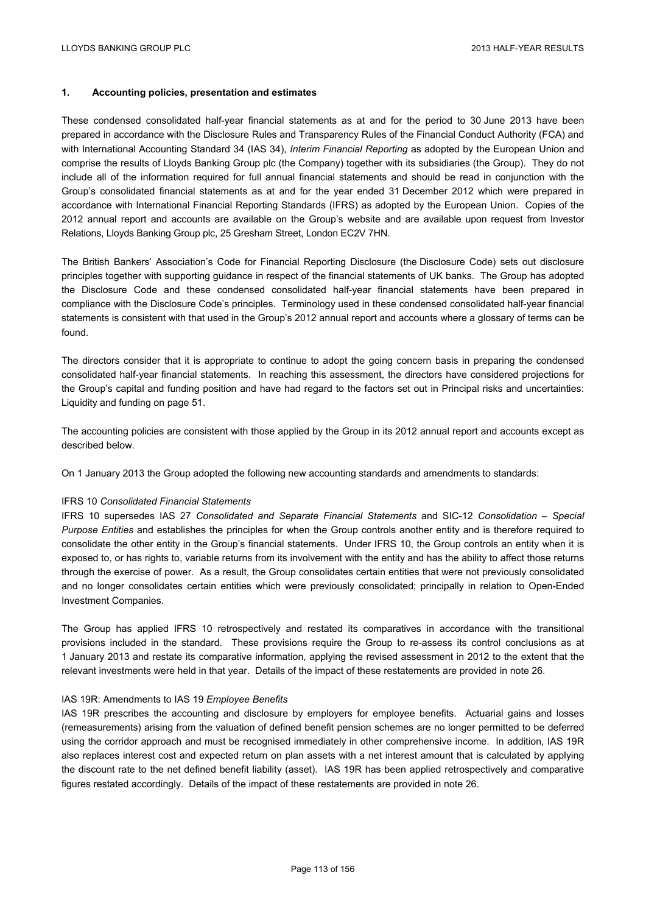## 1. Accounting policies, presentation and estimates

These condensed consolidated half-year financial statements as at and for the period to 30 June 2013 have been prepared in accordance with the Disclosure Rules and Transparency Rules of the Financial Conduct Authority (FCA) and with International Accounting Standard 34 (IAS 34), *Interim Financial Reporting* as adopted by the European Union and comprise the results of Lloyds Banking Group plc (the Company) together with its subsidiaries (the Group). They do not include all of the information required for full annual financial statements and should be read in conjunction with the Group's consolidated financial statements as at and for the year ended 31 December 2012 which were prepared in accordance with International Financial Reporting Standards (IFRS) as adopted by the European Union. Copies of the 2012 annual report and accounts are available on the Group's website and are available upon request from Investor Relations, Lloyds Banking Group plc, 25 Gresham Street, London EC2V 7HN.

The British Bankers' Association's Code for Financial Reporting Disclosure (the Disclosure Code) sets out disclosure principles together with supporting guidance in respect of the financial statements of UK banks. The Group has adopted the Disclosure Code and these condensed consolidated half-year financial statements have been prepared in compliance with the Disclosure Code's principles. Terminology used in these condensed consolidated half-year financial statements is consistent with that used in the Group's 2012 annual report and accounts where a glossary of terms can be found.

The directors consider that it is appropriate to continue to adopt the going concern basis in preparing the condensed consolidated half-year financial statements. In reaching this assessment, the directors have considered projections for the Group's capital and funding position and have had regard to the factors set out in Principal risks and uncertainties: Liquidity and funding on page 51.

The accounting policies are consistent with those applied by the Group in its 2012 annual report and accounts except as described below.

On 1 January 2013 the Group adopted the following new accounting standards and amendments to standards:

IFRS 10 *Consolidated Financial Statements*

IFRS 10 supersedes IAS 27 *Consolidated and Separate Financial Statements* and SIC-12 *Consolidation – Special Purpose Entities* and establishes the principles for when the Group controls another entity and is therefore required to consolidate the other entity in the Group's financial statements. Under IFRS 10, the Group controls an entity when it is exposed to, or has rights to, variable returns from its involvement with the entity and has the ability to affect those returns through the exercise of power. As a result, the Group consolidates certain entities that were not previously consolidated and no longer consolidates certain entities which were previously consolidated; principally in relation to Open-Ended Investment Companies.

The Group has applied IFRS 10 retrospectively and restated its comparatives in accordance with the transitional provisions included in the standard. These provisions require the Group to re-assess its control conclusions as at 1 January 2013 and restate its comparative information, applying the revised assessment in 2012 to the extent that the relevant investments were held in that year. Details of the impact of these restatements are provided in note 26.

IAS 19R: Amendments to IAS 19 *Employee Benefits*

IAS 19R prescribes the accounting and disclosure by employers for employee benefits. Actuarial gains and losses (remeasurements) arising from the valuation of defined benefit pension schemes are no longer permitted to be deferred using the corridor approach and must be recognised immediately in other comprehensive income. In addition, IAS 19R also replaces interest cost and expected return on plan assets with a net interest amount that is calculated by applying the discount rate to the net defined benefit liability (asset). IAS 19R has been applied retrospectively and comparative figures restated accordingly. Details of the impact of these restatements are provided in note 26.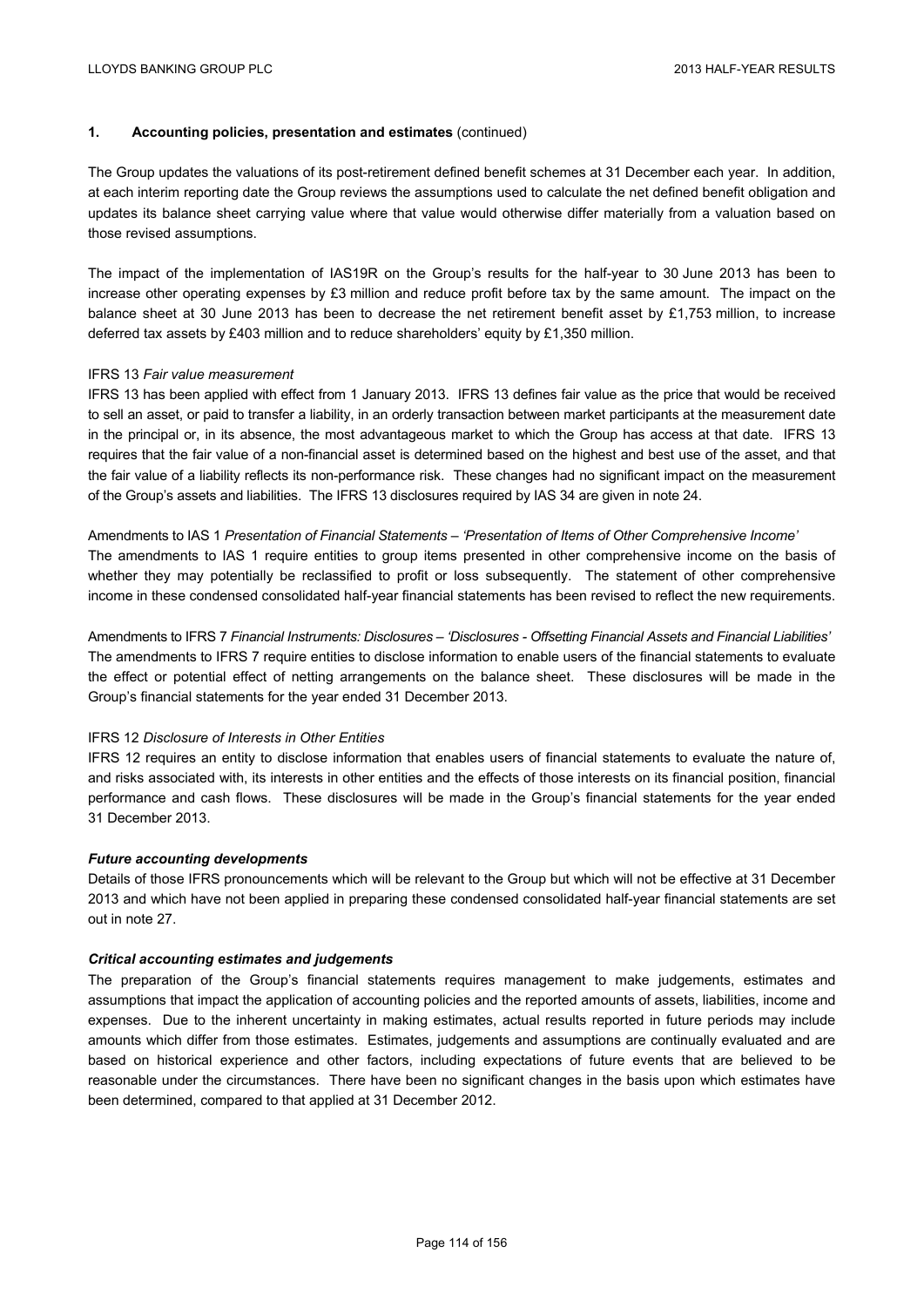## 1. Accounting policies, presentation and estimates (continued)

The Group updates the valuations of its post-retirement defined benefit schemes at 31 December each year. In addition, at each interim reporting date the Group reviews the assumptions used to calculate the net defined benefit obligation and updates its balance sheet carrying value where that value would otherwise differ materially from a valuation based on those revised assumptions.

The impact of the implementation of IAS19R on the Group's results for the half-year to 30 June 2013 has been to increase other operating expenses by £3 million and reduce profit before tax by the same amount. The impact on the balance sheet at 30 June 2013 has been to decrease the net retirement benefit asset by £1,753 million, to increase deferred tax assets by £403 million and to reduce shareholders' equity by £1,350 million.

IFRS 13 *Fair value measurement*

IFRS 13 has been applied with effect from 1 January 2013. IFRS 13 defines fair value as the price that would be received to sell an asset, or paid to transfer a liability, in an orderly transaction between market participants at the measurement date in the principal or, in its absence, the most advantageous market to which the Group has access at that date. IFRS 13 requires that the fair value of a non-financial asset is determined based on the highest and best use of the asset, and that the fair value of a liability reflects its non-performance risk. These changes had no significant impact on the measurement of the Group's assets and liabilities. The IFRS 13 disclosures required by IAS 34 are given in note 24.

Amendments to IAS 1 *Presentation of Financial Statements – 'Presentation of Items of Other Comprehensive Income'*

The amendments to IAS 1 require entities to group items presented in other comprehensive income on the basis of whether they may potentially be reclassified to profit or loss subsequently. The statement of other comprehensive income in these condensed consolidated half-year financial statements has been revised to reflect the new requirements.

Amendments to IFRS 7 *Financial Instruments: Disclosures – 'Disclosures - Offsetting Financial Assets and Financial Liabilities'*

The amendments to IFRS 7 require entities to disclose information to enable users of the financial statements to evaluate the effect or potential effect of netting arrangements on the balance sheet. These disclosures will be made in the Group's financial statements for the year ended 31 December 2013.

IFRS 12 *Disclosure of Interests in Other Entities*

IFRS 12 requires an entity to disclose information that enables users of financial statements to evaluate the nature of, and risks associated with, its interests in other entities and the effects of those interests on its financial position, financial performance and cash flows. These disclosures will be made in the Group's financial statements for the year ended 31 December 2013.

***Future accounting developments***

Details of those IFRS pronouncements which will be relevant to the Group but which will not be effective at 31 December 2013 and which have not been applied in preparing these condensed consolidated half-year financial statements are set out in note 27.

***Critical accounting estimates and judgements***

The preparation of the Group's financial statements requires management to make judgements, estimates and assumptions that impact the application of accounting policies and the reported amounts of assets, liabilities, income and expenses. Due to the inherent uncertainty in making estimates, actual results reported in future periods may include amounts which differ from those estimates. Estimates, judgements and assumptions are continually evaluated and are based on historical experience and other factors, including expectations of future events that are believed to be reasonable under the circumstances. There have been no significant changes in the basis upon which estimates have been determined, compared to that applied at 31 December 2012.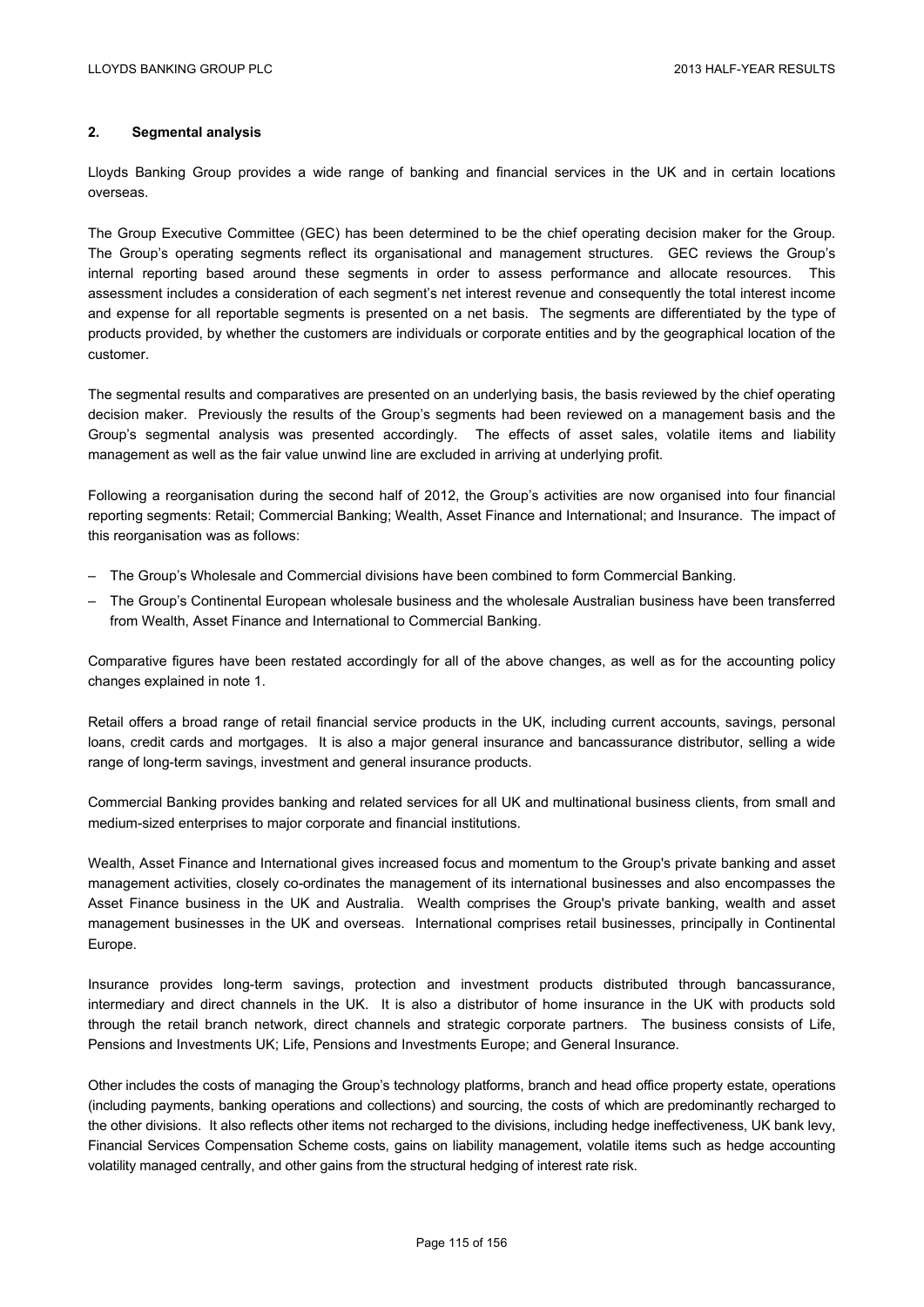## 2. Segmental analysis

Lloyds Banking Group provides a wide range of banking and financial services in the UK and in certain locations overseas.

The Group Executive Committee (GEC) has been determined to be the chief operating decision maker for the Group. The Group's operating segments reflect its organisational and management structures. GEC reviews the Group's internal reporting based around these segments in order to assess performance and allocate resources. This assessment includes a consideration of each segment's net interest revenue and consequently the total interest income and expense for all reportable segments is presented on a net basis. The segments are differentiated by the type of products provided, by whether the customers are individuals or corporate entities and by the geographical location of the customer.

The segmental results and comparatives are presented on an underlying basis, the basis reviewed by the chief operating decision maker. Previously the results of the Group's segments had been reviewed on a management basis and the Group's segmental analysis was presented accordingly. The effects of asset sales, volatile items and liability management as well as the fair value unwind line are excluded in arriving at underlying profit.

Following a reorganisation during the second half of 2012, the Group's activities are now organised into four financial reporting segments: Retail; Commercial Banking; Wealth, Asset Finance and International; and Insurance. The impact of this reorganisation was as follows:

- The Group's Wholesale and Commercial divisions have been combined to form Commercial Banking.
- The Group's Continental European wholesale business and the wholesale Australian business have been transferred from Wealth, Asset Finance and International to Commercial Banking.

Comparative figures have been restated accordingly for all of the above changes, as well as for the accounting policy changes explained in note 1.

Retail offers a broad range of retail financial service products in the UK, including current accounts, savings, personal loans, credit cards and mortgages. It is also a major general insurance and bancassurance distributor, selling a wide range of long-term savings, investment and general insurance products.

Commercial Banking provides banking and related services for all UK and multinational business clients, from small and medium-sized enterprises to major corporate and financial institutions.

Wealth, Asset Finance and International gives increased focus and momentum to the Group's private banking and asset management activities, closely co-ordinates the management of its international businesses and also encompasses the Asset Finance business in the UK and Australia. Wealth comprises the Group's private banking, wealth and asset management businesses in the UK and overseas. International comprises retail businesses, principally in Continental Europe.

Insurance provides long-term savings, protection and investment products distributed through bancassurance, intermediary and direct channels in the UK. It is also a distributor of home insurance in the UK with products sold through the retail branch network, direct channels and strategic corporate partners. The business consists of Life, Pensions and Investments UK; Life, Pensions and Investments Europe; and General Insurance.

Other includes the costs of managing the Group's technology platforms, branch and head office property estate, operations (including payments, banking operations and collections) and sourcing, the costs of which are predominantly recharged to the other divisions. It also reflects other items not recharged to the divisions, including hedge ineffectiveness, UK bank levy, Financial Services Compensation Scheme costs, gains on liability management, volatile items such as hedge accounting volatility managed centrally, and other gains from the structural hedging of interest rate risk.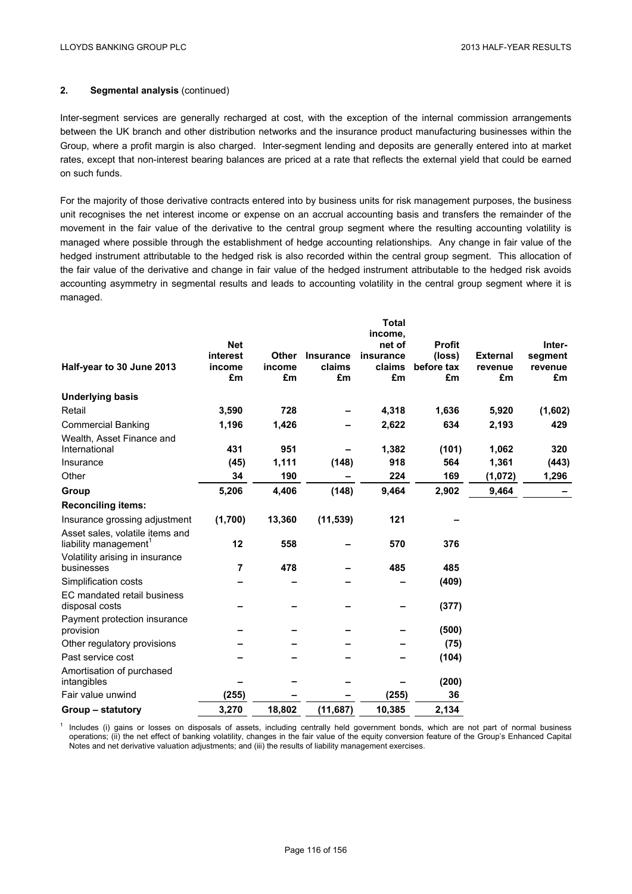## 2. Segmental analysis (continued)

Inter-segment services are generally recharged at cost, with the exception of the internal commission arrangements between the UK branch and other distribution networks and the insurance product manufacturing businesses within the Group, where a profit margin is also charged. Inter-segment lending and deposits are generally entered into at market rates, except that non-interest bearing balances are priced at a rate that reflects the external yield that could be earned on such funds.

For the majority of those derivative contracts entered into by business units for risk management purposes, the business unit recognises the net interest income or expense on an accrual accounting basis and transfers the remainder of the movement in the fair value of the derivative to the central group segment where the resulting accounting volatility is managed where possible through the establishment of hedge accounting relationships. Any change in fair value of the hedged instrument attributable to the hedged risk is also recorded within the central group segment. This allocation of the fair value of the derivative and change in fair value of the hedged instrument attributable to the hedged risk avoids accounting asymmetry in segmental results and leads to accounting volatility in the central group segment where it is managed.

| Half-year to 30 June 2013 | Net interest income £m | Other income £m | Insurance claims £m | Total income, net of insurance claims £m | Profit (loss) before tax £m | External revenue £m | Inter-segment revenue £m |
|---|---|---|---|---|---|---|---|
| **Underlying basis** | | | | | | | |
| Retail | **3,590** | **728** | **–** | **4,318** | **1,636** | **5,920** | **(1,602)** |
| Commercial Banking | **1,196** | **1,426** | **–** | **2,622** | **634** | **2,193** | **429** |
| Wealth, Asset Finance and International | **431** | **951** | **–** | **1,382** | **(101)** | **1,062** | **320** |
| Insurance | **(45)** | **1,111** | **(148)** | **918** | **564** | **1,361** | **(443)** |
| Other | **34** | **190** | **–** | **224** | **169** | **(1,072)** | **1,296** |
| **Group** | **5,206** | **4,406** | **(148)** | **9,464** | **2,902** | **9,464** | **–** |
| **Reconciling items:** | | | | | | | |
| Insurance grossing adjustment | **(1,700)** | **13,360** | **(11,539)** | **121** | **–** | | |
| Asset sales, volatile items and liability management[1] | **12** | **558** | **–** | **570** | **376** | | |
| Volatility arising in insurance businesses | **7** | **478** | **–** | **485** | **485** | | |
| Simplification costs | **–** | **–** | **–** | **–** | **(409)** | | |
| EC mandated retail business disposal costs | **–** | **–** | **–** | **–** | **(377)** | | |
| Payment protection insurance provision | **–** | **–** | **–** | **–** | **(500)** | | |
| Other regulatory provisions | **–** | **–** | **–** | **–** | **(75)** | | |
| Past service cost | **–** | **–** | **–** | **–** | **(104)** | | |
| Amortisation of purchased intangibles | **–** | **–** | **–** | **–** | **(200)** | | |
| Fair value unwind | **(255)** | **–** | **–** | **(255)** | **36** | | |
| **Group – statutory** | **3,270** | **18,802** | **(11,687)** | **10,385** | **2,134** | | |

[1] Includes (i) gains or losses on disposals of assets, including centrally held government bonds, which are not part of normal business operations; (ii) the net effect of banking volatility, changes in the fair value of the equity conversion feature of the Group's Enhanced Capital Notes and net derivative valuation adjustments; and (iii) the results of liability management exercises.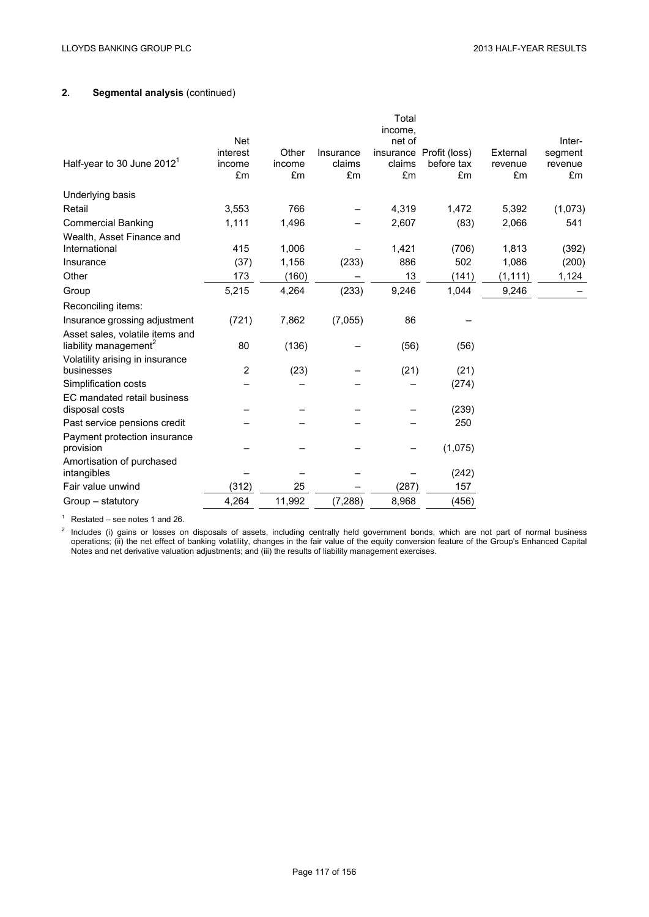## 2. Segmental analysis (continued)

| Half-year to 30 June 2012[1] | Net interest income £m | Other income £m | Insurance claims £m | Total income, net of insurance claims £m | Profit (loss) before tax £m | External revenue £m | Inter-segment revenue £m |
|---|---|---|---|---|---|---|---|
| Underlying basis | | | | | | | |
| Retail | 3,553 | 766 | – | 4,319 | 1,472 | 5,392 | (1,073) |
| Commercial Banking | 1,111 | 1,496 | – | 2,607 | (83) | 2,066 | 541 |
| Wealth, Asset Finance and International | 415 | 1,006 | – | 1,421 | (706) | 1,813 | (392) |
| Insurance | (37) | 1,156 | (233) | 886 | 502 | 1,086 | (200) |
| Other | 173 | (160) | – | 13 | (141) | (1,111) | 1,124 |
| Group | 5,215 | 4,264 | (233) | 9,246 | 1,044 | 9,246 | – |
| Reconciling items: | | | | | | | |
| Insurance grossing adjustment | (721) | 7,862 | (7,055) | 86 | – | | |
| Asset sales, volatile items and liability management[2] | 80 | (136) | – | (56) | (56) | | |
| Volatility arising in insurance businesses | 2 | (23) | – | (21) | (21) | | |
| Simplification costs | – | – | – | – | (274) | | |
| EC mandated retail business disposal costs | – | – | – | – | (239) | | |
| Past service pensions credit | – | – | – | – | 250 | | |
| Payment protection insurance provision | – | – | – | – | (1,075) | | |
| Amortisation of purchased intangibles | – | – | – | – | (242) | | |
| Fair value unwind | (312) | 25 | – | (287) | 157 | | |
| Group – statutory | 4,264 | 11,992 | (7,288) | 8,968 | (456) | | |

[1] Restated – see notes 1 and 26.

[2] Includes (i) gains or losses on disposals of assets, including centrally held government bonds, which are not part of normal business operations; (ii) the net effect of banking volatility, changes in the fair value of the equity conversion feature of the Group's Enhanced Capital Notes and net derivative valuation adjustments; and (iii) the results of liability management exercises.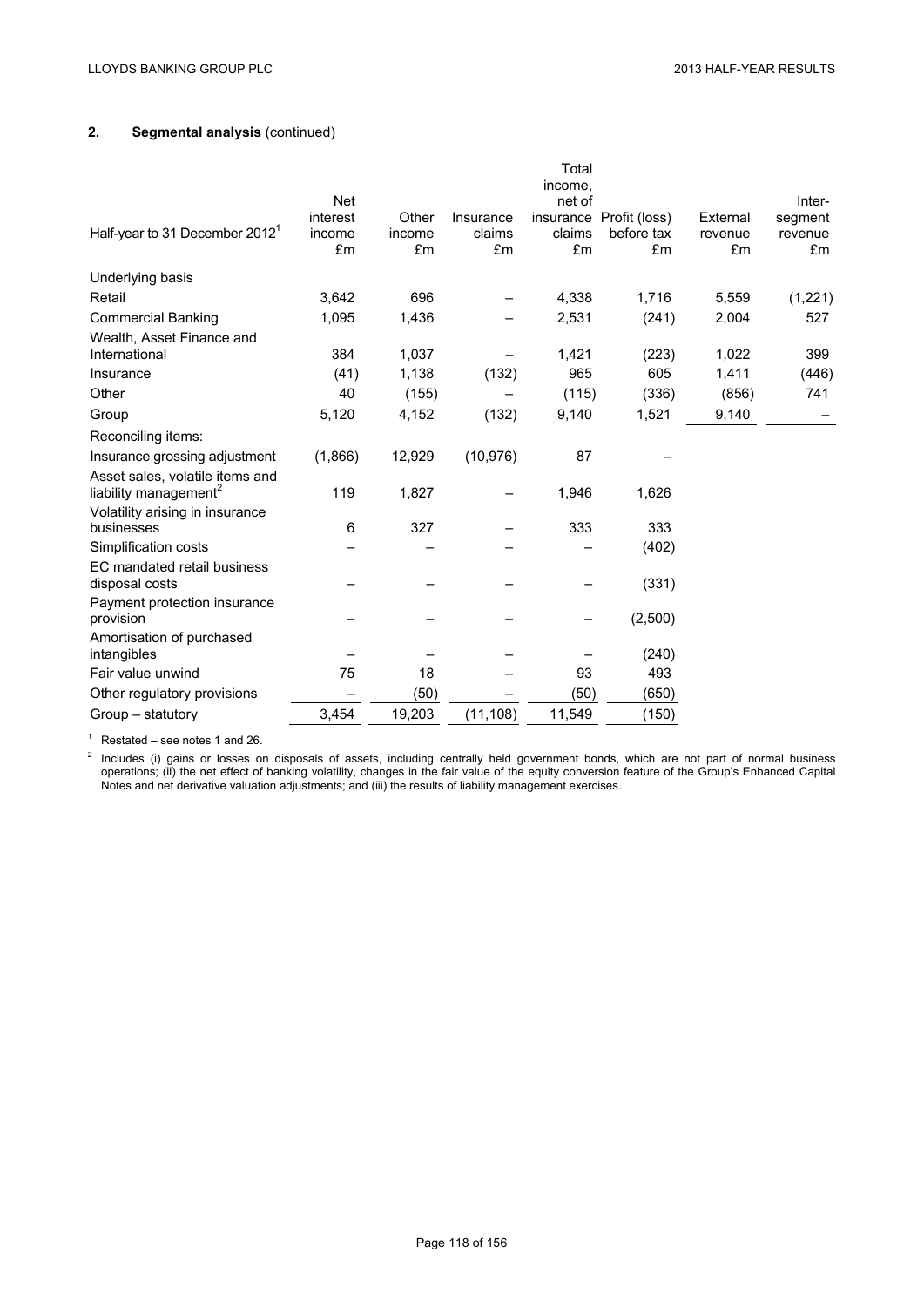## 2. Segmental analysis (continued)

| Half-year to 31 December 2012[1] | Net interest income £m | Other income £m | Insurance claims £m | Total income, net of insurance claims £m | Profit (loss) before tax £m | External revenue £m | Inter-segment revenue £m |
|---|---|---|---|---|---|---|---|
| Underlying basis | | | | | | | |
| Retail | 3,642 | 696 | – | 4,338 | 1,716 | 5,559 | (1,221) |
| Commercial Banking | 1,095 | 1,436 | – | 2,531 | (241) | 2,004 | 527 |
| Wealth, Asset Finance and International | 384 | 1,037 | – | 1,421 | (223) | 1,022 | 399 |
| Insurance | (41) | 1,138 | (132) | 965 | 605 | 1,411 | (446) |
| Other | 40 | (155) | – | (115) | (336) | (856) | 741 |
| Group | 5,120 | 4,152 | (132) | 9,140 | 1,521 | 9,140 | – |
| Reconciling items: | | | | | | | |
| Insurance grossing adjustment | (1,866) | 12,929 | (10,976) | 87 | – | | |
| Asset sales, volatile items and liability management[2] | 119 | 1,827 | – | 1,946 | 1,626 | | |
| Volatility arising in insurance businesses | 6 | 327 | – | 333 | 333 | | |
| Simplification costs | – | – | – | – | (402) | | |
| EC mandated retail business disposal costs | – | – | – | – | (331) | | |
| Payment protection insurance provision | – | – | – | – | (2,500) | | |
| Amortisation of purchased intangibles | – | – | – | – | (240) | | |
| Fair value unwind | 75 | 18 | – | 93 | 493 | | |
| Other regulatory provisions | – | (50) | – | (50) | (650) | | |
| Group – statutory | 3,454 | 19,203 | (11,108) | 11,549 | (150) | | |

[1] Restated – see notes 1 and 26.

[2] Includes (i) gains or losses on disposals of assets, including centrally held government bonds, which are not part of normal business operations; (ii) the net effect of banking volatility, changes in the fair value of the equity conversion feature of the Group's Enhanced Capital Notes and net derivative valuation adjustments; and (iii) the results of liability management exercises.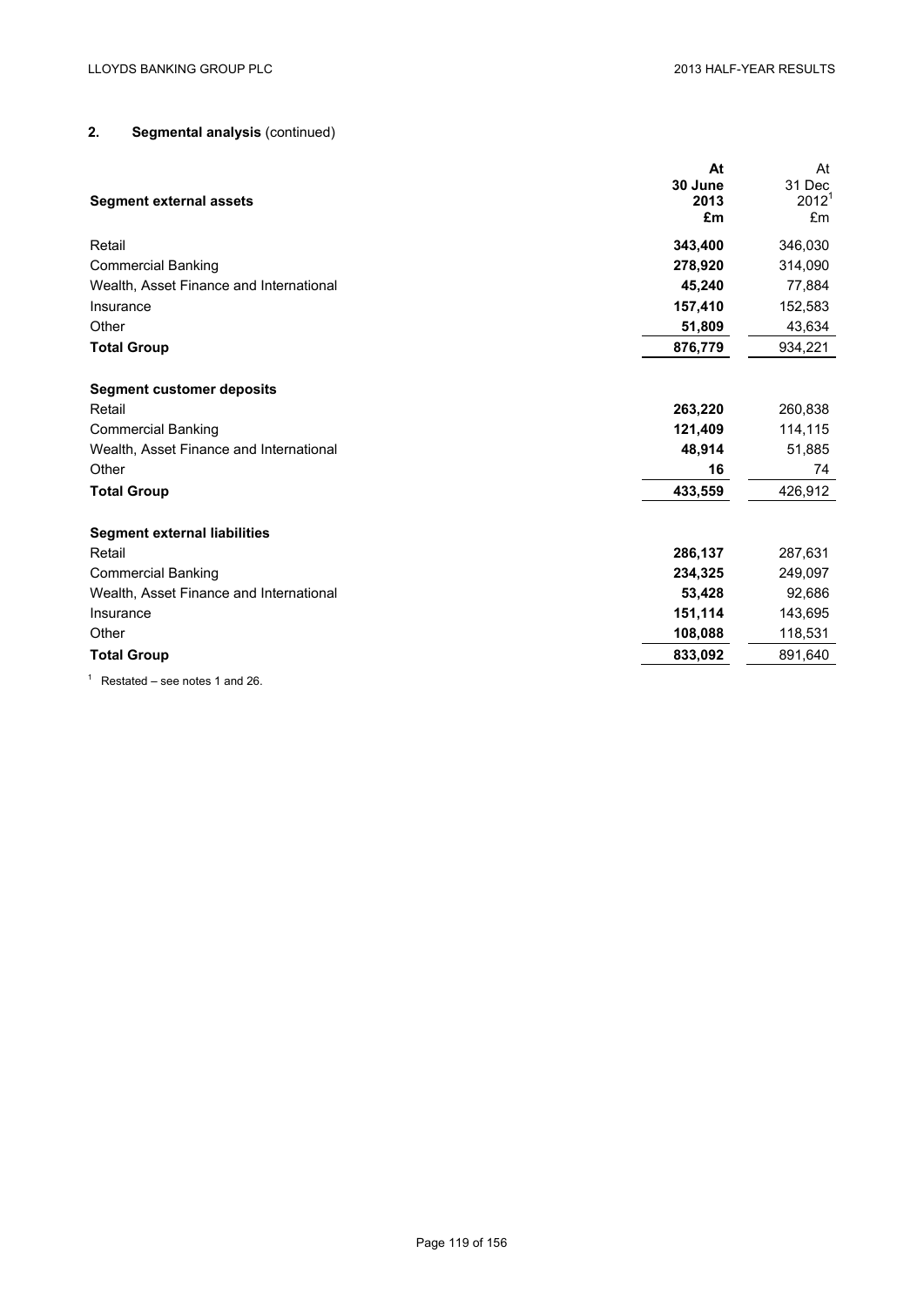## 2. Segmental analysis (continued)

| Segment external assets | At 30 June 2013 £m | At 31 Dec 2012[1] £m |
|---|---|---|
| Retail | **343,400** | 346,030 |
| Commercial Banking | **278,920** | 314,090 |
| Wealth, Asset Finance and International | **45,240** | 77,884 |
| Insurance | **157,410** | 152,583 |
| Other | **51,809** | 43,634 |
| **Total Group** | **876,779** | 934,221 |
| **Segment customer deposits** | | |
| Retail | **263,220** | 260,838 |
| Commercial Banking | **121,409** | 114,115 |
| Wealth, Asset Finance and International | **48,914** | 51,885 |
| Other | **16** | 74 |
| **Total Group** | **433,559** | 426,912 |
| **Segment external liabilities** | | |
| Retail | **286,137** | 287,631 |
| Commercial Banking | **234,325** | 249,097 |
| Wealth, Asset Finance and International | **53,428** | 92,686 |
| Insurance | **151,114** | 143,695 |
| Other | **108,088** | 118,531 |
| **Total Group** | **833,092** | 891,640 |

[1] Restated – see notes 1 and 26.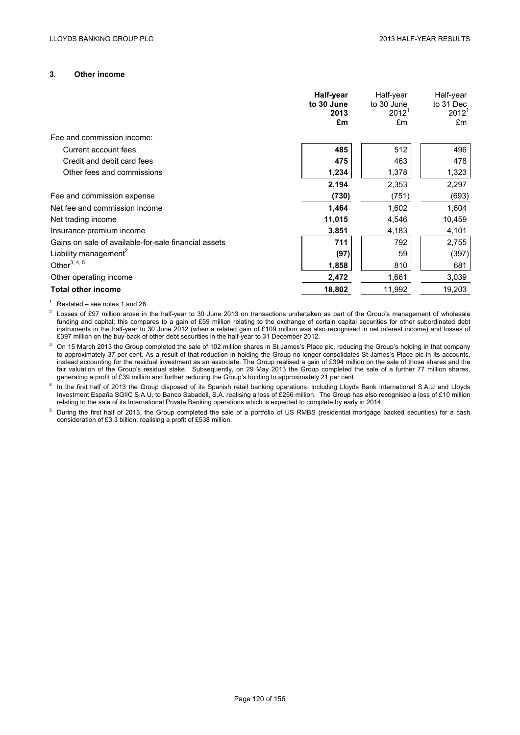## 3. Other income

| | Half-year to 30 June 2013 £m | Half-year to 30 June 2012[1] £m | Half-year to 31 Dec 2012[1] £m |
|---|---|---|---|
| Fee and commission income: | | | |
| Current account fees | **485** | 512 | 496 |
| Credit and debit card fees | **475** | 463 | 478 |
| Other fees and commissions | **1,234** | 1,378 | 1,323 |
| | **2,194** | 2,353 | 2,297 |
| Fee and commission expense | **(730)** | (751) | (693) |
| Net fee and commission income | **1,464** | 1,602 | 1,604 |
| Net trading income | **11,015** | 4,546 | 10,459 |
| Insurance premium income | **3,851** | 4,183 | 4,101 |
| Gains on sale of available-for-sale financial assets | **711** | 792 | 2,755 |
| Liability management[2] | **(97)** | 59 | (397) |
| Other[3, 4, 5] | **1,858** | 810 | 681 |
| Other operating income | **2,472** | 1,661 | 3,039 |
| **Total other income** | **18,802** | 11,992 | 19,203 |

[1] Restated – see notes 1 and 26.

[2] Losses of £97 million arose in the half-year to 30 June 2013 on transactions undertaken as part of the Group's management of wholesale funding and capital; this compares to a gain of £59 million relating to the exchange of certain capital securities for other subordinated debt instruments in the half-year to 30 June 2012 (when a related gain of £109 million was also recognised in net interest income) and losses of £397 million on the buy-back of other debt securities in the half-year to 31 December 2012.

[3] On 15 March 2013 the Group completed the sale of 102 million shares in St James's Place plc, reducing the Group's holding in that company to approximately 37 per cent. As a result of that reduction in holding the Group no longer consolidates St James's Place plc in its accounts, instead accounting for the residual investment as an associate. The Group realised a gain of £394 million on the sale of those shares and the fair valuation of the Group's residual stake. Subsequently, on 29 May 2013 the Group completed the sale of a further 77 million shares, generating a profit of £39 million and further reducing the Group's holding to approximately 21 per cent.

[4] In the first half of 2013 the Group disposed of its Spanish retail banking operations, including Lloyds Bank International S.A.U and Lloyds Investment España SGIIC S.A.U, to Banco Sabadell, S.A. realising a loss of £256 million. The Group has also recognised a loss of £10 million relating to the sale of its International Private Banking operations which is expected to complete by early in 2014.

[5] During the first half of 2013, the Group completed the sale of a portfolio of US RMBS (residential mortgage backed securities) for a cash consideration of £3.3 billion, realising a profit of £538 million.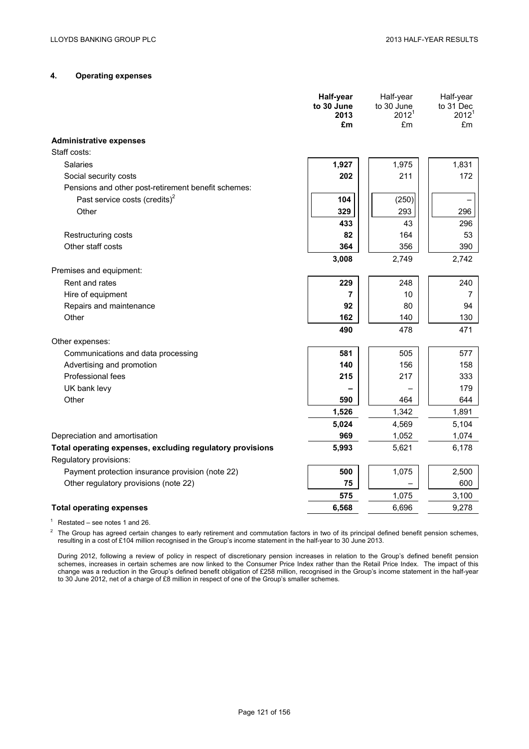## 4. Operating expenses

| | Half-year to 30 June 2013 £m | Half-year to 30 June 2012[1] £m | Half-year to 31 Dec 2012[1] £m |
|---|---|---|---|
| **Administrative expenses** | | | |
| Staff costs: | | | |
| Salaries | **1,927** | 1,975 | 1,831 |
| Social security costs | **202** | 211 | 172 |
| Pensions and other post-retirement benefit schemes: | | | |
| Past service costs (credits)[2] | **104** | (250) | – |
| Other | **329** | 293 | 296 |
| | **433** | 43 | 296 |
| Restructuring costs | **82** | 164 | 53 |
| Other staff costs | **364** | 356 | 390 |
| | **3,008** | 2,749 | 2,742 |
| Premises and equipment: | | | |
| Rent and rates | **229** | 248 | 240 |
| Hire of equipment | **7** | 10 | 7 |
| Repairs and maintenance | **92** | 80 | 94 |
| Other | **162** | 140 | 130 |
| | **490** | 478 | 471 |
| Other expenses: | | | |
| Communications and data processing | **581** | 505 | 577 |
| Advertising and promotion | **140** | 156 | 158 |
| Professional fees | **215** | 217 | 333 |
| UK bank levy | **–** | – | 179 |
| Other | **590** | 464 | 644 |
| | **1,526** | 1,342 | 1,891 |
| | **5,024** | 4,569 | 5,104 |
| Depreciation and amortisation | **969** | 1,052 | 1,074 |
| **Total operating expenses, excluding regulatory provisions** | **5,993** | 5,621 | 6,178 |
| Regulatory provisions: | | | |
| Payment protection insurance provision (note 22) | **500** | 1,075 | 2,500 |
| Other regulatory provisions (note 22) | **75** | – | 600 |
| | **575** | 1,075 | 3,100 |
| **Total operating expenses** | **6,568** | 6,696 | 9,278 |

[1] Restated – see notes 1 and 26.

[2] The Group has agreed certain changes to early retirement and commutation factors in two of its principal defined benefit pension schemes, resulting in a cost of £104 million recognised in the Group's income statement in the half-year to 30 June 2013.

During 2012, following a review of policy in respect of discretionary pension increases in relation to the Group's defined benefit pension schemes, increases in certain schemes are now linked to the Consumer Price Index rather than the Retail Price Index. The impact of this change was a reduction in the Group's defined benefit obligation of £258 million, recognised in the Group's income statement in the half-year to 30 June 2012, net of a charge of £8 million in respect of one of the Group's smaller schemes.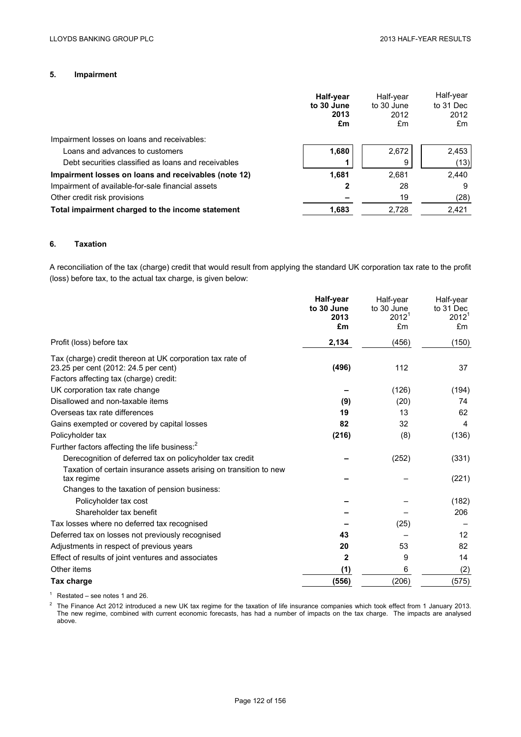## 5. Impairment

| | Half-year to 30 June 2013 £m | Half-year to 30 June 2012 £m | Half-year to 31 Dec 2012 £m |
|---|---|---|---|
| Impairment losses on loans and receivables: | | | |
| Loans and advances to customers | 1,680 | 2,672 | 2,453 |
| Debt securities classified as loans and receivables | 1 | 9 | (13) |
| **Impairment losses on loans and receivables (note 12)** | **1,681** | 2,681 | 2,440 |
| Impairment of available-for-sale financial assets | 2 | 28 | 9 |
| Other credit risk provisions | – | 19 | (28) |
| **Total impairment charged to the income statement** | **1,683** | 2,728 | 2,421 |

## 6. Taxation

A reconciliation of the tax (charge) credit that would result from applying the standard UK corporation tax rate to the profit (loss) before tax, to the actual tax charge, is given below:

| | Half-year to 30 June 2013 £m | Half-year to 30 June 2012[1] £m | Half-year to 31 Dec 2012[1] £m |
|---|---|---|---|
| Profit (loss) before tax | **2,134** | (456) | (150) |
| Tax (charge) credit thereon at UK corporation tax rate of 23.25 per cent (2012: 24.5 per cent) | **(496)** | 112 | 37 |
| Factors affecting tax (charge) credit: | | | |
| UK corporation tax rate change | – | (126) | (194) |
| Disallowed and non-taxable items | **(9)** | (20) | 74 |
| Overseas tax rate differences | **19** | 13 | 62 |
| Gains exempted or covered by capital losses | **82** | 32 | 4 |
| Policyholder tax | **(216)** | (8) | (136) |
| Further factors affecting the life business:[2] | | | |
| Derecognition of deferred tax on policyholder tax credit | – | (252) | (331) |
| Taxation of certain insurance assets arising on transition to new tax regime | – | – | (221) |
| Changes to the taxation of pension business: | | | |
| Policyholder tax cost | – | – | (182) |
| Shareholder tax benefit | – | – | 206 |
| Tax losses where no deferred tax recognised | – | (25) | – |
| Deferred tax on losses not previously recognised | **43** | – | 12 |
| Adjustments in respect of previous years | **20** | 53 | 82 |
| Effect of results of joint ventures and associates | **2** | 9 | 14 |
| Other items | **(1)** | 6 | (2) |
| **Tax charge** | **(556)** | (206) | (575) |

[1] Restated – see notes 1 and 26.

[2] The Finance Act 2012 introduced a new UK tax regime for the taxation of life insurance companies which took effect from 1 January 2013. The new regime, combined with current economic forecasts, has had a number of impacts on the tax charge. The impacts are analysed above.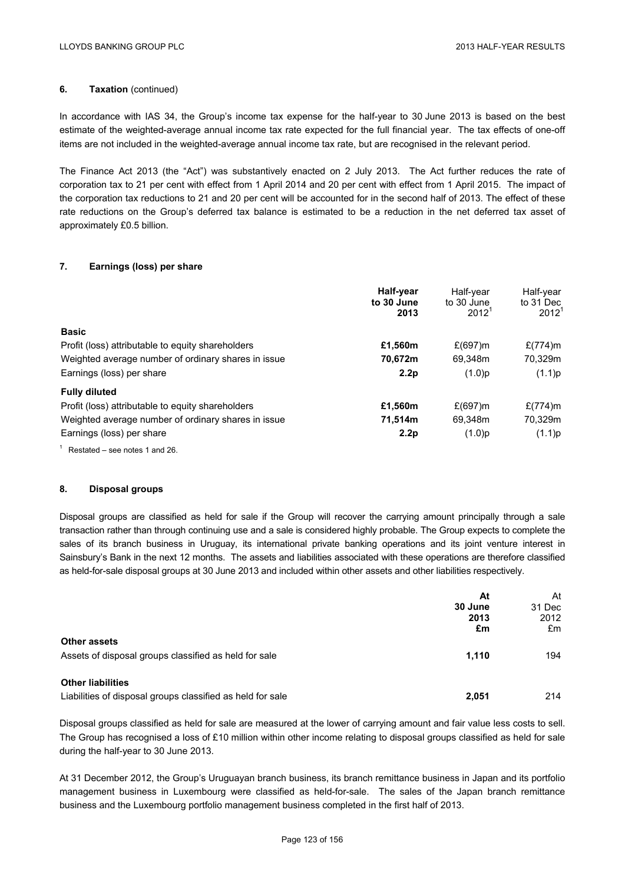## 6. Taxation (continued)

In accordance with IAS 34, the Group's income tax expense for the half-year to 30 June 2013 is based on the best estimate of the weighted-average annual income tax rate expected for the full financial year. The tax effects of one-off items are not included in the weighted-average annual income tax rate, but are recognised in the relevant period.

The Finance Act 2013 (the "Act") was substantively enacted on 2 July 2013. The Act further reduces the rate of corporation tax to 21 per cent with effect from 1 April 2014 and 20 per cent with effect from 1 April 2015. The impact of the corporation tax reductions to 21 and 20 per cent will be accounted for in the second half of 2013. The effect of these rate reductions on the Group's deferred tax balance is estimated to be a reduction in the net deferred tax asset of approximately £0.5 billion.

## 7. Earnings (loss) per share

| | **Half-year to 30 June 2013** | Half-year to 30 June 2012[1] | Half-year to 31 Dec 2012[1] |
|---|---|---|---|
| **Basic** | | | |
| Profit (loss) attributable to equity shareholders | **£1,560m** | £(697)m | £(774)m |
| Weighted average number of ordinary shares in issue | **70,672m** | 69,348m | 70,329m |
| Earnings (loss) per share | **2.2p** | (1.0)p | (1.1)p |
| **Fully diluted** | | | |
| Profit (loss) attributable to equity shareholders | **£1,560m** | £(697)m | £(774)m |
| Weighted average number of ordinary shares in issue | **71,514m** | 69,348m | 70,329m |
| Earnings (loss) per share | **2.2p** | (1.0)p | (1.1)p |

[1] Restated – see notes 1 and 26.

## 8. Disposal groups

Disposal groups are classified as held for sale if the Group will recover the carrying amount principally through a sale transaction rather than through continuing use and a sale is considered highly probable. The Group expects to complete the sales of its branch business in Uruguay, its international private banking operations and its joint venture interest in Sainsbury's Bank in the next 12 months. The assets and liabilities associated with these operations are therefore classified as held-for-sale disposal groups at 30 June 2013 and included within other assets and other liabilities respectively.

| | **At 30 June 2013 £m** | At 31 Dec 2012 £m |
|---|---|---|
| **Other assets** | | |
| Assets of disposal groups classified as held for sale | **1,110** | 194 |
| **Other liabilities** | | |
| Liabilities of disposal groups classified as held for sale | **2,051** | 214 |

Disposal groups classified as held for sale are measured at the lower of carrying amount and fair value less costs to sell. The Group has recognised a loss of £10 million within other income relating to disposal groups classified as held for sale during the half-year to 30 June 2013.

At 31 December 2012, the Group's Uruguayan branch business, its branch remittance business in Japan and its portfolio management business in Luxembourg were classified as held-for-sale. The sales of the Japan branch remittance business and the Luxembourg portfolio management business completed in the first half of 2013.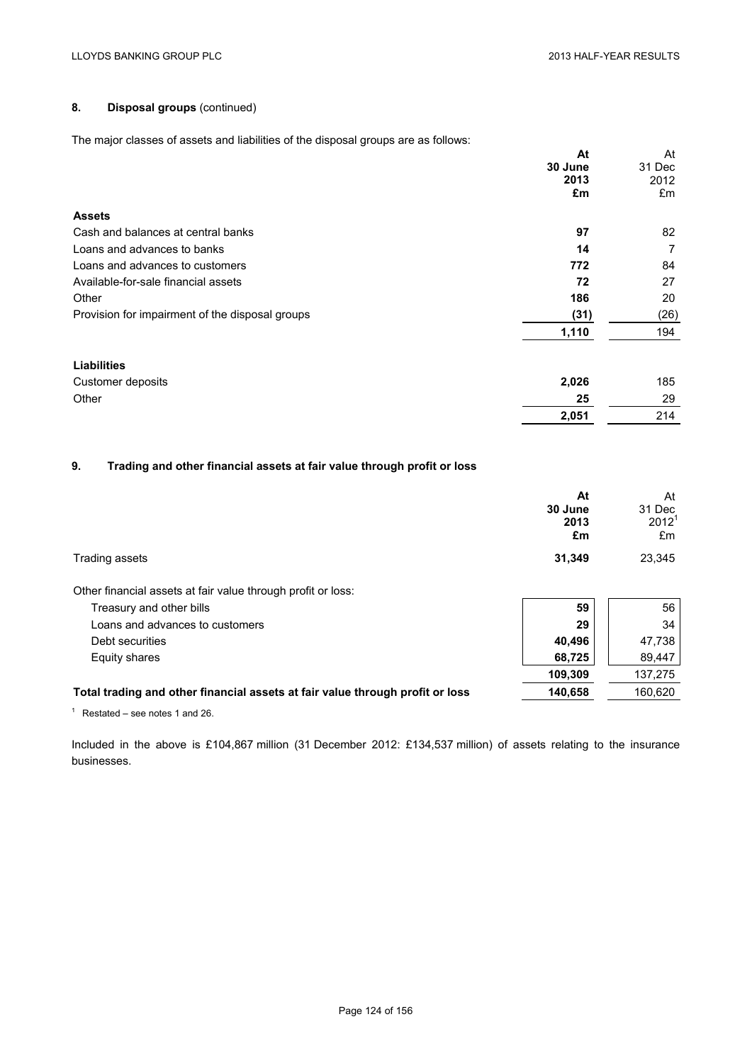## 8. Disposal groups (continued)

The major classes of assets and liabilities of the disposal groups are as follows:

| | At 30 June 2013 £m | At 31 Dec 2012 £m |
|---|---|---|
| **Assets** | | |
| Cash and balances at central banks | **97** | 82 |
| Loans and advances to banks | **14** | 7 |
| Loans and advances to customers | **772** | 84 |
| Available-for-sale financial assets | **72** | 27 |
| Other | **186** | 20 |
| Provision for impairment of the disposal groups | **(31)** | (26) |
| | **1,110** | 194 |
| **Liabilities** | | |
| Customer deposits | **2,026** | 185 |
| Other | **25** | 29 |
| | **2,051** | 214 |

## 9. Trading and other financial assets at fair value through profit or loss

| | At 30 June 2013 £m | At 31 Dec 2012[1] £m |
|---|---|---|
| Trading assets | **31,349** | 23,345 |
| Other financial assets at fair value through profit or loss: | | |
| Treasury and other bills | **59** | 56 |
| Loans and advances to customers | **29** | 34 |
| Debt securities | **40,496** | 47,738 |
| Equity shares | **68,725** | 89,447 |
| | **109,309** | 137,275 |
| **Total trading and other financial assets at fair value through profit or loss** | **140,658** | 160,620 |

[1] Restated – see notes 1 and 26.

Included in the above is £104,867 million (31 December 2012: £134,537 million) of assets relating to the insurance businesses.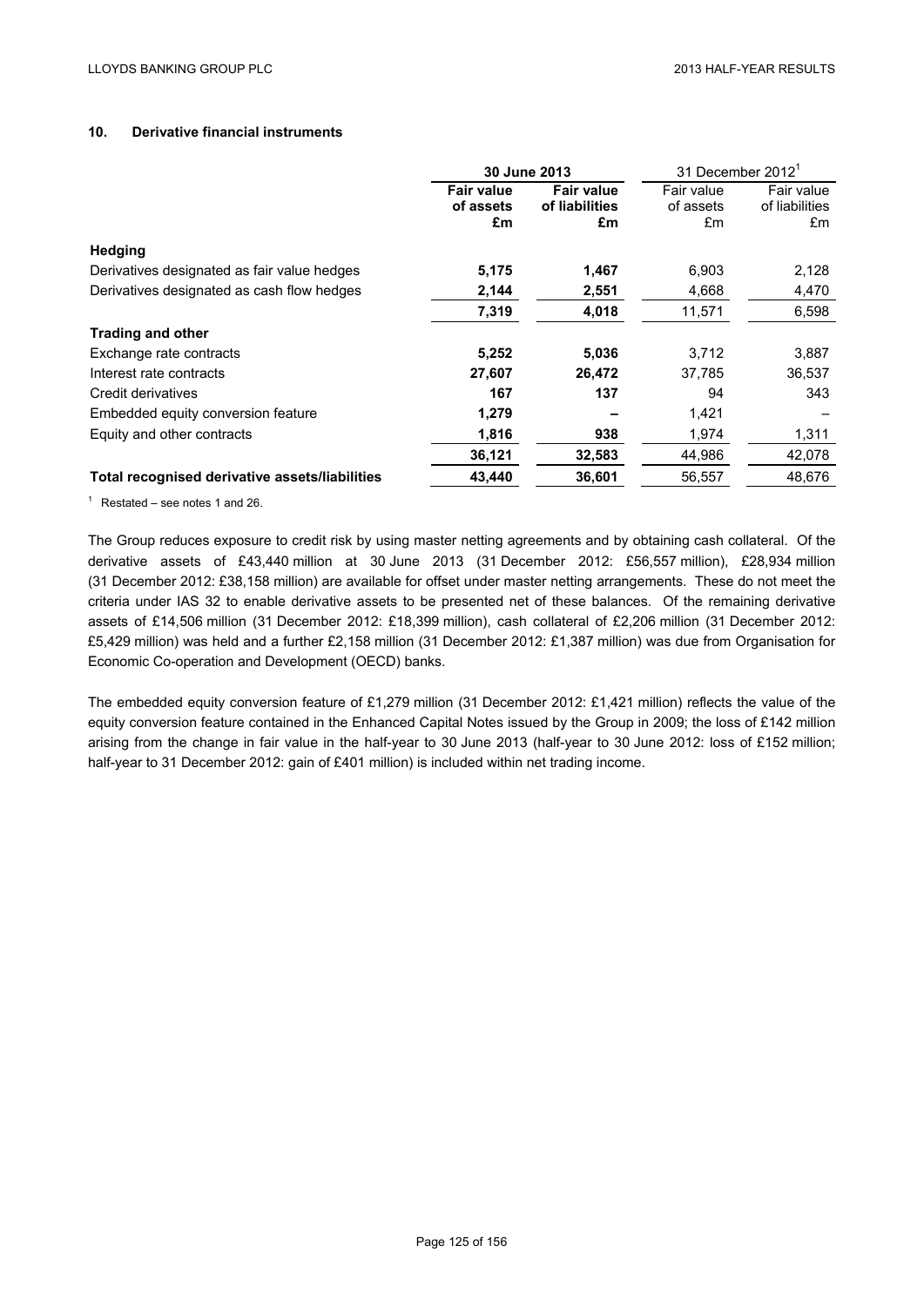## 10. Derivative financial instruments

| | 30 June 2013 | | 31 December 2012[1] | |
|---|---|---|---|---|
| | **Fair value of assets £m** | **Fair value of liabilities £m** | Fair value of assets £m | Fair value of liabilities £m |
| **Hedging** | | | | |
| Derivatives designated as fair value hedges | **5,175** | **1,467** | 6,903 | 2,128 |
| Derivatives designated as cash flow hedges | **2,144** | **2,551** | 4,668 | 4,470 |
| | **7,319** | **4,018** | 11,571 | 6,598 |
| **Trading and other** | | | | |
| Exchange rate contracts | **5,252** | **5,036** | 3,712 | 3,887 |
| Interest rate contracts | **27,607** | **26,472** | 37,785 | 36,537 |
| Credit derivatives | **167** | **137** | 94 | 343 |
| Embedded equity conversion feature | **1,279** | **–** | 1,421 | – |
| Equity and other contracts | **1,816** | **938** | 1,974 | 1,311 |
| | **36,121** | **32,583** | 44,986 | 42,078 |
| **Total recognised derivative assets/liabilities** | **43,440** | **36,601** | 56,557 | 48,676 |

[1] Restated – see notes 1 and 26.

The Group reduces exposure to credit risk by using master netting agreements and by obtaining cash collateral. Of the derivative assets of £43,440 million at 30 June 2013 (31 December 2012: £56,557 million), £28,934 million (31 December 2012: £38,158 million) are available for offset under master netting arrangements. These do not meet the criteria under IAS 32 to enable derivative assets to be presented net of these balances. Of the remaining derivative assets of £14,506 million (31 December 2012: £18,399 million), cash collateral of £2,206 million (31 December 2012: £5,429 million) was held and a further £2,158 million (31 December 2012: £1,387 million) was due from Organisation for Economic Co-operation and Development (OECD) banks.

The embedded equity conversion feature of £1,279 million (31 December 2012: £1,421 million) reflects the value of the equity conversion feature contained in the Enhanced Capital Notes issued by the Group in 2009; the loss of £142 million arising from the change in fair value in the half-year to 30 June 2013 (half-year to 30 June 2012: loss of £152 million; half-year to 31 December 2012: gain of £401 million) is included within net trading income.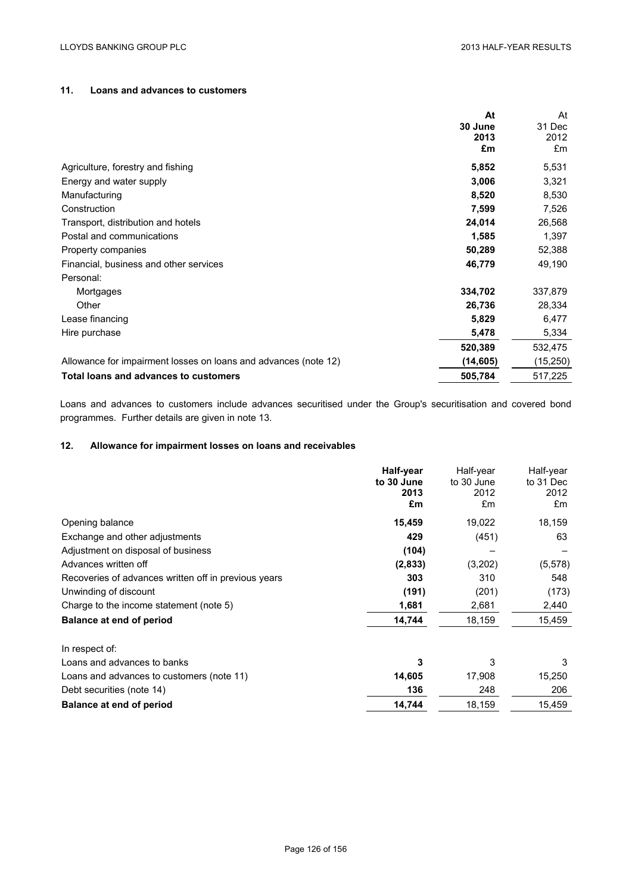## 11. Loans and advances to customers

| | At 30 June 2013 £m | At 31 Dec 2012 £m |
|---|---|---|
| Agriculture, forestry and fishing | **5,852** | 5,531 |
| Energy and water supply | **3,006** | 3,321 |
| Manufacturing | **8,520** | 8,530 |
| Construction | **7,599** | 7,526 |
| Transport, distribution and hotels | **24,014** | 26,568 |
| Postal and communications | **1,585** | 1,397 |
| Property companies | **50,289** | 52,388 |
| Financial, business and other services | **46,779** | 49,190 |
| Personal: | | |
| Mortgages | **334,702** | 337,879 |
| Other | **26,736** | 28,334 |
| Lease financing | **5,829** | 6,477 |
| Hire purchase | **5,478** | 5,334 |
| | **520,389** | 532,475 |
| Allowance for impairment losses on loans and advances (note 12) | **(14,605)** | (15,250) |
| **Total loans and advances to customers** | **505,784** | 517,225 |

Loans and advances to customers include advances securitised under the Group's securitisation and covered bond programmes. Further details are given in note 13.

## 12. Allowance for impairment losses on loans and receivables

| | Half-year to 30 June 2013 £m | Half-year to 30 June 2012 £m | Half-year to 31 Dec 2012 £m |
|---|---|---|---|
| Opening balance | **15,459** | 19,022 | 18,159 |
| Exchange and other adjustments | **429** | (451) | 63 |
| Adjustment on disposal of business | **(104)** | – | – |
| Advances written off | **(2,833)** | (3,202) | (5,578) |
| Recoveries of advances written off in previous years | **303** | 310 | 548 |
| Unwinding of discount | **(191)** | (201) | (173) |
| Charge to the income statement (note 5) | **1,681** | 2,681 | 2,440 |
| **Balance at end of period** | **14,744** | 18,159 | 15,459 |
| | | | |
| In respect of: | | | |
| Loans and advances to banks | **3** | 3 | 3 |
| Loans and advances to customers (note 11) | **14,605** | 17,908 | 15,250 |
| Debt securities (note 14) | **136** | 248 | 206 |
| **Balance at end of period** | **14,744** | 18,159 | 15,459 |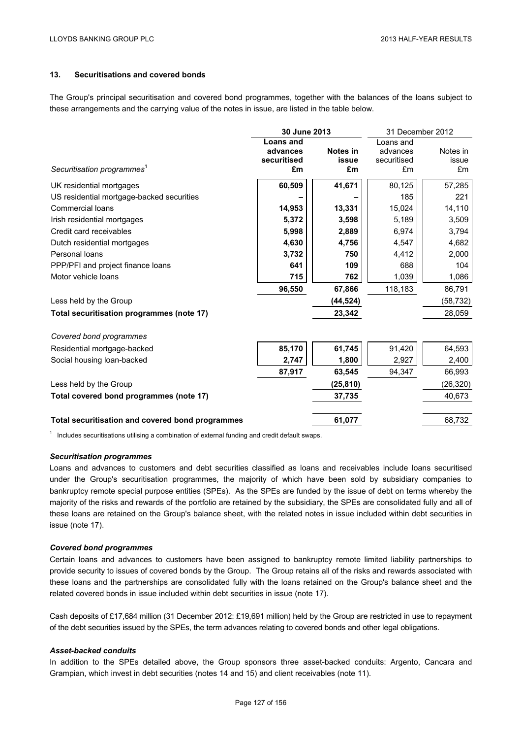## 13. Securitisations and covered bonds

The Group's principal securitisation and covered bond programmes, together with the balances of the loans subject to these arrangements and the carrying value of the notes in issue, are listed in the table below.

| | 30 June 2013 | | 31 December 2012 | |
|---|---|---|---|---|
| *Securitisation programmes*[1] | **Loans and advances securitised £m** | **Notes in issue £m** | Loans and advances securitised £m | Notes in issue £m |
| UK residential mortgages | **60,509** | **41,671** | 80,125 | 57,285 |
| US residential mortgage-backed securities | **–** | **–** | 185 | 221 |
| Commercial loans | **14,953** | **13,331** | 15,024 | 14,110 |
| Irish residential mortgages | **5,372** | **3,598** | 5,189 | 3,509 |
| Credit card receivables | **5,998** | **2,889** | 6,974 | 3,794 |
| Dutch residential mortgages | **4,630** | **4,756** | 4,547 | 4,682 |
| Personal loans | **3,732** | **750** | 4,412 | 2,000 |
| PPP/PFI and project finance loans | **641** | **109** | 688 | 104 |
| Motor vehicle loans | **715** | **762** | 1,039 | 1,086 |
| | **96,550** | **67,866** | 118,183 | 86,791 |
| Less held by the Group | | **(44,524)** | | (58,732) |
| **Total securitisation programmes (note 17)** | | **23,342** | | 28,059 |
| *Covered bond programmes* | | | | |
| Residential mortgage-backed | **85,170** | **61,745** | 91,420 | 64,593 |
| Social housing loan-backed | **2,747** | **1,800** | 2,927 | 2,400 |
| | **87,917** | **63,545** | 94,347 | 66,993 |
| Less held by the Group | | **(25,810)** | | (26,320) |
| **Total covered bond programmes (note 17)** | | **37,735** | | 40,673 |
| **Total securitisation and covered bond programmes** | | **61,077** | | 68,732 |

[1] Includes securitisations utilising a combination of external funding and credit default swaps.

### *Securitisation programmes*

Loans and advances to customers and debt securities classified as loans and receivables include loans securitised under the Group's securitisation programmes, the majority of which have been sold by subsidiary companies to bankruptcy remote special purpose entities (SPEs). As the SPEs are funded by the issue of debt on terms whereby the majority of the risks and rewards of the portfolio are retained by the subsidiary, the SPEs are consolidated fully and all of these loans are retained on the Group's balance sheet, with the related notes in issue included within debt securities in issue (note 17).

### *Covered bond programmes*

Certain loans and advances to customers have been assigned to bankruptcy remote limited liability partnerships to provide security to issues of covered bonds by the Group. The Group retains all of the risks and rewards associated with these loans and the partnerships are consolidated fully with the loans retained on the Group's balance sheet and the related covered bonds in issue included within debt securities in issue (note 17).

Cash deposits of £17,684 million (31 December 2012: £19,691 million) held by the Group are restricted in use to repayment of the debt securities issued by the SPEs, the term advances relating to covered bonds and other legal obligations.

### *Asset-backed conduits*

In addition to the SPEs detailed above, the Group sponsors three asset-backed conduits: Argento, Cancara and Grampian, which invest in debt securities (notes 14 and 15) and client receivables (note 11).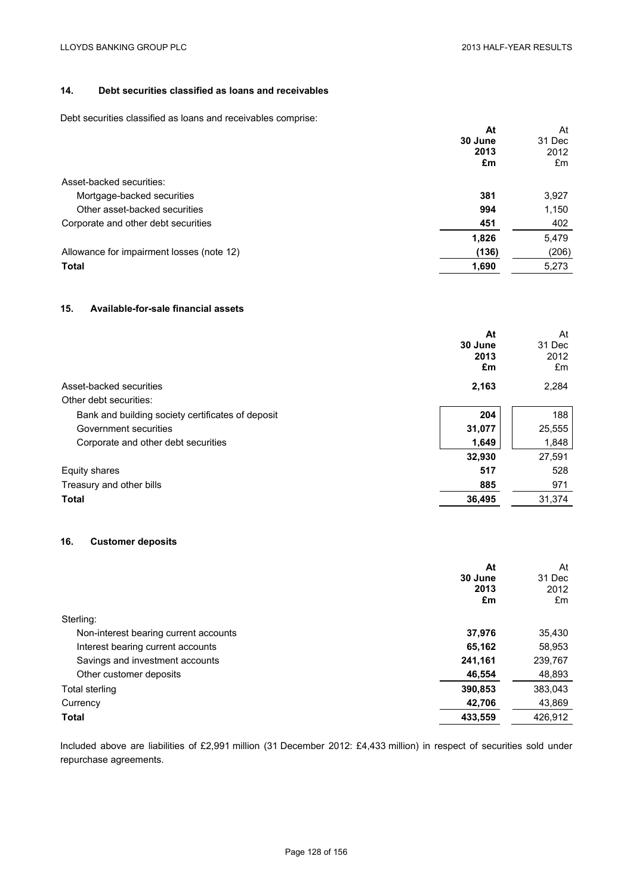## 14. Debt securities classified as loans and receivables

Debt securities classified as loans and receivables comprise:

| | At 30 June 2013 £m | At 31 Dec 2012 £m |
|---|---|---|
| Asset-backed securities: | | |
| Mortgage-backed securities | **381** | 3,927 |
| Other asset-backed securities | **994** | 1,150 |
| Corporate and other debt securities | **451** | 402 |
| | **1,826** | 5,479 |
| Allowance for impairment losses (note 12) | **(136)** | (206) |
| **Total** | **1,690** | 5,273 |

## 15. Available-for-sale financial assets

| | At 30 June 2013 £m | At 31 Dec 2012 £m |
|---|---|---|
| Asset-backed securities | **2,163** | 2,284 |
| Other debt securities: | | |
| Bank and building society certificates of deposit | **204** | 188 |
| Government securities | **31,077** | 25,555 |
| Corporate and other debt securities | **1,649** | 1,848 |
| | **32,930** | 27,591 |
| Equity shares | **517** | 528 |
| Treasury and other bills | **885** | 971 |
| **Total** | **36,495** | 31,374 |

## 16. Customer deposits

| | At 30 June 2013 £m | At 31 Dec 2012 £m |
|---|---|---|
| Sterling: | | |
| Non-interest bearing current accounts | **37,976** | 35,430 |
| Interest bearing current accounts | **65,162** | 58,953 |
| Savings and investment accounts | **241,161** | 239,767 |
| Other customer deposits | **46,554** | 48,893 |
| Total sterling | **390,853** | 383,043 |
| Currency | **42,706** | 43,869 |
| **Total** | **433,559** | 426,912 |

Included above are liabilities of £2,991 million (31 December 2012: £4,433 million) in respect of securities sold under repurchase agreements.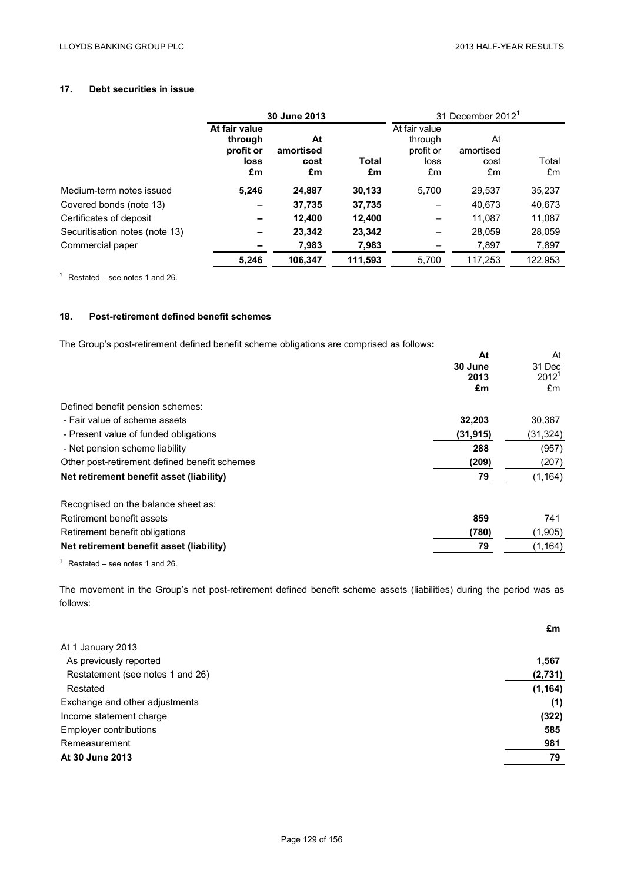## 17. Debt securities in issue

| | 30 June 2013 | | | 31 December 2012[1] | | |
|---|---|---|---|---|---|---|
| | **At fair value through profit or loss £m** | **At amortised cost £m** | **Total £m** | At fair value through profit or loss £m | At amortised cost £m | Total £m |
| Medium-term notes issued | **5,246** | **24,887** | **30,133** | 5,700 | 29,537 | 35,237 |
| Covered bonds (note 13) | **–** | **37,735** | **37,735** | – | 40,673 | 40,673 |
| Certificates of deposit | **–** | **12,400** | **12,400** | – | 11,087 | 11,087 |
| Securitisation notes (note 13) | **–** | **23,342** | **23,342** | – | 28,059 | 28,059 |
| Commercial paper | **–** | **7,983** | **7,983** | – | 7,897 | 7,897 |
| | **5,246** | **106,347** | **111,593** | 5,700 | 117,253 | 122,953 |

[1] Restated – see notes 1 and 26.

## 18. Post-retirement defined benefit schemes

The Group's post-retirement defined benefit scheme obligations are comprised as follows**:**

| | **At 30 June 2013 £m** | At 31 Dec 2012[1] £m |
|---|---|---|
| Defined benefit pension schemes: | | |
| - Fair value of scheme assets | **32,203** | 30,367 |
| - Present value of funded obligations | **(31,915)** | (31,324) |
| - Net pension scheme liability | **288** | (957) |
| Other post-retirement defined benefit schemes | **(209)** | (207) |
| **Net retirement benefit asset (liability)** | **79** | (1,164) |
| | | |
| Recognised on the balance sheet as: | | |
| Retirement benefit assets | **859** | 741 |
| Retirement benefit obligations | **(780)** | (1,905) |
| **Net retirement benefit asset (liability)** | **79** | (1,164) |

[1] Restated – see notes 1 and 26.

The movement in the Group's net post-retirement defined benefit scheme assets (liabilities) during the period was as follows:

| | **£m** |
|---|---|
| At 1 January 2013 | |
| As previously reported | **1,567** |
| Restatement (see notes 1 and 26) | **(2,731)** |
| Restated | **(1,164)** |
| Exchange and other adjustments | **(1)** |
| Income statement charge | **(322)** |
| Employer contributions | **585** |
| Remeasurement | **981** |
| **At 30 June 2013** | **79** |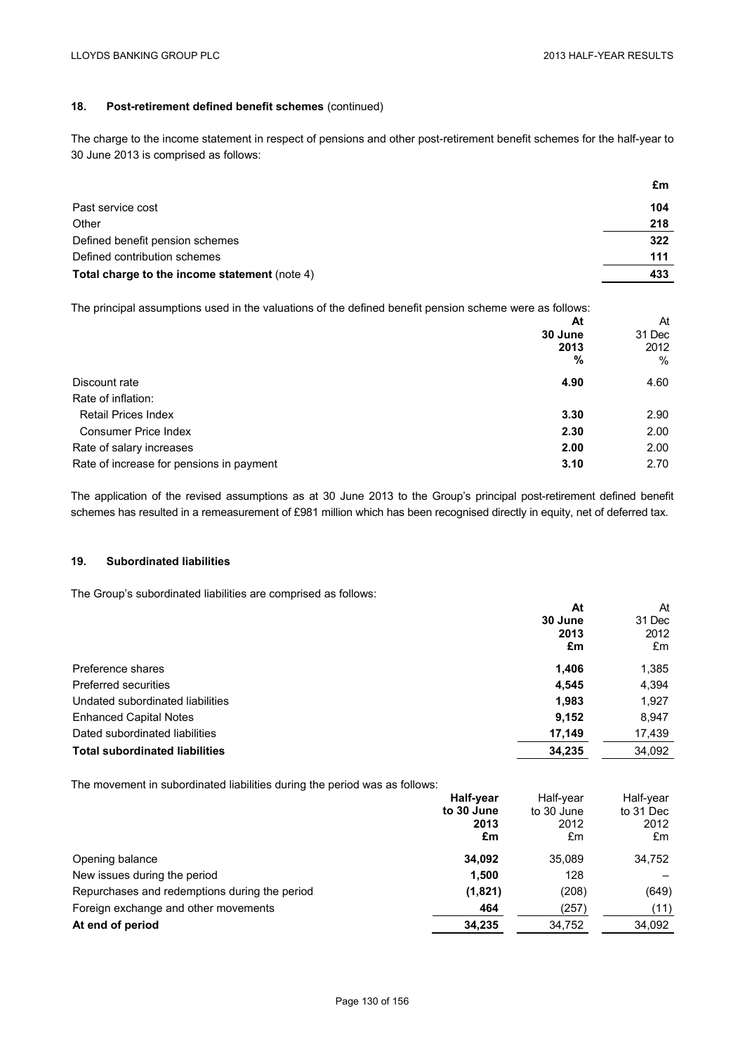## 18. Post-retirement defined benefit schemes (continued)

The charge to the income statement in respect of pensions and other post-retirement benefit schemes for the half-year to 30 June 2013 is comprised as follows:

| | £m |
|---|---|
| Past service cost | **104** |
| Other | **218** |
| Defined benefit pension schemes | **322** |
| Defined contribution schemes | **111** |
| **Total charge to the income statement** (note 4) | **433** |

The principal assumptions used in the valuations of the defined benefit pension scheme were as follows:

| | **At 30 June 2013 %** | At 31 Dec 2012 % |
|---|---|---|
| Discount rate | **4.90** | 4.60 |
| Rate of inflation: | | |
| Retail Prices Index | **3.30** | 2.90 |
| Consumer Price Index | **2.30** | 2.00 |
| Rate of salary increases | **2.00** | 2.00 |
| Rate of increase for pensions in payment | **3.10** | 2.70 |

The application of the revised assumptions as at 30 June 2013 to the Group's principal post-retirement defined benefit schemes has resulted in a remeasurement of £981 million which has been recognised directly in equity, net of deferred tax.

## 19. Subordinated liabilities

The Group's subordinated liabilities are comprised as follows:

| | **At 30 June 2013 £m** | At 31 Dec 2012 £m |
|---|---|---|
| Preference shares | **1,406** | 1,385 |
| Preferred securities | **4,545** | 4,394 |
| Undated subordinated liabilities | **1,983** | 1,927 |
| Enhanced Capital Notes | **9,152** | 8,947 |
| Dated subordinated liabilities | **17,149** | 17,439 |
| **Total subordinated liabilities** | **34,235** | 34,092 |

The movement in subordinated liabilities during the period was as follows:

| | **Half-year to 30 June 2013 £m** | Half-year to 30 June 2012 £m | Half-year to 31 Dec 2012 £m |
|---|---|---|---|
| Opening balance | **34,092** | 35,089 | 34,752 |
| New issues during the period | **1,500** | 128 | – |
| Repurchases and redemptions during the period | **(1,821)** | (208) | (649) |
| Foreign exchange and other movements | **464** | (257) | (11) |
| **At end of period** | **34,235** | 34,752 | 34,092 |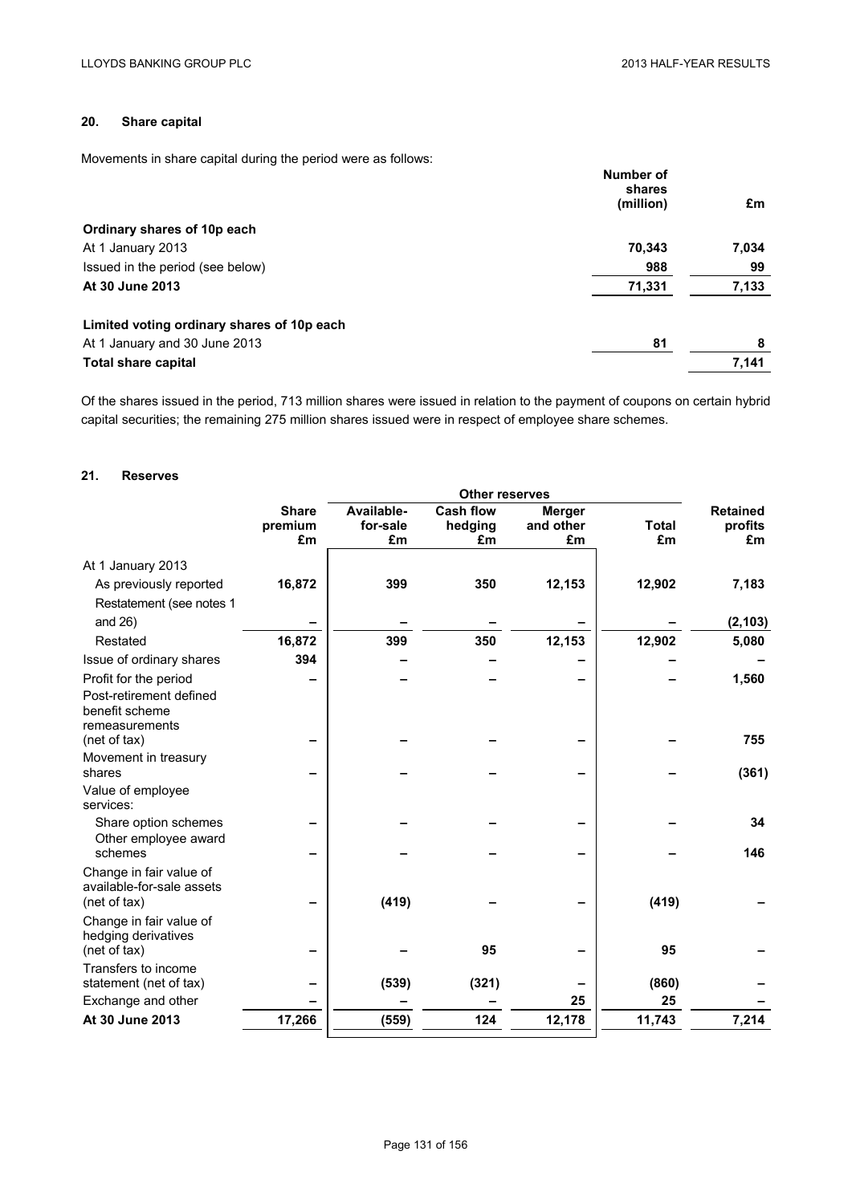## 20. Share capital

Movements in share capital during the period were as follows:

| | Number of shares (million) | £m |
|---|---|---|
| **Ordinary shares of 10p each** | | |
| At 1 January 2013 | 70,343 | 7,034 |
| Issued in the period (see below) | 988 | 99 |
| **At 30 June 2013** | 71,331 | 7,133 |
| | | |
| **Limited voting ordinary shares of 10p each** | | |
| At 1 January and 30 June 2013 | 81 | 8 |
| **Total share capital** | | 7,141 |

Of the shares issued in the period, 713 million shares were issued in relation to the payment of coupons on certain hybrid capital securities; the remaining 275 million shares issued were in respect of employee share schemes.

## 21. Reserves

| | Share premium £m | Other reserves | | | | Retained profits £m |
|---|---|---|---|---|---|---|
| | | Available-for-sale £m | Cash flow hedging £m | Merger and other £m | Total £m | |
| At 1 January 2013 | | | | | | |
| As previously reported | 16,872 | 399 | 350 | 12,153 | 12,902 | 7,183 |
| Restatement (see notes 1 and 26) | – | – | – | – | – | (2,103) |
| Restated | 16,872 | 399 | 350 | 12,153 | 12,902 | 5,080 |
| Issue of ordinary shares | 394 | – | – | – | – | – |
| Profit for the period | – | – | – | – | – | 1,560 |
| Post-retirement defined benefit scheme remeasurements (net of tax) | – | – | – | – | – | 755 |
| Movement in treasury shares | – | – | – | – | – | (361) |
| Value of employee services: | | | | | | |
| Share option schemes | – | – | – | – | – | 34 |
| Other employee award schemes | – | – | – | – | – | 146 |
| Change in fair value of available-for-sale assets (net of tax) | – | (419) | – | – | (419) | – |
| Change in fair value of hedging derivatives (net of tax) | – | – | 95 | – | 95 | – |
| Transfers to income statement (net of tax) | – | (539) | (321) | – | (860) | – |
| Exchange and other | – | – | – | 25 | 25 | – |
| **At 30 June 2013** | 17,266 | (559) | 124 | 12,178 | 11,743 | 7,214 |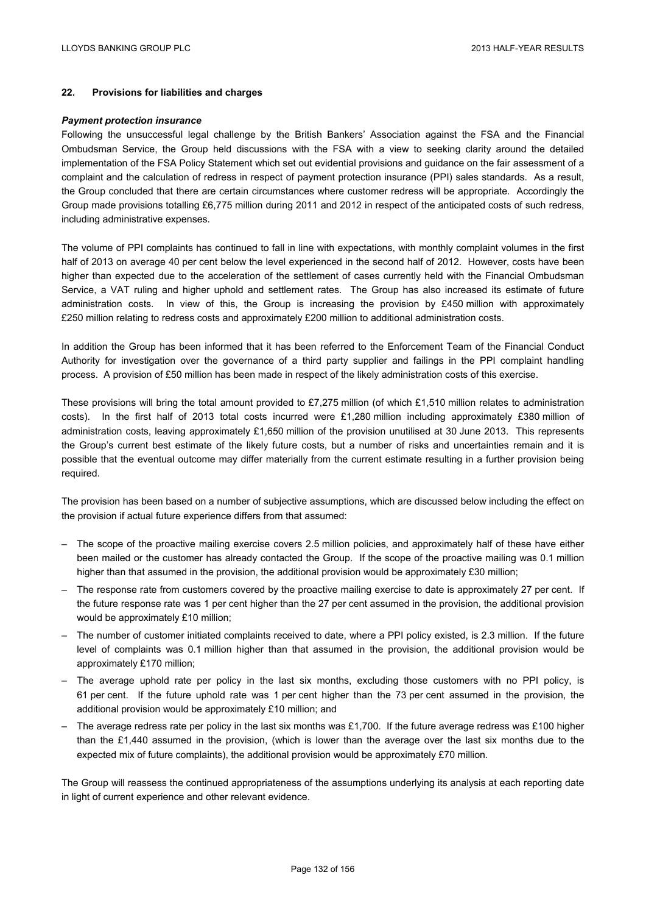## 22. Provisions for liabilities and charges

***Payment protection insurance***

Following the unsuccessful legal challenge by the British Bankers' Association against the FSA and the Financial Ombudsman Service, the Group held discussions with the FSA with a view to seeking clarity around the detailed implementation of the FSA Policy Statement which set out evidential provisions and guidance on the fair assessment of a complaint and the calculation of redress in respect of payment protection insurance (PPI) sales standards. As a result, the Group concluded that there are certain circumstances where customer redress will be appropriate. Accordingly the Group made provisions totalling £6,775 million during 2011 and 2012 in respect of the anticipated costs of such redress, including administrative expenses.

The volume of PPI complaints has continued to fall in line with expectations, with monthly complaint volumes in the first half of 2013 on average 40 per cent below the level experienced in the second half of 2012. However, costs have been higher than expected due to the acceleration of the settlement of cases currently held with the Financial Ombudsman Service, a VAT ruling and higher uphold and settlement rates. The Group has also increased its estimate of future administration costs. In view of this, the Group is increasing the provision by £450 million with approximately £250 million relating to redress costs and approximately £200 million to additional administration costs.

In addition the Group has been informed that it has been referred to the Enforcement Team of the Financial Conduct Authority for investigation over the governance of a third party supplier and failings in the PPI complaint handling process. A provision of £50 million has been made in respect of the likely administration costs of this exercise.

These provisions will bring the total amount provided to £7,275 million (of which £1,510 million relates to administration costs). In the first half of 2013 total costs incurred were £1,280 million including approximately £380 million of administration costs, leaving approximately £1,650 million of the provision unutilised at 30 June 2013. This represents the Group's current best estimate of the likely future costs, but a number of risks and uncertainties remain and it is possible that the eventual outcome may differ materially from the current estimate resulting in a further provision being required.

The provision has been based on a number of subjective assumptions, which are discussed below including the effect on the provision if actual future experience differs from that assumed:

- The scope of the proactive mailing exercise covers 2.5 million policies, and approximately half of these have either been mailed or the customer has already contacted the Group. If the scope of the proactive mailing was 0.1 million higher than that assumed in the provision, the additional provision would be approximately £30 million;
- The response rate from customers covered by the proactive mailing exercise to date is approximately 27 per cent. If the future response rate was 1 per cent higher than the 27 per cent assumed in the provision, the additional provision would be approximately £10 million;
- The number of customer initiated complaints received to date, where a PPI policy existed, is 2.3 million. If the future level of complaints was 0.1 million higher than that assumed in the provision, the additional provision would be approximately £170 million;
- The average uphold rate per policy in the last six months, excluding those customers with no PPI policy, is 61 per cent. If the future uphold rate was 1 per cent higher than the 73 per cent assumed in the provision, the additional provision would be approximately £10 million; and
- The average redress rate per policy in the last six months was £1,700. If the future average redress was £100 higher than the £1,440 assumed in the provision, (which is lower than the average over the last six months due to the expected mix of future complaints), the additional provision would be approximately £70 million.

The Group will reassess the continued appropriateness of the assumptions underlying its analysis at each reporting date in light of current experience and other relevant evidence.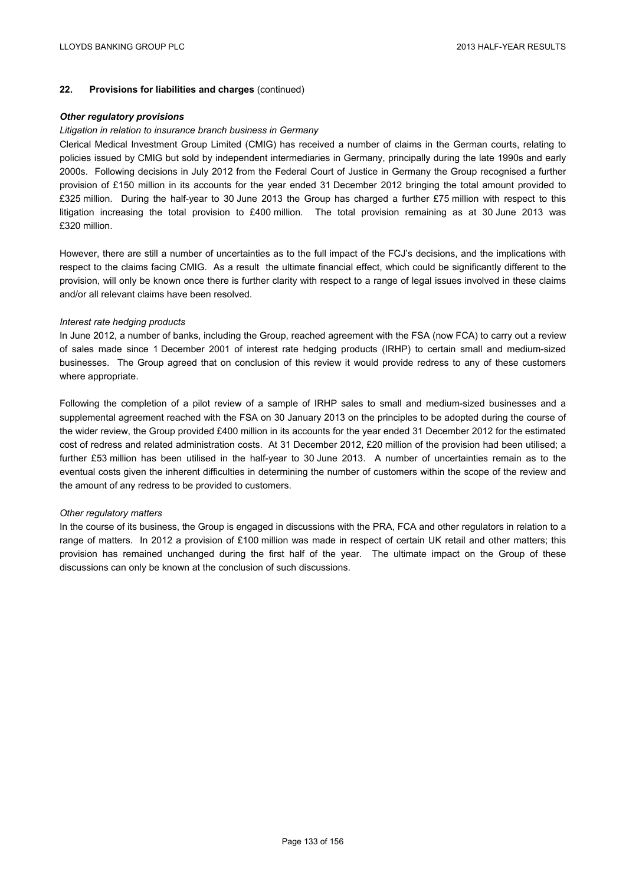## 22. Provisions for liabilities and charges (continued)

### *Other regulatory provisions*

*Litigation in relation to insurance branch business in Germany*

Clerical Medical Investment Group Limited (CMIG) has received a number of claims in the German courts, relating to policies issued by CMIG but sold by independent intermediaries in Germany, principally during the late 1990s and early 2000s. Following decisions in July 2012 from the Federal Court of Justice in Germany the Group recognised a further provision of £150 million in its accounts for the year ended 31 December 2012 bringing the total amount provided to £325 million. During the half-year to 30 June 2013 the Group has charged a further £75 million with respect to this litigation increasing the total provision to £400 million. The total provision remaining as at 30 June 2013 was £320 million.

However, there are still a number of uncertainties as to the full impact of the FCJ's decisions, and the implications with respect to the claims facing CMIG. As a result the ultimate financial effect, which could be significantly different to the provision, will only be known once there is further clarity with respect to a range of legal issues involved in these claims and/or all relevant claims have been resolved.

*Interest rate hedging products*

In June 2012, a number of banks, including the Group, reached agreement with the FSA (now FCA) to carry out a review of sales made since 1 December 2001 of interest rate hedging products (IRHP) to certain small and medium-sized businesses. The Group agreed that on conclusion of this review it would provide redress to any of these customers where appropriate.

Following the completion of a pilot review of a sample of IRHP sales to small and medium-sized businesses and a supplemental agreement reached with the FSA on 30 January 2013 on the principles to be adopted during the course of the wider review, the Group provided £400 million in its accounts for the year ended 31 December 2012 for the estimated cost of redress and related administration costs. At 31 December 2012, £20 million of the provision had been utilised; a further £53 million has been utilised in the half-year to 30 June 2013. A number of uncertainties remain as to the eventual costs given the inherent difficulties in determining the number of customers within the scope of the review and the amount of any redress to be provided to customers.

*Other regulatory matters*

In the course of its business, the Group is engaged in discussions with the PRA, FCA and other regulators in relation to a range of matters. In 2012 a provision of £100 million was made in respect of certain UK retail and other matters; this provision has remained unchanged during the first half of the year. The ultimate impact on the Group of these discussions can only be known at the conclusion of such discussions.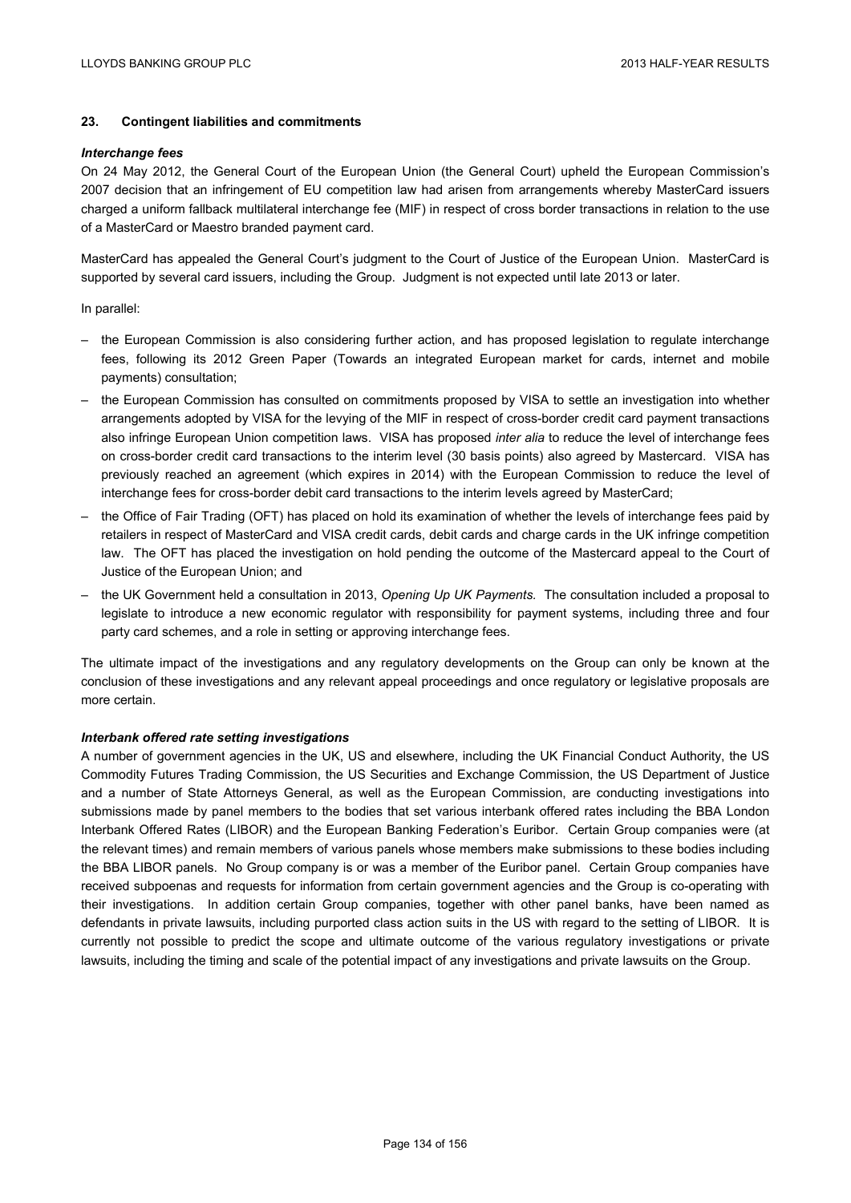## 23. Contingent liabilities and commitments

### *Interchange fees*

On 24 May 2012, the General Court of the European Union (the General Court) upheld the European Commission's 2007 decision that an infringement of EU competition law had arisen from arrangements whereby MasterCard issuers charged a uniform fallback multilateral interchange fee (MIF) in respect of cross border transactions in relation to the use of a MasterCard or Maestro branded payment card.

MasterCard has appealed the General Court's judgment to the Court of Justice of the European Union. MasterCard is supported by several card issuers, including the Group. Judgment is not expected until late 2013 or later.

In parallel:

- the European Commission is also considering further action, and has proposed legislation to regulate interchange fees, following its 2012 Green Paper (Towards an integrated European market for cards, internet and mobile payments) consultation;
- the European Commission has consulted on commitments proposed by VISA to settle an investigation into whether arrangements adopted by VISA for the levying of the MIF in respect of cross-border credit card payment transactions also infringe European Union competition laws. VISA has proposed *inter alia* to reduce the level of interchange fees on cross-border credit card transactions to the interim level (30 basis points) also agreed by Mastercard. VISA has previously reached an agreement (which expires in 2014) with the European Commission to reduce the level of interchange fees for cross-border debit card transactions to the interim levels agreed by MasterCard;
- the Office of Fair Trading (OFT) has placed on hold its examination of whether the levels of interchange fees paid by retailers in respect of MasterCard and VISA credit cards, debit cards and charge cards in the UK infringe competition law. The OFT has placed the investigation on hold pending the outcome of the Mastercard appeal to the Court of Justice of the European Union; and
- the UK Government held a consultation in 2013, *Opening Up UK Payments.* The consultation included a proposal to legislate to introduce a new economic regulator with responsibility for payment systems, including three and four party card schemes, and a role in setting or approving interchange fees.

The ultimate impact of the investigations and any regulatory developments on the Group can only be known at the conclusion of these investigations and any relevant appeal proceedings and once regulatory or legislative proposals are more certain.

### *Interbank offered rate setting investigations*

A number of government agencies in the UK, US and elsewhere, including the UK Financial Conduct Authority, the US Commodity Futures Trading Commission, the US Securities and Exchange Commission, the US Department of Justice and a number of State Attorneys General, as well as the European Commission, are conducting investigations into submissions made by panel members to the bodies that set various interbank offered rates including the BBA London Interbank Offered Rates (LIBOR) and the European Banking Federation's Euribor. Certain Group companies were (at the relevant times) and remain members of various panels whose members make submissions to these bodies including the BBA LIBOR panels. No Group company is or was a member of the Euribor panel. Certain Group companies have received subpoenas and requests for information from certain government agencies and the Group is co-operating with their investigations. In addition certain Group companies, together with other panel banks, have been named as defendants in private lawsuits, including purported class action suits in the US with regard to the setting of LIBOR. It is currently not possible to predict the scope and ultimate outcome of the various regulatory investigations or private lawsuits, including the timing and scale of the potential impact of any investigations and private lawsuits on the Group.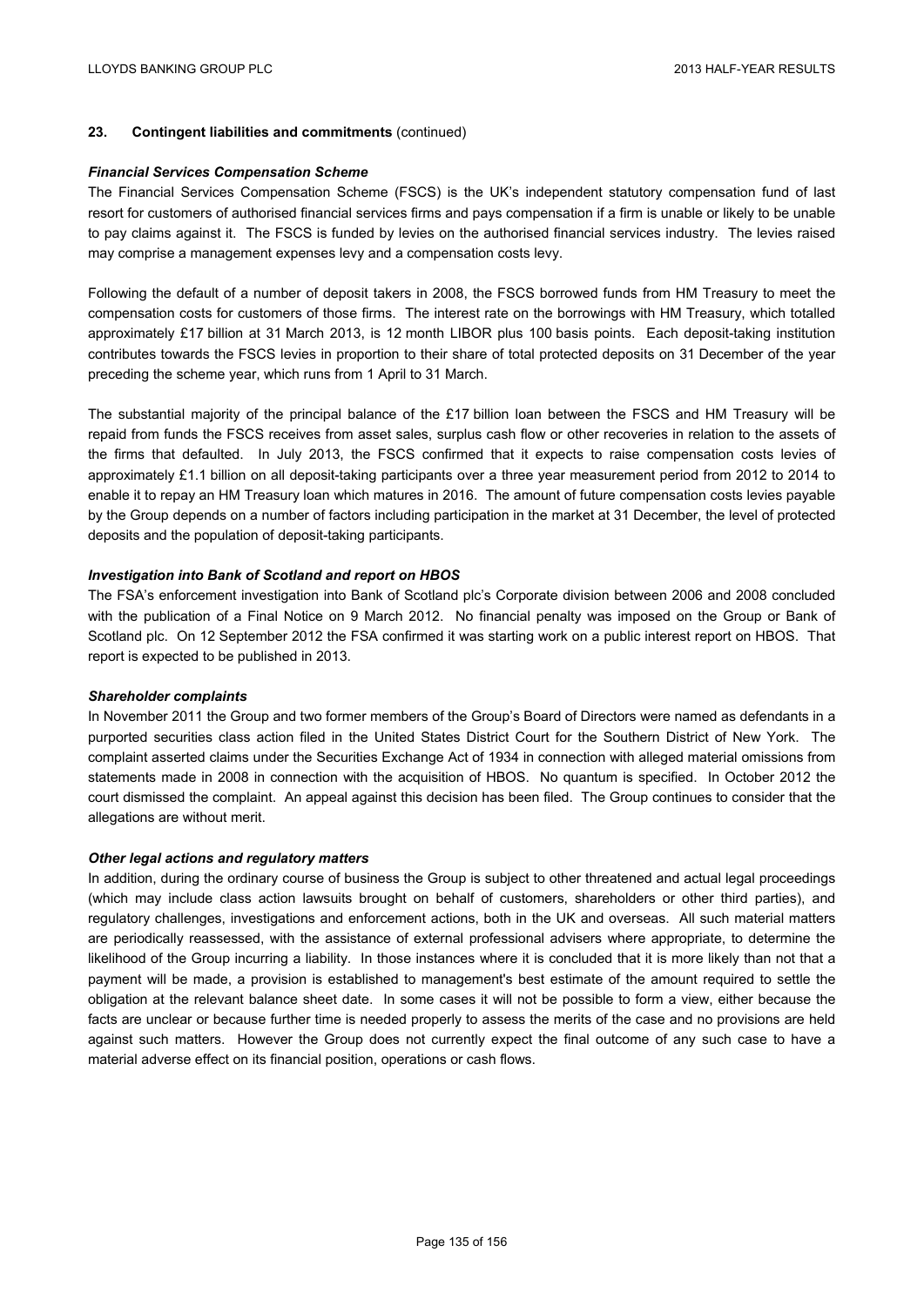## 23. Contingent liabilities and commitments (continued)

### *Financial Services Compensation Scheme*

The Financial Services Compensation Scheme (FSCS) is the UK's independent statutory compensation fund of last resort for customers of authorised financial services firms and pays compensation if a firm is unable or likely to be unable to pay claims against it. The FSCS is funded by levies on the authorised financial services industry. The levies raised may comprise a management expenses levy and a compensation costs levy.

Following the default of a number of deposit takers in 2008, the FSCS borrowed funds from HM Treasury to meet the compensation costs for customers of those firms. The interest rate on the borrowings with HM Treasury, which totalled approximately £17 billion at 31 March 2013, is 12 month LIBOR plus 100 basis points. Each deposit-taking institution contributes towards the FSCS levies in proportion to their share of total protected deposits on 31 December of the year preceding the scheme year, which runs from 1 April to 31 March.

The substantial majority of the principal balance of the £17 billion loan between the FSCS and HM Treasury will be repaid from funds the FSCS receives from asset sales, surplus cash flow or other recoveries in relation to the assets of the firms that defaulted. In July 2013, the FSCS confirmed that it expects to raise compensation costs levies of approximately £1.1 billion on all deposit-taking participants over a three year measurement period from 2012 to 2014 to enable it to repay an HM Treasury loan which matures in 2016. The amount of future compensation costs levies payable by the Group depends on a number of factors including participation in the market at 31 December, the level of protected deposits and the population of deposit-taking participants.

### *Investigation into Bank of Scotland and report on HBOS*

The FSA's enforcement investigation into Bank of Scotland plc's Corporate division between 2006 and 2008 concluded with the publication of a Final Notice on 9 March 2012. No financial penalty was imposed on the Group or Bank of Scotland plc. On 12 September 2012 the FSA confirmed it was starting work on a public interest report on HBOS. That report is expected to be published in 2013.

### *Shareholder complaints*

In November 2011 the Group and two former members of the Group's Board of Directors were named as defendants in a purported securities class action filed in the United States District Court for the Southern District of New York. The complaint asserted claims under the Securities Exchange Act of 1934 in connection with alleged material omissions from statements made in 2008 in connection with the acquisition of HBOS. No quantum is specified. In October 2012 the court dismissed the complaint. An appeal against this decision has been filed. The Group continues to consider that the allegations are without merit.

### *Other legal actions and regulatory matters*

In addition, during the ordinary course of business the Group is subject to other threatened and actual legal proceedings (which may include class action lawsuits brought on behalf of customers, shareholders or other third parties), and regulatory challenges, investigations and enforcement actions, both in the UK and overseas. All such material matters are periodically reassessed, with the assistance of external professional advisers where appropriate, to determine the likelihood of the Group incurring a liability. In those instances where it is concluded that it is more likely than not that a payment will be made, a provision is established to management's best estimate of the amount required to settle the obligation at the relevant balance sheet date. In some cases it will not be possible to form a view, either because the facts are unclear or because further time is needed properly to assess the merits of the case and no provisions are held against such matters. However the Group does not currently expect the final outcome of any such case to have a material adverse effect on its financial position, operations or cash flows.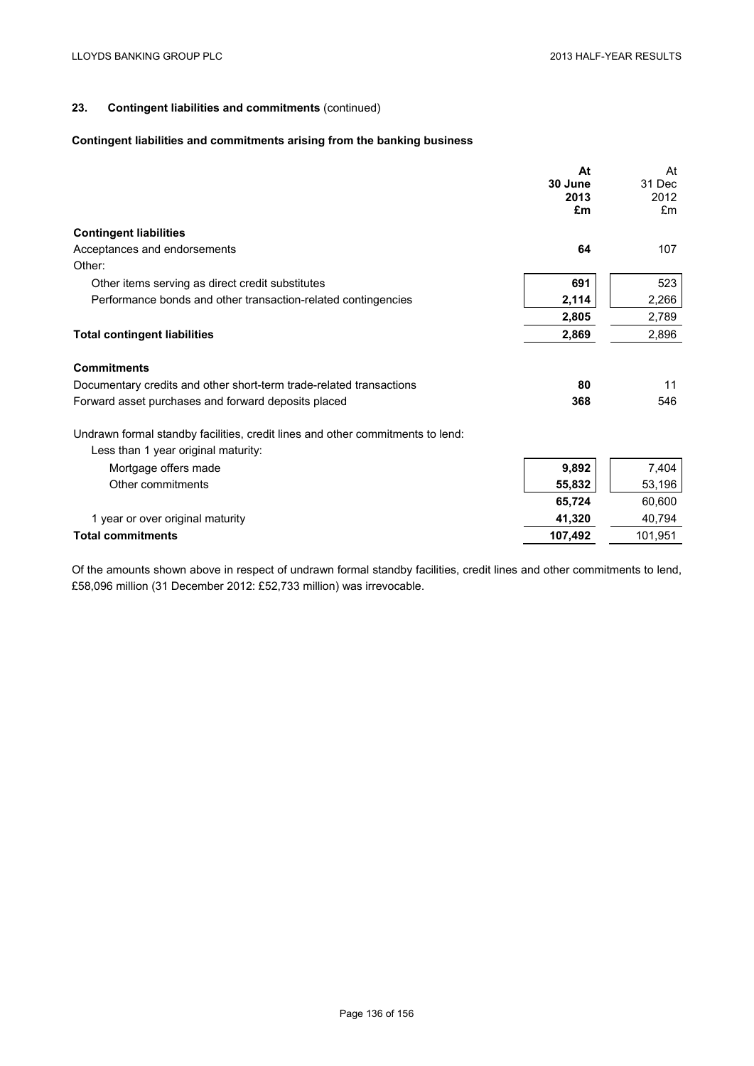## 23. Contingent liabilities and commitments (continued)

### Contingent liabilities and commitments arising from the banking business

| | At 30 June 2013 £m | At 31 Dec 2012 £m |
|---|---|---|
| **Contingent liabilities** | | |
| Acceptances and endorsements | **64** | 107 |
| Other: | | |
| Other items serving as direct credit substitutes | **691** | 523 |
| Performance bonds and other transaction-related contingencies | **2,114** | 2,266 |
| | **2,805** | 2,789 |
| **Total contingent liabilities** | **2,869** | 2,896 |
| **Commitments** | | |
| Documentary credits and other short-term trade-related transactions | **80** | 11 |
| Forward asset purchases and forward deposits placed | **368** | 546 |
| Undrawn formal standby facilities, credit lines and other commitments to lend: | | |
| Less than 1 year original maturity: | | |
| Mortgage offers made | **9,892** | 7,404 |
| Other commitments | **55,832** | 53,196 |
| | **65,724** | 60,600 |
| 1 year or over original maturity | **41,320** | 40,794 |
| **Total commitments** | **107,492** | 101,951 |

Of the amounts shown above in respect of undrawn formal standby facilities, credit lines and other commitments to lend, £58,096 million (31 December 2012: £52,733 million) was irrevocable.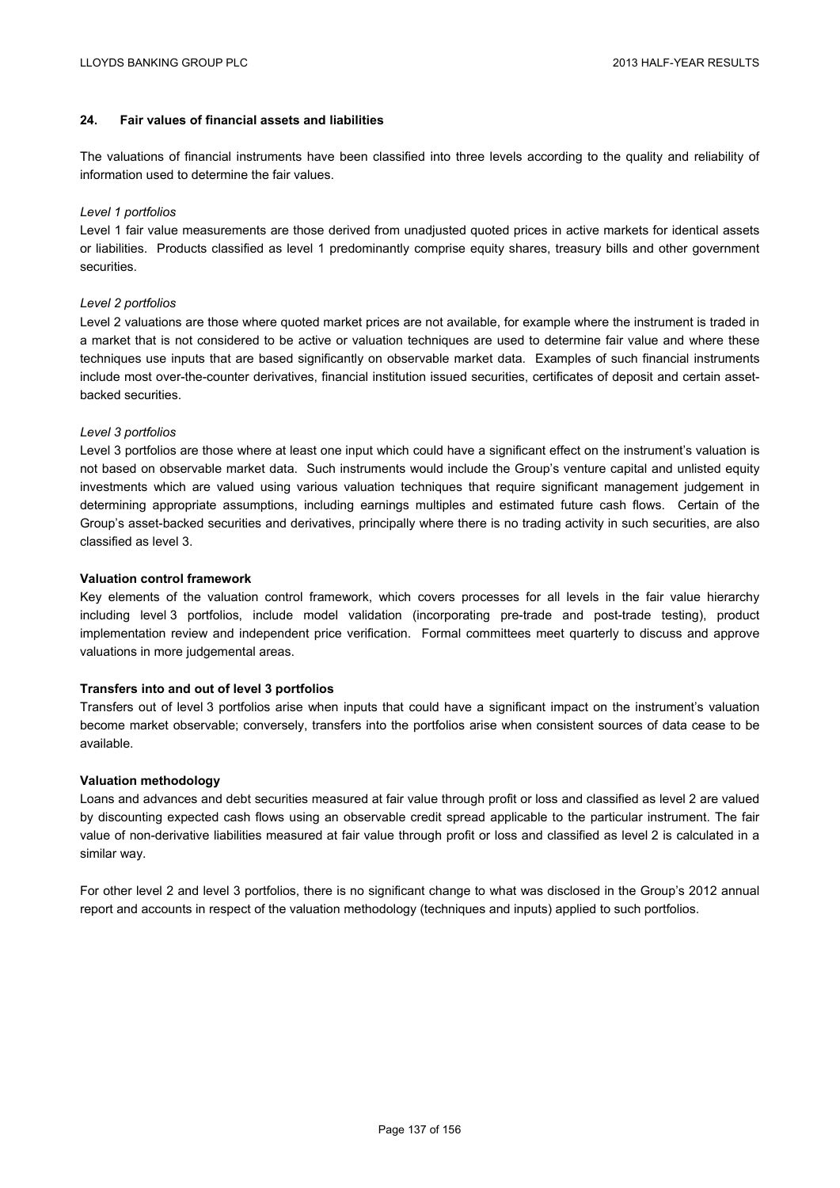## 24. Fair values of financial assets and liabilities

The valuations of financial instruments have been classified into three levels according to the quality and reliability of information used to determine the fair values.

*Level 1 portfolios*

Level 1 fair value measurements are those derived from unadjusted quoted prices in active markets for identical assets or liabilities. Products classified as level 1 predominantly comprise equity shares, treasury bills and other government securities.

*Level 2 portfolios*

Level 2 valuations are those where quoted market prices are not available, for example where the instrument is traded in a market that is not considered to be active or valuation techniques are used to determine fair value and where these techniques use inputs that are based significantly on observable market data. Examples of such financial instruments include most over-the-counter derivatives, financial institution issued securities, certificates of deposit and certain asset-backed securities.

*Level 3 portfolios*

Level 3 portfolios are those where at least one input which could have a significant effect on the instrument's valuation is not based on observable market data. Such instruments would include the Group's venture capital and unlisted equity investments which are valued using various valuation techniques that require significant management judgement in determining appropriate assumptions, including earnings multiples and estimated future cash flows. Certain of the Group's asset-backed securities and derivatives, principally where there is no trading activity in such securities, are also classified as level 3.

**Valuation control framework**

Key elements of the valuation control framework, which covers processes for all levels in the fair value hierarchy including level 3 portfolios, include model validation (incorporating pre-trade and post-trade testing), product implementation review and independent price verification. Formal committees meet quarterly to discuss and approve valuations in more judgemental areas.

**Transfers into and out of level 3 portfolios**

Transfers out of level 3 portfolios arise when inputs that could have a significant impact on the instrument's valuation become market observable; conversely, transfers into the portfolios arise when consistent sources of data cease to be available.

**Valuation methodology**

Loans and advances and debt securities measured at fair value through profit or loss and classified as level 2 are valued by discounting expected cash flows using an observable credit spread applicable to the particular instrument. The fair value of non-derivative liabilities measured at fair value through profit or loss and classified as level 2 is calculated in a similar way.

For other level 2 and level 3 portfolios, there is no significant change to what was disclosed in the Group's 2012 annual report and accounts in respect of the valuation methodology (techniques and inputs) applied to such portfolios.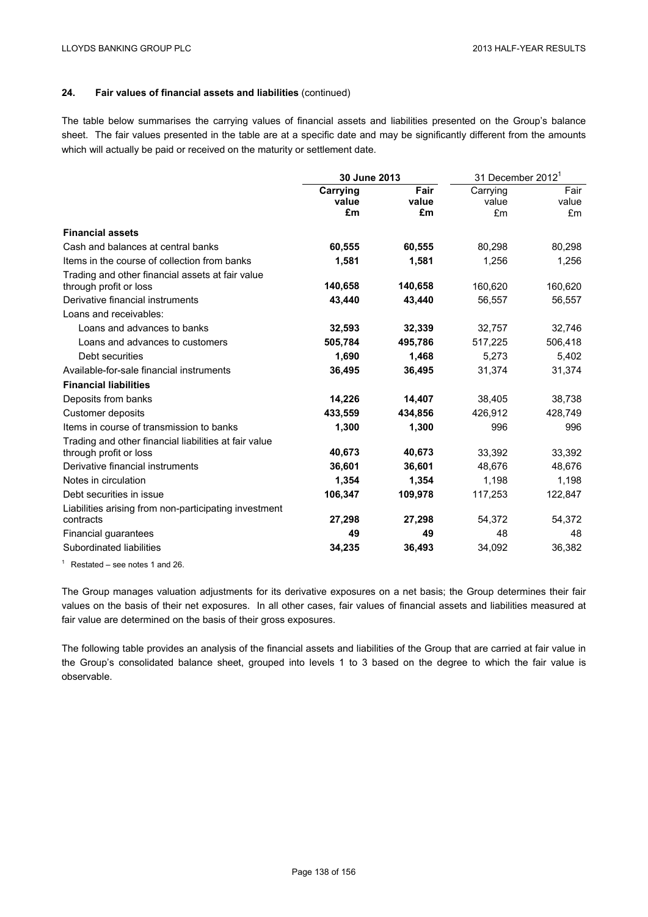## 24. Fair values of financial assets and liabilities (continued)

The table below summarises the carrying values of financial assets and liabilities presented on the Group's balance sheet. The fair values presented in the table are at a specific date and may be significantly different from the amounts which will actually be paid or received on the maturity or settlement date.

| | **30 June 2013** | | 31 December 2012[1] | |
|---|---|---|---|---|
| | **Carrying value £m** | **Fair value £m** | Carrying value £m | Fair value £m |
| **Financial assets** | | | | |
| Cash and balances at central banks | **60,555** | **60,555** | 80,298 | 80,298 |
| Items in the course of collection from banks | **1,581** | **1,581** | 1,256 | 1,256 |
| Trading and other financial assets at fair value through profit or loss | **140,658** | **140,658** | 160,620 | 160,620 |
| Derivative financial instruments | **43,440** | **43,440** | 56,557 | 56,557 |
| Loans and receivables: | | | | |
| Loans and advances to banks | **32,593** | **32,339** | 32,757 | 32,746 |
| Loans and advances to customers | **505,784** | **495,786** | 517,225 | 506,418 |
| Debt securities | **1,690** | **1,468** | 5,273 | 5,402 |
| Available-for-sale financial instruments | **36,495** | **36,495** | 31,374 | 31,374 |
| **Financial liabilities** | | | | |
| Deposits from banks | **14,226** | **14,407** | 38,405 | 38,738 |
| Customer deposits | **433,559** | **434,856** | 426,912 | 428,749 |
| Items in course of transmission to banks | **1,300** | **1,300** | 996 | 996 |
| Trading and other financial liabilities at fair value through profit or loss | **40,673** | **40,673** | 33,392 | 33,392 |
| Derivative financial instruments | **36,601** | **36,601** | 48,676 | 48,676 |
| Notes in circulation | **1,354** | **1,354** | 1,198 | 1,198 |
| Debt securities in issue | **106,347** | **109,978** | 117,253 | 122,847 |
| Liabilities arising from non-participating investment contracts | **27,298** | **27,298** | 54,372 | 54,372 |
| Financial guarantees | **49** | **49** | 48 | 48 |
| Subordinated liabilities | **34,235** | **36,493** | 34,092 | 36,382 |

[1] Restated – see notes 1 and 26.

The Group manages valuation adjustments for its derivative exposures on a net basis; the Group determines their fair values on the basis of their net exposures. In all other cases, fair values of financial assets and liabilities measured at fair value are determined on the basis of their gross exposures.

The following table provides an analysis of the financial assets and liabilities of the Group that are carried at fair value in the Group's consolidated balance sheet, grouped into levels 1 to 3 based on the degree to which the fair value is observable.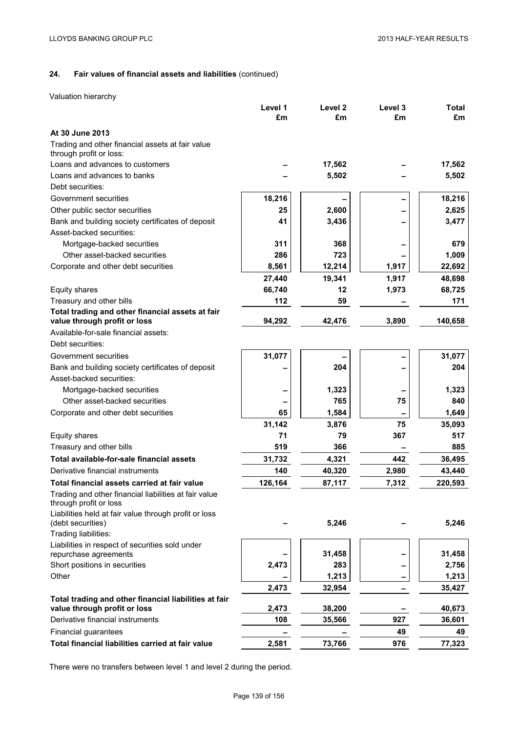## 24. Fair values of financial assets and liabilities (continued)

Valuation hierarchy

| | Level 1 £m | Level 2 £m | Level 3 £m | Total £m |
|---|---|---|---|---|
| **At 30 June 2013** | | | | |
| Trading and other financial assets at fair value through profit or loss: | | | | |
| Loans and advances to customers | – | 17,562 | – | 17,562 |
| Loans and advances to banks | – | 5,502 | – | 5,502 |
| Debt securities: | | | | |
| Government securities | 18,216 | – | – | 18,216 |
| Other public sector securities | 25 | 2,600 | – | 2,625 |
| Bank and building society certificates of deposit | 41 | 3,436 | – | 3,477 |
| Asset-backed securities: | | | | |
| Mortgage-backed securities | 311 | 368 | – | 679 |
| Other asset-backed securities | 286 | 723 | – | 1,009 |
| Corporate and other debt securities | 8,561 | 12,214 | 1,917 | 22,692 |
| | 27,440 | 19,341 | 1,917 | 48,698 |
| Equity shares | 66,740 | 12 | 1,973 | 68,725 |
| Treasury and other bills | 112 | 59 | – | 171 |
| **Total trading and other financial assets at fair value through profit or loss** | **94,292** | **42,476** | **3,890** | **140,658** |
| Available-for-sale financial assets: | | | | |
| Debt securities: | | | | |
| Government securities | 31,077 | – | – | 31,077 |
| Bank and building society certificates of deposit | – | 204 | – | 204 |
| Asset-backed securities: | | | | |
| Mortgage-backed securities | – | 1,323 | – | 1,323 |
| Other asset-backed securities | – | 765 | 75 | 840 |
| Corporate and other debt securities | 65 | 1,584 | – | 1,649 |
| | 31,142 | 3,876 | 75 | 35,093 |
| Equity shares | 71 | 79 | 367 | 517 |
| Treasury and other bills | 519 | 366 | – | 885 |
| **Total available-for-sale financial assets** | **31,732** | **4,321** | **442** | **36,495** |
| Derivative financial instruments | 140 | 40,320 | 2,980 | 43,440 |
| **Total financial assets carried at fair value** | **126,164** | **87,117** | **7,312** | **220,593** |
| Trading and other financial liabilities at fair value through profit or loss | | | | |
| Liabilities held at fair value through profit or loss (debt securities) | – | 5,246 | – | 5,246 |
| Trading liabilities: | | | | |
| Liabilities in respect of securities sold under repurchase agreements | – | 31,458 | – | 31,458 |
| Short positions in securities | 2,473 | 283 | – | 2,756 |
| Other | – | 1,213 | – | 1,213 |
| | 2,473 | 32,954 | – | 35,427 |
| **Total trading and other financial liabilities at fair value through profit or loss** | **2,473** | **38,200** | **–** | **40,673** |
| Derivative financial instruments | 108 | 35,566 | 927 | 36,601 |
| Financial guarantees | – | – | 49 | 49 |
| **Total financial liabilities carried at fair value** | **2,581** | **73,766** | **976** | **77,323** |

There were no transfers between level 1 and level 2 during the period.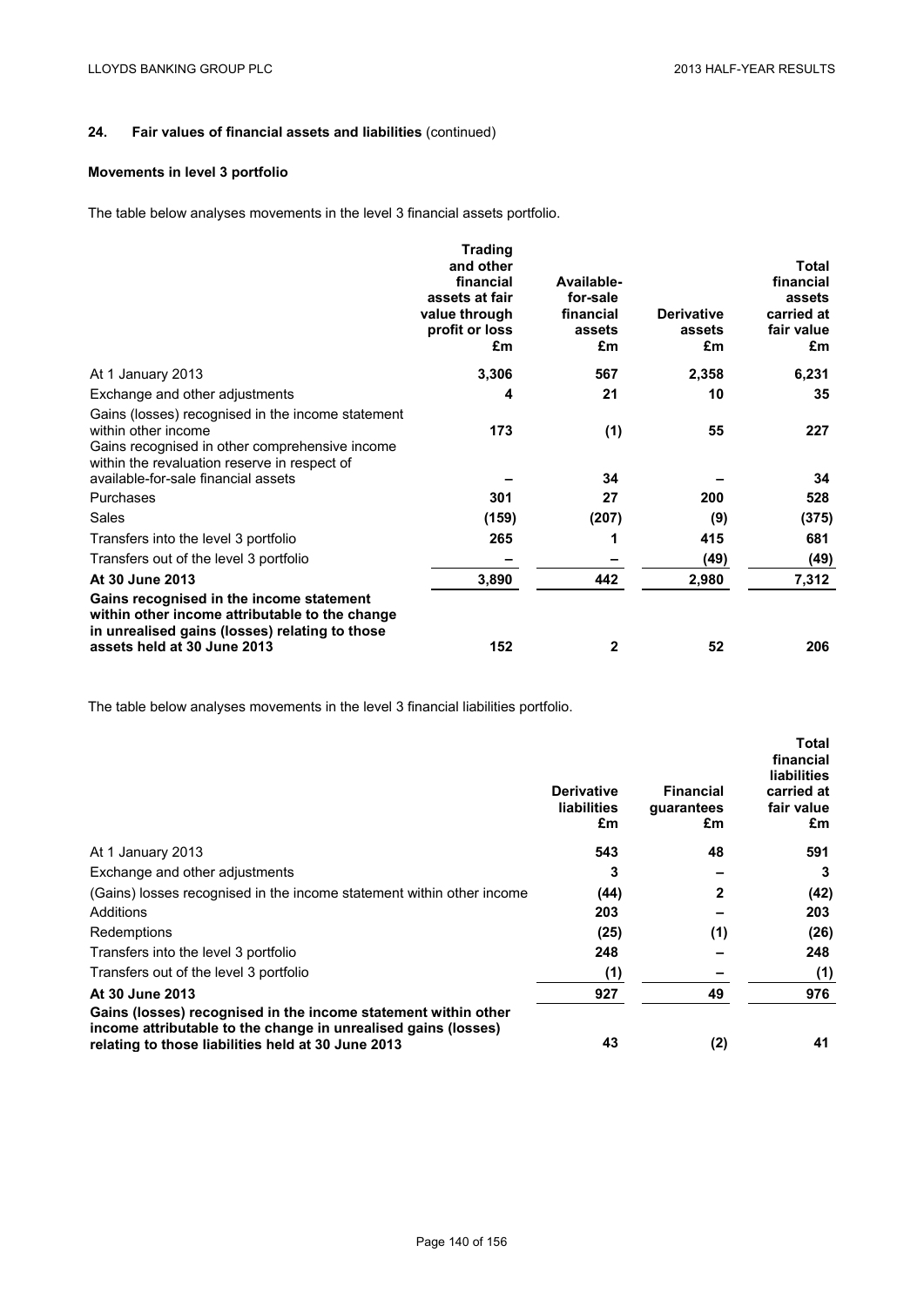## 24. Fair values of financial assets and liabilities (continued)

### Movements in level 3 portfolio

The table below analyses movements in the level 3 financial assets portfolio.

| | Trading and other financial assets at fair value through profit or loss £m | Available-for-sale financial assets £m | Derivative assets £m | Total financial assets carried at fair value £m |
|---|---|---|---|---|
| At 1 January 2013 | 3,306 | 567 | 2,358 | 6,231 |
| Exchange and other adjustments | 4 | 21 | 10 | 35 |
| Gains (losses) recognised in the income statement within other income | 173 | (1) | 55 | 227 |
| Gains recognised in other comprehensive income within the revaluation reserve in respect of available-for-sale financial assets | – | 34 | – | 34 |
| Purchases | 301 | 27 | 200 | 528 |
| Sales | (159) | (207) | (9) | (375) |
| Transfers into the level 3 portfolio | 265 | 1 | 415 | 681 |
| Transfers out of the level 3 portfolio | – | – | (49) | (49) |
| **At 30 June 2013** | **3,890** | **442** | **2,980** | **7,312** |
| **Gains recognised in the income statement within other income attributable to the change in unrealised gains (losses) relating to those assets held at 30 June 2013** | **152** | **2** | **52** | **206** |

The table below analyses movements in the level 3 financial liabilities portfolio.

| | Derivative liabilities £m | Financial guarantees £m | Total financial liabilities carried at fair value £m |
|---|---|---|---|
| At 1 January 2013 | 543 | 48 | 591 |
| Exchange and other adjustments | 3 | – | 3 |
| (Gains) losses recognised in the income statement within other income | (44) | 2 | (42) |
| Additions | 203 | – | 203 |
| Redemptions | (25) | (1) | (26) |
| Transfers into the level 3 portfolio | 248 | – | 248 |
| Transfers out of the level 3 portfolio | (1) | – | (1) |
| **At 30 June 2013** | **927** | **49** | **976** |
| **Gains (losses) recognised in the income statement within other income attributable to the change in unrealised gains (losses) relating to those liabilities held at 30 June 2013** | **43** | **(2)** | **41** |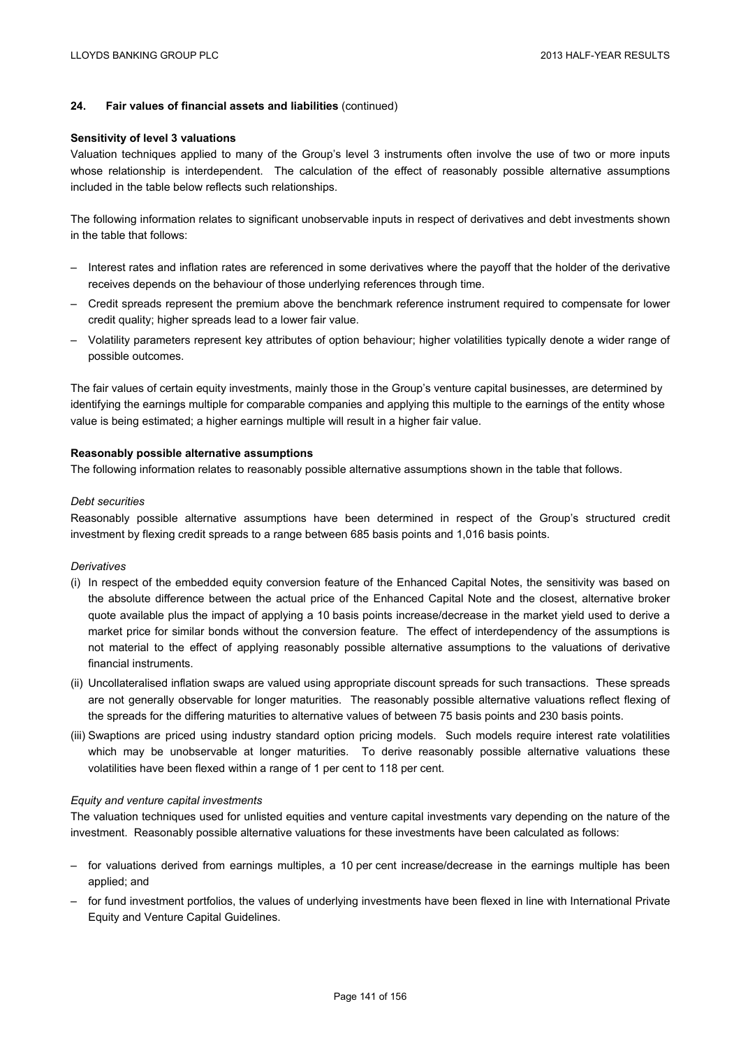## 24. Fair values of financial assets and liabilities (continued)

### Sensitivity of level 3 valuations

Valuation techniques applied to many of the Group's level 3 instruments often involve the use of two or more inputs whose relationship is interdependent. The calculation of the effect of reasonably possible alternative assumptions included in the table below reflects such relationships.

The following information relates to significant unobservable inputs in respect of derivatives and debt investments shown in the table that follows:

- Interest rates and inflation rates are referenced in some derivatives where the payoff that the holder of the derivative receives depends on the behaviour of those underlying references through time.
- Credit spreads represent the premium above the benchmark reference instrument required to compensate for lower credit quality; higher spreads lead to a lower fair value.
- Volatility parameters represent key attributes of option behaviour; higher volatilities typically denote a wider range of possible outcomes.

The fair values of certain equity investments, mainly those in the Group's venture capital businesses, are determined by identifying the earnings multiple for comparable companies and applying this multiple to the earnings of the entity whose value is being estimated; a higher earnings multiple will result in a higher fair value.

### Reasonably possible alternative assumptions

The following information relates to reasonably possible alternative assumptions shown in the table that follows.

*Debt securities*

Reasonably possible alternative assumptions have been determined in respect of the Group's structured credit investment by flexing credit spreads to a range between 685 basis points and 1,016 basis points.

*Derivatives*

(i) In respect of the embedded equity conversion feature of the Enhanced Capital Notes, the sensitivity was based on the absolute difference between the actual price of the Enhanced Capital Note and the closest, alternative broker quote available plus the impact of applying a 10 basis points increase/decrease in the market yield used to derive a market price for similar bonds without the conversion feature. The effect of interdependency of the assumptions is not material to the effect of applying reasonably possible alternative assumptions to the valuations of derivative financial instruments.

(ii) Uncollateralised inflation swaps are valued using appropriate discount spreads for such transactions. These spreads are not generally observable for longer maturities. The reasonably possible alternative valuations reflect flexing of the spreads for the differing maturities to alternative values of between 75 basis points and 230 basis points.

(iii) Swaptions are priced using industry standard option pricing models. Such models require interest rate volatilities which may be unobservable at longer maturities. To derive reasonably possible alternative valuations these volatilities have been flexed within a range of 1 per cent to 118 per cent.

*Equity and venture capital investments*

The valuation techniques used for unlisted equities and venture capital investments vary depending on the nature of the investment. Reasonably possible alternative valuations for these investments have been calculated as follows:

- for valuations derived from earnings multiples, a 10 per cent increase/decrease in the earnings multiple has been applied; and
- for fund investment portfolios, the values of underlying investments have been flexed in line with International Private Equity and Venture Capital Guidelines.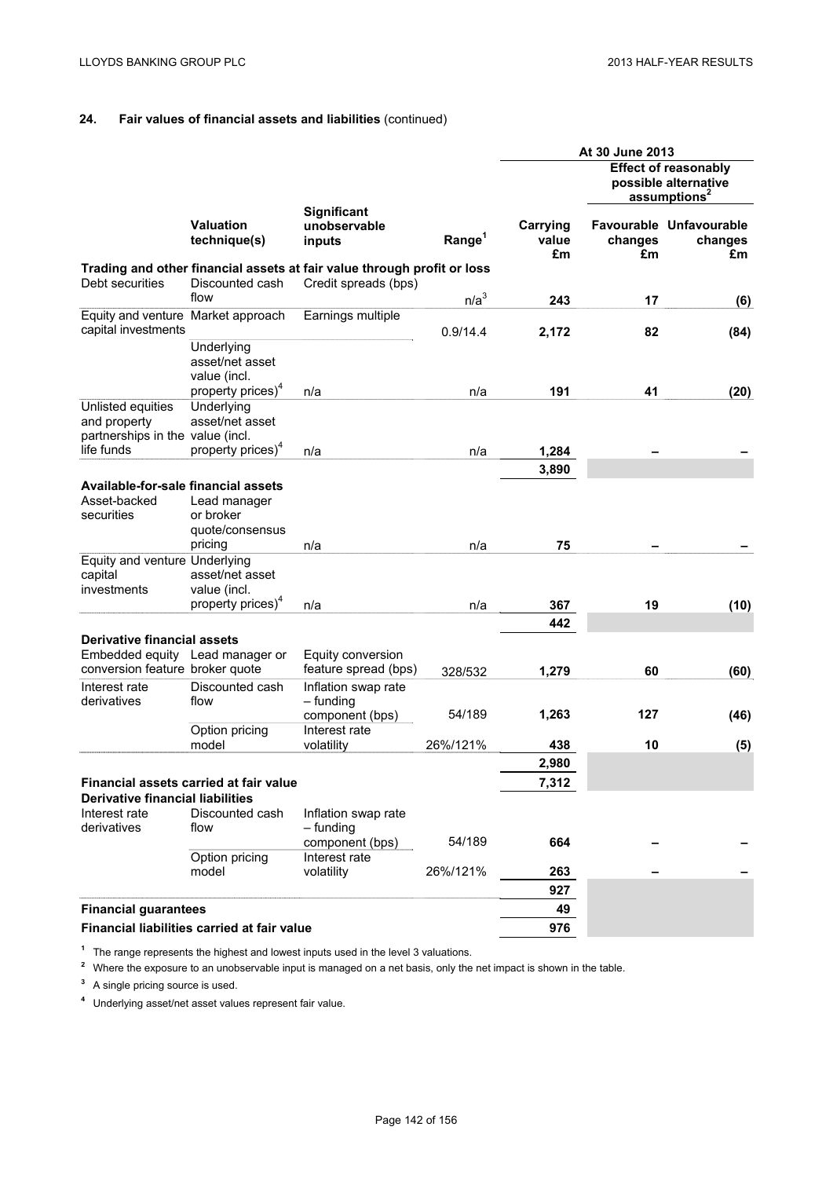## 24. Fair values of financial assets and liabilities (continued)

| | | | | At 30 June 2013 | | |
|---|---|---|---|---|---|---|
| | | | | | Effect of reasonably possible alternative assumptions[2] | |
| | Valuation technique(s) | Significant unobservable inputs | Range[1] | Carrying value £m | Favourable changes £m | Unfavourable changes £m |
| **Trading and other financial assets at fair value through profit or loss** | | | | | | |
| Debt securities | Discounted cash flow | Credit spreads (bps) | n/a[3] | 243 | 17 | (6) |
| Equity and venture capital investments | Market approach | Earnings multiple | 0.9/14.4 | 2,172 | 82 | (84) |
| | Underlying asset/net asset value (incl. property prices)[4] | n/a | n/a | 191 | 41 | (20) |
| Unlisted equities and property partnerships in the life funds | Underlying asset/net asset value (incl. property prices)[4] | n/a | n/a | 1,284 | – | – |
| | | | | 3,890 | | |
| **Available-for-sale financial assets** | | | | | | |
| Asset-backed securities | Lead manager or broker quote/consensus pricing | n/a | n/a | 75 | – | – |
| Equity and venture capital investments | Underlying asset/net asset value (incl. property prices)[4] | n/a | n/a | 367 | 19 | (10) |
| | | | | 442 | | |
| **Derivative financial assets** | | | | | | |
| Embedded equity conversion feature | Lead manager or broker quote | Equity conversion feature spread (bps) | 328/532 | 1,279 | 60 | (60) |
| Interest rate derivatives | Discounted cash flow | Inflation swap rate – funding component (bps) | 54/189 | 1,263 | 127 | (46) |
| | Option pricing model | Interest rate volatility | 26%/121% | 438 | 10 | (5) |
| | | | | 2,980 | | |
| **Financial assets carried at fair value** | | | | 7,312 | | |
| **Derivative financial liabilities** | | | | | | |
| Interest rate derivatives | Discounted cash flow | Inflation swap rate – funding component (bps) | 54/189 | 664 | – | – |
| | Option pricing model | Interest rate volatility | 26%/121% | 263 | – | – |
| | | | | 927 | | |
| **Financial guarantees** | | | | 49 | | |
| **Financial liabilities carried at fair value** | | | | 976 | | |

[1] The range represents the highest and lowest inputs used in the level 3 valuations.

[2] Where the exposure to an unobservable input is managed on a net basis, only the net impact is shown in the table.

[3] A single pricing source is used.

[4] Underlying asset/net asset values represent fair value.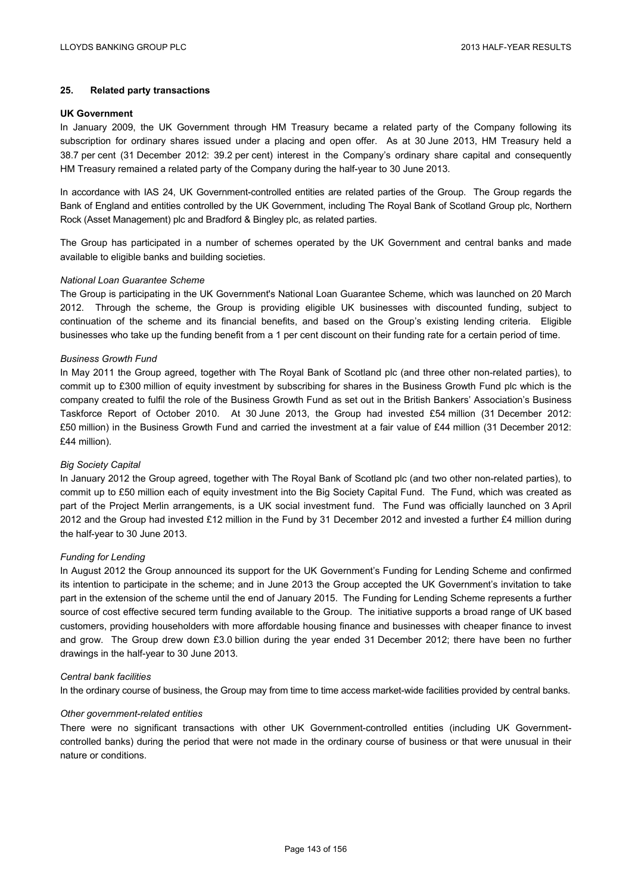## 25. Related party transactions

### UK Government

In January 2009, the UK Government through HM Treasury became a related party of the Company following its subscription for ordinary shares issued under a placing and open offer. As at 30 June 2013, HM Treasury held a 38.7 per cent (31 December 2012: 39.2 per cent) interest in the Company's ordinary share capital and consequently HM Treasury remained a related party of the Company during the half-year to 30 June 2013.

In accordance with IAS 24, UK Government-controlled entities are related parties of the Group. The Group regards the Bank of England and entities controlled by the UK Government, including The Royal Bank of Scotland Group plc, Northern Rock (Asset Management) plc and Bradford & Bingley plc, as related parties.

The Group has participated in a number of schemes operated by the UK Government and central banks and made available to eligible banks and building societies.

*National Loan Guarantee Scheme*

The Group is participating in the UK Government's National Loan Guarantee Scheme, which was launched on 20 March 2012. Through the scheme, the Group is providing eligible UK businesses with discounted funding, subject to continuation of the scheme and its financial benefits, and based on the Group's existing lending criteria. Eligible businesses who take up the funding benefit from a 1 per cent discount on their funding rate for a certain period of time.

*Business Growth Fund*

In May 2011 the Group agreed, together with The Royal Bank of Scotland plc (and three other non-related parties), to commit up to £300 million of equity investment by subscribing for shares in the Business Growth Fund plc which is the company created to fulfil the role of the Business Growth Fund as set out in the British Bankers' Association's Business Taskforce Report of October 2010. At 30 June 2013, the Group had invested £54 million (31 December 2012: £50 million) in the Business Growth Fund and carried the investment at a fair value of £44 million (31 December 2012: £44 million).

*Big Society Capital*

In January 2012 the Group agreed, together with The Royal Bank of Scotland plc (and two other non-related parties), to commit up to £50 million each of equity investment into the Big Society Capital Fund. The Fund, which was created as part of the Project Merlin arrangements, is a UK social investment fund. The Fund was officially launched on 3 April 2012 and the Group had invested £12 million in the Fund by 31 December 2012 and invested a further £4 million during the half-year to 30 June 2013.

*Funding for Lending*

In August 2012 the Group announced its support for the UK Government's Funding for Lending Scheme and confirmed its intention to participate in the scheme; and in June 2013 the Group accepted the UK Government's invitation to take part in the extension of the scheme until the end of January 2015. The Funding for Lending Scheme represents a further source of cost effective secured term funding available to the Group. The initiative supports a broad range of UK based customers, providing householders with more affordable housing finance and businesses with cheaper finance to invest and grow. The Group drew down £3.0 billion during the year ended 31 December 2012; there have been no further drawings in the half-year to 30 June 2013.

*Central bank facilities*

In the ordinary course of business, the Group may from time to time access market-wide facilities provided by central banks.

*Other government-related entities*

There were no significant transactions with other UK Government-controlled entities (including UK Government-controlled banks) during the period that were not made in the ordinary course of business or that were unusual in their nature or conditions.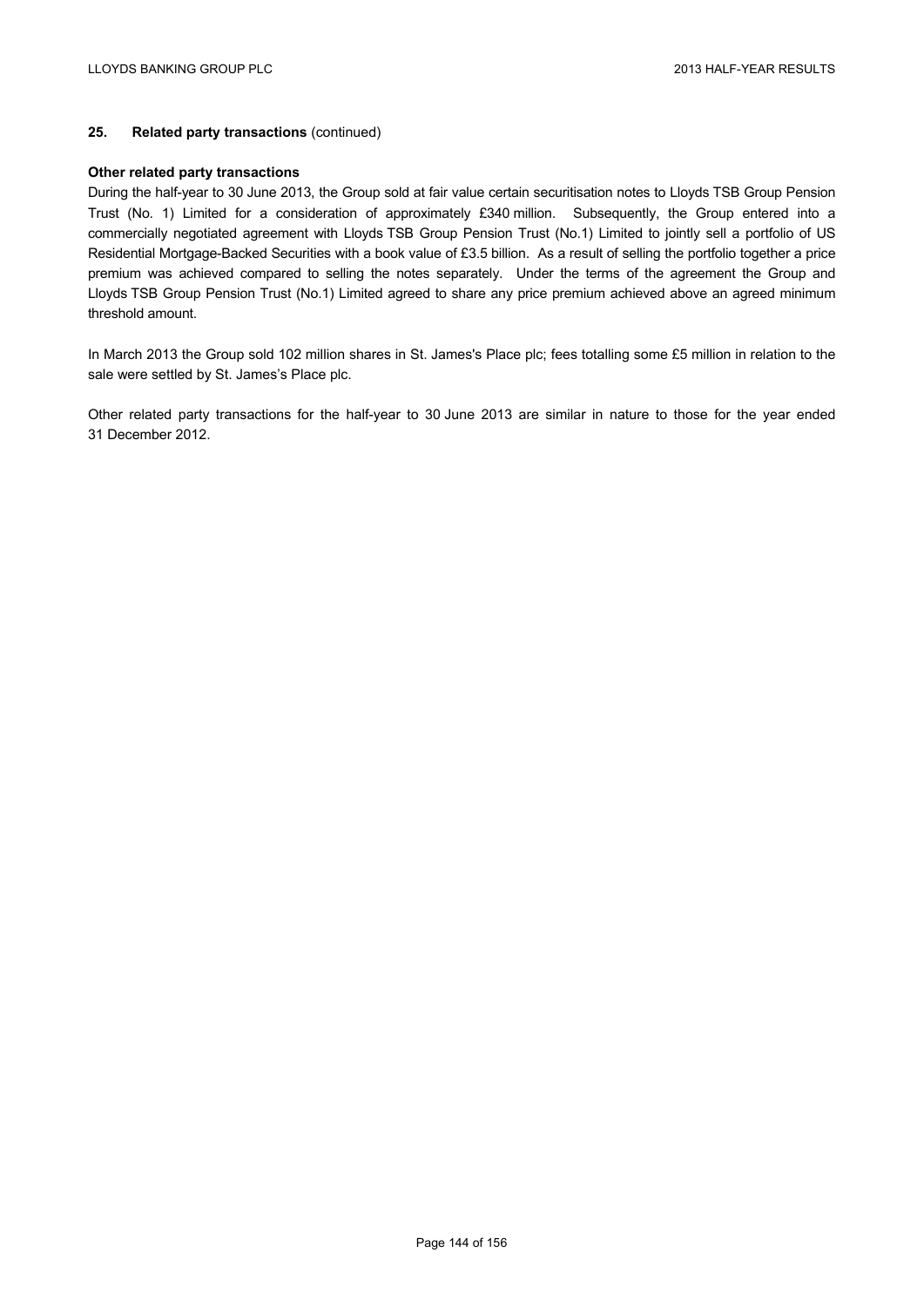## 25. Related party transactions (continued)

### Other related party transactions

During the half-year to 30 June 2013, the Group sold at fair value certain securitisation notes to Lloyds TSB Group Pension Trust (No. 1) Limited for a consideration of approximately £340 million. Subsequently, the Group entered into a commercially negotiated agreement with Lloyds TSB Group Pension Trust (No.1) Limited to jointly sell a portfolio of US Residential Mortgage-Backed Securities with a book value of £3.5 billion. As a result of selling the portfolio together a price premium was achieved compared to selling the notes separately. Under the terms of the agreement the Group and Lloyds TSB Group Pension Trust (No.1) Limited agreed to share any price premium achieved above an agreed minimum threshold amount.

In March 2013 the Group sold 102 million shares in St. James's Place plc; fees totalling some £5 million in relation to the sale were settled by St. James's Place plc.

Other related party transactions for the half-year to 30 June 2013 are similar in nature to those for the year ended 31 December 2012.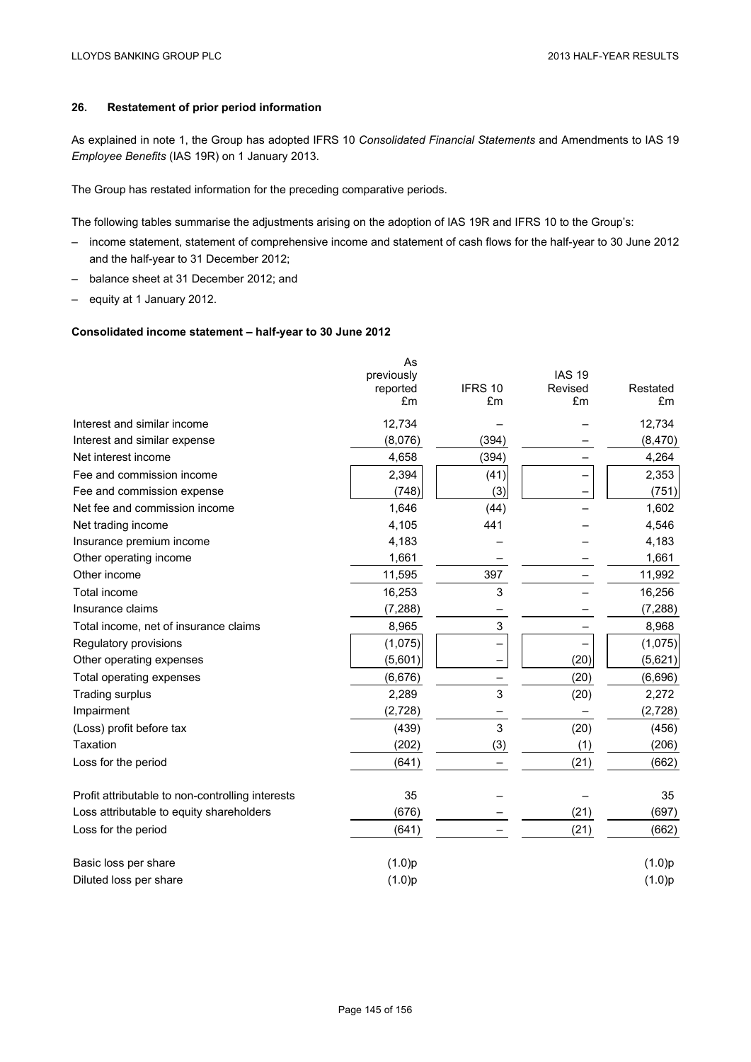## 26. Restatement of prior period information

As explained in note 1, the Group has adopted IFRS 10 *Consolidated Financial Statements* and Amendments to IAS 19 *Employee Benefits* (IAS 19R) on 1 January 2013.

The Group has restated information for the preceding comparative periods.

The following tables summarise the adjustments arising on the adoption of IAS 19R and IFRS 10 to the Group's:

- income statement, statement of comprehensive income and statement of cash flows for the half-year to 30 June 2012 and the half-year to 31 December 2012;
- balance sheet at 31 December 2012; and
- equity at 1 January 2012.

### Consolidated income statement – half-year to 30 June 2012

| | As previously reported £m | IFRS 10 £m | IAS 19 Revised £m | Restated £m |
|---|---|---|---|---|
| Interest and similar income | 12,734 | – | – | 12,734 |
| Interest and similar expense | (8,076) | (394) | – | (8,470) |
| Net interest income | 4,658 | (394) | – | 4,264 |
| Fee and commission income | 2,394 | (41) | – | 2,353 |
| Fee and commission expense | (748) | (3) | – | (751) |
| Net fee and commission income | 1,646 | (44) | – | 1,602 |
| Net trading income | 4,105 | 441 | – | 4,546 |
| Insurance premium income | 4,183 | – | – | 4,183 |
| Other operating income | 1,661 | – | – | 1,661 |
| Other income | 11,595 | 397 | – | 11,992 |
| Total income | 16,253 | 3 | – | 16,256 |
| Insurance claims | (7,288) | – | – | (7,288) |
| Total income, net of insurance claims | 8,965 | 3 | – | 8,968 |
| Regulatory provisions | (1,075) | – | – | (1,075) |
| Other operating expenses | (5,601) | – | (20) | (5,621) |
| Total operating expenses | (6,676) | – | (20) | (6,696) |
| Trading surplus | 2,289 | 3 | (20) | 2,272 |
| Impairment | (2,728) | – | – | (2,728) |
| (Loss) profit before tax | (439) | 3 | (20) | (456) |
| Taxation | (202) | (3) | (1) | (206) |
| Loss for the period | (641) | – | (21) | (662) |
| | | | | |
| Profit attributable to non-controlling interests | 35 | – | – | 35 |
| Loss attributable to equity shareholders | (676) | – | (21) | (697) |
| Loss for the period | (641) | – | (21) | (662) |
| | | | | |
| Basic loss per share | (1.0)p | | | (1.0)p |
| Diluted loss per share | (1.0)p | | | (1.0)p |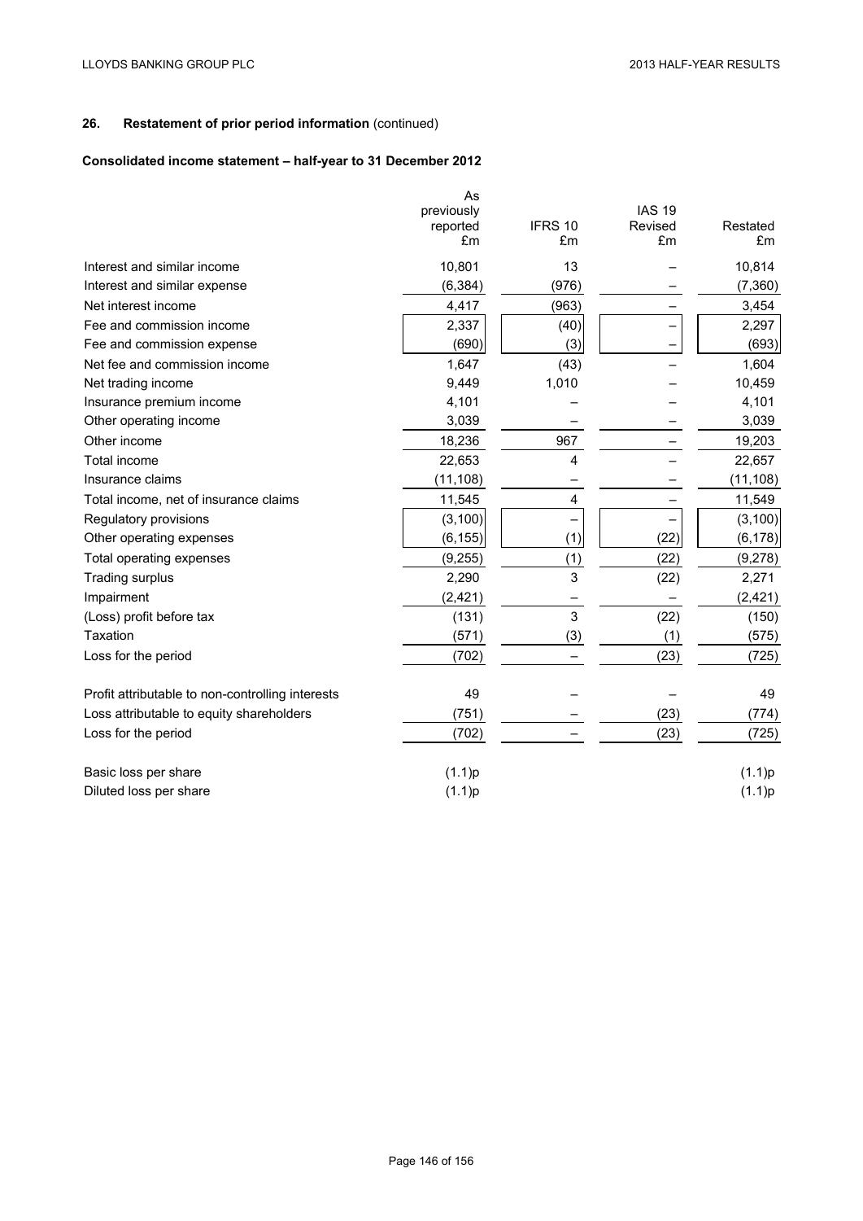## 26. Restatement of prior period information (continued)

### Consolidated income statement – half-year to 31 December 2012

| | As previously reported £m | IFRS 10 £m | IAS 19 Revised £m | Restated £m |
|---|---|---|---|---|
| Interest and similar income | 10,801 | 13 | – | 10,814 |
| Interest and similar expense | (6,384) | (976) | – | (7,360) |
| Net interest income | 4,417 | (963) | – | 3,454 |
| Fee and commission income | 2,337 | (40) | – | 2,297 |
| Fee and commission expense | (690) | (3) | – | (693) |
| Net fee and commission income | 1,647 | (43) | – | 1,604 |
| Net trading income | 9,449 | 1,010 | – | 10,459 |
| Insurance premium income | 4,101 | – | – | 4,101 |
| Other operating income | 3,039 | – | – | 3,039 |
| Other income | 18,236 | 967 | – | 19,203 |
| Total income | 22,653 | 4 | – | 22,657 |
| Insurance claims | (11,108) | – | – | (11,108) |
| Total income, net of insurance claims | 11,545 | 4 | – | 11,549 |
| Regulatory provisions | (3,100) | – | – | (3,100) |
| Other operating expenses | (6,155) | (1) | (22) | (6,178) |
| Total operating expenses | (9,255) | (1) | (22) | (9,278) |
| Trading surplus | 2,290 | 3 | (22) | 2,271 |
| Impairment | (2,421) | – | – | (2,421) |
| (Loss) profit before tax | (131) | 3 | (22) | (150) |
| Taxation | (571) | (3) | (1) | (575) |
| Loss for the period | (702) | – | (23) | (725) |
| | | | | |
| Profit attributable to non-controlling interests | 49 | – | – | 49 |
| Loss attributable to equity shareholders | (751) | – | (23) | (774) |
| Loss for the period | (702) | – | (23) | (725) |
| | | | | |
| Basic loss per share | (1.1)p | | | (1.1)p |
| Diluted loss per share | (1.1)p | | | (1.1)p |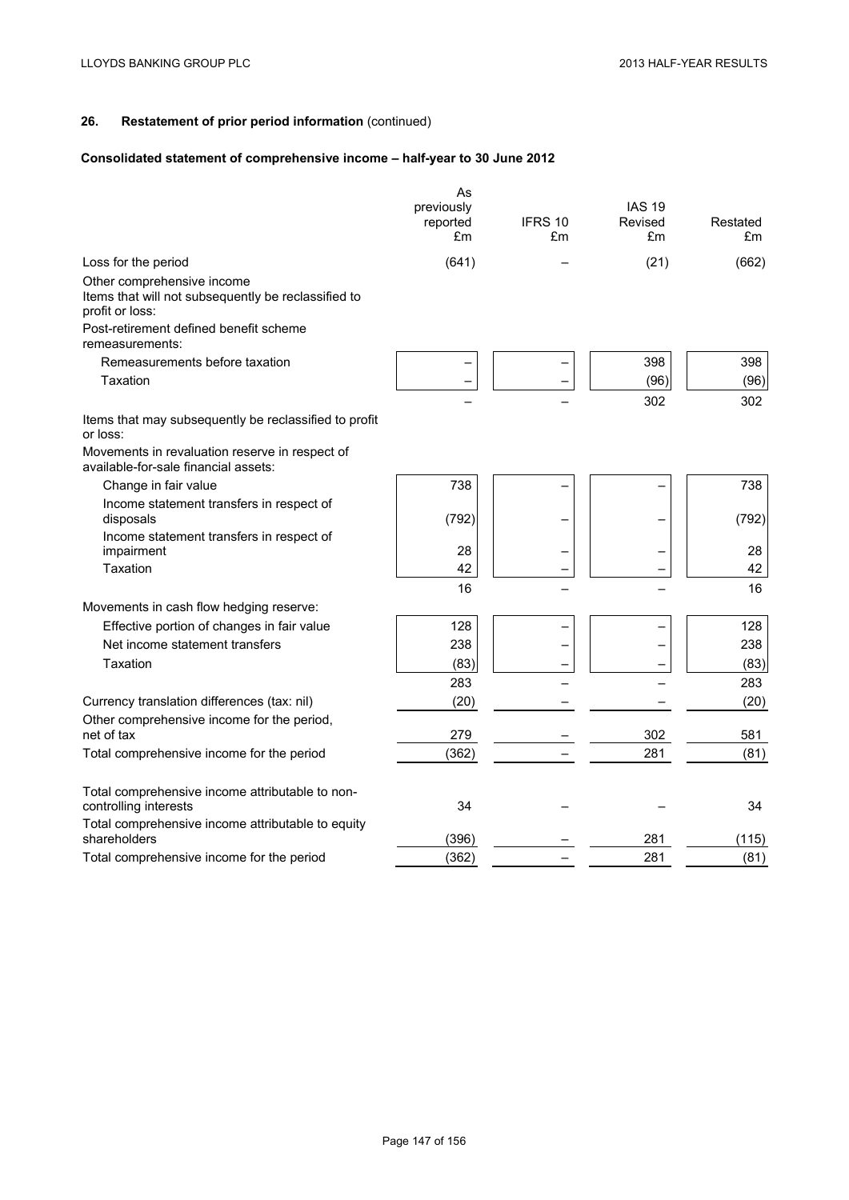## 26. Restatement of prior period information (continued)

### Consolidated statement of comprehensive income – half-year to 30 June 2012

| | As previously reported £m | IFRS 10 £m | IAS 19 Revised £m | Restated £m |
|---|---|---|---|---|
| Loss for the period | (641) | – | (21) | (662) |
| Other comprehensive income | | | | |
| Items that will not subsequently be reclassified to profit or loss: | | | | |
| Post-retirement defined benefit scheme remeasurements: | | | | |
| Remeasurements before taxation | – | – | 398 | 398 |
| Taxation | – | – | (96) | (96) |
| | – | – | 302 | 302 |
| Items that may subsequently be reclassified to profit or loss: | | | | |
| Movements in revaluation reserve in respect of available-for-sale financial assets: | | | | |
| Change in fair value | 738 | – | – | 738 |
| Income statement transfers in respect of disposals | (792) | – | – | (792) |
| Income statement transfers in respect of impairment | 28 | – | – | 28 |
| Taxation | 42 | – | – | 42 |
| | 16 | – | – | 16 |
| Movements in cash flow hedging reserve: | | | | |
| Effective portion of changes in fair value | 128 | – | – | 128 |
| Net income statement transfers | 238 | – | – | 238 |
| Taxation | (83) | – | – | (83) |
| | 283 | – | – | 283 |
| Currency translation differences (tax: nil) | (20) | – | – | (20) |
| Other comprehensive income for the period, net of tax | 279 | – | 302 | 581 |
| Total comprehensive income for the period | (362) | – | 281 | (81) |
| | | | | |
| Total comprehensive income attributable to non-controlling interests | 34 | – | – | 34 |
| Total comprehensive income attributable to equity shareholders | (396) | – | 281 | (115) |
| Total comprehensive income for the period | (362) | – | 281 | (81) |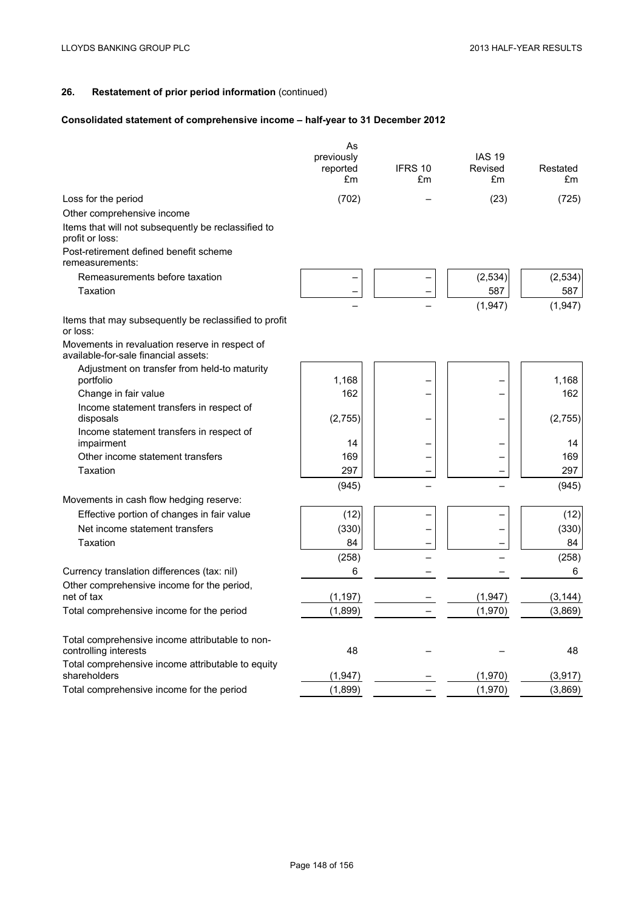## 26. Restatement of prior period information (continued)

### Consolidated statement of comprehensive income – half-year to 31 December 2012

| | As previously reported £m | IFRS 10 £m | IAS 19 Revised £m | Restated £m |
|---|---|---|---|---|
| Loss for the period | (702) | – | (23) | (725) |
| Other comprehensive income | | | | |
| Items that will not subsequently be reclassified to profit or loss: | | | | |
| Post-retirement defined benefit scheme remeasurements: | | | | |
| Remeasurements before taxation | – | – | (2,534) | (2,534) |
| Taxation | – | – | 587 | 587 |
| | – | – | (1,947) | (1,947) |
| Items that may subsequently be reclassified to profit or loss: | | | | |
| Movements in revaluation reserve in respect of available-for-sale financial assets: | | | | |
| Adjustment on transfer from held-to maturity portfolio | 1,168 | – | – | 1,168 |
| Change in fair value | 162 | – | – | 162 |
| Income statement transfers in respect of disposals | (2,755) | – | – | (2,755) |
| Income statement transfers in respect of impairment | 14 | – | – | 14 |
| Other income statement transfers | 169 | – | – | 169 |
| Taxation | 297 | – | – | 297 |
| | (945) | – | – | (945) |
| Movements in cash flow hedging reserve: | | | | |
| Effective portion of changes in fair value | (12) | – | – | (12) |
| Net income statement transfers | (330) | – | – | (330) |
| Taxation | 84 | – | – | 84 |
| | (258) | – | – | (258) |
| Currency translation differences (tax: nil) | 6 | – | – | 6 |
| Other comprehensive income for the period, net of tax | (1,197) | – | (1,947) | (3,144) |
| Total comprehensive income for the period | (1,899) | – | (1,970) | (3,869) |
| | | | | |
| Total comprehensive income attributable to non-controlling interests | 48 | – | – | 48 |
| Total comprehensive income attributable to equity shareholders | (1,947) | – | (1,970) | (3,917) |
| Total comprehensive income for the period | (1,899) | – | (1,970) | (3,869) |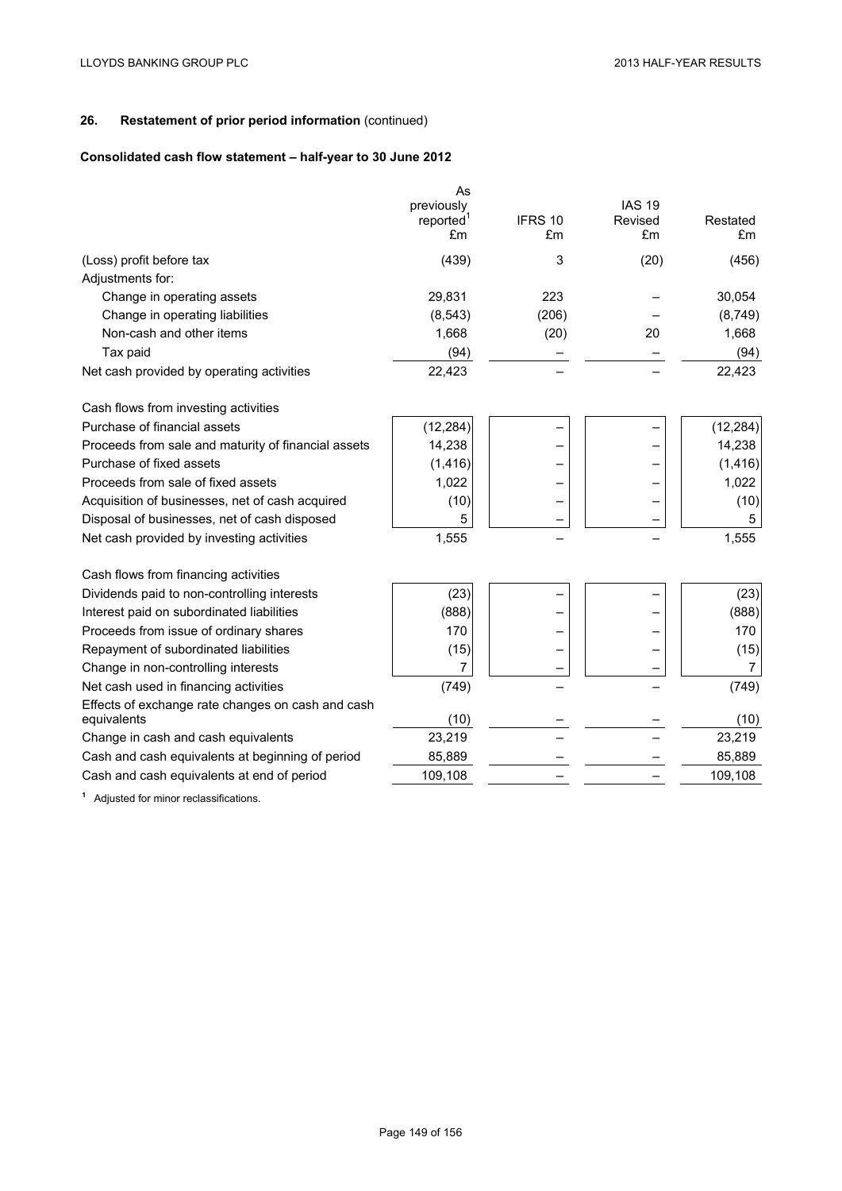## 26. Restatement of prior period information (continued)

### Consolidated cash flow statement – half-year to 30 June 2012

| | As previously reported[1] £m | IFRS 10 £m | IAS 19 Revised £m | Restated £m |
|---|---|---|---|---|
| (Loss) profit before tax | (439) | 3 | (20) | (456) |
| Adjustments for: | | | | |
| Change in operating assets | 29,831 | 223 | – | 30,054 |
| Change in operating liabilities | (8,543) | (206) | – | (8,749) |
| Non-cash and other items | 1,668 | (20) | 20 | 1,668 |
| Tax paid | (94) | – | – | (94) |
| Net cash provided by operating activities | 22,423 | – | – | 22,423 |
| Cash flows from investing activities | | | | |
| Purchase of financial assets | (12,284) | – | – | (12,284) |
| Proceeds from sale and maturity of financial assets | 14,238 | – | – | 14,238 |
| Purchase of fixed assets | (1,416) | – | – | (1,416) |
| Proceeds from sale of fixed assets | 1,022 | – | – | 1,022 |
| Acquisition of businesses, net of cash acquired | (10) | – | – | (10) |
| Disposal of businesses, net of cash disposed | 5 | – | – | 5 |
| Net cash provided by investing activities | 1,555 | – | – | 1,555 |
| Cash flows from financing activities | | | | |
| Dividends paid to non-controlling interests | (23) | – | – | (23) |
| Interest paid on subordinated liabilities | (888) | – | – | (888) |
| Proceeds from issue of ordinary shares | 170 | – | – | 170 |
| Repayment of subordinated liabilities | (15) | – | – | (15) |
| Change in non-controlling interests | 7 | – | – | 7 |
| Net cash used in financing activities | (749) | – | – | (749) |
| Effects of exchange rate changes on cash and cash equivalents | (10) | – | – | (10) |
| Change in cash and cash equivalents | 23,219 | – | – | 23,219 |
| Cash and cash equivalents at beginning of period | 85,889 | – | – | 85,889 |
| Cash and cash equivalents at end of period | 109,108 | – | – | 109,108 |

[1] Adjusted for minor reclassifications.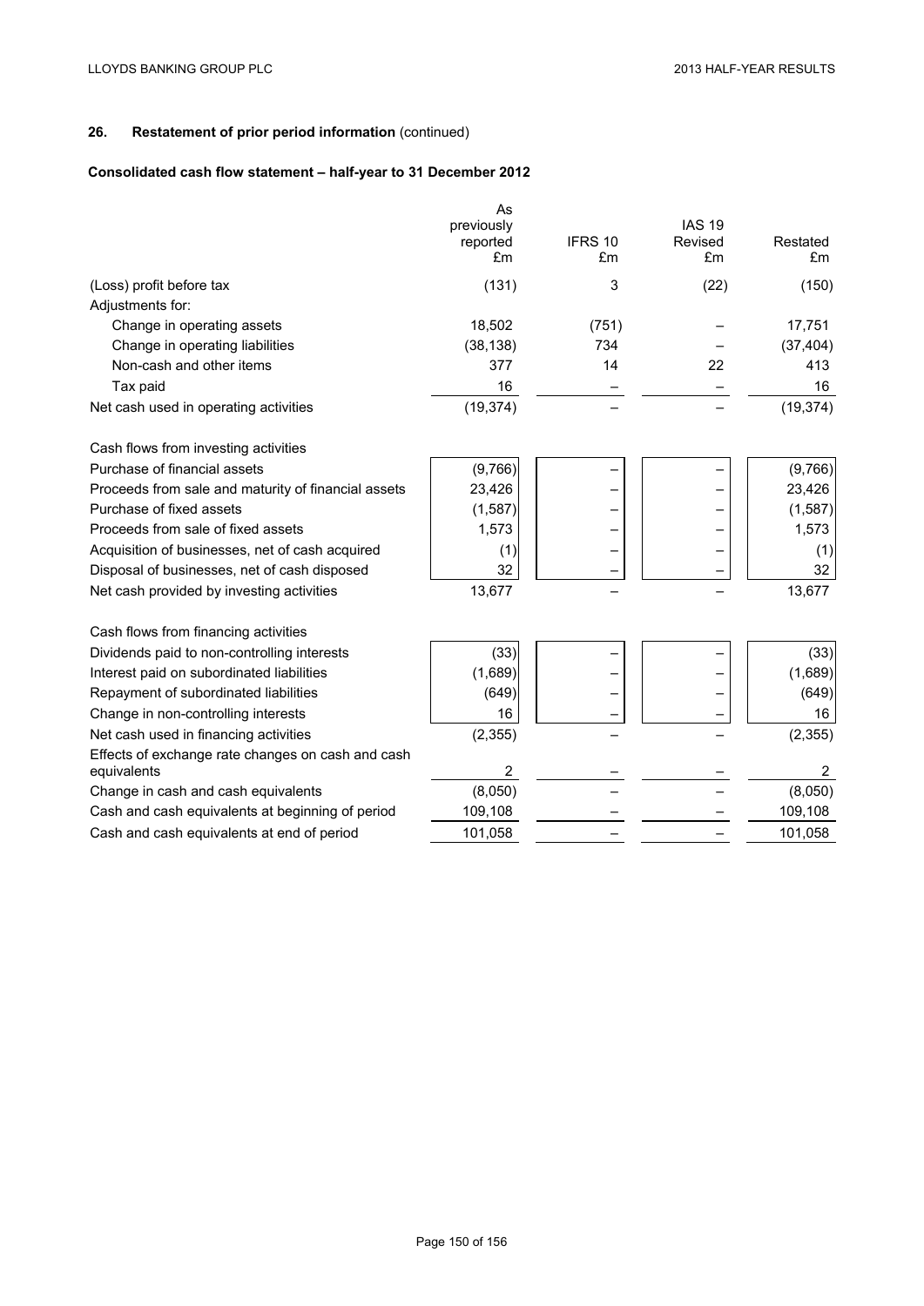## 26. Restatement of prior period information (continued)

### Consolidated cash flow statement – half-year to 31 December 2012

| | As previously reported £m | IFRS 10 £m | IAS 19 Revised £m | Restated £m |
|---|---|---|---|---|
| (Loss) profit before tax | (131) | 3 | (22) | (150) |
| Adjustments for: | | | | |
| Change in operating assets | 18,502 | (751) | – | 17,751 |
| Change in operating liabilities | (38,138) | 734 | – | (37,404) |
| Non-cash and other items | 377 | 14 | 22 | 413 |
| Tax paid | 16 | – | – | 16 |
| Net cash used in operating activities | (19,374) | – | – | (19,374) |
| | | | | |
| Cash flows from investing activities | | | | |
| Purchase of financial assets | (9,766) | – | – | (9,766) |
| Proceeds from sale and maturity of financial assets | 23,426 | – | – | 23,426 |
| Purchase of fixed assets | (1,587) | – | – | (1,587) |
| Proceeds from sale of fixed assets | 1,573 | – | – | 1,573 |
| Acquisition of businesses, net of cash acquired | (1) | – | – | (1) |
| Disposal of businesses, net of cash disposed | 32 | – | – | 32 |
| Net cash provided by investing activities | 13,677 | – | – | 13,677 |
| | | | | |
| Cash flows from financing activities | | | | |
| Dividends paid to non-controlling interests | (33) | – | – | (33) |
| Interest paid on subordinated liabilities | (1,689) | – | – | (1,689) |
| Repayment of subordinated liabilities | (649) | – | – | (649) |
| Change in non-controlling interests | 16 | – | – | 16 |
| Net cash used in financing activities | (2,355) | – | – | (2,355) |
| Effects of exchange rate changes on cash and cash equivalents | 2 | – | – | 2 |
| Change in cash and cash equivalents | (8,050) | – | – | (8,050) |
| Cash and cash equivalents at beginning of period | 109,108 | – | – | 109,108 |
| Cash and cash equivalents at end of period | 101,058 | – | – | 101,058 |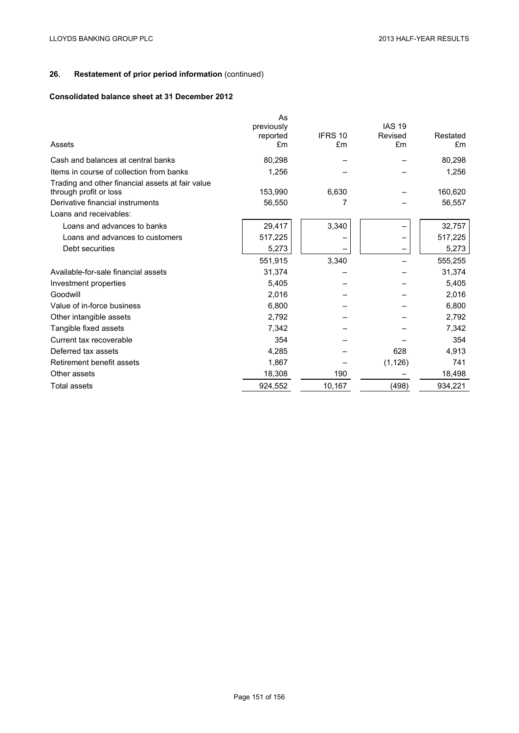## 26. Restatement of prior period information (continued)

### Consolidated balance sheet at 31 December 2012

| Assets | As previously reported £m | IFRS 10 £m | IAS 19 Revised £m | Restated £m |
|---|---|---|---|---|
| Cash and balances at central banks | 80,298 | – | – | 80,298 |
| Items in course of collection from banks | 1,256 | – | – | 1,256 |
| Trading and other financial assets at fair value through profit or loss | 153,990 | 6,630 | – | 160,620 |
| Derivative financial instruments | 56,550 | 7 | – | 56,557 |
| Loans and receivables: | | | | |
| Loans and advances to banks | 29,417 | 3,340 | – | 32,757 |
| Loans and advances to customers | 517,225 | – | – | 517,225 |
| Debt securities | 5,273 | – | – | 5,273 |
| | 551,915 | 3,340 | – | 555,255 |
| Available-for-sale financial assets | 31,374 | – | – | 31,374 |
| Investment properties | 5,405 | – | – | 5,405 |
| Goodwill | 2,016 | – | – | 2,016 |
| Value of in-force business | 6,800 | – | – | 6,800 |
| Other intangible assets | 2,792 | – | – | 2,792 |
| Tangible fixed assets | 7,342 | – | – | 7,342 |
| Current tax recoverable | 354 | – | – | 354 |
| Deferred tax assets | 4,285 | – | 628 | 4,913 |
| Retirement benefit assets | 1,867 | – | (1,126) | 741 |
| Other assets | 18,308 | 190 | – | 18,498 |
| Total assets | 924,552 | 10,167 | (498) | 934,221 |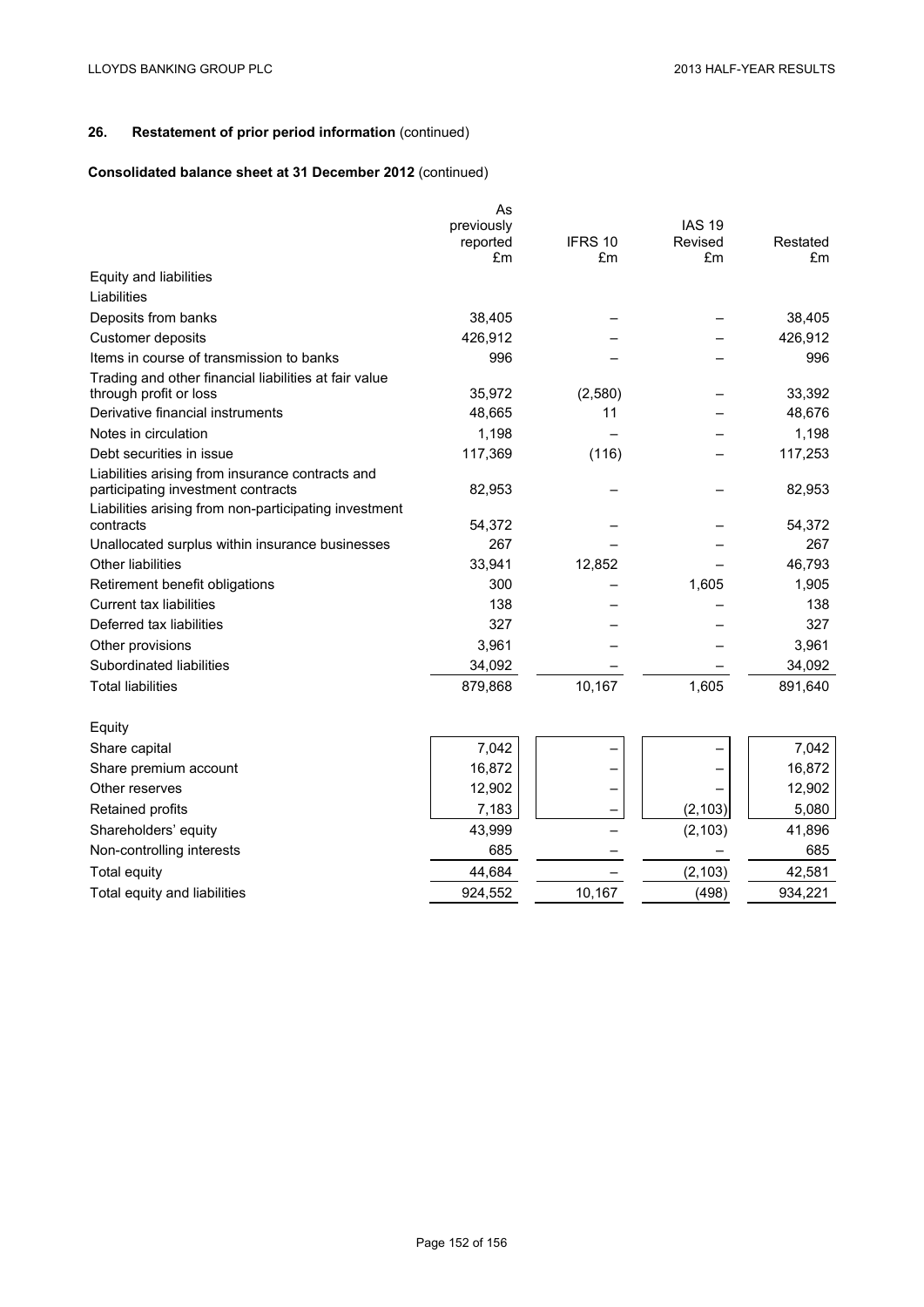## 26. Restatement of prior period information (continued)

### Consolidated balance sheet at 31 December 2012 (continued)

| | As previously reported £m | IFRS 10 £m | IAS 19 Revised £m | Restated £m |
|---|---|---|---|---|
| **Equity and liabilities** | | | | |
| **Liabilities** | | | | |
| Deposits from banks | 38,405 | – | – | 38,405 |
| Customer deposits | 426,912 | – | – | 426,912 |
| Items in course of transmission to banks | 996 | – | – | 996 |
| Trading and other financial liabilities at fair value through profit or loss | 35,972 | (2,580) | – | 33,392 |
| Derivative financial instruments | 48,665 | 11 | – | 48,676 |
| Notes in circulation | 1,198 | – | – | 1,198 |
| Debt securities in issue | 117,369 | (116) | – | 117,253 |
| Liabilities arising from insurance contracts and participating investment contracts | 82,953 | – | – | 82,953 |
| Liabilities arising from non-participating investment contracts | 54,372 | – | – | 54,372 |
| Unallocated surplus within insurance businesses | 267 | – | – | 267 |
| Other liabilities | 33,941 | 12,852 | – | 46,793 |
| Retirement benefit obligations | 300 | – | 1,605 | 1,905 |
| Current tax liabilities | 138 | – | – | 138 |
| Deferred tax liabilities | 327 | – | – | 327 |
| Other provisions | 3,961 | – | – | 3,961 |
| Subordinated liabilities | 34,092 | – | – | 34,092 |
| Total liabilities | 879,868 | 10,167 | 1,605 | 891,640 |
| **Equity** | | | | |
| Share capital | 7,042 | – | – | 7,042 |
| Share premium account | 16,872 | – | – | 16,872 |
| Other reserves | 12,902 | – | – | 12,902 |
| Retained profits | 7,183 | – | (2,103) | 5,080 |
| Shareholders' equity | 43,999 | – | (2,103) | 41,896 |
| Non-controlling interests | 685 | – | – | 685 |
| Total equity | 44,684 | – | (2,103) | 42,581 |
| Total equity and liabilities | 924,552 | 10,167 | (498) | 934,221 |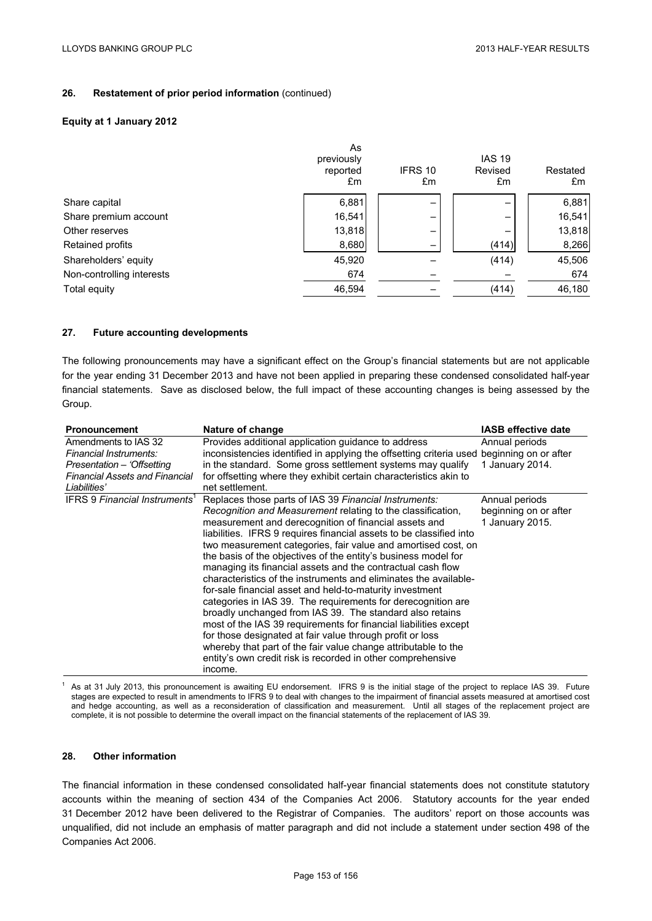## 26. Restatement of prior period information (continued)

### Equity at 1 January 2012

| | As previously reported £m | IFRS 10 £m | IAS 19 Revised £m | Restated £m |
|---|---|---|---|---|
| Share capital | 6,881 | – | – | 6,881 |
| Share premium account | 16,541 | – | – | 16,541 |
| Other reserves | 13,818 | – | – | 13,818 |
| Retained profits | 8,680 | – | (414) | 8,266 |
| Shareholders' equity | 45,920 | – | (414) | 45,506 |
| Non-controlling interests | 674 | – | – | 674 |
| Total equity | 46,594 | – | (414) | 46,180 |

## 27. Future accounting developments

The following pronouncements may have a significant effect on the Group's financial statements but are not applicable for the year ending 31 December 2013 and have not been applied in preparing these condensed consolidated half-year financial statements. Save as disclosed below, the full impact of these accounting changes is being assessed by the Group.

| Pronouncement | Nature of change | IASB effective date |
|---|---|---|
| Amendments to IAS 32 *Financial Instruments: Presentation – 'Offsetting Financial Assets and Financial Liabilities'* | Provides additional application guidance to address inconsistencies identified in applying the offsetting criteria used in the standard. Some gross settlement systems may qualify for offsetting where they exhibit certain characteristics akin to net settlement. | Annual periods beginning on or after 1 January 2014. |
| IFRS 9 *Financial Instruments*[1] | Replaces those parts of IAS 39 *Financial Instruments: Recognition and Measurement* relating to the classification, measurement and derecognition of financial assets and liabilities. IFRS 9 requires financial assets to be classified into two measurement categories, fair value and amortised cost, on the basis of the objectives of the entity's business model for managing its financial assets and the contractual cash flow characteristics of the instruments and eliminates the available-for-sale financial asset and held-to-maturity investment categories in IAS 39. The requirements for derecognition are broadly unchanged from IAS 39. The standard also retains most of the IAS 39 requirements for financial liabilities except for those designated at fair value through profit or loss whereby that part of the fair value change attributable to the entity's own credit risk is recorded in other comprehensive income. | Annual periods beginning on or after 1 January 2015. |

[1] As at 31 July 2013, this pronouncement is awaiting EU endorsement. IFRS 9 is the initial stage of the project to replace IAS 39. Future stages are expected to result in amendments to IFRS 9 to deal with changes to the impairment of financial assets measured at amortised cost and hedge accounting, as well as a reconsideration of classification and measurement. Until all stages of the replacement project are complete, it is not possible to determine the overall impact on the financial statements of the replacement of IAS 39.

## 28. Other information

The financial information in these condensed consolidated half-year financial statements does not constitute statutory accounts within the meaning of section 434 of the Companies Act 2006. Statutory accounts for the year ended 31 December 2012 have been delivered to the Registrar of Companies. The auditors' report on those accounts was unqualified, did not include an emphasis of matter paragraph and did not include a statement under section 498 of the Companies Act 2006.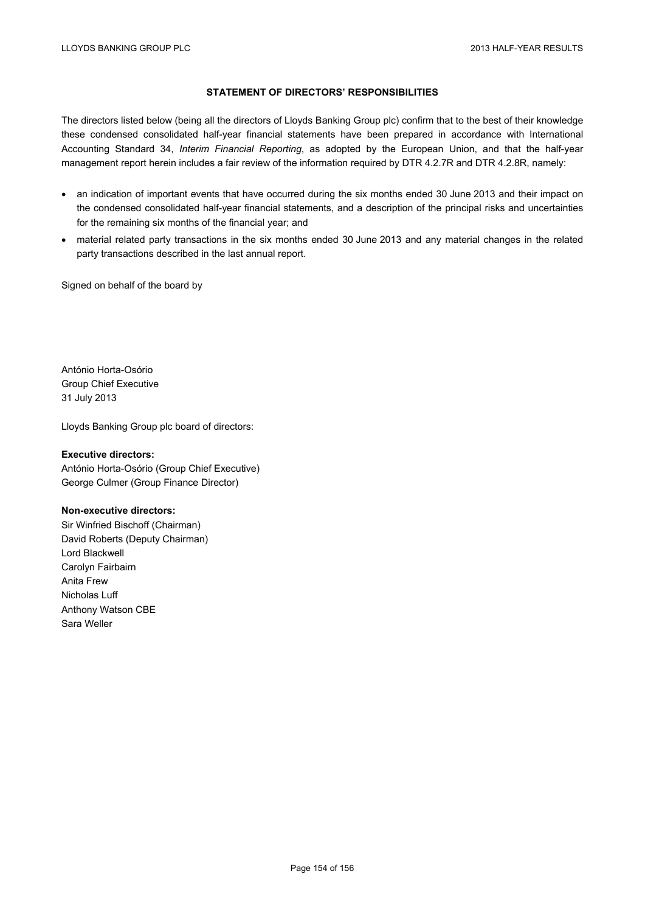## STATEMENT OF DIRECTORS' RESPONSIBILITIES

The directors listed below (being all the directors of Lloyds Banking Group plc) confirm that to the best of their knowledge these condensed consolidated half-year financial statements have been prepared in accordance with International Accounting Standard 34, *Interim Financial Reporting*, as adopted by the European Union, and that the half-year management report herein includes a fair review of the information required by DTR 4.2.7R and DTR 4.2.8R, namely:

- an indication of important events that have occurred during the six months ended 30 June 2013 and their impact on the condensed consolidated half-year financial statements, and a description of the principal risks and uncertainties for the remaining six months of the financial year; and
- material related party transactions in the six months ended 30 June 2013 and any material changes in the related party transactions described in the last annual report.

Signed on behalf of the board by

António Horta-Osório
Group Chief Executive
31 July 2013

Lloyds Banking Group plc board of directors:

**Executive directors:**
António Horta-Osório (Group Chief Executive)
George Culmer (Group Finance Director)

**Non-executive directors:**
Sir Winfried Bischoff (Chairman)
David Roberts (Deputy Chairman)
Lord Blackwell
Carolyn Fairbairn
Anita Frew
Nicholas Luff
Anthony Watson CBE
Sara Weller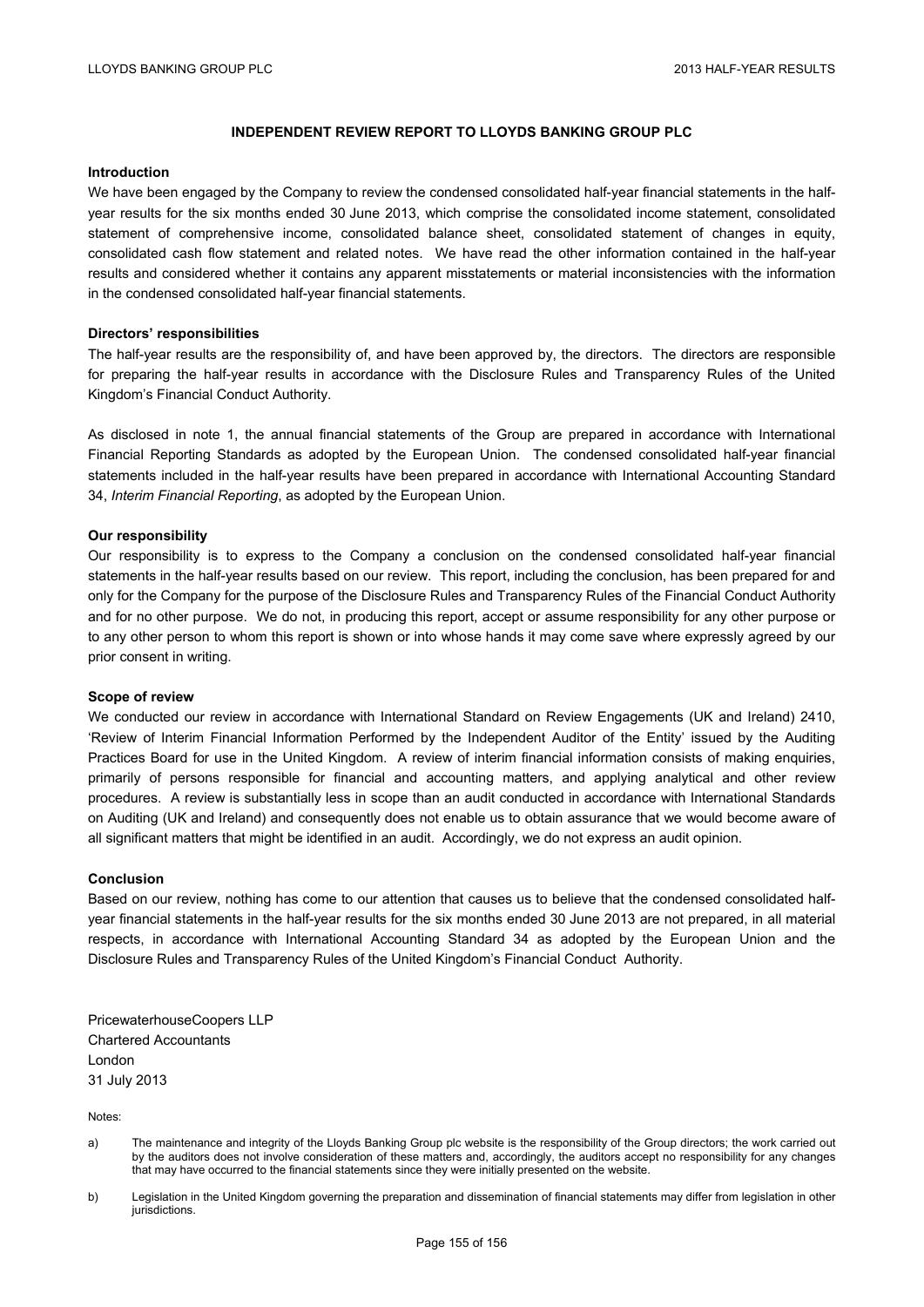# INDEPENDENT REVIEW REPORT TO LLOYDS BANKING GROUP PLC

**Introduction**

We have been engaged by the Company to review the condensed consolidated half-year financial statements in the half-year results for the six months ended 30 June 2013, which comprise the consolidated income statement, consolidated statement of comprehensive income, consolidated balance sheet, consolidated statement of changes in equity, consolidated cash flow statement and related notes. We have read the other information contained in the half-year results and considered whether it contains any apparent misstatements or material inconsistencies with the information in the condensed consolidated half-year financial statements.

**Directors' responsibilities**

The half-year results are the responsibility of, and have been approved by, the directors. The directors are responsible for preparing the half-year results in accordance with the Disclosure Rules and Transparency Rules of the United Kingdom's Financial Conduct Authority.

As disclosed in note 1, the annual financial statements of the Group are prepared in accordance with International Financial Reporting Standards as adopted by the European Union. The condensed consolidated half-year financial statements included in the half-year results have been prepared in accordance with International Accounting Standard 34, *Interim Financial Reporting*, as adopted by the European Union.

**Our responsibility**

Our responsibility is to express to the Company a conclusion on the condensed consolidated half-year financial statements in the half-year results based on our review. This report, including the conclusion, has been prepared for and only for the Company for the purpose of the Disclosure Rules and Transparency Rules of the Financial Conduct Authority and for no other purpose. We do not, in producing this report, accept or assume responsibility for any other purpose or to any other person to whom this report is shown or into whose hands it may come save where expressly agreed by our prior consent in writing.

**Scope of review**

We conducted our review in accordance with International Standard on Review Engagements (UK and Ireland) 2410, 'Review of Interim Financial Information Performed by the Independent Auditor of the Entity' issued by the Auditing Practices Board for use in the United Kingdom. A review of interim financial information consists of making enquiries, primarily of persons responsible for financial and accounting matters, and applying analytical and other review procedures. A review is substantially less in scope than an audit conducted in accordance with International Standards on Auditing (UK and Ireland) and consequently does not enable us to obtain assurance that we would become aware of all significant matters that might be identified in an audit. Accordingly, we do not express an audit opinion.

**Conclusion**

Based on our review, nothing has come to our attention that causes us to believe that the condensed consolidated half-year financial statements in the half-year results for the six months ended 30 June 2013 are not prepared, in all material respects, in accordance with International Accounting Standard 34 as adopted by the European Union and the Disclosure Rules and Transparency Rules of the United Kingdom's Financial Conduct Authority.

PricewaterhouseCoopers LLP
Chartered Accountants
London
31 July 2013

Notes:

a) The maintenance and integrity of the Lloyds Banking Group plc website is the responsibility of the Group directors; the work carried out by the auditors does not involve consideration of these matters and, accordingly, the auditors accept no responsibility for any changes that may have occurred to the financial statements since they were initially presented on the website.

b) Legislation in the United Kingdom governing the preparation and dissemination of financial statements may differ from legislation in other jurisdictions.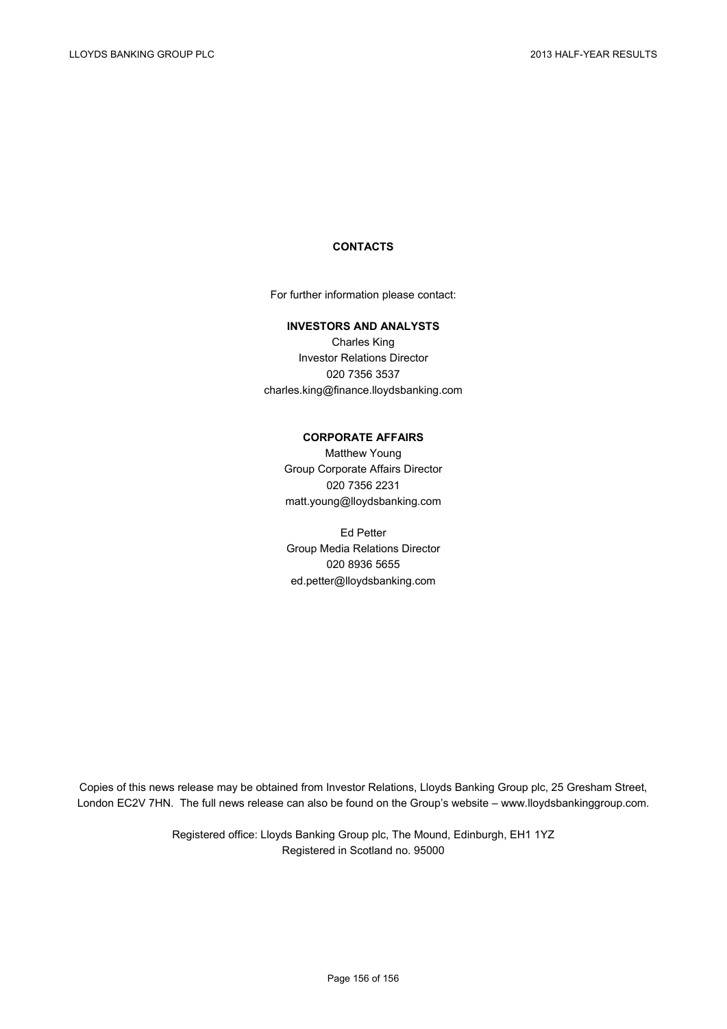## CONTACTS

For further information please contact:

**INVESTORS AND ANALYSTS**

Charles King
Investor Relations Director
020 7356 3537
charles.king@finance.lloydsbanking.com

**CORPORATE AFFAIRS**

Matthew Young
Group Corporate Affairs Director
020 7356 2231
matt.young@lloydsbanking.com

Ed Petter
Group Media Relations Director
020 8936 5655
ed.petter@lloydsbanking.com

Copies of this news release may be obtained from Investor Relations, Lloyds Banking Group plc, 25 Gresham Street, London EC2V 7HN. The full news release can also be found on the Group's website – www.lloydsbankinggroup.com.

Registered office: Lloyds Banking Group plc, The Mound, Edinburgh, EH1 1YZ
Registered in Scotland no. 95000